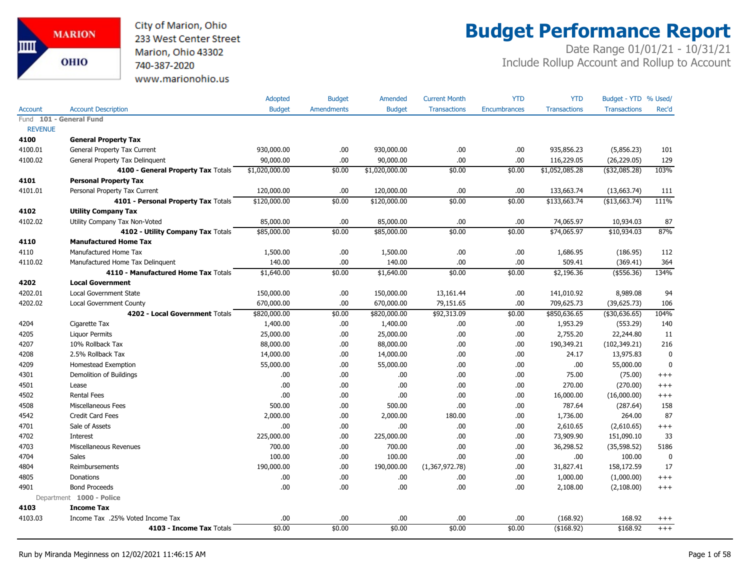City of Marion, Ohio
233 West Center Street
Marion, Ohio 43302
740-387-2020
www.marionohio.us

# Budget Performance Report

Date Range 01/01/21 - 10/31/21
Include Rollup Account and Rollup to Account

| Account | Account Description | Adopted Budget | Budget Amendments | Amended Budget | Current Month Transactions | YTD Encumbrances | YTD Transactions | Budget - YTD Transactions | % Used/ Rec'd |
|---|---|---|---|---|---|---|---|---|---|
| Fund **101 - General Fund** | | | | | | | | | |
| REVENUE | | | | | | | | | |
| **4100** | **General Property Tax** | | | | | | | | |
| 4100.01 | General Property Tax Current | 930,000.00 | .00 | 930,000.00 | .00 | .00 | 935,856.23 | (5,856.23) | 101 |
| 4100.02 | General Property Tax Delinquent | 90,000.00 | .00 | 90,000.00 | .00 | .00 | 116,229.05 | (26,229.05) | 129 |
| | **4100 - General Property Tax** Totals | $1,020,000.00 | $0.00 | $1,020,000.00 | $0.00 | $0.00 | $1,052,085.28 | ($32,085.28) | 103% |
| **4101** | **Personal Property Tax** | | | | | | | | |
| 4101.01 | Personal Property Tax Current | 120,000.00 | .00 | 120,000.00 | .00 | .00 | 133,663.74 | (13,663.74) | 111 |
| | **4101 - Personal Property Tax** Totals | $120,000.00 | $0.00 | $120,000.00 | $0.00 | $0.00 | $133,663.74 | ($13,663.74) | 111% |
| **4102** | **Utility Company Tax** | | | | | | | | |
| 4102.02 | Utility Company Tax Non-Voted | 85,000.00 | .00 | 85,000.00 | .00 | .00 | 74,065.97 | 10,934.03 | 87 |
| | **4102 - Utility Company Tax** Totals | $85,000.00 | $0.00 | $85,000.00 | $0.00 | $0.00 | $74,065.97 | $10,934.03 | 87% |
| **4110** | **Manufactured Home Tax** | | | | | | | | |
| 4110 | Manufactured Home Tax | 1,500.00 | .00 | 1,500.00 | .00 | .00 | 1,686.95 | (186.95) | 112 |
| 4110.02 | Manufactured Home Tax Delinquent | 140.00 | .00 | 140.00 | .00 | .00 | 509.41 | (369.41) | 364 |
| | **4110 - Manufactured Home Tax** Totals | $1,640.00 | $0.00 | $1,640.00 | $0.00 | $0.00 | $2,196.36 | ($556.36) | 134% |
| **4202** | **Local Government** | | | | | | | | |
| 4202.01 | Local Government State | 150,000.00 | .00 | 150,000.00 | 13,161.44 | .00 | 141,010.92 | 8,989.08 | 94 |
| 4202.02 | Local Government County | 670,000.00 | .00 | 670,000.00 | 79,151.65 | .00 | 709,625.73 | (39,625.73) | 106 |
| | **4202 - Local Government** Totals | $820,000.00 | $0.00 | $820,000.00 | $92,313.09 | $0.00 | $850,636.65 | ($30,636.65) | 104% |
| 4204 | Cigarette Tax | 1,400.00 | .00 | 1,400.00 | .00 | .00 | 1,953.29 | (553.29) | 140 |
| 4205 | Liquor Permits | 25,000.00 | .00 | 25,000.00 | .00 | .00 | 2,755.20 | 22,244.80 | 11 |
| 4207 | 10% Rollback Tax | 88,000.00 | .00 | 88,000.00 | .00 | .00 | 190,349.21 | (102,349.21) | 216 |
| 4208 | 2.5% Rollback Tax | 14,000.00 | .00 | 14,000.00 | .00 | .00 | 24.17 | 13,975.83 | 0 |
| 4209 | Homestead Exemption | 55,000.00 | .00 | 55,000.00 | .00 | .00 | .00 | 55,000.00 | 0 |
| 4301 | Demolition of Buildings | .00 | .00 | .00 | .00 | .00 | 75.00 | (75.00) | +++ |
| 4501 | Lease | .00 | .00 | .00 | .00 | .00 | 270.00 | (270.00) | +++ |
| 4502 | Rental Fees | .00 | .00 | .00 | .00 | .00 | 16,000.00 | (16,000.00) | +++ |
| 4508 | Miscellaneous Fees | 500.00 | .00 | 500.00 | .00 | .00 | 787.64 | (287.64) | 158 |
| 4542 | Credit Card Fees | 2,000.00 | .00 | 2,000.00 | 180.00 | .00 | 1,736.00 | 264.00 | 87 |
| 4701 | Sale of Assets | .00 | .00 | .00 | .00 | .00 | 2,610.65 | (2,610.65) | +++ |
| 4702 | Interest | 225,000.00 | .00 | 225,000.00 | .00 | .00 | 73,909.90 | 151,090.10 | 33 |
| 4703 | Miscellaneous Revenues | 700.00 | .00 | 700.00 | .00 | .00 | 36,298.52 | (35,598.52) | 5186 |
| 4704 | Sales | 100.00 | .00 | 100.00 | .00 | .00 | .00 | 100.00 | 0 |
| 4804 | Reimbursements | 190,000.00 | .00 | 190,000.00 | (1,367,972.78) | .00 | 31,827.41 | 158,172.59 | 17 |
| 4805 | Donations | .00 | .00 | .00 | .00 | .00 | 1,000.00 | (1,000.00) | +++ |
| 4901 | Bond Proceeds | .00 | .00 | .00 | .00 | .00 | 2,108.00 | (2,108.00) | +++ |
| Department **1000 - Police** | | | | | | | | | |
| **4103** | **Income Tax** | | | | | | | | |
| 4103.03 | Income Tax .25% Voted Income Tax | .00 | .00 | .00 | .00 | .00 | (168.92) | 168.92 | +++ |
| | **4103 - Income Tax** Totals | $0.00 | $0.00 | $0.00 | $0.00 | $0.00 | ($168.92) | $168.92 | +++ |

Run by Miranda Meginness on 12/02/2021 11:46:15 AM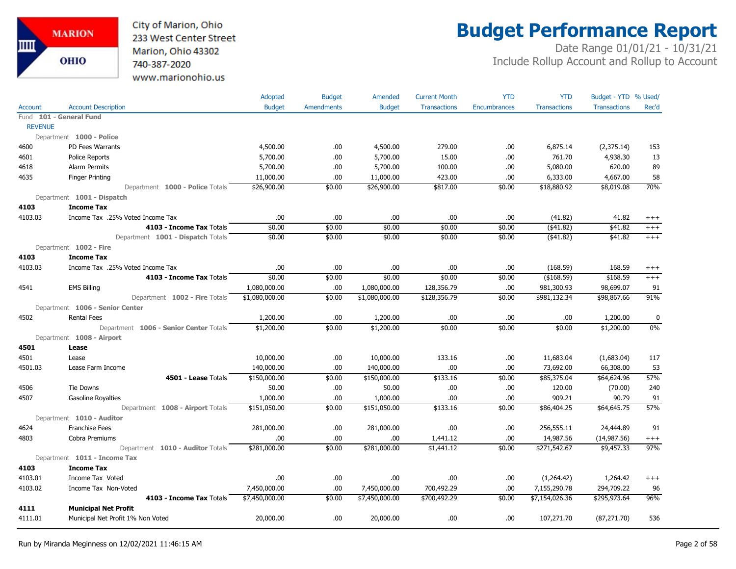# Budget Performance Report

City of Marion, Ohio
233 West Center Street
Marion, Ohio 43302
740-387-2020
www.marionohio.us

Date Range 01/01/21 - 10/31/21
Include Rollup Account and Rollup to Account

| Account | Account Description | Adopted Budget | Budget Amendments | Amended Budget | Current Month Transactions | YTD Encumbrances | YTD Transactions | Budget - YTD Transactions | % Used/ Rec'd |
|---|---|---|---|---|---|---|---|---|---|
| Fund 101 - General Fund | | | | | | | | | |
| REVENUE | | | | | | | | | |
| Department 1000 - Police | | | | | | | | | |
| 4600 | PD Fees Warrants | 4,500.00 | .00 | 4,500.00 | 279.00 | .00 | 6,875.14 | (2,375.14) | 153 |
| 4601 | Police Reports | 5,700.00 | .00 | 5,700.00 | 15.00 | .00 | 761.70 | 4,938.30 | 13 |
| 4618 | Alarm Permits | 5,700.00 | .00 | 5,700.00 | 100.00 | .00 | 5,080.00 | 620.00 | 89 |
| 4635 | Finger Printing | 11,000.00 | .00 | 11,000.00 | 423.00 | .00 | 6,333.00 | 4,667.00 | 58 |
| | Department 1000 - Police Totals | $26,900.00 | $0.00 | $26,900.00 | $817.00 | $0.00 | $18,880.92 | $8,019.08 | 70% |
| Department 1001 - Dispatch | | | | | | | | | |
| **4103** | **Income Tax** | | | | | | | | |
| 4103.03 | Income Tax .25% Voted Income Tax | .00 | .00 | .00 | .00 | .00 | (41.82) | 41.82 | +++ |
| | **4103 - Income Tax** Totals | $0.00 | $0.00 | $0.00 | $0.00 | $0.00 | ($41.82) | $41.82 | +++ |
| | Department 1001 - Dispatch Totals | $0.00 | $0.00 | $0.00 | $0.00 | $0.00 | ($41.82) | $41.82 | +++ |
| Department 1002 - Fire | | | | | | | | | |
| **4103** | **Income Tax** | | | | | | | | |
| 4103.03 | Income Tax .25% Voted Income Tax | .00 | .00 | .00 | .00 | .00 | (168.59) | 168.59 | +++ |
| | **4103 - Income Tax** Totals | $0.00 | $0.00 | $0.00 | $0.00 | $0.00 | ($168.59) | $168.59 | +++ |
| 4541 | EMS Billing | 1,080,000.00 | .00 | 1,080,000.00 | 128,356.79 | .00 | 981,300.93 | 98,699.07 | 91 |
| | Department 1002 - Fire Totals | $1,080,000.00 | $0.00 | $1,080,000.00 | $128,356.79 | $0.00 | $981,132.34 | $98,867.66 | 91% |
| Department 1006 - Senior Center | | | | | | | | | |
| 4502 | Rental Fees | 1,200.00 | .00 | 1,200.00 | .00 | .00 | .00 | 1,200.00 | 0 |
| | Department 1006 - Senior Center Totals | $1,200.00 | $0.00 | $1,200.00 | $0.00 | $0.00 | $0.00 | $1,200.00 | 0% |
| Department 1008 - Airport | | | | | | | | | |
| **4501** | **Lease** | | | | | | | | |
| 4501 | Lease | 10,000.00 | .00 | 10,000.00 | 133.16 | .00 | 11,683.04 | (1,683.04) | 117 |
| 4501.03 | Lease Farm Income | 140,000.00 | .00 | 140,000.00 | .00 | .00 | 73,692.00 | 66,308.00 | 53 |
| | **4501 - Lease** Totals | $150,000.00 | $0.00 | $150,000.00 | $133.16 | $0.00 | $85,375.04 | $64,624.96 | 57% |
| 4506 | Tie Downs | 50.00 | .00 | 50.00 | .00 | .00 | 120.00 | (70.00) | 240 |
| 4507 | Gasoline Royalties | 1,000.00 | .00 | 1,000.00 | .00 | .00 | 909.21 | 90.79 | 91 |
| | Department 1008 - Airport Totals | $151,050.00 | $0.00 | $151,050.00 | $133.16 | $0.00 | $86,404.25 | $64,645.75 | 57% |
| Department 1010 - Auditor | | | | | | | | | |
| 4624 | Franchise Fees | 281,000.00 | .00 | 281,000.00 | .00 | .00 | 256,555.11 | 24,444.89 | 91 |
| 4803 | Cobra Premiums | .00 | .00 | .00 | 1,441.12 | .00 | 14,987.56 | (14,987.56) | +++ |
| | Department 1010 - Auditor Totals | $281,000.00 | $0.00 | $281,000.00 | $1,441.12 | $0.00 | $271,542.67 | $9,457.33 | 97% |
| Department 1011 - Income Tax | | | | | | | | | |
| **4103** | **Income Tax** | | | | | | | | |
| 4103.01 | Income Tax Voted | .00 | .00 | .00 | .00 | .00 | (1,264.42) | 1,264.42 | +++ |
| 4103.02 | Income Tax Non-Voted | 7,450,000.00 | .00 | 7,450,000.00 | 700,492.29 | .00 | 7,155,290.78 | 294,709.22 | 96 |
| | **4103 - Income Tax** Totals | $7,450,000.00 | $0.00 | $7,450,000.00 | $700,492.29 | $0.00 | $7,154,026.36 | $295,973.64 | 96% |
| **4111** | **Municipal Net Profit** | | | | | | | | |
| 4111.01 | Municipal Net Profit 1% Non Voted | 20,000.00 | .00 | 20,000.00 | .00 | .00 | 107,271.70 | (87,271.70) | 536 |

Run by Miranda Meginness on 12/02/2021 11:46:15 AM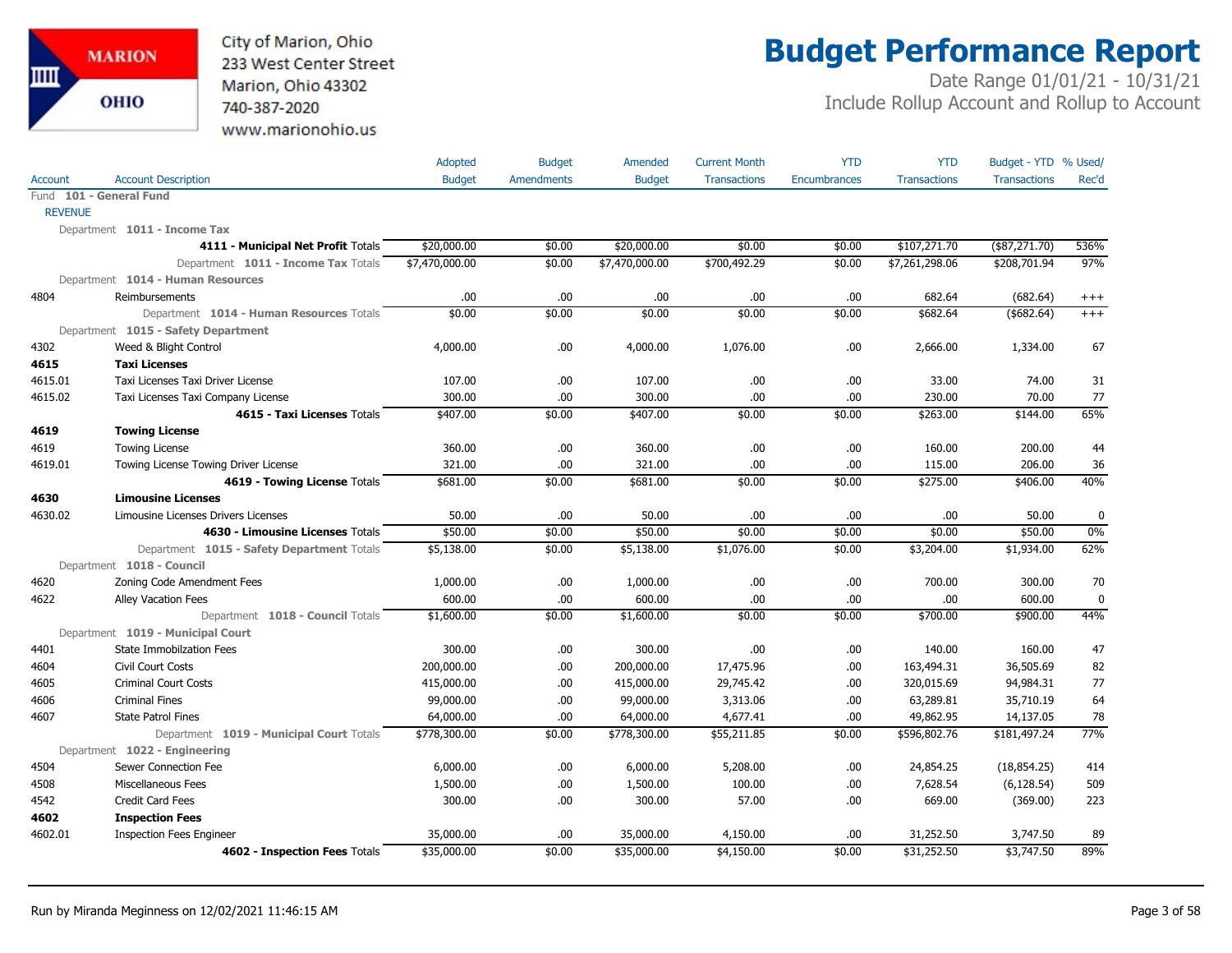City of Marion, Ohio
233 West Center Street
Marion, Ohio 43302
740-387-2020
www.marionohio.us

# Budget Performance Report

Date Range 01/01/21 - 10/31/21
Include Rollup Account and Rollup to Account

| Account | Account Description | Adopted Budget | Budget Amendments | Amended Budget | Current Month Transactions | YTD Encumbrances | YTD Transactions | Budget - YTD Transactions | % Used/ Rec'd |
|---|---|---|---|---|---|---|---|---|---|
| Fund 101 - General Fund | | | | | | | | | |
| REVENUE | | | | | | | | | |
| Department 1011 - Income Tax | | | | | | | | | |
| | **4111 - Municipal Net Profit** Totals | $20,000.00 | $0.00 | $20,000.00 | $0.00 | $0.00 | $107,271.70 | ($87,271.70) | 536% |
| | Department **1011 - Income Tax** Totals | $7,470,000.00 | $0.00 | $7,470,000.00 | $700,492.29 | $0.00 | $7,261,298.06 | $208,701.94 | 97% |
| Department 1014 - Human Resources | | | | | | | | | |
| 4804 | Reimbursements | .00 | .00 | .00 | .00 | .00 | 682.64 | (682.64) | +++ |
| | Department **1014 - Human Resources** Totals | $0.00 | $0.00 | $0.00 | $0.00 | $0.00 | $682.64 | ($682.64) | +++ |
| Department 1015 - Safety Department | | | | | | | | | |
| 4302 | Weed & Blight Control | 4,000.00 | .00 | 4,000.00 | 1,076.00 | .00 | 2,666.00 | 1,334.00 | 67 |
| **4615** | **Taxi Licenses** | | | | | | | | |
| 4615.01 | Taxi Licenses Taxi Driver License | 107.00 | .00 | 107.00 | .00 | .00 | 33.00 | 74.00 | 31 |
| 4615.02 | Taxi Licenses Taxi Company License | 300.00 | .00 | 300.00 | .00 | .00 | 230.00 | 70.00 | 77 |
| | **4615 - Taxi Licenses** Totals | $407.00 | $0.00 | $407.00 | $0.00 | $0.00 | $263.00 | $144.00 | 65% |
| **4619** | **Towing License** | | | | | | | | |
| 4619 | Towing License | 360.00 | .00 | 360.00 | .00 | .00 | 160.00 | 200.00 | 44 |
| 4619.01 | Towing License Towing Driver License | 321.00 | .00 | 321.00 | .00 | .00 | 115.00 | 206.00 | 36 |
| | **4619 - Towing License** Totals | $681.00 | $0.00 | $681.00 | $0.00 | $0.00 | $275.00 | $406.00 | 40% |
| **4630** | **Limousine Licenses** | | | | | | | | |
| 4630.02 | Limousine Licenses Drivers Licenses | 50.00 | .00 | 50.00 | .00 | .00 | .00 | 50.00 | 0 |
| | **4630 - Limousine Licenses** Totals | $50.00 | $0.00 | $50.00 | $0.00 | $0.00 | $0.00 | $50.00 | 0% |
| | Department **1015 - Safety Department** Totals | $5,138.00 | $0.00 | $5,138.00 | $1,076.00 | $0.00 | $3,204.00 | $1,934.00 | 62% |
| Department 1018 - Council | | | | | | | | | |
| 4620 | Zoning Code Amendment Fees | 1,000.00 | .00 | 1,000.00 | .00 | .00 | 700.00 | 300.00 | 70 |
| 4622 | Alley Vacation Fees | 600.00 | .00 | 600.00 | .00 | .00 | .00 | 600.00 | 0 |
| | Department **1018 - Council** Totals | $1,600.00 | $0.00 | $1,600.00 | $0.00 | $0.00 | $700.00 | $900.00 | 44% |
| Department 1019 - Municipal Court | | | | | | | | | |
| 4401 | State Immobilzation Fees | 300.00 | .00 | 300.00 | .00 | .00 | 140.00 | 160.00 | 47 |
| 4604 | Civil Court Costs | 200,000.00 | .00 | 200,000.00 | 17,475.96 | .00 | 163,494.31 | 36,505.69 | 82 |
| 4605 | Criminal Court Costs | 415,000.00 | .00 | 415,000.00 | 29,745.42 | .00 | 320,015.69 | 94,984.31 | 77 |
| 4606 | Criminal Fines | 99,000.00 | .00 | 99,000.00 | 3,313.06 | .00 | 63,289.81 | 35,710.19 | 64 |
| 4607 | State Patrol Fines | 64,000.00 | .00 | 64,000.00 | 4,677.41 | .00 | 49,862.95 | 14,137.05 | 78 |
| | Department **1019 - Municipal Court** Totals | $778,300.00 | $0.00 | $778,300.00 | $55,211.85 | $0.00 | $596,802.76 | $181,497.24 | 77% |
| Department 1022 - Engineering | | | | | | | | | |
| 4504 | Sewer Connection Fee | 6,000.00 | .00 | 6,000.00 | 5,208.00 | .00 | 24,854.25 | (18,854.25) | 414 |
| 4508 | Miscellaneous Fees | 1,500.00 | .00 | 1,500.00 | 100.00 | .00 | 7,628.54 | (6,128.54) | 509 |
| 4542 | Credit Card Fees | 300.00 | .00 | 300.00 | 57.00 | .00 | 669.00 | (369.00) | 223 |
| **4602** | **Inspection Fees** | | | | | | | | |
| 4602.01 | Inspection Fees Engineer | 35,000.00 | .00 | 35,000.00 | 4,150.00 | .00 | 31,252.50 | 3,747.50 | 89 |
| | **4602 - Inspection Fees** Totals | $35,000.00 | $0.00 | $35,000.00 | $4,150.00 | $0.00 | $31,252.50 | $3,747.50 | 89% |

Run by Miranda Meginness on 12/02/2021 11:46:15 AM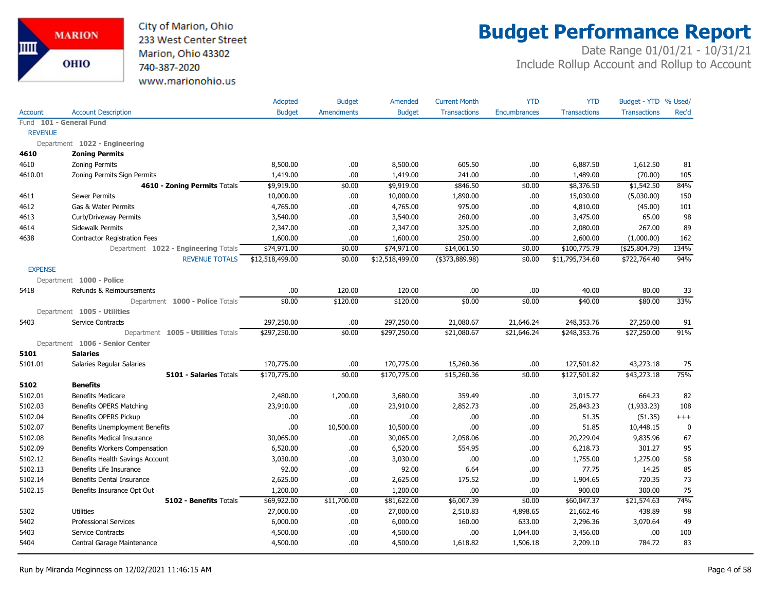City of Marion, Ohio
233 West Center Street
Marion, Ohio 43302
740-387-2020
www.marionohio.us

# Budget Performance Report

Date Range 01/01/21 - 10/31/21
Include Rollup Account and Rollup to Account

| Account | Account Description | Adopted Budget | Budget Amendments | Amended Budget | Current Month Transactions | YTD Encumbrances | YTD Transactions | Budget - YTD Transactions | % Used/ Rec'd |
|---|---|---|---|---|---|---|---|---|---|
| Fund 101 - General Fund | | | | | | | | | |
| REVENUE | | | | | | | | | |
| Department 1022 - Engineering | | | | | | | | | |
| **4610** | **Zoning Permits** | | | | | | | | |
| 4610 | Zoning Permits | 8,500.00 | .00 | 8,500.00 | 605.50 | .00 | 6,887.50 | 1,612.50 | 81 |
| 4610.01 | Zoning Permits Sign Permits | 1,419.00 | .00 | 1,419.00 | 241.00 | .00 | 1,489.00 | (70.00) | 105 |
| | **4610 - Zoning Permits** Totals | $9,919.00 | $0.00 | $9,919.00 | $846.50 | $0.00 | $8,376.50 | $1,542.50 | 84% |
| 4611 | Sewer Permits | 10,000.00 | .00 | 10,000.00 | 1,890.00 | .00 | 15,030.00 | (5,030.00) | 150 |
| 4612 | Gas & Water Permits | 4,765.00 | .00 | 4,765.00 | 975.00 | .00 | 4,810.00 | (45.00) | 101 |
| 4613 | Curb/Driveway Permits | 3,540.00 | .00 | 3,540.00 | 260.00 | .00 | 3,475.00 | 65.00 | 98 |
| 4614 | Sidewalk Permits | 2,347.00 | .00 | 2,347.00 | 325.00 | .00 | 2,080.00 | 267.00 | 89 |
| 4638 | Contractor Registration Fees | 1,600.00 | .00 | 1,600.00 | 250.00 | .00 | 2,600.00 | (1,000.00) | 162 |
| | Department **1022 - Engineering** Totals | $74,971.00 | $0.00 | $74,971.00 | $14,061.50 | $0.00 | $100,775.79 | ($25,804.79) | 134% |
| | REVENUE TOTALS | $12,518,499.00 | $0.00 | $12,518,499.00 | ($373,889.98) | $0.00 | $11,795,734.60 | $722,764.40 | 94% |
| EXPENSE | | | | | | | | | |
| Department 1000 - Police | | | | | | | | | |
| 5418 | Refunds & Reimbursements | .00 | 120.00 | 120.00 | .00 | .00 | 40.00 | 80.00 | 33 |
| | Department **1000 - Police** Totals | $0.00 | $120.00 | $120.00 | $0.00 | $0.00 | $40.00 | $80.00 | 33% |
| Department 1005 - Utilities | | | | | | | | | |
| 5403 | Service Contracts | 297,250.00 | .00 | 297,250.00 | 21,080.67 | 21,646.24 | 248,353.76 | 27,250.00 | 91 |
| | Department **1005 - Utilities** Totals | $297,250.00 | $0.00 | $297,250.00 | $21,080.67 | $21,646.24 | $248,353.76 | $27,250.00 | 91% |
| Department 1006 - Senior Center | | | | | | | | | |
| **5101** | **Salaries** | | | | | | | | |
| 5101.01 | Salaries Regular Salaries | 170,775.00 | .00 | 170,775.00 | 15,260.36 | .00 | 127,501.82 | 43,273.18 | 75 |
| | **5101 - Salaries** Totals | $170,775.00 | $0.00 | $170,775.00 | $15,260.36 | $0.00 | $127,501.82 | $43,273.18 | 75% |
| **5102** | **Benefits** | | | | | | | | |
| 5102.01 | Benefits Medicare | 2,480.00 | 1,200.00 | 3,680.00 | 359.49 | .00 | 3,015.77 | 664.23 | 82 |
| 5102.03 | Benefits OPERS Matching | 23,910.00 | .00 | 23,910.00 | 2,852.73 | .00 | 25,843.23 | (1,933.23) | 108 |
| 5102.04 | Benefits OPERS Pickup | .00 | .00 | .00 | .00 | .00 | 51.35 | (51.35) | +++ |
| 5102.07 | Benefits Unemployment Benefits | .00 | 10,500.00 | 10,500.00 | .00 | .00 | 51.85 | 10,448.15 | 0 |
| 5102.08 | Benefits Medical Insurance | 30,065.00 | .00 | 30,065.00 | 2,058.06 | .00 | 20,229.04 | 9,835.96 | 67 |
| 5102.09 | Benefits Workers Compensation | 6,520.00 | .00 | 6,520.00 | 554.95 | .00 | 6,218.73 | 301.27 | 95 |
| 5102.12 | Benefits Health Savings Account | 3,030.00 | .00 | 3,030.00 | .00 | .00 | 1,755.00 | 1,275.00 | 58 |
| 5102.13 | Benefits Life Insurance | 92.00 | .00 | 92.00 | 6.64 | .00 | 77.75 | 14.25 | 85 |
| 5102.14 | Benefits Dental Insurance | 2,625.00 | .00 | 2,625.00 | 175.52 | .00 | 1,904.65 | 720.35 | 73 |
| 5102.15 | Benefits Insurance Opt Out | 1,200.00 | .00 | 1,200.00 | .00 | .00 | 900.00 | 300.00 | 75 |
| | **5102 - Benefits** Totals | $69,922.00 | $11,700.00 | $81,622.00 | $6,007.39 | $0.00 | $60,047.37 | $21,574.63 | 74% |
| 5302 | Utilities | 27,000.00 | .00 | 27,000.00 | 2,510.83 | 4,898.65 | 21,662.46 | 438.89 | 98 |
| 5402 | Professional Services | 6,000.00 | .00 | 6,000.00 | 160.00 | 633.00 | 2,296.36 | 3,070.64 | 49 |
| 5403 | Service Contracts | 4,500.00 | .00 | 4,500.00 | .00 | 1,044.00 | 3,456.00 | .00 | 100 |
| 5404 | Central Garage Maintenance | 4,500.00 | .00 | 4,500.00 | 1,618.82 | 1,506.18 | 2,209.10 | 784.72 | 83 |

Run by Miranda Meginness on 12/02/2021 11:46:15 AM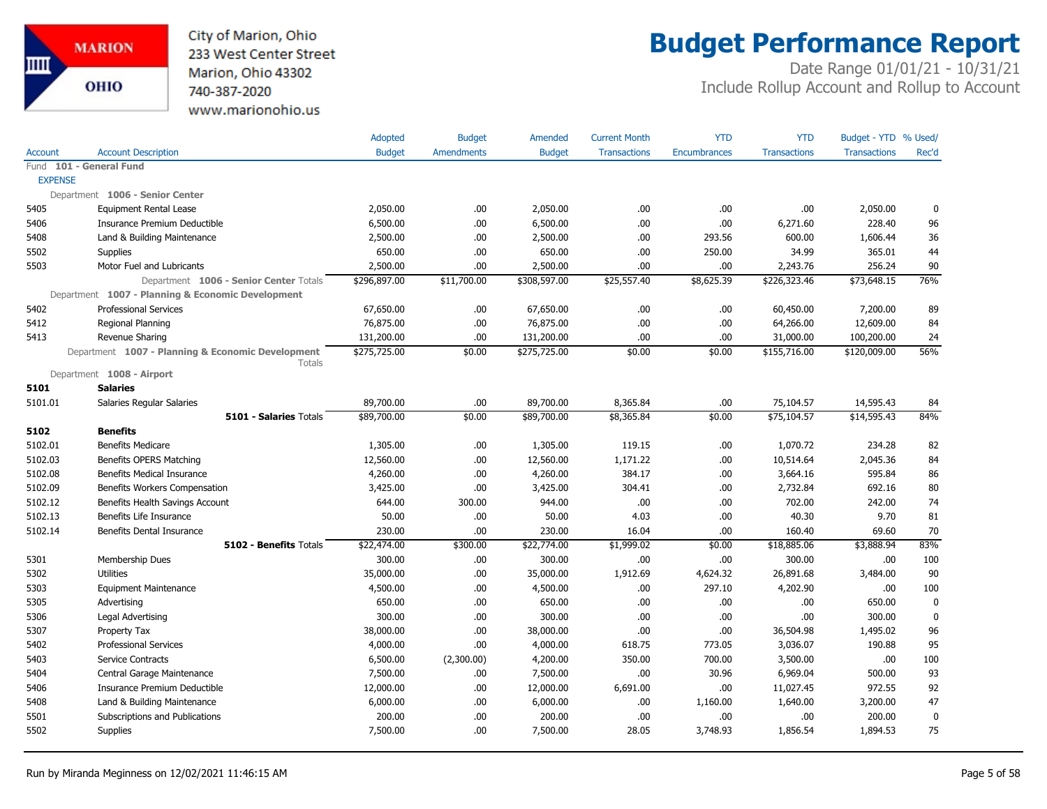City of Marion, Ohio
233 West Center Street
Marion, Ohio 43302
740-387-2020
www.marionohio.us

# Budget Performance Report

Date Range 01/01/21 - 10/31/21
Include Rollup Account and Rollup to Account

| Account | Account Description | Adopted Budget | Budget Amendments | Amended Budget | Current Month Transactions | YTD Encumbrances | YTD Transactions | Budget - YTD Transactions | % Used/ Rec'd |
|---|---|---|---|---|---|---|---|---|---|
| Fund **101 - General Fund** | | | | | | | | | |
| EXPENSE | | | | | | | | | |
| Department **1006 - Senior Center** | | | | | | | | | |
| 5405 | Equipment Rental Lease | 2,050.00 | .00 | 2,050.00 | .00 | .00 | .00 | 2,050.00 | 0 |
| 5406 | Insurance Premium Deductible | 6,500.00 | .00 | 6,500.00 | .00 | .00 | 6,271.60 | 228.40 | 96 |
| 5408 | Land & Building Maintenance | 2,500.00 | .00 | 2,500.00 | .00 | 293.56 | 600.00 | 1,606.44 | 36 |
| 5502 | Supplies | 650.00 | .00 | 650.00 | .00 | 250.00 | 34.99 | 365.01 | 44 |
| 5503 | Motor Fuel and Lubricants | 2,500.00 | .00 | 2,500.00 | .00 | .00 | 2,243.76 | 256.24 | 90 |
| | Department **1006 - Senior Center** Totals | $296,897.00 | $11,700.00 | $308,597.00 | $25,557.40 | $8,625.39 | $226,323.46 | $73,648.15 | 76% |
| Department **1007 - Planning & Economic Development** | | | | | | | | | |
| 5402 | Professional Services | 67,650.00 | .00 | 67,650.00 | .00 | .00 | 60,450.00 | 7,200.00 | 89 |
| 5412 | Regional Planning | 76,875.00 | .00 | 76,875.00 | .00 | .00 | 64,266.00 | 12,609.00 | 84 |
| 5413 | Revenue Sharing | 131,200.00 | .00 | 131,200.00 | .00 | .00 | 31,000.00 | 100,200.00 | 24 |
| | Department **1007 - Planning & Economic Development** Totals | $275,725.00 | $0.00 | $275,725.00 | $0.00 | $0.00 | $155,716.00 | $120,009.00 | 56% |
| Department **1008 - Airport** | | | | | | | | | |
| **5101** | **Salaries** | | | | | | | | |
| 5101.01 | Salaries Regular Salaries | 89,700.00 | .00 | 89,700.00 | 8,365.84 | .00 | 75,104.57 | 14,595.43 | 84 |
| | **5101 - Salaries** Totals | $89,700.00 | $0.00 | $89,700.00 | $8,365.84 | $0.00 | $75,104.57 | $14,595.43 | 84% |
| **5102** | **Benefits** | | | | | | | | |
| 5102.01 | Benefits Medicare | 1,305.00 | .00 | 1,305.00 | 119.15 | .00 | 1,070.72 | 234.28 | 82 |
| 5102.03 | Benefits OPERS Matching | 12,560.00 | .00 | 12,560.00 | 1,171.22 | .00 | 10,514.64 | 2,045.36 | 84 |
| 5102.08 | Benefits Medical Insurance | 4,260.00 | .00 | 4,260.00 | 384.17 | .00 | 3,664.16 | 595.84 | 86 |
| 5102.09 | Benefits Workers Compensation | 3,425.00 | .00 | 3,425.00 | 304.41 | .00 | 2,732.84 | 692.16 | 80 |
| 5102.12 | Benefits Health Savings Account | 644.00 | 300.00 | 944.00 | .00 | .00 | 702.00 | 242.00 | 74 |
| 5102.13 | Benefits Life Insurance | 50.00 | .00 | 50.00 | 4.03 | .00 | 40.30 | 9.70 | 81 |
| 5102.14 | Benefits Dental Insurance | 230.00 | .00 | 230.00 | 16.04 | .00 | 160.40 | 69.60 | 70 |
| | **5102 - Benefits** Totals | $22,474.00 | $300.00 | $22,774.00 | $1,999.02 | $0.00 | $18,885.06 | $3,888.94 | 83% |
| 5301 | Membership Dues | 300.00 | .00 | 300.00 | .00 | .00 | 300.00 | .00 | 100 |
| 5302 | Utilities | 35,000.00 | .00 | 35,000.00 | 1,912.69 | 4,624.32 | 26,891.68 | 3,484.00 | 90 |
| 5303 | Equipment Maintenance | 4,500.00 | .00 | 4,500.00 | .00 | 297.10 | 4,202.90 | .00 | 100 |
| 5305 | Advertising | 650.00 | .00 | 650.00 | .00 | .00 | .00 | 650.00 | 0 |
| 5306 | Legal Advertising | 300.00 | .00 | 300.00 | .00 | .00 | .00 | 300.00 | 0 |
| 5307 | Property Tax | 38,000.00 | .00 | 38,000.00 | .00 | .00 | 36,504.98 | 1,495.02 | 96 |
| 5402 | Professional Services | 4,000.00 | .00 | 4,000.00 | 618.75 | 773.05 | 3,036.07 | 190.88 | 95 |
| 5403 | Service Contracts | 6,500.00 | (2,300.00) | 4,200.00 | 350.00 | 700.00 | 3,500.00 | .00 | 100 |
| 5404 | Central Garage Maintenance | 7,500.00 | .00 | 7,500.00 | .00 | 30.96 | 6,969.04 | 500.00 | 93 |
| 5406 | Insurance Premium Deductible | 12,000.00 | .00 | 12,000.00 | 6,691.00 | .00 | 11,027.45 | 972.55 | 92 |
| 5408 | Land & Building Maintenance | 6,000.00 | .00 | 6,000.00 | .00 | 1,160.00 | 1,640.00 | 3,200.00 | 47 |
| 5501 | Subscriptions and Publications | 200.00 | .00 | 200.00 | .00 | .00 | .00 | 200.00 | 0 |
| 5502 | Supplies | 7,500.00 | .00 | 7,500.00 | 28.05 | 3,748.93 | 1,856.54 | 1,894.53 | 75 |

Run by Miranda Meginness on 12/02/2021 11:46:15 AM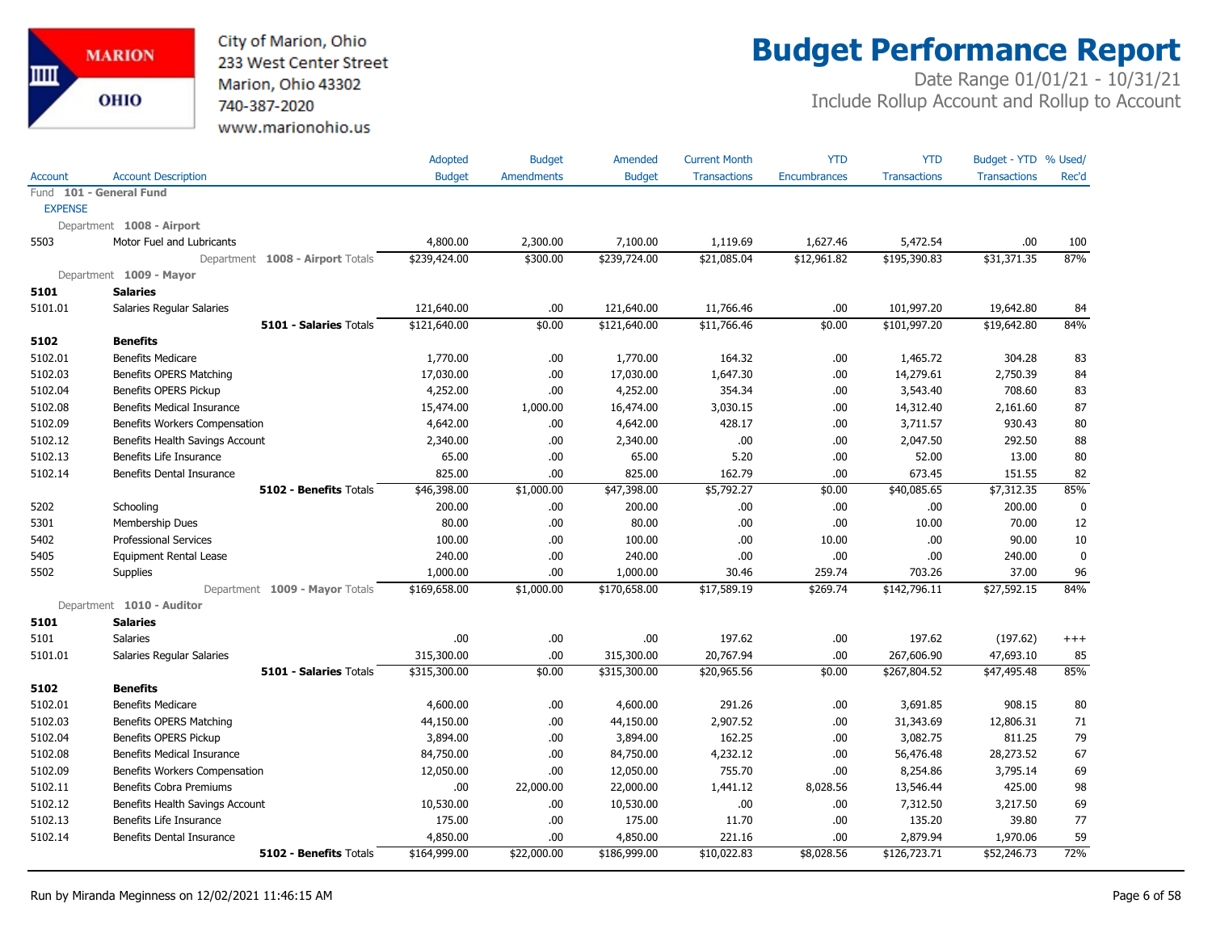City of Marion, Ohio
233 West Center Street
Marion, Ohio 43302
740-387-2020
www.marionohio.us

# Budget Performance Report

Date Range 01/01/21 - 10/31/21
Include Rollup Account and Rollup to Account

| Account | Account Description | Adopted Budget | Budget Amendments | Amended Budget | Current Month Transactions | YTD Encumbrances | YTD Transactions | Budget - YTD Transactions | % Used/ Rec'd |
|---|---|---|---|---|---|---|---|---|---|
| Fund **101 - General Fund** | | | | | | | | | |
| EXPENSE | | | | | | | | | |
| Department **1008 - Airport** | | | | | | | | | |
| 5503 | Motor Fuel and Lubricants | 4,800.00 | 2,300.00 | 7,100.00 | 1,119.69 | 1,627.46 | 5,472.54 | .00 | 100 |
| | Department **1008 - Airport** Totals | $239,424.00 | $300.00 | $239,724.00 | $21,085.04 | $12,961.82 | $195,390.83 | $31,371.35 | 87% |
| Department **1009 - Mayor** | | | | | | | | | |
| **5101** | **Salaries** | | | | | | | | |
| 5101.01 | Salaries Regular Salaries | 121,640.00 | .00 | 121,640.00 | 11,766.46 | .00 | 101,997.20 | 19,642.80 | 84 |
| | **5101 - Salaries** Totals | $121,640.00 | $0.00 | $121,640.00 | $11,766.46 | $0.00 | $101,997.20 | $19,642.80 | 84% |
| **5102** | **Benefits** | | | | | | | | |
| 5102.01 | Benefits Medicare | 1,770.00 | .00 | 1,770.00 | 164.32 | .00 | 1,465.72 | 304.28 | 83 |
| 5102.03 | Benefits OPERS Matching | 17,030.00 | .00 | 17,030.00 | 1,647.30 | .00 | 14,279.61 | 2,750.39 | 84 |
| 5102.04 | Benefits OPERS Pickup | 4,252.00 | .00 | 4,252.00 | 354.34 | .00 | 3,543.40 | 708.60 | 83 |
| 5102.08 | Benefits Medical Insurance | 15,474.00 | 1,000.00 | 16,474.00 | 3,030.15 | .00 | 14,312.40 | 2,161.60 | 87 |
| 5102.09 | Benefits Workers Compensation | 4,642.00 | .00 | 4,642.00 | 428.17 | .00 | 3,711.57 | 930.43 | 80 |
| 5102.12 | Benefits Health Savings Account | 2,340.00 | .00 | 2,340.00 | .00 | .00 | 2,047.50 | 292.50 | 88 |
| 5102.13 | Benefits Life Insurance | 65.00 | .00 | 65.00 | 5.20 | .00 | 52.00 | 13.00 | 80 |
| 5102.14 | Benefits Dental Insurance | 825.00 | .00 | 825.00 | 162.79 | .00 | 673.45 | 151.55 | 82 |
| | **5102 - Benefits** Totals | $46,398.00 | $1,000.00 | $47,398.00 | $5,792.27 | $0.00 | $40,085.65 | $7,312.35 | 85% |
| 5202 | Schooling | 200.00 | .00 | 200.00 | .00 | .00 | .00 | 200.00 | 0 |
| 5301 | Membership Dues | 80.00 | .00 | 80.00 | .00 | .00 | 10.00 | 70.00 | 12 |
| 5402 | Professional Services | 100.00 | .00 | 100.00 | .00 | 10.00 | .00 | 90.00 | 10 |
| 5405 | Equipment Rental Lease | 240.00 | .00 | 240.00 | .00 | .00 | .00 | 240.00 | 0 |
| 5502 | Supplies | 1,000.00 | .00 | 1,000.00 | 30.46 | 259.74 | 703.26 | 37.00 | 96 |
| | Department **1009 - Mayor** Totals | $169,658.00 | $1,000.00 | $170,658.00 | $17,589.19 | $269.74 | $142,796.11 | $27,592.15 | 84% |
| Department **1010 - Auditor** | | | | | | | | | |
| **5101** | **Salaries** | | | | | | | | |
| 5101 | Salaries | .00 | .00 | .00 | 197.62 | .00 | 197.62 | (197.62) | +++ |
| 5101.01 | Salaries Regular Salaries | 315,300.00 | .00 | 315,300.00 | 20,767.94 | .00 | 267,606.90 | 47,693.10 | 85 |
| | **5101 - Salaries** Totals | $315,300.00 | $0.00 | $315,300.00 | $20,965.56 | $0.00 | $267,804.52 | $47,495.48 | 85% |
| **5102** | **Benefits** | | | | | | | | |
| 5102.01 | Benefits Medicare | 4,600.00 | .00 | 4,600.00 | 291.26 | .00 | 3,691.85 | 908.15 | 80 |
| 5102.03 | Benefits OPERS Matching | 44,150.00 | .00 | 44,150.00 | 2,907.52 | .00 | 31,343.69 | 12,806.31 | 71 |
| 5102.04 | Benefits OPERS Pickup | 3,894.00 | .00 | 3,894.00 | 162.25 | .00 | 3,082.75 | 811.25 | 79 |
| 5102.08 | Benefits Medical Insurance | 84,750.00 | .00 | 84,750.00 | 4,232.12 | .00 | 56,476.48 | 28,273.52 | 67 |
| 5102.09 | Benefits Workers Compensation | 12,050.00 | .00 | 12,050.00 | 755.70 | .00 | 8,254.86 | 3,795.14 | 69 |
| 5102.11 | Benefits Cobra Premiums | .00 | 22,000.00 | 22,000.00 | 1,441.12 | 8,028.56 | 13,546.44 | 425.00 | 98 |
| 5102.12 | Benefits Health Savings Account | 10,530.00 | .00 | 10,530.00 | .00 | .00 | 7,312.50 | 3,217.50 | 69 |
| 5102.13 | Benefits Life Insurance | 175.00 | .00 | 175.00 | 11.70 | .00 | 135.20 | 39.80 | 77 |
| 5102.14 | Benefits Dental Insurance | 4,850.00 | .00 | 4,850.00 | 221.16 | .00 | 2,879.94 | 1,970.06 | 59 |
| | **5102 - Benefits** Totals | $164,999.00 | $22,000.00 | $186,999.00 | $10,022.83 | $8,028.56 | $126,723.71 | $52,246.73 | 72% |

Run by Miranda Meginness on 12/02/2021 11:46:15 AM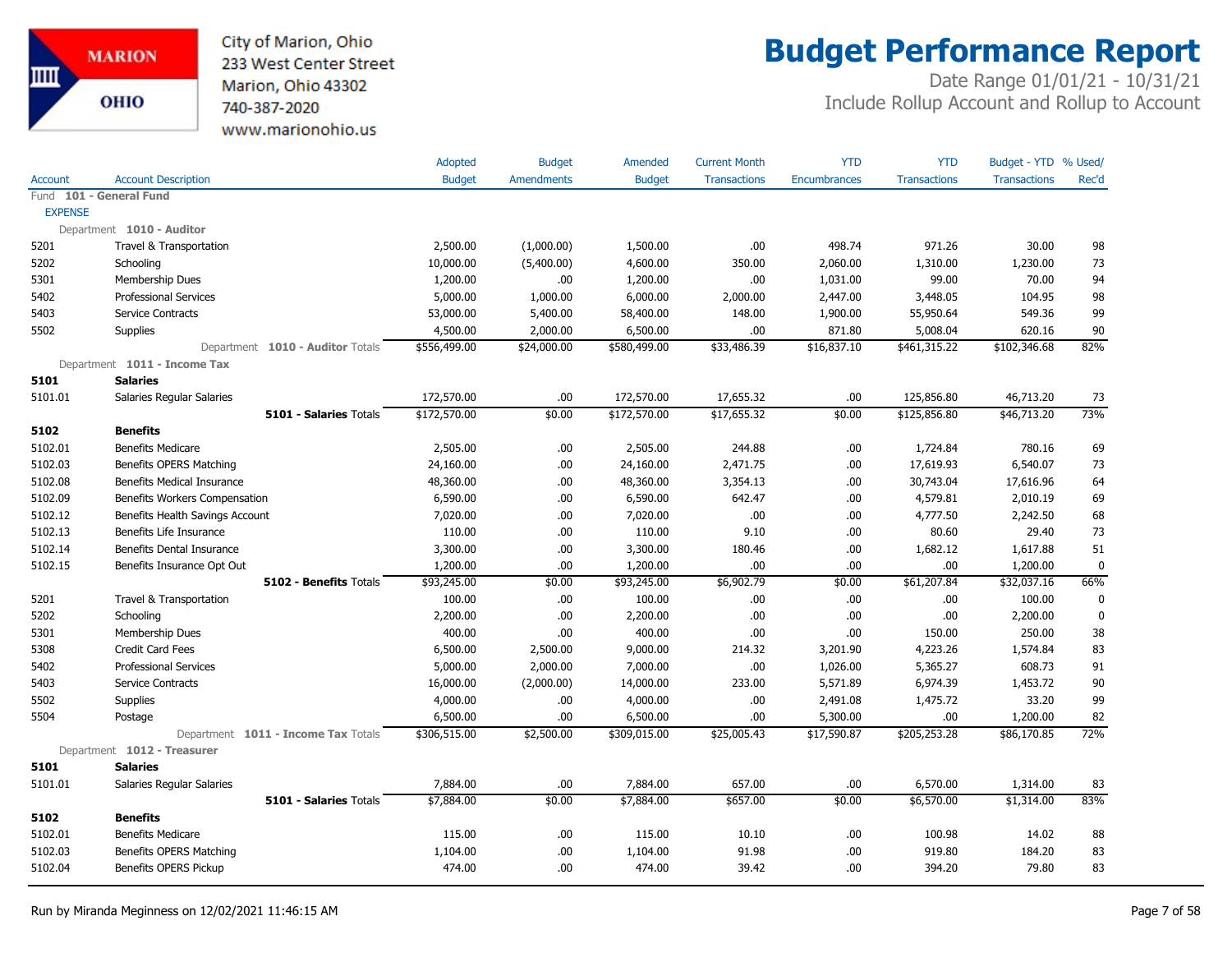# Budget Performance Report

City of Marion, Ohio
233 West Center Street
Marion, Ohio 43302
740-387-2020
www.marionohio.us

Date Range 01/01/21 - 10/31/21
Include Rollup Account and Rollup to Account

| Account | Account Description | Adopted Budget | Budget Amendments | Amended Budget | Current Month Transactions | YTD Encumbrances | YTD Transactions | Budget - YTD Transactions | % Used/ Rec'd |
|---|---|---|---|---|---|---|---|---|---|
| Fund **101 - General Fund** | | | | | | | | | |
| EXPENSE | | | | | | | | | |
| Department **1010 - Auditor** | | | | | | | | | |
| 5201 | Travel & Transportation | 2,500.00 | (1,000.00) | 1,500.00 | .00 | 498.74 | 971.26 | 30.00 | 98 |
| 5202 | Schooling | 10,000.00 | (5,400.00) | 4,600.00 | 350.00 | 2,060.00 | 1,310.00 | 1,230.00 | 73 |
| 5301 | Membership Dues | 1,200.00 | .00 | 1,200.00 | .00 | 1,031.00 | 99.00 | 70.00 | 94 |
| 5402 | Professional Services | 5,000.00 | 1,000.00 | 6,000.00 | 2,000.00 | 2,447.00 | 3,448.05 | 104.95 | 98 |
| 5403 | Service Contracts | 53,000.00 | 5,400.00 | 58,400.00 | 148.00 | 1,900.00 | 55,950.64 | 549.36 | 99 |
| 5502 | Supplies | 4,500.00 | 2,000.00 | 6,500.00 | .00 | 871.80 | 5,008.04 | 620.16 | 90 |
| | Department **1010 - Auditor** Totals | $556,499.00 | $24,000.00 | $580,499.00 | $33,486.39 | $16,837.10 | $461,315.22 | $102,346.68 | 82% |
| Department **1011 - Income Tax** | | | | | | | | | |
| **5101** | **Salaries** | | | | | | | | |
| 5101.01 | Salaries Regular Salaries | 172,570.00 | .00 | 172,570.00 | 17,655.32 | .00 | 125,856.80 | 46,713.20 | 73 |
| | **5101 - Salaries** Totals | $172,570.00 | $0.00 | $172,570.00 | $17,655.32 | $0.00 | $125,856.80 | $46,713.20 | 73% |
| **5102** | **Benefits** | | | | | | | | |
| 5102.01 | Benefits Medicare | 2,505.00 | .00 | 2,505.00 | 244.88 | .00 | 1,724.84 | 780.16 | 69 |
| 5102.03 | Benefits OPERS Matching | 24,160.00 | .00 | 24,160.00 | 2,471.75 | .00 | 17,619.93 | 6,540.07 | 73 |
| 5102.08 | Benefits Medical Insurance | 48,360.00 | .00 | 48,360.00 | 3,354.13 | .00 | 30,743.04 | 17,616.96 | 64 |
| 5102.09 | Benefits Workers Compensation | 6,590.00 | .00 | 6,590.00 | 642.47 | .00 | 4,579.81 | 2,010.19 | 69 |
| 5102.12 | Benefits Health Savings Account | 7,020.00 | .00 | 7,020.00 | .00 | .00 | 4,777.50 | 2,242.50 | 68 |
| 5102.13 | Benefits Life Insurance | 110.00 | .00 | 110.00 | 9.10 | .00 | 80.60 | 29.40 | 73 |
| 5102.14 | Benefits Dental Insurance | 3,300.00 | .00 | 3,300.00 | 180.46 | .00 | 1,682.12 | 1,617.88 | 51 |
| 5102.15 | Benefits Insurance Opt Out | 1,200.00 | .00 | 1,200.00 | .00 | .00 | .00 | 1,200.00 | 0 |
| | **5102 - Benefits** Totals | $93,245.00 | $0.00 | $93,245.00 | $6,902.79 | $0.00 | $61,207.84 | $32,037.16 | 66% |
| 5201 | Travel & Transportation | 100.00 | .00 | 100.00 | .00 | .00 | .00 | 100.00 | 0 |
| 5202 | Schooling | 2,200.00 | .00 | 2,200.00 | .00 | .00 | .00 | 2,200.00 | 0 |
| 5301 | Membership Dues | 400.00 | .00 | 400.00 | .00 | .00 | 150.00 | 250.00 | 38 |
| 5308 | Credit Card Fees | 6,500.00 | 2,500.00 | 9,000.00 | 214.32 | 3,201.90 | 4,223.26 | 1,574.84 | 83 |
| 5402 | Professional Services | 5,000.00 | 2,000.00 | 7,000.00 | .00 | 1,026.00 | 5,365.27 | 608.73 | 91 |
| 5403 | Service Contracts | 16,000.00 | (2,000.00) | 14,000.00 | 233.00 | 5,571.89 | 6,974.39 | 1,453.72 | 90 |
| 5502 | Supplies | 4,000.00 | .00 | 4,000.00 | .00 | 2,491.08 | 1,475.72 | 33.20 | 99 |
| 5504 | Postage | 6,500.00 | .00 | 6,500.00 | .00 | 5,300.00 | .00 | 1,200.00 | 82 |
| | Department **1011 - Income Tax** Totals | $306,515.00 | $2,500.00 | $309,015.00 | $25,005.43 | $17,590.87 | $205,253.28 | $86,170.85 | 72% |
| Department **1012 - Treasurer** | | | | | | | | | |
| **5101** | **Salaries** | | | | | | | | |
| 5101.01 | Salaries Regular Salaries | 7,884.00 | .00 | 7,884.00 | 657.00 | .00 | 6,570.00 | 1,314.00 | 83 |
| | **5101 - Salaries** Totals | $7,884.00 | $0.00 | $7,884.00 | $657.00 | $0.00 | $6,570.00 | $1,314.00 | 83% |
| **5102** | **Benefits** | | | | | | | | |
| 5102.01 | Benefits Medicare | 115.00 | .00 | 115.00 | 10.10 | .00 | 100.98 | 14.02 | 88 |
| 5102.03 | Benefits OPERS Matching | 1,104.00 | .00 | 1,104.00 | 91.98 | .00 | 919.80 | 184.20 | 83 |
| 5102.04 | Benefits OPERS Pickup | 474.00 | .00 | 474.00 | 39.42 | .00 | 394.20 | 79.80 | 83 |

Run by Miranda Meginness on 12/02/2021 11:46:15 AM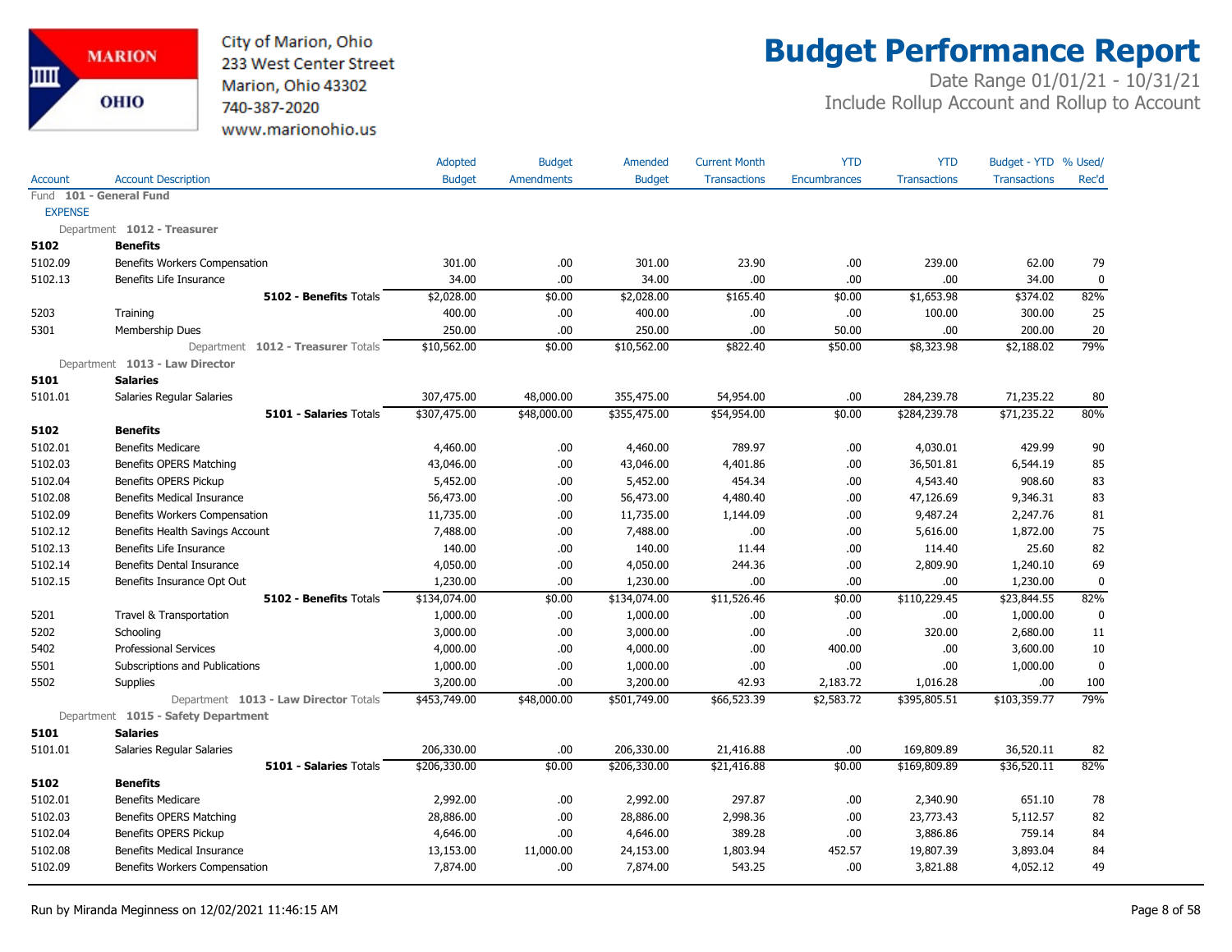City of Marion, Ohio
233 West Center Street
Marion, Ohio 43302
740-387-2020
www.marionohio.us

# Budget Performance Report

Date Range 01/01/21 - 10/31/21
Include Rollup Account and Rollup to Account

| Account | Account Description | Adopted Budget | Budget Amendments | Amended Budget | Current Month Transactions | YTD Encumbrances | YTD Transactions | Budget - YTD Transactions | % Used/ Rec'd |
|---|---|---|---|---|---|---|---|---|---|
| Fund **101 - General Fund** | | | | | | | | | |
| EXPENSE | | | | | | | | | |
| Department **1012 - Treasurer** | | | | | | | | | |
| **5102** | **Benefits** | | | | | | | | |
| 5102.09 | Benefits Workers Compensation | 301.00 | .00 | 301.00 | 23.90 | .00 | 239.00 | 62.00 | 79 |
| 5102.13 | Benefits Life Insurance | 34.00 | .00 | 34.00 | .00 | .00 | .00 | 34.00 | 0 |
| | **5102 - Benefits** Totals | $2,028.00 | $0.00 | $2,028.00 | $165.40 | $0.00 | $1,653.98 | $374.02 | 82% |
| 5203 | Training | 400.00 | .00 | 400.00 | .00 | .00 | 100.00 | 300.00 | 25 |
| 5301 | Membership Dues | 250.00 | .00 | 250.00 | .00 | 50.00 | .00 | 200.00 | 20 |
| | Department **1012 - Treasurer** Totals | $10,562.00 | $0.00 | $10,562.00 | $822.40 | $50.00 | $8,323.98 | $2,188.02 | 79% |
| Department **1013 - Law Director** | | | | | | | | | |
| **5101** | **Salaries** | | | | | | | | |
| 5101.01 | Salaries Regular Salaries | 307,475.00 | 48,000.00 | 355,475.00 | 54,954.00 | .00 | 284,239.78 | 71,235.22 | 80 |
| | **5101 - Salaries** Totals | $307,475.00 | $48,000.00 | $355,475.00 | $54,954.00 | $0.00 | $284,239.78 | $71,235.22 | 80% |
| **5102** | **Benefits** | | | | | | | | |
| 5102.01 | Benefits Medicare | 4,460.00 | .00 | 4,460.00 | 789.97 | .00 | 4,030.01 | 429.99 | 90 |
| 5102.03 | Benefits OPERS Matching | 43,046.00 | .00 | 43,046.00 | 4,401.86 | .00 | 36,501.81 | 6,544.19 | 85 |
| 5102.04 | Benefits OPERS Pickup | 5,452.00 | .00 | 5,452.00 | 454.34 | .00 | 4,543.40 | 908.60 | 83 |
| 5102.08 | Benefits Medical Insurance | 56,473.00 | .00 | 56,473.00 | 4,480.40 | .00 | 47,126.69 | 9,346.31 | 83 |
| 5102.09 | Benefits Workers Compensation | 11,735.00 | .00 | 11,735.00 | 1,144.09 | .00 | 9,487.24 | 2,247.76 | 81 |
| 5102.12 | Benefits Health Savings Account | 7,488.00 | .00 | 7,488.00 | .00 | .00 | 5,616.00 | 1,872.00 | 75 |
| 5102.13 | Benefits Life Insurance | 140.00 | .00 | 140.00 | 11.44 | .00 | 114.40 | 25.60 | 82 |
| 5102.14 | Benefits Dental Insurance | 4,050.00 | .00 | 4,050.00 | 244.36 | .00 | 2,809.90 | 1,240.10 | 69 |
| 5102.15 | Benefits Insurance Opt Out | 1,230.00 | .00 | 1,230.00 | .00 | .00 | .00 | 1,230.00 | 0 |
| | **5102 - Benefits** Totals | $134,074.00 | $0.00 | $134,074.00 | $11,526.46 | $0.00 | $110,229.45 | $23,844.55 | 82% |
| 5201 | Travel & Transportation | 1,000.00 | .00 | 1,000.00 | .00 | .00 | .00 | 1,000.00 | 0 |
| 5202 | Schooling | 3,000.00 | .00 | 3,000.00 | .00 | .00 | 320.00 | 2,680.00 | 11 |
| 5402 | Professional Services | 4,000.00 | .00 | 4,000.00 | .00 | 400.00 | .00 | 3,600.00 | 10 |
| 5501 | Subscriptions and Publications | 1,000.00 | .00 | 1,000.00 | .00 | .00 | .00 | 1,000.00 | 0 |
| 5502 | Supplies | 3,200.00 | .00 | 3,200.00 | 42.93 | 2,183.72 | 1,016.28 | .00 | 100 |
| | Department **1013 - Law Director** Totals | $453,749.00 | $48,000.00 | $501,749.00 | $66,523.39 | $2,583.72 | $395,805.51 | $103,359.77 | 79% |
| Department **1015 - Safety Department** | | | | | | | | | |
| **5101** | **Salaries** | | | | | | | | |
| 5101.01 | Salaries Regular Salaries | 206,330.00 | .00 | 206,330.00 | 21,416.88 | .00 | 169,809.89 | 36,520.11 | 82 |
| | **5101 - Salaries** Totals | $206,330.00 | $0.00 | $206,330.00 | $21,416.88 | $0.00 | $169,809.89 | $36,520.11 | 82% |
| **5102** | **Benefits** | | | | | | | | |
| 5102.01 | Benefits Medicare | 2,992.00 | .00 | 2,992.00 | 297.87 | .00 | 2,340.90 | 651.10 | 78 |
| 5102.03 | Benefits OPERS Matching | 28,886.00 | .00 | 28,886.00 | 2,998.36 | .00 | 23,773.43 | 5,112.57 | 82 |
| 5102.04 | Benefits OPERS Pickup | 4,646.00 | .00 | 4,646.00 | 389.28 | .00 | 3,886.86 | 759.14 | 84 |
| 5102.08 | Benefits Medical Insurance | 13,153.00 | 11,000.00 | 24,153.00 | 1,803.94 | 452.57 | 19,807.39 | 3,893.04 | 84 |
| 5102.09 | Benefits Workers Compensation | 7,874.00 | .00 | 7,874.00 | 543.25 | .00 | 3,821.88 | 4,052.12 | 49 |

Run by Miranda Meginness on 12/02/2021 11:46:15 AM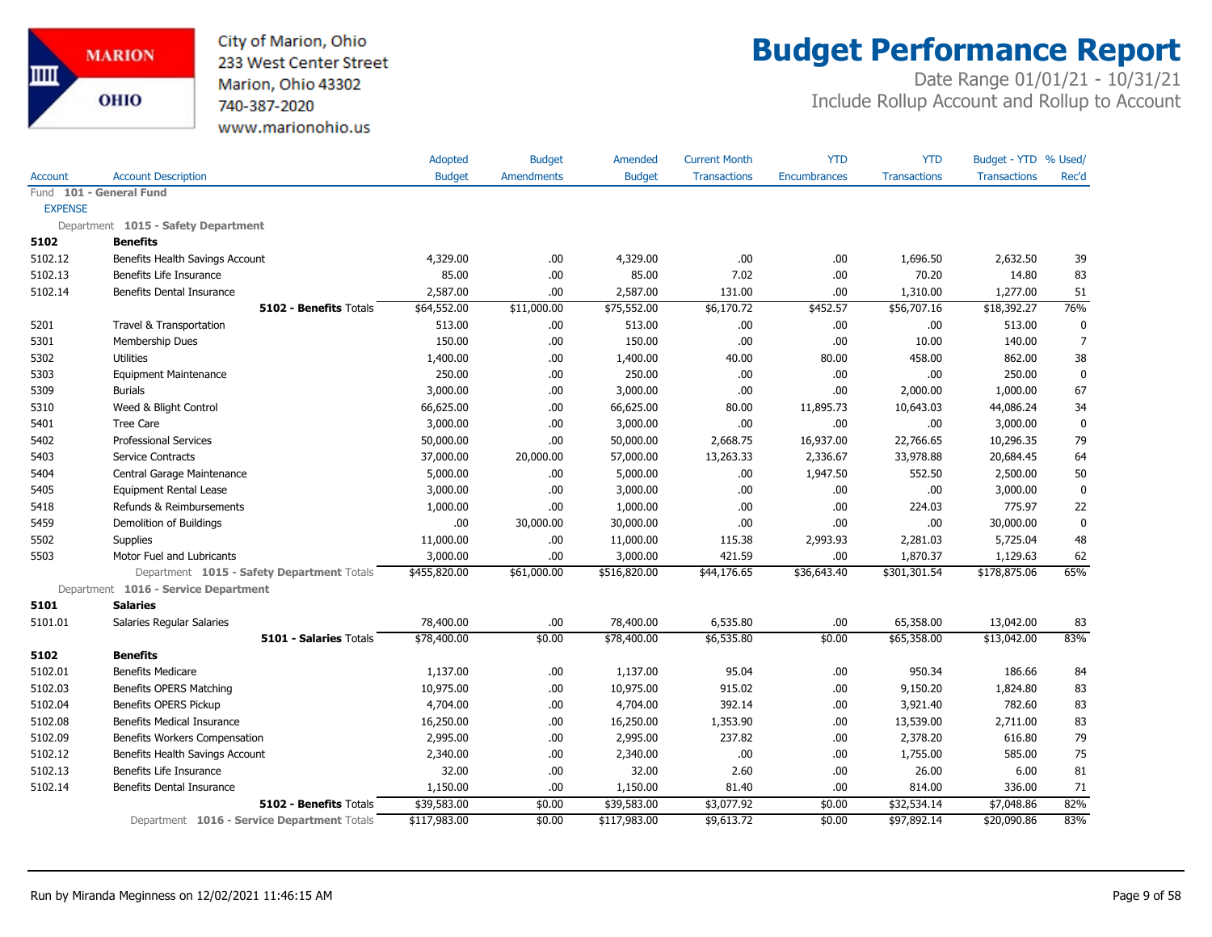City of Marion, Ohio
233 West Center Street
Marion, Ohio 43302
740-387-2020
www.marionohio.us

# Budget Performance Report

Date Range 01/01/21 - 10/31/21
Include Rollup Account and Rollup to Account

| Account | Account Description | Adopted Budget | Budget Amendments | Amended Budget | Current Month Transactions | YTD Encumbrances | YTD Transactions | Budget - YTD Transactions | % Used/ Rec'd |
|---|---|---|---|---|---|---|---|---|---|
| Fund **101 - General Fund** | | | | | | | | | |
| EXPENSE | | | | | | | | | |
| Department **1015 - Safety Department** | | | | | | | | | |
| **5102** | **Benefits** | | | | | | | | |
| 5102.12 | Benefits Health Savings Account | 4,329.00 | .00 | 4,329.00 | .00 | .00 | 1,696.50 | 2,632.50 | 39 |
| 5102.13 | Benefits Life Insurance | 85.00 | .00 | 85.00 | 7.02 | .00 | 70.20 | 14.80 | 83 |
| 5102.14 | Benefits Dental Insurance | 2,587.00 | .00 | 2,587.00 | 131.00 | .00 | 1,310.00 | 1,277.00 | 51 |
| | **5102 - Benefits** Totals | $64,552.00 | $11,000.00 | $75,552.00 | $6,170.72 | $452.57 | $56,707.16 | $18,392.27 | 76% |
| 5201 | Travel & Transportation | 513.00 | .00 | 513.00 | .00 | .00 | .00 | 513.00 | 0 |
| 5301 | Membership Dues | 150.00 | .00 | 150.00 | .00 | .00 | 10.00 | 140.00 | 7 |
| 5302 | Utilities | 1,400.00 | .00 | 1,400.00 | 40.00 | 80.00 | 458.00 | 862.00 | 38 |
| 5303 | Equipment Maintenance | 250.00 | .00 | 250.00 | .00 | .00 | .00 | 250.00 | 0 |
| 5309 | Burials | 3,000.00 | .00 | 3,000.00 | .00 | .00 | 2,000.00 | 1,000.00 | 67 |
| 5310 | Weed & Blight Control | 66,625.00 | .00 | 66,625.00 | 80.00 | 11,895.73 | 10,643.03 | 44,086.24 | 34 |
| 5401 | Tree Care | 3,000.00 | .00 | 3,000.00 | .00 | .00 | .00 | 3,000.00 | 0 |
| 5402 | Professional Services | 50,000.00 | .00 | 50,000.00 | 2,668.75 | 16,937.00 | 22,766.65 | 10,296.35 | 79 |
| 5403 | Service Contracts | 37,000.00 | 20,000.00 | 57,000.00 | 13,263.33 | 2,336.67 | 33,978.88 | 20,684.45 | 64 |
| 5404 | Central Garage Maintenance | 5,000.00 | .00 | 5,000.00 | .00 | 1,947.50 | 552.50 | 2,500.00 | 50 |
| 5405 | Equipment Rental Lease | 3,000.00 | .00 | 3,000.00 | .00 | .00 | .00 | 3,000.00 | 0 |
| 5418 | Refunds & Reimbursements | 1,000.00 | .00 | 1,000.00 | .00 | .00 | 224.03 | 775.97 | 22 |
| 5459 | Demolition of Buildings | .00 | 30,000.00 | 30,000.00 | .00 | .00 | .00 | 30,000.00 | 0 |
| 5502 | Supplies | 11,000.00 | .00 | 11,000.00 | 115.38 | 2,993.93 | 2,281.03 | 5,725.04 | 48 |
| 5503 | Motor Fuel and Lubricants | 3,000.00 | .00 | 3,000.00 | 421.59 | .00 | 1,870.37 | 1,129.63 | 62 |
| | Department **1015 - Safety Department** Totals | $455,820.00 | $61,000.00 | $516,820.00 | $44,176.65 | $36,643.40 | $301,301.54 | $178,875.06 | 65% |
| Department **1016 - Service Department** | | | | | | | | | |
| **5101** | **Salaries** | | | | | | | | |
| 5101.01 | Salaries Regular Salaries | 78,400.00 | .00 | 78,400.00 | 6,535.80 | .00 | 65,358.00 | 13,042.00 | 83 |
| | **5101 - Salaries** Totals | $78,400.00 | $0.00 | $78,400.00 | $6,535.80 | $0.00 | $65,358.00 | $13,042.00 | 83% |
| **5102** | **Benefits** | | | | | | | | |
| 5102.01 | Benefits Medicare | 1,137.00 | .00 | 1,137.00 | 95.04 | .00 | 950.34 | 186.66 | 84 |
| 5102.03 | Benefits OPERS Matching | 10,975.00 | .00 | 10,975.00 | 915.02 | .00 | 9,150.20 | 1,824.80 | 83 |
| 5102.04 | Benefits OPERS Pickup | 4,704.00 | .00 | 4,704.00 | 392.14 | .00 | 3,921.40 | 782.60 | 83 |
| 5102.08 | Benefits Medical Insurance | 16,250.00 | .00 | 16,250.00 | 1,353.90 | .00 | 13,539.00 | 2,711.00 | 83 |
| 5102.09 | Benefits Workers Compensation | 2,995.00 | .00 | 2,995.00 | 237.82 | .00 | 2,378.20 | 616.80 | 79 |
| 5102.12 | Benefits Health Savings Account | 2,340.00 | .00 | 2,340.00 | .00 | .00 | 1,755.00 | 585.00 | 75 |
| 5102.13 | Benefits Life Insurance | 32.00 | .00 | 32.00 | 2.60 | .00 | 26.00 | 6.00 | 81 |
| 5102.14 | Benefits Dental Insurance | 1,150.00 | .00 | 1,150.00 | 81.40 | .00 | 814.00 | 336.00 | 71 |
| | **5102 - Benefits** Totals | $39,583.00 | $0.00 | $39,583.00 | $3,077.92 | $0.00 | $32,534.14 | $7,048.86 | 82% |
| | Department **1016 - Service Department** Totals | $117,983.00 | $0.00 | $117,983.00 | $9,613.72 | $0.00 | $97,892.14 | $20,090.86 | 83% |

Run by Miranda Meginness on 12/02/2021 11:46:15 AM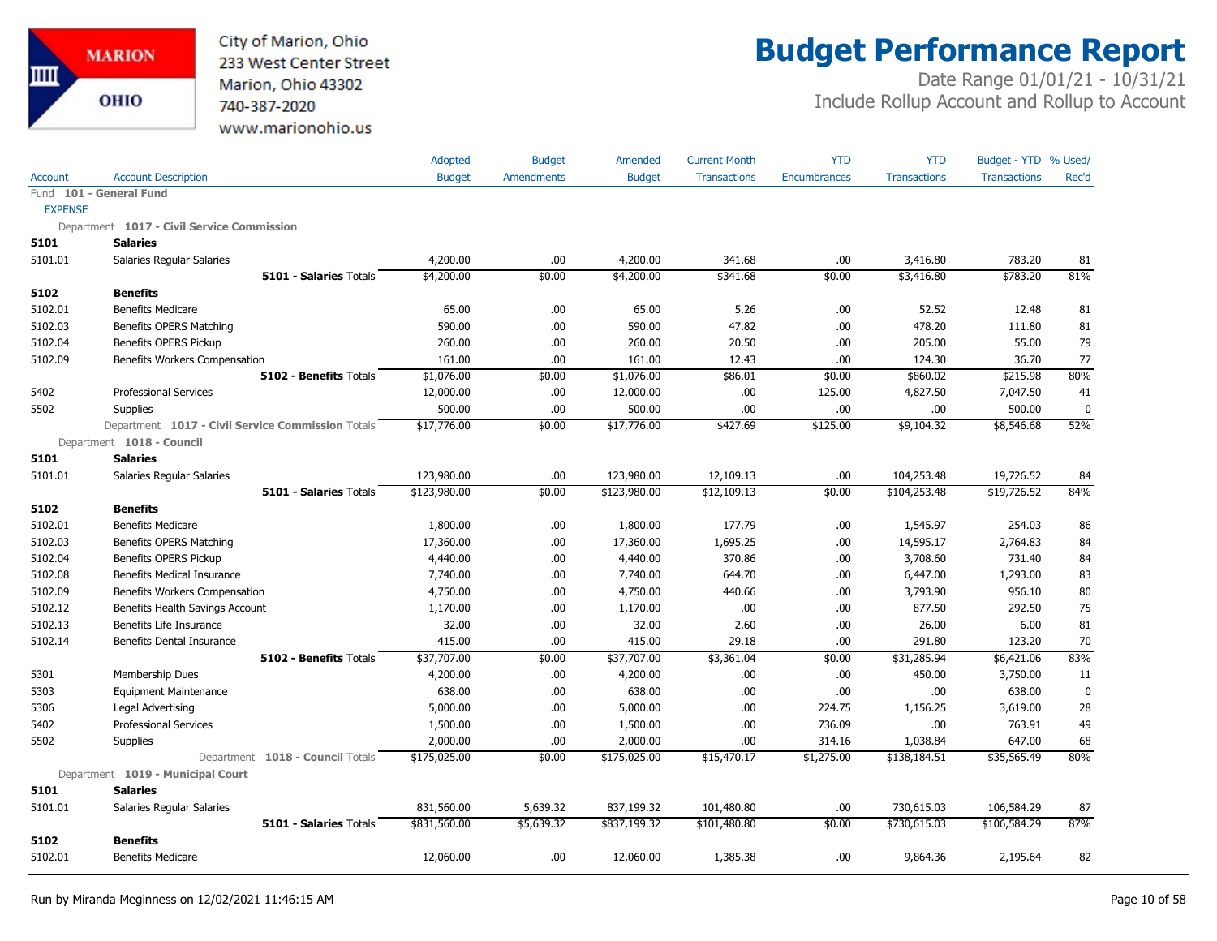City of Marion, Ohio
233 West Center Street
Marion, Ohio 43302
740-387-2020
www.marionohio.us

# Budget Performance Report

Date Range 01/01/21 - 10/31/21
Include Rollup Account and Rollup to Account

| Account | Account Description | Adopted Budget | Budget Amendments | Amended Budget | Current Month Transactions | YTD Encumbrances | YTD Transactions | Budget - YTD Transactions | % Used/ Rec'd |
|---|---|---|---|---|---|---|---|---|---|
| Fund **101 - General Fund** | | | | | | | | | |
| EXPENSE | | | | | | | | | |
| Department **1017 - Civil Service Commission** | | | | | | | | | |
| **5101** | **Salaries** | | | | | | | | |
| 5101.01 | Salaries Regular Salaries | 4,200.00 | .00 | 4,200.00 | 341.68 | .00 | 3,416.80 | 783.20 | 81 |
| | **5101 - Salaries** Totals | $4,200.00 | $0.00 | $4,200.00 | $341.68 | $0.00 | $3,416.80 | $783.20 | 81% |
| **5102** | **Benefits** | | | | | | | | |
| 5102.01 | Benefits Medicare | 65.00 | .00 | 65.00 | 5.26 | .00 | 52.52 | 12.48 | 81 |
| 5102.03 | Benefits OPERS Matching | 590.00 | .00 | 590.00 | 47.82 | .00 | 478.20 | 111.80 | 81 |
| 5102.04 | Benefits OPERS Pickup | 260.00 | .00 | 260.00 | 20.50 | .00 | 205.00 | 55.00 | 79 |
| 5102.09 | Benefits Workers Compensation | 161.00 | .00 | 161.00 | 12.43 | .00 | 124.30 | 36.70 | 77 |
| | **5102 - Benefits** Totals | $1,076.00 | $0.00 | $1,076.00 | $86.01 | $0.00 | $860.02 | $215.98 | 80% |
| 5402 | Professional Services | 12,000.00 | .00 | 12,000.00 | .00 | 125.00 | 4,827.50 | 7,047.50 | 41 |
| 5502 | Supplies | 500.00 | .00 | 500.00 | .00 | .00 | .00 | 500.00 | 0 |
| | Department **1017 - Civil Service Commission** Totals | $17,776.00 | $0.00 | $17,776.00 | $427.69 | $125.00 | $9,104.32 | $8,546.68 | 52% |
| Department **1018 - Council** | | | | | | | | | |
| **5101** | **Salaries** | | | | | | | | |
| 5101.01 | Salaries Regular Salaries | 123,980.00 | .00 | 123,980.00 | 12,109.13 | .00 | 104,253.48 | 19,726.52 | 84 |
| | **5101 - Salaries** Totals | $123,980.00 | $0.00 | $123,980.00 | $12,109.13 | $0.00 | $104,253.48 | $19,726.52 | 84% |
| **5102** | **Benefits** | | | | | | | | |
| 5102.01 | Benefits Medicare | 1,800.00 | .00 | 1,800.00 | 177.79 | .00 | 1,545.97 | 254.03 | 86 |
| 5102.03 | Benefits OPERS Matching | 17,360.00 | .00 | 17,360.00 | 1,695.25 | .00 | 14,595.17 | 2,764.83 | 84 |
| 5102.04 | Benefits OPERS Pickup | 4,440.00 | .00 | 4,440.00 | 370.86 | .00 | 3,708.60 | 731.40 | 84 |
| 5102.08 | Benefits Medical Insurance | 7,740.00 | .00 | 7,740.00 | 644.70 | .00 | 6,447.00 | 1,293.00 | 83 |
| 5102.09 | Benefits Workers Compensation | 4,750.00 | .00 | 4,750.00 | 440.66 | .00 | 3,793.90 | 956.10 | 80 |
| 5102.12 | Benefits Health Savings Account | 1,170.00 | .00 | 1,170.00 | .00 | .00 | 877.50 | 292.50 | 75 |
| 5102.13 | Benefits Life Insurance | 32.00 | .00 | 32.00 | 2.60 | .00 | 26.00 | 6.00 | 81 |
| 5102.14 | Benefits Dental Insurance | 415.00 | .00 | 415.00 | 29.18 | .00 | 291.80 | 123.20 | 70 |
| | **5102 - Benefits** Totals | $37,707.00 | $0.00 | $37,707.00 | $3,361.04 | $0.00 | $31,285.94 | $6,421.06 | 83% |
| 5301 | Membership Dues | 4,200.00 | .00 | 4,200.00 | .00 | .00 | 450.00 | 3,750.00 | 11 |
| 5303 | Equipment Maintenance | 638.00 | .00 | 638.00 | .00 | .00 | .00 | 638.00 | 0 |
| 5306 | Legal Advertising | 5,000.00 | .00 | 5,000.00 | .00 | 224.75 | 1,156.25 | 3,619.00 | 28 |
| 5402 | Professional Services | 1,500.00 | .00 | 1,500.00 | .00 | 736.09 | .00 | 763.91 | 49 |
| 5502 | Supplies | 2,000.00 | .00 | 2,000.00 | .00 | 314.16 | 1,038.84 | 647.00 | 68 |
| | Department **1018 - Council** Totals | $175,025.00 | $0.00 | $175,025.00 | $15,470.17 | $1,275.00 | $138,184.51 | $35,565.49 | 80% |
| Department **1019 - Municipal Court** | | | | | | | | | |
| **5101** | **Salaries** | | | | | | | | |
| 5101.01 | Salaries Regular Salaries | 831,560.00 | 5,639.32 | 837,199.32 | 101,480.80 | .00 | 730,615.03 | 106,584.29 | 87 |
| | **5101 - Salaries** Totals | $831,560.00 | $5,639.32 | $837,199.32 | $101,480.80 | $0.00 | $730,615.03 | $106,584.29 | 87% |
| **5102** | **Benefits** | | | | | | | | |
| 5102.01 | Benefits Medicare | 12,060.00 | .00 | 12,060.00 | 1,385.38 | .00 | 9,864.36 | 2,195.64 | 82 |

Run by Miranda Meginness on 12/02/2021 11:46:15 AM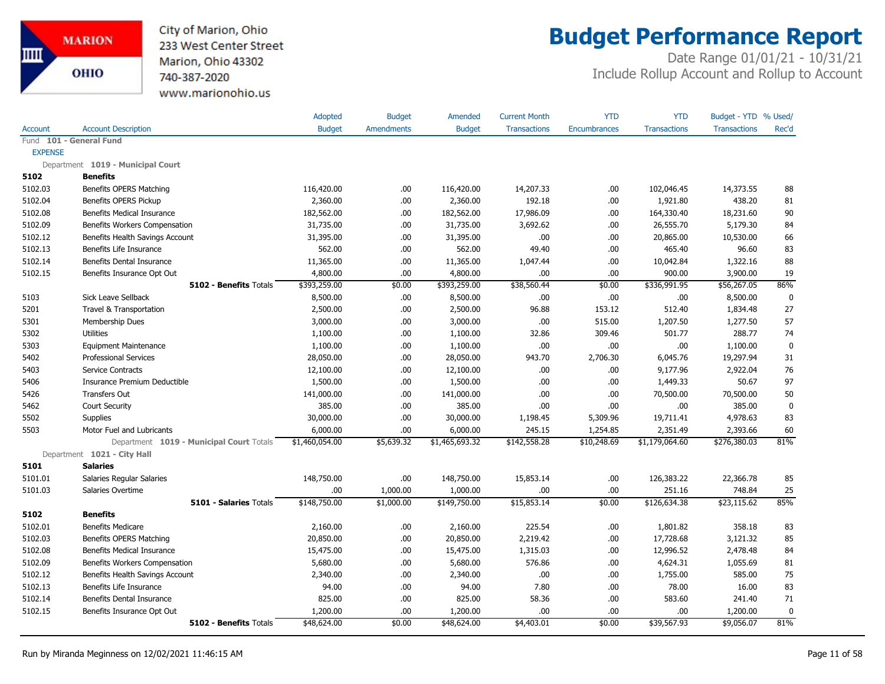City of Marion, Ohio
233 West Center Street
Marion, Ohio 43302
740-387-2020
www.marionohio.us

# Budget Performance Report

Date Range 01/01/21 - 10/31/21
Include Rollup Account and Rollup to Account

| Account | Account Description | Adopted Budget | Budget Amendments | Amended Budget | Current Month Transactions | YTD Encumbrances | YTD Transactions | Budget - YTD Transactions | % Used/ Rec'd |
|---|---|---|---|---|---|---|---|---|---|
| Fund **101 - General Fund** | | | | | | | | | |
| EXPENSE | | | | | | | | | |
| Department **1019 - Municipal Court** | | | | | | | | | |
| **5102** | **Benefits** | | | | | | | | |
| 5102.03 | Benefits OPERS Matching | 116,420.00 | .00 | 116,420.00 | 14,207.33 | .00 | 102,046.45 | 14,373.55 | 88 |
| 5102.04 | Benefits OPERS Pickup | 2,360.00 | .00 | 2,360.00 | 192.18 | .00 | 1,921.80 | 438.20 | 81 |
| 5102.08 | Benefits Medical Insurance | 182,562.00 | .00 | 182,562.00 | 17,986.09 | .00 | 164,330.40 | 18,231.60 | 90 |
| 5102.09 | Benefits Workers Compensation | 31,735.00 | .00 | 31,735.00 | 3,692.62 | .00 | 26,555.70 | 5,179.30 | 84 |
| 5102.12 | Benefits Health Savings Account | 31,395.00 | .00 | 31,395.00 | .00 | .00 | 20,865.00 | 10,530.00 | 66 |
| 5102.13 | Benefits Life Insurance | 562.00 | .00 | 562.00 | 49.40 | .00 | 465.40 | 96.60 | 83 |
| 5102.14 | Benefits Dental Insurance | 11,365.00 | .00 | 11,365.00 | 1,047.44 | .00 | 10,042.84 | 1,322.16 | 88 |
| 5102.15 | Benefits Insurance Opt Out | 4,800.00 | .00 | 4,800.00 | .00 | .00 | 900.00 | 3,900.00 | 19 |
| | **5102 - Benefits** Totals | $393,259.00 | $0.00 | $393,259.00 | $38,560.44 | $0.00 | $336,991.95 | $56,267.05 | 86% |
| 5103 | Sick Leave Sellback | 8,500.00 | .00 | 8,500.00 | .00 | .00 | .00 | 8,500.00 | 0 |
| 5201 | Travel & Transportation | 2,500.00 | .00 | 2,500.00 | 96.88 | 153.12 | 512.40 | 1,834.48 | 27 |
| 5301 | Membership Dues | 3,000.00 | .00 | 3,000.00 | .00 | 515.00 | 1,207.50 | 1,277.50 | 57 |
| 5302 | Utilities | 1,100.00 | .00 | 1,100.00 | 32.86 | 309.46 | 501.77 | 288.77 | 74 |
| 5303 | Equipment Maintenance | 1,100.00 | .00 | 1,100.00 | .00 | .00 | .00 | 1,100.00 | 0 |
| 5402 | Professional Services | 28,050.00 | .00 | 28,050.00 | 943.70 | 2,706.30 | 6,045.76 | 19,297.94 | 31 |
| 5403 | Service Contracts | 12,100.00 | .00 | 12,100.00 | .00 | .00 | 9,177.96 | 2,922.04 | 76 |
| 5406 | Insurance Premium Deductible | 1,500.00 | .00 | 1,500.00 | .00 | .00 | 1,449.33 | 50.67 | 97 |
| 5426 | Transfers Out | 141,000.00 | .00 | 141,000.00 | .00 | .00 | 70,500.00 | 70,500.00 | 50 |
| 5462 | Court Security | 385.00 | .00 | 385.00 | .00 | .00 | .00 | 385.00 | 0 |
| 5502 | Supplies | 30,000.00 | .00 | 30,000.00 | 1,198.45 | 5,309.96 | 19,711.41 | 4,978.63 | 83 |
| 5503 | Motor Fuel and Lubricants | 6,000.00 | .00 | 6,000.00 | 245.15 | 1,254.85 | 2,351.49 | 2,393.66 | 60 |
| | Department **1019 - Municipal Court** Totals | $1,460,054.00 | $5,639.32 | $1,465,693.32 | $142,558.28 | $10,248.69 | $1,179,064.60 | $276,380.03 | 81% |
| Department **1021 - City Hall** | | | | | | | | | |
| **5101** | **Salaries** | | | | | | | | |
| 5101.01 | Salaries Regular Salaries | 148,750.00 | .00 | 148,750.00 | 15,853.14 | .00 | 126,383.22 | 22,366.78 | 85 |
| 5101.03 | Salaries Overtime | .00 | 1,000.00 | 1,000.00 | .00 | .00 | 251.16 | 748.84 | 25 |
| | **5101 - Salaries** Totals | $148,750.00 | $1,000.00 | $149,750.00 | $15,853.14 | $0.00 | $126,634.38 | $23,115.62 | 85% |
| **5102** | **Benefits** | | | | | | | | |
| 5102.01 | Benefits Medicare | 2,160.00 | .00 | 2,160.00 | 225.54 | .00 | 1,801.82 | 358.18 | 83 |
| 5102.03 | Benefits OPERS Matching | 20,850.00 | .00 | 20,850.00 | 2,219.42 | .00 | 17,728.68 | 3,121.32 | 85 |
| 5102.08 | Benefits Medical Insurance | 15,475.00 | .00 | 15,475.00 | 1,315.03 | .00 | 12,996.52 | 2,478.48 | 84 |
| 5102.09 | Benefits Workers Compensation | 5,680.00 | .00 | 5,680.00 | 576.86 | .00 | 4,624.31 | 1,055.69 | 81 |
| 5102.12 | Benefits Health Savings Account | 2,340.00 | .00 | 2,340.00 | .00 | .00 | 1,755.00 | 585.00 | 75 |
| 5102.13 | Benefits Life Insurance | 94.00 | .00 | 94.00 | 7.80 | .00 | 78.00 | 16.00 | 83 |
| 5102.14 | Benefits Dental Insurance | 825.00 | .00 | 825.00 | 58.36 | .00 | 583.60 | 241.40 | 71 |
| 5102.15 | Benefits Insurance Opt Out | 1,200.00 | .00 | 1,200.00 | .00 | .00 | .00 | 1,200.00 | 0 |
| | **5102 - Benefits** Totals | $48,624.00 | $0.00 | $48,624.00 | $4,403.01 | $0.00 | $39,567.93 | $9,056.07 | 81% |

Run by Miranda Meginness on 12/02/2021 11:46:15 AM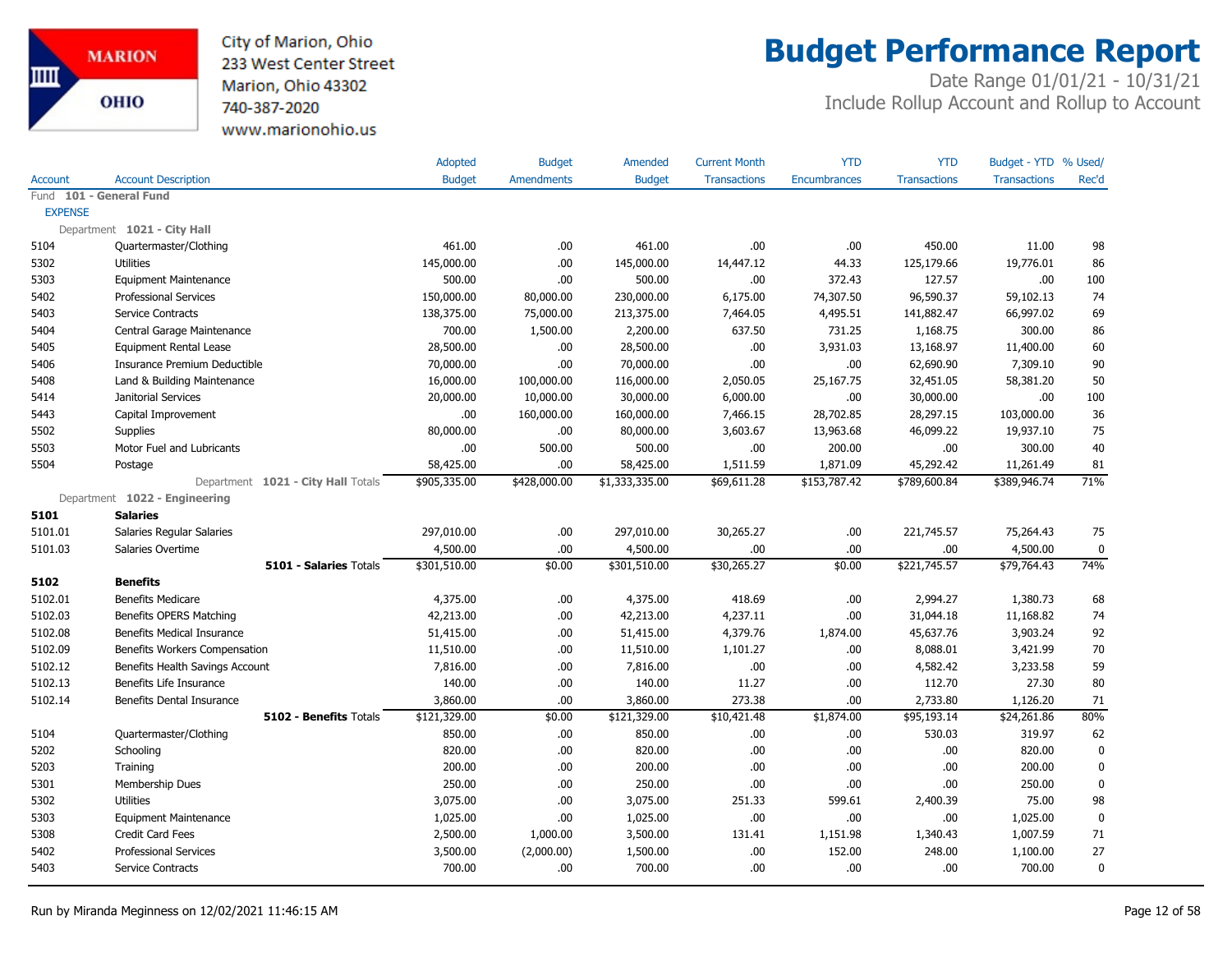City of Marion, Ohio
233 West Center Street
Marion, Ohio 43302
740-387-2020
www.marionohio.us

# Budget Performance Report

Date Range 01/01/21 - 10/31/21
Include Rollup Account and Rollup to Account

| Account | Account Description | Adopted Budget | Budget Amendments | Amended Budget | Current Month Transactions | YTD Encumbrances | YTD Transactions | Budget - YTD Transactions | % Used/ Rec'd |
|---|---|---|---|---|---|---|---|---|---|
| Fund 101 - General Fund | | | | | | | | | |
| EXPENSE | | | | | | | | | |
| Department 1021 - City Hall | | | | | | | | | |
| 5104 | Quartermaster/Clothing | 461.00 | .00 | 461.00 | .00 | .00 | 450.00 | 11.00 | 98 |
| 5302 | Utilities | 145,000.00 | .00 | 145,000.00 | 14,447.12 | 44.33 | 125,179.66 | 19,776.01 | 86 |
| 5303 | Equipment Maintenance | 500.00 | .00 | 500.00 | .00 | 372.43 | 127.57 | .00 | 100 |
| 5402 | Professional Services | 150,000.00 | 80,000.00 | 230,000.00 | 6,175.00 | 74,307.50 | 96,590.37 | 59,102.13 | 74 |
| 5403 | Service Contracts | 138,375.00 | 75,000.00 | 213,375.00 | 7,464.05 | 4,495.51 | 141,882.47 | 66,997.02 | 69 |
| 5404 | Central Garage Maintenance | 700.00 | 1,500.00 | 2,200.00 | 637.50 | 731.25 | 1,168.75 | 300.00 | 86 |
| 5405 | Equipment Rental Lease | 28,500.00 | .00 | 28,500.00 | .00 | 3,931.03 | 13,168.97 | 11,400.00 | 60 |
| 5406 | Insurance Premium Deductible | 70,000.00 | .00 | 70,000.00 | .00 | .00 | 62,690.90 | 7,309.10 | 90 |
| 5408 | Land & Building Maintenance | 16,000.00 | 100,000.00 | 116,000.00 | 2,050.05 | 25,167.75 | 32,451.05 | 58,381.20 | 50 |
| 5414 | Janitorial Services | 20,000.00 | 10,000.00 | 30,000.00 | 6,000.00 | .00 | 30,000.00 | .00 | 100 |
| 5443 | Capital Improvement | .00 | 160,000.00 | 160,000.00 | 7,466.15 | 28,702.85 | 28,297.15 | 103,000.00 | 36 |
| 5502 | Supplies | 80,000.00 | .00 | 80,000.00 | 3,603.67 | 13,963.68 | 46,099.22 | 19,937.10 | 75 |
| 5503 | Motor Fuel and Lubricants | .00 | 500.00 | 500.00 | .00 | 200.00 | .00 | 300.00 | 40 |
| 5504 | Postage | 58,425.00 | .00 | 58,425.00 | 1,511.59 | 1,871.09 | 45,292.42 | 11,261.49 | 81 |
| | Department 1021 - City Hall Totals | $905,335.00 | $428,000.00 | $1,333,335.00 | $69,611.28 | $153,787.42 | $789,600.84 | $389,946.74 | 71% |
| Department 1022 - Engineering | | | | | | | | | |
| **5101** | **Salaries** | | | | | | | | |
| 5101.01 | Salaries Regular Salaries | 297,010.00 | .00 | 297,010.00 | 30,265.27 | .00 | 221,745.57 | 75,264.43 | 75 |
| 5101.03 | Salaries Overtime | 4,500.00 | .00 | 4,500.00 | .00 | .00 | .00 | 4,500.00 | 0 |
| | **5101 - Salaries** Totals | $301,510.00 | $0.00 | $301,510.00 | $30,265.27 | $0.00 | $221,745.57 | $79,764.43 | 74% |
| **5102** | **Benefits** | | | | | | | | |
| 5102.01 | Benefits Medicare | 4,375.00 | .00 | 4,375.00 | 418.69 | .00 | 2,994.27 | 1,380.73 | 68 |
| 5102.03 | Benefits OPERS Matching | 42,213.00 | .00 | 42,213.00 | 4,237.11 | .00 | 31,044.18 | 11,168.82 | 74 |
| 5102.08 | Benefits Medical Insurance | 51,415.00 | .00 | 51,415.00 | 4,379.76 | 1,874.00 | 45,637.76 | 3,903.24 | 92 |
| 5102.09 | Benefits Workers Compensation | 11,510.00 | .00 | 11,510.00 | 1,101.27 | .00 | 8,088.01 | 3,421.99 | 70 |
| 5102.12 | Benefits Health Savings Account | 7,816.00 | .00 | 7,816.00 | .00 | .00 | 4,582.42 | 3,233.58 | 59 |
| 5102.13 | Benefits Life Insurance | 140.00 | .00 | 140.00 | 11.27 | .00 | 112.70 | 27.30 | 80 |
| 5102.14 | Benefits Dental Insurance | 3,860.00 | .00 | 3,860.00 | 273.38 | .00 | 2,733.80 | 1,126.20 | 71 |
| | **5102 - Benefits** Totals | $121,329.00 | $0.00 | $121,329.00 | $10,421.48 | $1,874.00 | $95,193.14 | $24,261.86 | 80% |
| 5104 | Quartermaster/Clothing | 850.00 | .00 | 850.00 | .00 | .00 | 530.03 | 319.97 | 62 |
| 5202 | Schooling | 820.00 | .00 | 820.00 | .00 | .00 | .00 | 820.00 | 0 |
| 5203 | Training | 200.00 | .00 | 200.00 | .00 | .00 | .00 | 200.00 | 0 |
| 5301 | Membership Dues | 250.00 | .00 | 250.00 | .00 | .00 | .00 | 250.00 | 0 |
| 5302 | Utilities | 3,075.00 | .00 | 3,075.00 | 251.33 | 599.61 | 2,400.39 | 75.00 | 98 |
| 5303 | Equipment Maintenance | 1,025.00 | .00 | 1,025.00 | .00 | .00 | .00 | 1,025.00 | 0 |
| 5308 | Credit Card Fees | 2,500.00 | 1,000.00 | 3,500.00 | 131.41 | 1,151.98 | 1,340.43 | 1,007.59 | 71 |
| 5402 | Professional Services | 3,500.00 | (2,000.00) | 1,500.00 | .00 | 152.00 | 248.00 | 1,100.00 | 27 |
| 5403 | Service Contracts | 700.00 | .00 | 700.00 | .00 | .00 | .00 | 700.00 | 0 |

Run by Miranda Meginness on 12/02/2021 11:46:15 AM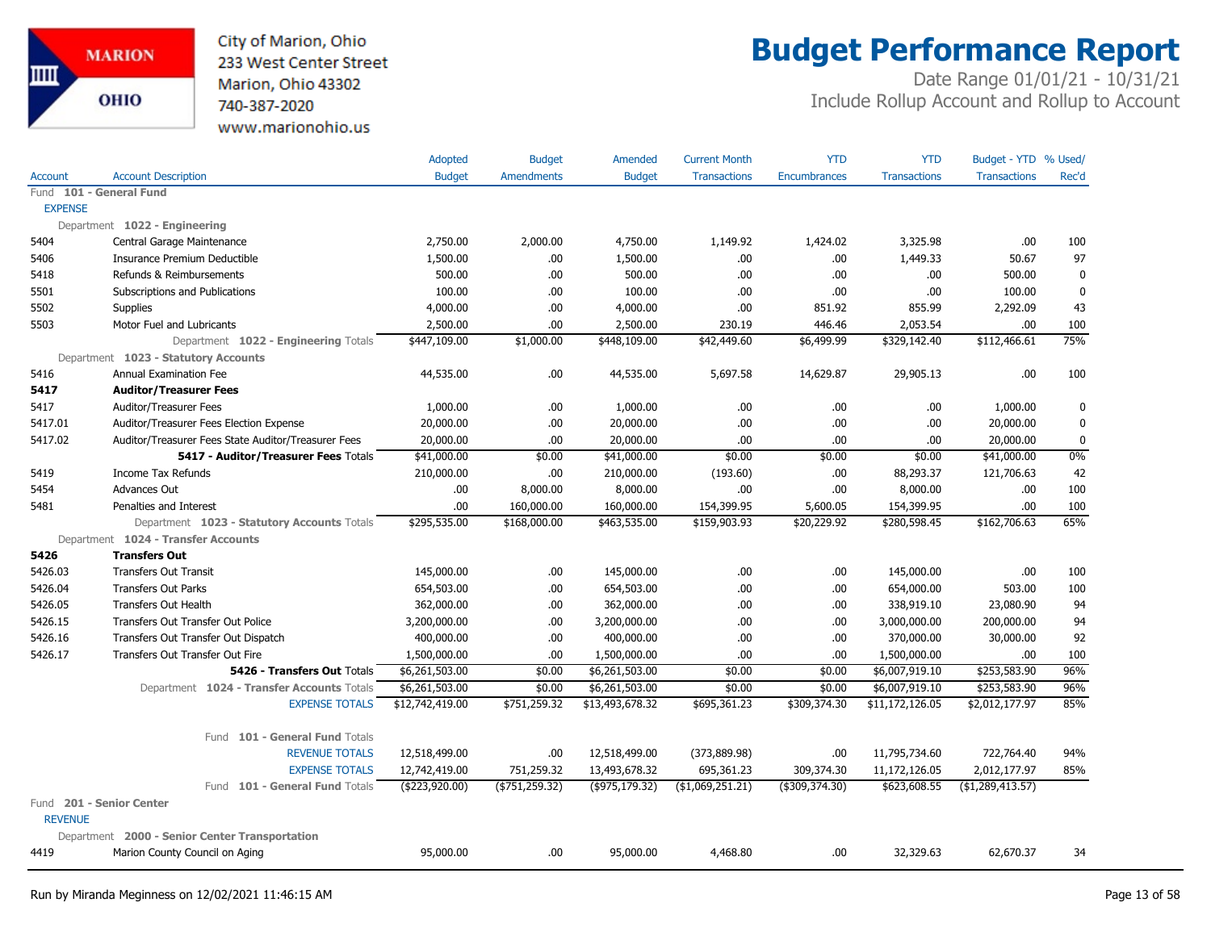City of Marion, Ohio
233 West Center Street
Marion, Ohio 43302
740-387-2020
www.marionohio.us

# Budget Performance Report

Date Range 01/01/21 - 10/31/21
Include Rollup Account and Rollup to Account

| Account | Account Description | Adopted Budget | Budget Amendments | Amended Budget | Current Month Transactions | YTD Encumbrances | YTD Transactions | Budget - YTD Transactions | % Used/ Rec'd |
|---|---|---|---|---|---|---|---|---|---|
| Fund 101 - General Fund | | | | | | | | | |
| EXPENSE | | | | | | | | | |
| Department 1022 - Engineering | | | | | | | | | |
| 5404 | Central Garage Maintenance | 2,750.00 | 2,000.00 | 4,750.00 | 1,149.92 | 1,424.02 | 3,325.98 | .00 | 100 |
| 5406 | Insurance Premium Deductible | 1,500.00 | .00 | 1,500.00 | .00 | .00 | 1,449.33 | 50.67 | 97 |
| 5418 | Refunds & Reimbursements | 500.00 | .00 | 500.00 | .00 | .00 | .00 | 500.00 | 0 |
| 5501 | Subscriptions and Publications | 100.00 | .00 | 100.00 | .00 | .00 | .00 | 100.00 | 0 |
| 5502 | Supplies | 4,000.00 | .00 | 4,000.00 | .00 | 851.92 | 855.99 | 2,292.09 | 43 |
| 5503 | Motor Fuel and Lubricants | 2,500.00 | .00 | 2,500.00 | 230.19 | 446.46 | 2,053.54 | .00 | 100 |
| | Department 1022 - Engineering Totals | $447,109.00 | $1,000.00 | $448,109.00 | $42,449.60 | $6,499.99 | $329,142.40 | $112,466.61 | 75% |
| Department 1023 - Statutory Accounts | | | | | | | | | |
| 5416 | Annual Examination Fee | 44,535.00 | .00 | 44,535.00 | 5,697.58 | 14,629.87 | 29,905.13 | .00 | 100 |
| **5417** | **Auditor/Treasurer Fees** | | | | | | | | |
| 5417 | Auditor/Treasurer Fees | 1,000.00 | .00 | 1,000.00 | .00 | .00 | .00 | 1,000.00 | 0 |
| 5417.01 | Auditor/Treasurer Fees Election Expense | 20,000.00 | .00 | 20,000.00 | .00 | .00 | .00 | 20,000.00 | 0 |
| 5417.02 | Auditor/Treasurer Fees State Auditor/Treasurer Fees | 20,000.00 | .00 | 20,000.00 | .00 | .00 | .00 | 20,000.00 | 0 |
| | **5417 - Auditor/Treasurer Fees** Totals | $41,000.00 | $0.00 | $41,000.00 | $0.00 | $0.00 | $0.00 | $41,000.00 | 0% |
| 5419 | Income Tax Refunds | 210,000.00 | .00 | 210,000.00 | (193.60) | .00 | 88,293.37 | 121,706.63 | 42 |
| 5454 | Advances Out | .00 | 8,000.00 | 8,000.00 | .00 | .00 | 8,000.00 | .00 | 100 |
| 5481 | Penalties and Interest | .00 | 160,000.00 | 160,000.00 | 154,399.95 | 5,600.05 | 154,399.95 | .00 | 100 |
| | Department 1023 - Statutory Accounts Totals | $295,535.00 | $168,000.00 | $463,535.00 | $159,903.93 | $20,229.92 | $280,598.45 | $162,706.63 | 65% |
| Department 1024 - Transfer Accounts | | | | | | | | | |
| **5426** | **Transfers Out** | | | | | | | | |
| 5426.03 | Transfers Out Transit | 145,000.00 | .00 | 145,000.00 | .00 | .00 | 145,000.00 | .00 | 100 |
| 5426.04 | Transfers Out Parks | 654,503.00 | .00 | 654,503.00 | .00 | .00 | 654,000.00 | 503.00 | 100 |
| 5426.05 | Transfers Out Health | 362,000.00 | .00 | 362,000.00 | .00 | .00 | 338,919.10 | 23,080.90 | 94 |
| 5426.15 | Transfers Out Transfer Out Police | 3,200,000.00 | .00 | 3,200,000.00 | .00 | .00 | 3,000,000.00 | 200,000.00 | 94 |
| 5426.16 | Transfers Out Transfer Out Dispatch | 400,000.00 | .00 | 400,000.00 | .00 | .00 | 370,000.00 | 30,000.00 | 92 |
| 5426.17 | Transfers Out Transfer Out Fire | 1,500,000.00 | .00 | 1,500,000.00 | .00 | .00 | 1,500,000.00 | .00 | 100 |
| | **5426 - Transfers Out** Totals | $6,261,503.00 | $0.00 | $6,261,503.00 | $0.00 | $0.00 | $6,007,919.10 | $253,583.90 | 96% |
| | Department 1024 - Transfer Accounts Totals | $6,261,503.00 | $0.00 | $6,261,503.00 | $0.00 | $0.00 | $6,007,919.10 | $253,583.90 | 96% |
| | EXPENSE TOTALS | $12,742,419.00 | $751,259.32 | $13,493,678.32 | $695,361.23 | $309,374.30 | $11,172,126.05 | $2,012,177.97 | 85% |
| | Fund 101 - General Fund Totals | | | | | | | | |
| | REVENUE TOTALS | 12,518,499.00 | .00 | 12,518,499.00 | (373,889.98) | .00 | 11,795,734.60 | 722,764.40 | 94% |
| | EXPENSE TOTALS | 12,742,419.00 | 751,259.32 | 13,493,678.32 | 695,361.23 | 309,374.30 | 11,172,126.05 | 2,012,177.97 | 85% |
| | Fund 101 - General Fund Totals | ($223,920.00) | ($751,259.32) | ($975,179.32) | ($1,069,251.21) | ($309,374.30) | $623,608.55 | ($1,289,413.57) | |
| Fund 201 - Senior Center | | | | | | | | | |
| REVENUE | | | | | | | | | |
| Department 2000 - Senior Center Transportation | | | | | | | | | |
| 4419 | Marion County Council on Aging | 95,000.00 | .00 | 95,000.00 | 4,468.80 | .00 | 32,329.63 | 62,670.37 | 34 |

Run by Miranda Meginness on 12/02/2021 11:46:15 AM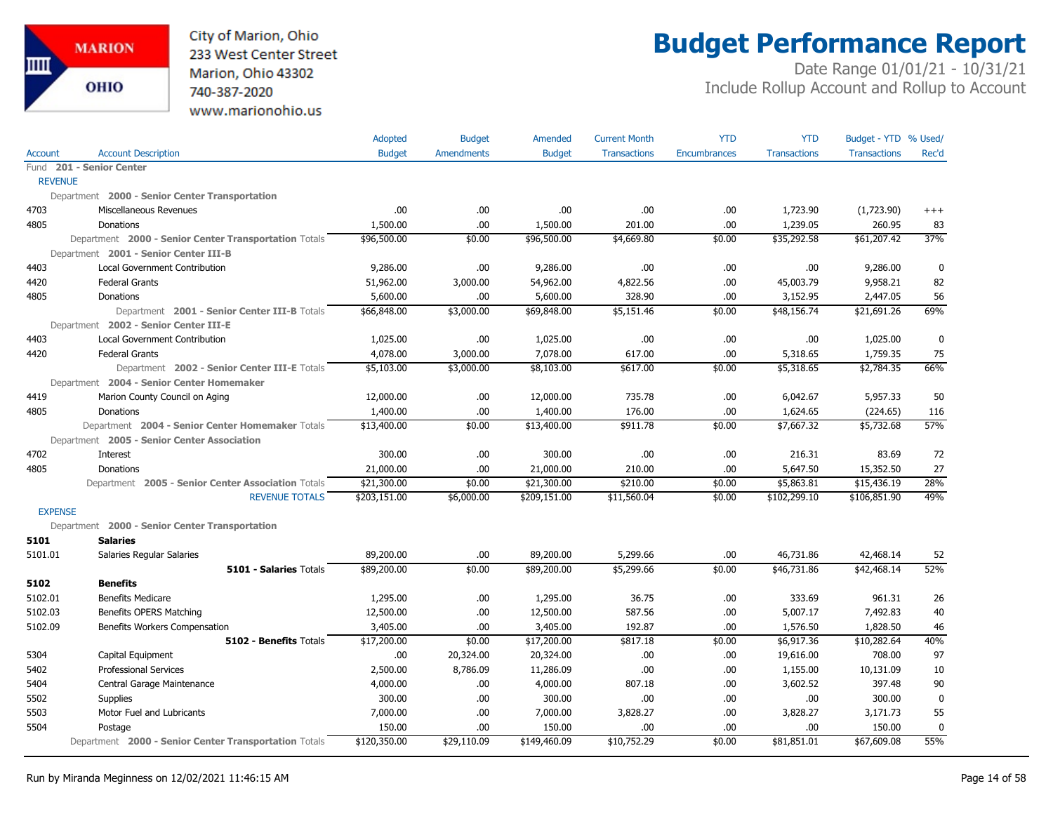City of Marion, Ohio
233 West Center Street
Marion, Ohio 43302
740-387-2020
www.marionohio.us

# Budget Performance Report

Date Range 01/01/21 - 10/31/21
Include Rollup Account and Rollup to Account

| Account | Account Description | Adopted Budget | Budget Amendments | Amended Budget | Current Month Transactions | YTD Encumbrances | YTD Transactions | Budget - YTD Transactions | % Used/ Rec'd |
|---|---|---|---|---|---|---|---|---|---|
| Fund **201 - Senior Center** | | | | | | | | | |
| REVENUE | | | | | | | | | |
| Department **2000 - Senior Center Transportation** | | | | | | | | | |
| 4703 | Miscellaneous Revenues | .00 | .00 | .00 | .00 | .00 | 1,723.90 | (1,723.90) | +++ |
| 4805 | Donations | 1,500.00 | .00 | 1,500.00 | 201.00 | .00 | 1,239.05 | 260.95 | 83 |
| | Department **2000 - Senior Center Transportation** Totals | $96,500.00 | $0.00 | $96,500.00 | $4,669.80 | $0.00 | $35,292.58 | $61,207.42 | 37% |
| Department **2001 - Senior Center III-B** | | | | | | | | | |
| 4403 | Local Government Contribution | 9,286.00 | .00 | 9,286.00 | .00 | .00 | .00 | 9,286.00 | 0 |
| 4420 | Federal Grants | 51,962.00 | 3,000.00 | 54,962.00 | 4,822.56 | .00 | 45,003.79 | 9,958.21 | 82 |
| 4805 | Donations | 5,600.00 | .00 | 5,600.00 | 328.90 | .00 | 3,152.95 | 2,447.05 | 56 |
| | Department **2001 - Senior Center III-B** Totals | $66,848.00 | $3,000.00 | $69,848.00 | $5,151.46 | $0.00 | $48,156.74 | $21,691.26 | 69% |
| Department **2002 - Senior Center III-E** | | | | | | | | | |
| 4403 | Local Government Contribution | 1,025.00 | .00 | 1,025.00 | .00 | .00 | .00 | 1,025.00 | 0 |
| 4420 | Federal Grants | 4,078.00 | 3,000.00 | 7,078.00 | 617.00 | .00 | 5,318.65 | 1,759.35 | 75 |
| | Department **2002 - Senior Center III-E** Totals | $5,103.00 | $3,000.00 | $8,103.00 | $617.00 | $0.00 | $5,318.65 | $2,784.35 | 66% |
| Department **2004 - Senior Center Homemaker** | | | | | | | | | |
| 4419 | Marion County Council on Aging | 12,000.00 | .00 | 12,000.00 | 735.78 | .00 | 6,042.67 | 5,957.33 | 50 |
| 4805 | Donations | 1,400.00 | .00 | 1,400.00 | 176.00 | .00 | 1,624.65 | (224.65) | 116 |
| | Department **2004 - Senior Center Homemaker** Totals | $13,400.00 | $0.00 | $13,400.00 | $911.78 | $0.00 | $7,667.32 | $5,732.68 | 57% |
| Department **2005 - Senior Center Association** | | | | | | | | | |
| 4702 | Interest | 300.00 | .00 | 300.00 | .00 | .00 | 216.31 | 83.69 | 72 |
| 4805 | Donations | 21,000.00 | .00 | 21,000.00 | 210.00 | .00 | 5,647.50 | 15,352.50 | 27 |
| | Department **2005 - Senior Center Association** Totals | $21,300.00 | $0.00 | $21,300.00 | $210.00 | $0.00 | $5,863.81 | $15,436.19 | 28% |
| | REVENUE TOTALS | $203,151.00 | $6,000.00 | $209,151.00 | $11,560.04 | $0.00 | $102,299.10 | $106,851.90 | 49% |
| EXPENSE | | | | | | | | | |
| Department **2000 - Senior Center Transportation** | | | | | | | | | |
| **5101** | **Salaries** | | | | | | | | |
| 5101.01 | Salaries Regular Salaries | 89,200.00 | .00 | 89,200.00 | 5,299.66 | .00 | 46,731.86 | 42,468.14 | 52 |
| | **5101 - Salaries** Totals | $89,200.00 | $0.00 | $89,200.00 | $5,299.66 | $0.00 | $46,731.86 | $42,468.14 | 52% |
| **5102** | **Benefits** | | | | | | | | |
| 5102.01 | Benefits Medicare | 1,295.00 | .00 | 1,295.00 | 36.75 | .00 | 333.69 | 961.31 | 26 |
| 5102.03 | Benefits OPERS Matching | 12,500.00 | .00 | 12,500.00 | 587.56 | .00 | 5,007.17 | 7,492.83 | 40 |
| 5102.09 | Benefits Workers Compensation | 3,405.00 | .00 | 3,405.00 | 192.87 | .00 | 1,576.50 | 1,828.50 | 46 |
| | **5102 - Benefits** Totals | $17,200.00 | $0.00 | $17,200.00 | $817.18 | $0.00 | $6,917.36 | $10,282.64 | 40% |
| 5304 | Capital Equipment | .00 | 20,324.00 | 20,324.00 | .00 | .00 | 19,616.00 | 708.00 | 97 |
| 5402 | Professional Services | 2,500.00 | 8,786.09 | 11,286.09 | .00 | .00 | 1,155.00 | 10,131.09 | 10 |
| 5404 | Central Garage Maintenance | 4,000.00 | .00 | 4,000.00 | 807.18 | .00 | 3,602.52 | 397.48 | 90 |
| 5502 | Supplies | 300.00 | .00 | 300.00 | .00 | .00 | .00 | 300.00 | 0 |
| 5503 | Motor Fuel and Lubricants | 7,000.00 | .00 | 7,000.00 | 3,828.27 | .00 | 3,828.27 | 3,171.73 | 55 |
| 5504 | Postage | 150.00 | .00 | 150.00 | .00 | .00 | .00 | 150.00 | 0 |
| | Department **2000 - Senior Center Transportation** Totals | $120,350.00 | $29,110.09 | $149,460.09 | $10,752.29 | $0.00 | $81,851.01 | $67,609.08 | 55% |

Run by Miranda Meginness on 12/02/2021 11:46:15 AM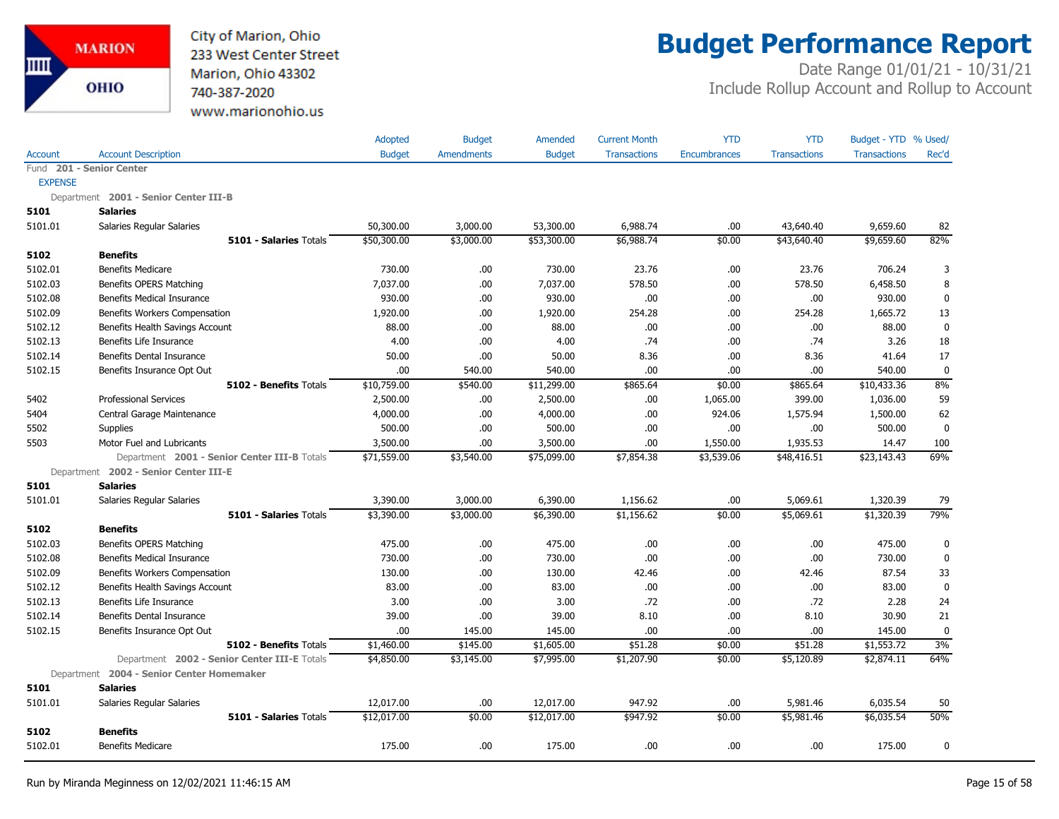City of Marion, Ohio
233 West Center Street
Marion, Ohio 43302
740-387-2020
www.marionohio.us

# Budget Performance Report

Date Range 01/01/21 - 10/31/21
Include Rollup Account and Rollup to Account

| Account | Account Description | Adopted Budget | Budget Amendments | Amended Budget | Current Month Transactions | YTD Encumbrances | YTD Transactions | Budget - YTD Transactions | % Used/ Rec'd |
|---|---|---|---|---|---|---|---|---|---|
| Fund **201 - Senior Center** | | | | | | | | | |
| EXPENSE | | | | | | | | | |
| Department **2001 - Senior Center III-B** | | | | | | | | | |
| **5101** | **Salaries** | | | | | | | | |
| 5101.01 | Salaries Regular Salaries | 50,300.00 | 3,000.00 | 53,300.00 | 6,988.74 | .00 | 43,640.40 | 9,659.60 | 82 |
| | **5101 - Salaries** Totals | $50,300.00 | $3,000.00 | $53,300.00 | $6,988.74 | $0.00 | $43,640.40 | $9,659.60 | 82% |
| **5102** | **Benefits** | | | | | | | | |
| 5102.01 | Benefits Medicare | 730.00 | .00 | 730.00 | 23.76 | .00 | 23.76 | 706.24 | 3 |
| 5102.03 | Benefits OPERS Matching | 7,037.00 | .00 | 7,037.00 | 578.50 | .00 | 578.50 | 6,458.50 | 8 |
| 5102.08 | Benefits Medical Insurance | 930.00 | .00 | 930.00 | .00 | .00 | .00 | 930.00 | 0 |
| 5102.09 | Benefits Workers Compensation | 1,920.00 | .00 | 1,920.00 | 254.28 | .00 | 254.28 | 1,665.72 | 13 |
| 5102.12 | Benefits Health Savings Account | 88.00 | .00 | 88.00 | .00 | .00 | .00 | 88.00 | 0 |
| 5102.13 | Benefits Life Insurance | 4.00 | .00 | 4.00 | .74 | .00 | .74 | 3.26 | 18 |
| 5102.14 | Benefits Dental Insurance | 50.00 | .00 | 50.00 | 8.36 | .00 | 8.36 | 41.64 | 17 |
| 5102.15 | Benefits Insurance Opt Out | .00 | 540.00 | 540.00 | .00 | .00 | .00 | 540.00 | 0 |
| | **5102 - Benefits** Totals | $10,759.00 | $540.00 | $11,299.00 | $865.64 | $0.00 | $865.64 | $10,433.36 | 8% |
| 5402 | Professional Services | 2,500.00 | .00 | 2,500.00 | .00 | 1,065.00 | 399.00 | 1,036.00 | 59 |
| 5404 | Central Garage Maintenance | 4,000.00 | .00 | 4,000.00 | .00 | 924.06 | 1,575.94 | 1,500.00 | 62 |
| 5502 | Supplies | 500.00 | .00 | 500.00 | .00 | .00 | .00 | 500.00 | 0 |
| 5503 | Motor Fuel and Lubricants | 3,500.00 | .00 | 3,500.00 | .00 | 1,550.00 | 1,935.53 | 14.47 | 100 |
| | Department **2001 - Senior Center III-B** Totals | $71,559.00 | $3,540.00 | $75,099.00 | $7,854.38 | $3,539.06 | $48,416.51 | $23,143.43 | 69% |
| Department **2002 - Senior Center III-E** | | | | | | | | | |
| **5101** | **Salaries** | | | | | | | | |
| 5101.01 | Salaries Regular Salaries | 3,390.00 | 3,000.00 | 6,390.00 | 1,156.62 | .00 | 5,069.61 | 1,320.39 | 79 |
| | **5101 - Salaries** Totals | $3,390.00 | $3,000.00 | $6,390.00 | $1,156.62 | $0.00 | $5,069.61 | $1,320.39 | 79% |
| **5102** | **Benefits** | | | | | | | | |
| 5102.03 | Benefits OPERS Matching | 475.00 | .00 | 475.00 | .00 | .00 | .00 | 475.00 | 0 |
| 5102.08 | Benefits Medical Insurance | 730.00 | .00 | 730.00 | .00 | .00 | .00 | 730.00 | 0 |
| 5102.09 | Benefits Workers Compensation | 130.00 | .00 | 130.00 | 42.46 | .00 | 42.46 | 87.54 | 33 |
| 5102.12 | Benefits Health Savings Account | 83.00 | .00 | 83.00 | .00 | .00 | .00 | 83.00 | 0 |
| 5102.13 | Benefits Life Insurance | 3.00 | .00 | 3.00 | .72 | .00 | .72 | 2.28 | 24 |
| 5102.14 | Benefits Dental Insurance | 39.00 | .00 | 39.00 | 8.10 | .00 | 8.10 | 30.90 | 21 |
| 5102.15 | Benefits Insurance Opt Out | .00 | 145.00 | 145.00 | .00 | .00 | .00 | 145.00 | 0 |
| | **5102 - Benefits** Totals | $1,460.00 | $145.00 | $1,605.00 | $51.28 | $0.00 | $51.28 | $1,553.72 | 3% |
| | Department **2002 - Senior Center III-E** Totals | $4,850.00 | $3,145.00 | $7,995.00 | $1,207.90 | $0.00 | $5,120.89 | $2,874.11 | 64% |
| Department **2004 - Senior Center Homemaker** | | | | | | | | | |
| **5101** | **Salaries** | | | | | | | | |
| 5101.01 | Salaries Regular Salaries | 12,017.00 | .00 | 12,017.00 | 947.92 | .00 | 5,981.46 | 6,035.54 | 50 |
| | **5101 - Salaries** Totals | $12,017.00 | $0.00 | $12,017.00 | $947.92 | $0.00 | $5,981.46 | $6,035.54 | 50% |
| **5102** | **Benefits** | | | | | | | | |
| 5102.01 | Benefits Medicare | 175.00 | .00 | 175.00 | .00 | .00 | .00 | 175.00 | 0 |

Run by Miranda Meginness on 12/02/2021 11:46:15 AM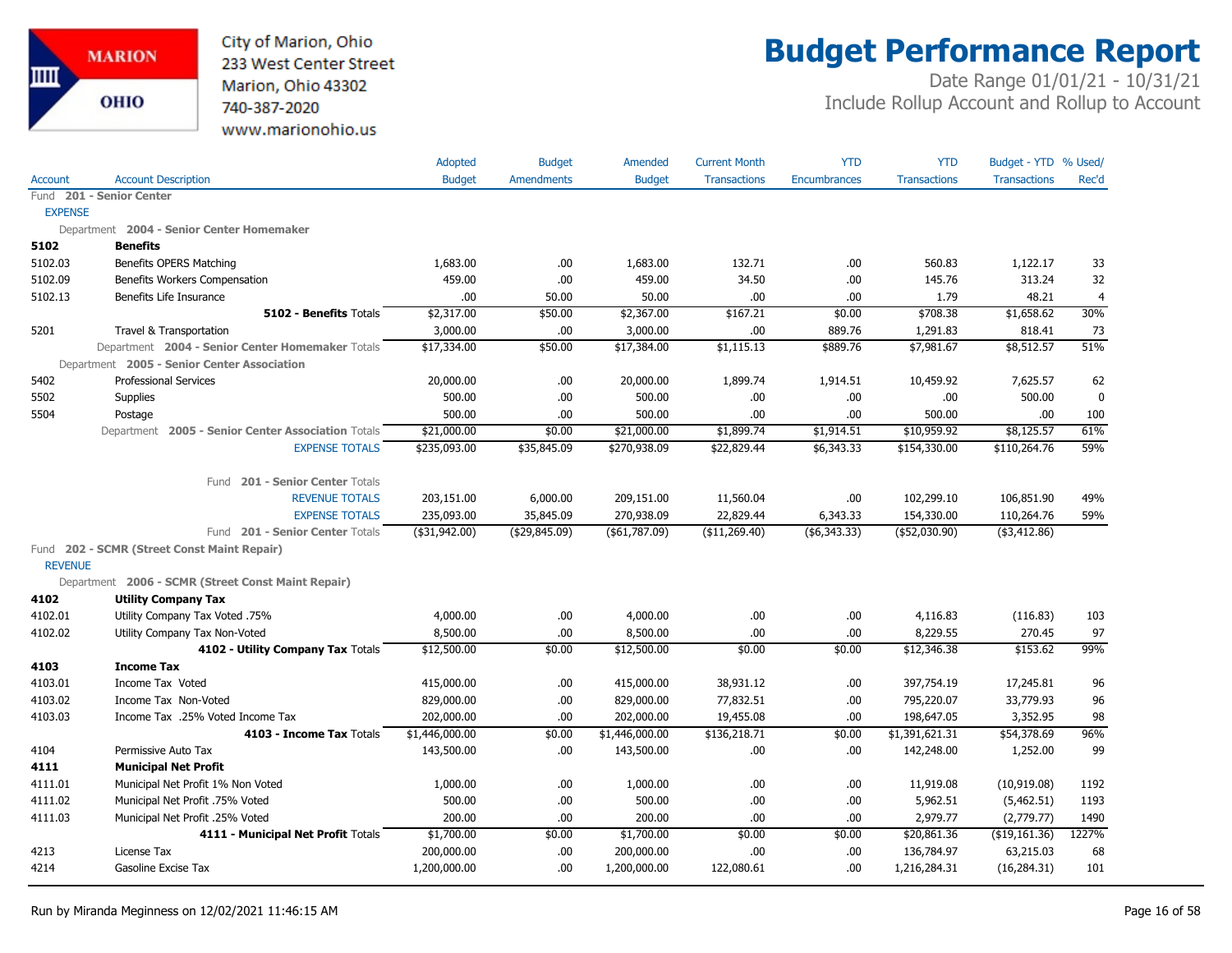# Budget Performance Report

City of Marion, Ohio
233 West Center Street
Marion, Ohio 43302
740-387-2020
www.marionohio.us

Date Range 01/01/21 - 10/31/21
Include Rollup Account and Rollup to Account

| Account | Account Description | Adopted Budget | Budget Amendments | Amended Budget | Current Month Transactions | YTD Encumbrances | YTD Transactions | Budget - YTD Transactions | % Used/ Rec'd |
|---|---|---|---|---|---|---|---|---|---|
| Fund **201 - Senior Center** | | | | | | | | | |
| EXPENSE | | | | | | | | | |
| | Department **2004 - Senior Center Homemaker** | | | | | | | | |
| **5102** | **Benefits** | | | | | | | | |
| 5102.03 | Benefits OPERS Matching | 1,683.00 | .00 | 1,683.00 | 132.71 | .00 | 560.83 | 1,122.17 | 33 |
| 5102.09 | Benefits Workers Compensation | 459.00 | .00 | 459.00 | 34.50 | .00 | 145.76 | 313.24 | 32 |
| 5102.13 | Benefits Life Insurance | .00 | 50.00 | 50.00 | .00 | .00 | 1.79 | 48.21 | 4 |
| | **5102 - Benefits** Totals | $2,317.00 | $50.00 | $2,367.00 | $167.21 | $0.00 | $708.38 | $1,658.62 | 30% |
| 5201 | Travel & Transportation | 3,000.00 | .00 | 3,000.00 | .00 | 889.76 | 1,291.83 | 818.41 | 73 |
| | Department **2004 - Senior Center Homemaker** Totals | $17,334.00 | $50.00 | $17,384.00 | $1,115.13 | $889.76 | $7,981.67 | $8,512.57 | 51% |
| | Department **2005 - Senior Center Association** | | | | | | | | |
| 5402 | Professional Services | 20,000.00 | .00 | 20,000.00 | 1,899.74 | 1,914.51 | 10,459.92 | 7,625.57 | 62 |
| 5502 | Supplies | 500.00 | .00 | 500.00 | .00 | .00 | .00 | 500.00 | 0 |
| 5504 | Postage | 500.00 | .00 | 500.00 | .00 | .00 | 500.00 | .00 | 100 |
| | Department **2005 - Senior Center Association** Totals | $21,000.00 | $0.00 | $21,000.00 | $1,899.74 | $1,914.51 | $10,959.92 | $8,125.57 | 61% |
| | EXPENSE TOTALS | $235,093.00 | $35,845.09 | $270,938.09 | $22,829.44 | $6,343.33 | $154,330.00 | $110,264.76 | 59% |
| | Fund **201 - Senior Center** Totals | | | | | | | | |
| | REVENUE TOTALS | 203,151.00 | 6,000.00 | 209,151.00 | 11,560.04 | .00 | 102,299.10 | 106,851.90 | 49% |
| | EXPENSE TOTALS | 235,093.00 | 35,845.09 | 270,938.09 | 22,829.44 | 6,343.33 | 154,330.00 | 110,264.76 | 59% |
| | Fund **201 - Senior Center** Totals | ($31,942.00) | ($29,845.09) | ($61,787.09) | ($11,269.40) | ($6,343.33) | ($52,030.90) | ($3,412.86) | |
| Fund **202 - SCMR (Street Const Maint Repair)** | | | | | | | | | |
| REVENUE | | | | | | | | | |
| | Department **2006 - SCMR (Street Const Maint Repair)** | | | | | | | | |
| **4102** | **Utility Company Tax** | | | | | | | | |
| 4102.01 | Utility Company Tax Voted .75% | 4,000.00 | .00 | 4,000.00 | .00 | .00 | 4,116.83 | (116.83) | 103 |
| 4102.02 | Utility Company Tax Non-Voted | 8,500.00 | .00 | 8,500.00 | .00 | .00 | 8,229.55 | 270.45 | 97 |
| | **4102 - Utility Company Tax** Totals | $12,500.00 | $0.00 | $12,500.00 | $0.00 | $0.00 | $12,346.38 | $153.62 | 99% |
| **4103** | **Income Tax** | | | | | | | | |
| 4103.01 | Income Tax Voted | 415,000.00 | .00 | 415,000.00 | 38,931.12 | .00 | 397,754.19 | 17,245.81 | 96 |
| 4103.02 | Income Tax Non-Voted | 829,000.00 | .00 | 829,000.00 | 77,832.51 | .00 | 795,220.07 | 33,779.93 | 96 |
| 4103.03 | Income Tax .25% Voted Income Tax | 202,000.00 | .00 | 202,000.00 | 19,455.08 | .00 | 198,647.05 | 3,352.95 | 98 |
| | **4103 - Income Tax** Totals | $1,446,000.00 | $0.00 | $1,446,000.00 | $136,218.71 | $0.00 | $1,391,621.31 | $54,378.69 | 96% |
| 4104 | Permissive Auto Tax | 143,500.00 | .00 | 143,500.00 | .00 | .00 | 142,248.00 | 1,252.00 | 99 |
| **4111** | **Municipal Net Profit** | | | | | | | | |
| 4111.01 | Municipal Net Profit 1% Non Voted | 1,000.00 | .00 | 1,000.00 | .00 | .00 | 11,919.08 | (10,919.08) | 1192 |
| 4111.02 | Municipal Net Profit .75% Voted | 500.00 | .00 | 500.00 | .00 | .00 | 5,962.51 | (5,462.51) | 1193 |
| 4111.03 | Municipal Net Profit .25% Voted | 200.00 | .00 | 200.00 | .00 | .00 | 2,979.77 | (2,779.77) | 1490 |
| | **4111 - Municipal Net Profit** Totals | $1,700.00 | $0.00 | $1,700.00 | $0.00 | $0.00 | $20,861.36 | ($19,161.36) | 1227% |
| 4213 | License Tax | 200,000.00 | .00 | 200,000.00 | .00 | .00 | 136,784.97 | 63,215.03 | 68 |
| 4214 | Gasoline Excise Tax | 1,200,000.00 | .00 | 1,200,000.00 | 122,080.61 | .00 | 1,216,284.31 | (16,284.31) | 101 |

Run by Miranda Meginness on 12/02/2021 11:46:15 AM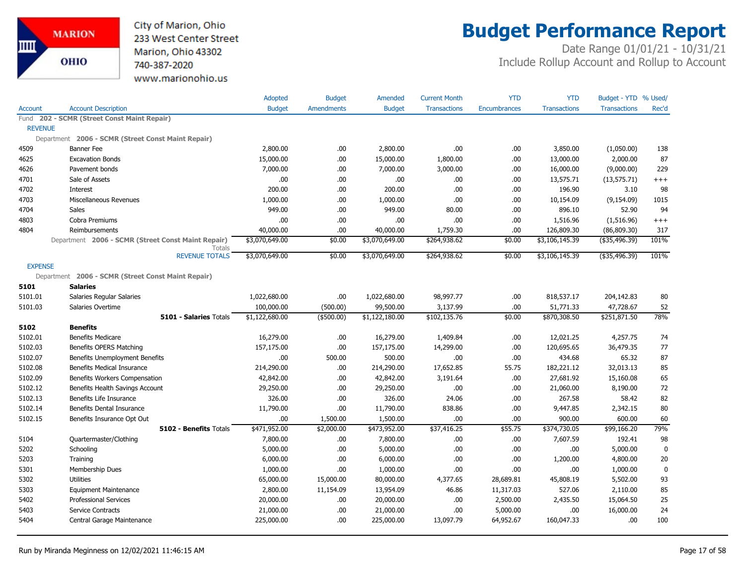City of Marion, Ohio
233 West Center Street
Marion, Ohio 43302
740-387-2020
www.marionohio.us

# Budget Performance Report

Date Range 01/01/21 - 10/31/21
Include Rollup Account and Rollup to Account

| Account | Account Description | Adopted Budget | Budget Amendments | Amended Budget | Current Month Transactions | YTD Encumbrances | YTD Transactions | Budget - YTD Transactions | % Used/ Rec'd |
|---|---|---|---|---|---|---|---|---|---|
| Fund 202 - SCMR (Street Const Maint Repair) | | | | | | | | | |
| REVENUE | | | | | | | | | |
| Department 2006 - SCMR (Street Const Maint Repair) | | | | | | | | | |
| 4509 | Banner Fee | 2,800.00 | .00 | 2,800.00 | .00 | .00 | 3,850.00 | (1,050.00) | 138 |
| 4625 | Excavation Bonds | 15,000.00 | .00 | 15,000.00 | 1,800.00 | .00 | 13,000.00 | 2,000.00 | 87 |
| 4626 | Pavement bonds | 7,000.00 | .00 | 7,000.00 | 3,000.00 | .00 | 16,000.00 | (9,000.00) | 229 |
| 4701 | Sale of Assets | .00 | .00 | .00 | .00 | .00 | 13,575.71 | (13,575.71) | +++ |
| 4702 | Interest | 200.00 | .00 | 200.00 | .00 | .00 | 196.90 | 3.10 | 98 |
| 4703 | Miscellaneous Revenues | 1,000.00 | .00 | 1,000.00 | .00 | .00 | 10,154.09 | (9,154.09) | 1015 |
| 4704 | Sales | 949.00 | .00 | 949.00 | 80.00 | .00 | 896.10 | 52.90 | 94 |
| 4803 | Cobra Premiums | .00 | .00 | .00 | .00 | .00 | 1,516.96 | (1,516.96) | +++ |
| 4804 | Reimbursements | 40,000.00 | .00 | 40,000.00 | 1,759.30 | .00 | 126,809.30 | (86,809.30) | 317 |
| | Department 2006 - SCMR (Street Const Maint Repair) Totals | $3,070,649.00 | $0.00 | $3,070,649.00 | $264,938.62 | $0.00 | $3,106,145.39 | ($35,496.39) | 101% |
| | REVENUE TOTALS | $3,070,649.00 | $0.00 | $3,070,649.00 | $264,938.62 | $0.00 | $3,106,145.39 | ($35,496.39) | 101% |
| EXPENSE | | | | | | | | | |
| Department 2006 - SCMR (Street Const Maint Repair) | | | | | | | | | |
| **5101** | **Salaries** | | | | | | | | |
| 5101.01 | Salaries Regular Salaries | 1,022,680.00 | .00 | 1,022,680.00 | 98,997.77 | .00 | 818,537.17 | 204,142.83 | 80 |
| 5101.03 | Salaries Overtime | 100,000.00 | (500.00) | 99,500.00 | 3,137.99 | .00 | 51,771.33 | 47,728.67 | 52 |
| | **5101 - Salaries** Totals | $1,122,680.00 | ($500.00) | $1,122,180.00 | $102,135.76 | $0.00 | $870,308.50 | $251,871.50 | 78% |
| **5102** | **Benefits** | | | | | | | | |
| 5102.01 | Benefits Medicare | 16,279.00 | .00 | 16,279.00 | 1,409.84 | .00 | 12,021.25 | 4,257.75 | 74 |
| 5102.03 | Benefits OPERS Matching | 157,175.00 | .00 | 157,175.00 | 14,299.00 | .00 | 120,695.65 | 36,479.35 | 77 |
| 5102.07 | Benefits Unemployment Benefits | .00 | 500.00 | 500.00 | .00 | .00 | 434.68 | 65.32 | 87 |
| 5102.08 | Benefits Medical Insurance | 214,290.00 | .00 | 214,290.00 | 17,652.85 | 55.75 | 182,221.12 | 32,013.13 | 85 |
| 5102.09 | Benefits Workers Compensation | 42,842.00 | .00 | 42,842.00 | 3,191.64 | .00 | 27,681.92 | 15,160.08 | 65 |
| 5102.12 | Benefits Health Savings Account | 29,250.00 | .00 | 29,250.00 | .00 | .00 | 21,060.00 | 8,190.00 | 72 |
| 5102.13 | Benefits Life Insurance | 326.00 | .00 | 326.00 | 24.06 | .00 | 267.58 | 58.42 | 82 |
| 5102.14 | Benefits Dental Insurance | 11,790.00 | .00 | 11,790.00 | 838.86 | .00 | 9,447.85 | 2,342.15 | 80 |
| 5102.15 | Benefits Insurance Opt Out | .00 | 1,500.00 | 1,500.00 | .00 | .00 | 900.00 | 600.00 | 60 |
| | **5102 - Benefits** Totals | $471,952.00 | $2,000.00 | $473,952.00 | $37,416.25 | $55.75 | $374,730.05 | $99,166.20 | 79% |
| 5104 | Quartermaster/Clothing | 7,800.00 | .00 | 7,800.00 | .00 | .00 | 7,607.59 | 192.41 | 98 |
| 5202 | Schooling | 5,000.00 | .00 | 5,000.00 | .00 | .00 | .00 | 5,000.00 | 0 |
| 5203 | Training | 6,000.00 | .00 | 6,000.00 | .00 | .00 | 1,200.00 | 4,800.00 | 20 |
| 5301 | Membership Dues | 1,000.00 | .00 | 1,000.00 | .00 | .00 | .00 | 1,000.00 | 0 |
| 5302 | Utilities | 65,000.00 | 15,000.00 | 80,000.00 | 4,377.65 | 28,689.81 | 45,808.19 | 5,502.00 | 93 |
| 5303 | Equipment Maintenance | 2,800.00 | 11,154.09 | 13,954.09 | 46.86 | 11,317.03 | 527.06 | 2,110.00 | 85 |
| 5402 | Professional Services | 20,000.00 | .00 | 20,000.00 | .00 | 2,500.00 | 2,435.50 | 15,064.50 | 25 |
| 5403 | Service Contracts | 21,000.00 | .00 | 21,000.00 | .00 | 5,000.00 | .00 | 16,000.00 | 24 |
| 5404 | Central Garage Maintenance | 225,000.00 | .00 | 225,000.00 | 13,097.79 | 64,952.67 | 160,047.33 | .00 | 100 |

Run by Miranda Meginness on 12/02/2021 11:46:15 AM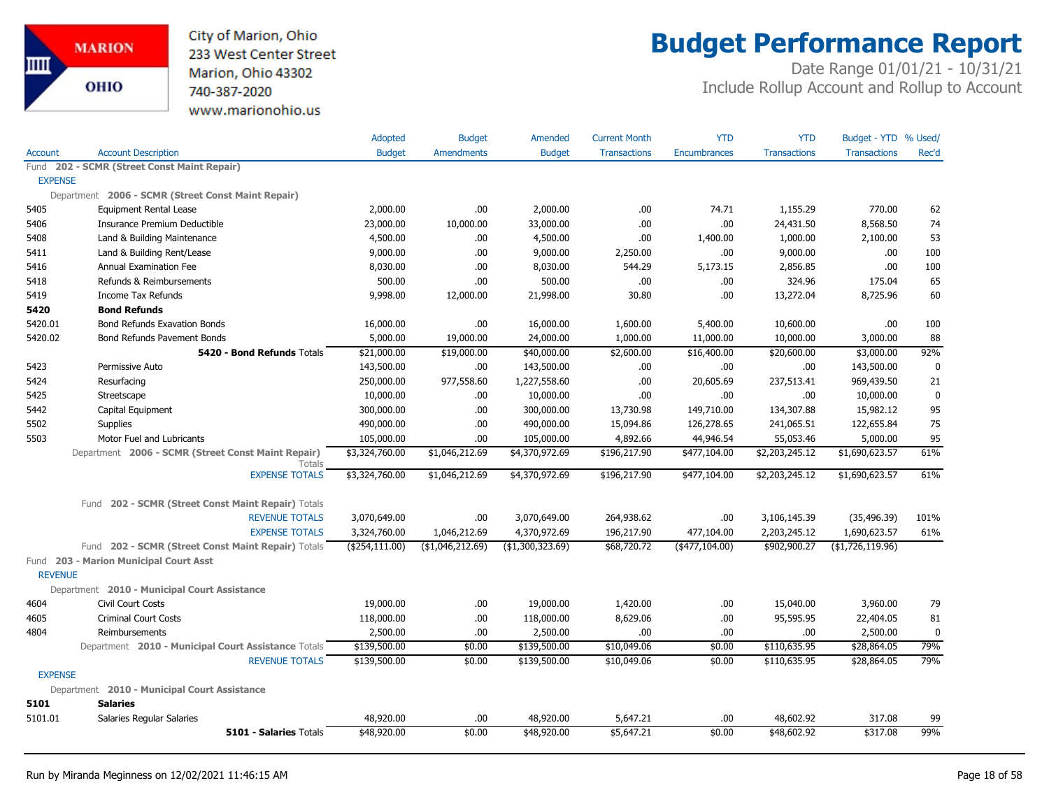# Budget Performance Report

City of Marion, Ohio
233 West Center Street
Marion, Ohio 43302
740-387-2020
www.marionohio.us

Date Range 01/01/21 - 10/31/21
Include Rollup Account and Rollup to Account

| Account | Account Description | Adopted Budget | Budget Amendments | Amended Budget | Current Month Transactions | YTD Encumbrances | YTD Transactions | Budget - YTD Transactions | % Used/ Rec'd |
|---|---|---|---|---|---|---|---|---|---|
| Fund 202 - SCMR (Street Const Maint Repair) | | | | | | | | | |
| EXPENSE | | | | | | | | | |
| Department 2006 - SCMR (Street Const Maint Repair) | | | | | | | | | |
| 5405 | Equipment Rental Lease | 2,000.00 | .00 | 2,000.00 | .00 | 74.71 | 1,155.29 | 770.00 | 62 |
| 5406 | Insurance Premium Deductible | 23,000.00 | 10,000.00 | 33,000.00 | .00 | .00 | 24,431.50 | 8,568.50 | 74 |
| 5408 | Land & Building Maintenance | 4,500.00 | .00 | 4,500.00 | .00 | 1,400.00 | 1,000.00 | 2,100.00 | 53 |
| 5411 | Land & Building Rent/Lease | 9,000.00 | .00 | 9,000.00 | 2,250.00 | .00 | 9,000.00 | .00 | 100 |
| 5416 | Annual Examination Fee | 8,030.00 | .00 | 8,030.00 | 544.29 | 5,173.15 | 2,856.85 | .00 | 100 |
| 5418 | Refunds & Reimbursements | 500.00 | .00 | 500.00 | .00 | .00 | 324.96 | 175.04 | 65 |
| 5419 | Income Tax Refunds | 9,998.00 | 12,000.00 | 21,998.00 | 30.80 | .00 | 13,272.04 | 8,725.96 | 60 |
| **5420** | **Bond Refunds** | | | | | | | | |
| 5420.01 | Bond Refunds Exavation Bonds | 16,000.00 | .00 | 16,000.00 | 1,600.00 | 5,400.00 | 10,600.00 | .00 | 100 |
| 5420.02 | Bond Refunds Pavement Bonds | 5,000.00 | 19,000.00 | 24,000.00 | 1,000.00 | 11,000.00 | 10,000.00 | 3,000.00 | 88 |
| | **5420 - Bond Refunds** Totals | $21,000.00 | $19,000.00 | $40,000.00 | $2,600.00 | $16,400.00 | $20,600.00 | $3,000.00 | 92% |
| 5423 | Permissive Auto | 143,500.00 | .00 | 143,500.00 | .00 | .00 | .00 | 143,500.00 | 0 |
| 5424 | Resurfacing | 250,000.00 | 977,558.60 | 1,227,558.60 | .00 | 20,605.69 | 237,513.41 | 969,439.50 | 21 |
| 5425 | Streetscape | 10,000.00 | .00 | 10,000.00 | .00 | .00 | .00 | 10,000.00 | 0 |
| 5442 | Capital Equipment | 300,000.00 | .00 | 300,000.00 | 13,730.98 | 149,710.00 | 134,307.88 | 15,982.12 | 95 |
| 5502 | Supplies | 490,000.00 | .00 | 490,000.00 | 15,094.86 | 126,278.65 | 241,065.51 | 122,655.84 | 75 |
| 5503 | Motor Fuel and Lubricants | 105,000.00 | .00 | 105,000.00 | 4,892.66 | 44,946.54 | 55,053.46 | 5,000.00 | 95 |
| | Department 2006 - SCMR (Street Const Maint Repair) Totals | $3,324,760.00 | $1,046,212.69 | $4,370,972.69 | $196,217.90 | $477,104.00 | $2,203,245.12 | $1,690,623.57 | 61% |
| | EXPENSE TOTALS | $3,324,760.00 | $1,046,212.69 | $4,370,972.69 | $196,217.90 | $477,104.00 | $2,203,245.12 | $1,690,623.57 | 61% |
| | Fund 202 - SCMR (Street Const Maint Repair) Totals | | | | | | | | |
| | REVENUE TOTALS | 3,070,649.00 | .00 | 3,070,649.00 | 264,938.62 | .00 | 3,106,145.39 | (35,496.39) | 101% |
| | EXPENSE TOTALS | 3,324,760.00 | 1,046,212.69 | 4,370,972.69 | 196,217.90 | 477,104.00 | 2,203,245.12 | 1,690,623.57 | 61% |
| | Fund 202 - SCMR (Street Const Maint Repair) Totals | ($254,111.00) | ($1,046,212.69) | ($1,300,323.69) | $68,720.72 | ($477,104.00) | $902,900.27 | ($1,726,119.96) | |
| Fund 203 - Marion Municipal Court Asst | | | | | | | | | |
| REVENUE | | | | | | | | | |
| Department 2010 - Municipal Court Assistance | | | | | | | | | |
| 4604 | Civil Court Costs | 19,000.00 | .00 | 19,000.00 | 1,420.00 | .00 | 15,040.00 | 3,960.00 | 79 |
| 4605 | Criminal Court Costs | 118,000.00 | .00 | 118,000.00 | 8,629.06 | .00 | 95,595.95 | 22,404.05 | 81 |
| 4804 | Reimbursements | 2,500.00 | .00 | 2,500.00 | .00 | .00 | .00 | 2,500.00 | 0 |
| | Department 2010 - Municipal Court Assistance Totals | $139,500.00 | $0.00 | $139,500.00 | $10,049.06 | $0.00 | $110,635.95 | $28,864.05 | 79% |
| | REVENUE TOTALS | $139,500.00 | $0.00 | $139,500.00 | $10,049.06 | $0.00 | $110,635.95 | $28,864.05 | 79% |
| EXPENSE | | | | | | | | | |
| Department 2010 - Municipal Court Assistance | | | | | | | | | |
| **5101** | **Salaries** | | | | | | | | |
| 5101.01 | Salaries Regular Salaries | 48,920.00 | .00 | 48,920.00 | 5,647.21 | .00 | 48,602.92 | 317.08 | 99 |
| | **5101 - Salaries** Totals | $48,920.00 | $0.00 | $48,920.00 | $5,647.21 | $0.00 | $48,602.92 | $317.08 | 99% |

Run by Miranda Meginness on 12/02/2021 11:46:15 AM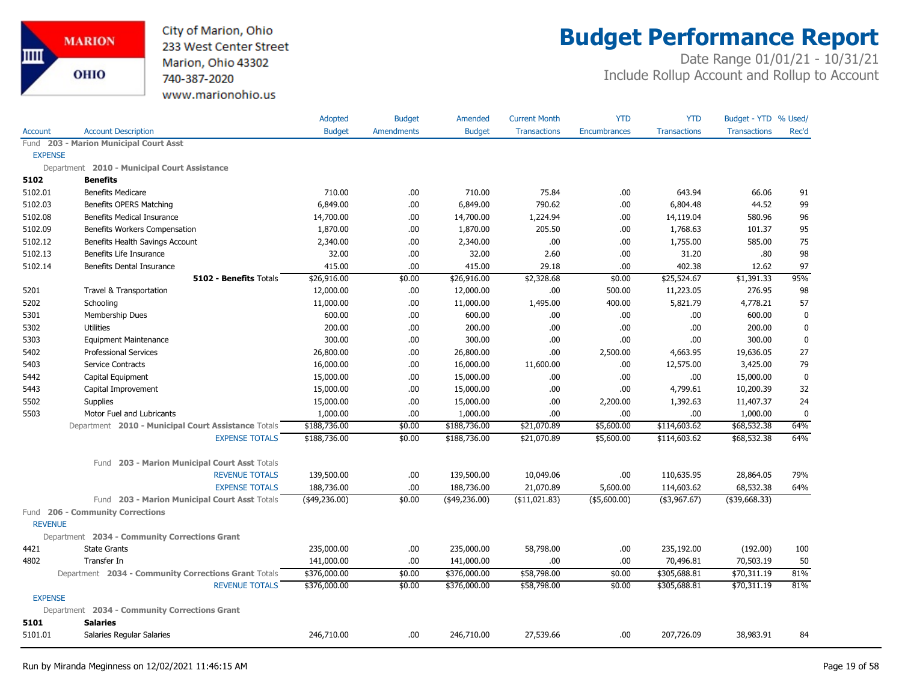City of Marion, Ohio
233 West Center Street
Marion, Ohio 43302
740-387-2020
www.marionohio.us

# Budget Performance Report

Date Range 01/01/21 - 10/31/21
Include Rollup Account and Rollup to Account

| Account | Account Description | Adopted Budget | Budget Amendments | Amended Budget | Current Month Transactions | YTD Encumbrances | YTD Transactions | Budget - YTD Transactions | % Used/ Rec'd |
|---|---|---|---|---|---|---|---|---|---|
| Fund 203 - Marion Municipal Court Asst | | | | | | | | | |
| EXPENSE | | | | | | | | | |
| Department 2010 - Municipal Court Assistance | | | | | | | | | |
| **5102** | **Benefits** | | | | | | | | |
| 5102.01 | Benefits Medicare | 710.00 | .00 | 710.00 | 75.84 | .00 | 643.94 | 66.06 | 91 |
| 5102.03 | Benefits OPERS Matching | 6,849.00 | .00 | 6,849.00 | 790.62 | .00 | 6,804.48 | 44.52 | 99 |
| 5102.08 | Benefits Medical Insurance | 14,700.00 | .00 | 14,700.00 | 1,224.94 | .00 | 14,119.04 | 580.96 | 96 |
| 5102.09 | Benefits Workers Compensation | 1,870.00 | .00 | 1,870.00 | 205.50 | .00 | 1,768.63 | 101.37 | 95 |
| 5102.12 | Benefits Health Savings Account | 2,340.00 | .00 | 2,340.00 | .00 | .00 | 1,755.00 | 585.00 | 75 |
| 5102.13 | Benefits Life Insurance | 32.00 | .00 | 32.00 | 2.60 | .00 | 31.20 | .80 | 98 |
| 5102.14 | Benefits Dental Insurance | 415.00 | .00 | 415.00 | 29.18 | .00 | 402.38 | 12.62 | 97 |
| | **5102 - Benefits** Totals | $26,916.00 | $0.00 | $26,916.00 | $2,328.68 | $0.00 | $25,524.67 | $1,391.33 | 95% |
| 5201 | Travel & Transportation | 12,000.00 | .00 | 12,000.00 | .00 | 500.00 | 11,223.05 | 276.95 | 98 |
| 5202 | Schooling | 11,000.00 | .00 | 11,000.00 | 1,495.00 | 400.00 | 5,821.79 | 4,778.21 | 57 |
| 5301 | Membership Dues | 600.00 | .00 | 600.00 | .00 | .00 | .00 | 600.00 | 0 |
| 5302 | Utilities | 200.00 | .00 | 200.00 | .00 | .00 | .00 | 200.00 | 0 |
| 5303 | Equipment Maintenance | 300.00 | .00 | 300.00 | .00 | .00 | .00 | 300.00 | 0 |
| 5402 | Professional Services | 26,800.00 | .00 | 26,800.00 | .00 | 2,500.00 | 4,663.95 | 19,636.05 | 27 |
| 5403 | Service Contracts | 16,000.00 | .00 | 16,000.00 | 11,600.00 | .00 | 12,575.00 | 3,425.00 | 79 |
| 5442 | Capital Equipment | 15,000.00 | .00 | 15,000.00 | .00 | .00 | .00 | 15,000.00 | 0 |
| 5443 | Capital Improvement | 15,000.00 | .00 | 15,000.00 | .00 | .00 | 4,799.61 | 10,200.39 | 32 |
| 5502 | Supplies | 15,000.00 | .00 | 15,000.00 | .00 | 2,200.00 | 1,392.63 | 11,407.37 | 24 |
| 5503 | Motor Fuel and Lubricants | 1,000.00 | .00 | 1,000.00 | .00 | .00 | .00 | 1,000.00 | 0 |
| | Department **2010 - Municipal Court Assistance** Totals | $188,736.00 | $0.00 | $188,736.00 | $21,070.89 | $5,600.00 | $114,603.62 | $68,532.38 | 64% |
| | EXPENSE TOTALS | $188,736.00 | $0.00 | $188,736.00 | $21,070.89 | $5,600.00 | $114,603.62 | $68,532.38 | 64% |
| | Fund **203 - Marion Municipal Court Asst** Totals | | | | | | | | |
| | REVENUE TOTALS | 139,500.00 | .00 | 139,500.00 | 10,049.06 | .00 | 110,635.95 | 28,864.05 | 79% |
| | EXPENSE TOTALS | 188,736.00 | .00 | 188,736.00 | 21,070.89 | 5,600.00 | 114,603.62 | 68,532.38 | 64% |
| | Fund **203 - Marion Municipal Court Asst** Totals | ($49,236.00) | $0.00 | ($49,236.00) | ($11,021.83) | ($5,600.00) | ($3,967.67) | ($39,668.33) | |
| Fund 206 - Community Corrections | | | | | | | | | |
| REVENUE | | | | | | | | | |
| Department 2034 - Community Corrections Grant | | | | | | | | | |
| 4421 | State Grants | 235,000.00 | .00 | 235,000.00 | 58,798.00 | .00 | 235,192.00 | (192.00) | 100 |
| 4802 | Transfer In | 141,000.00 | .00 | 141,000.00 | .00 | .00 | 70,496.81 | 70,503.19 | 50 |
| | Department **2034 - Community Corrections Grant** Totals | $376,000.00 | $0.00 | $376,000.00 | $58,798.00 | $0.00 | $305,688.81 | $70,311.19 | 81% |
| | REVENUE TOTALS | $376,000.00 | $0.00 | $376,000.00 | $58,798.00 | $0.00 | $305,688.81 | $70,311.19 | 81% |
| EXPENSE | | | | | | | | | |
| Department 2034 - Community Corrections Grant | | | | | | | | | |
| **5101** | **Salaries** | | | | | | | | |
| 5101.01 | Salaries Regular Salaries | 246,710.00 | .00 | 246,710.00 | 27,539.66 | .00 | 207,726.09 | 38,983.91 | 84 |

Run by Miranda Meginness on 12/02/2021 11:46:15 AM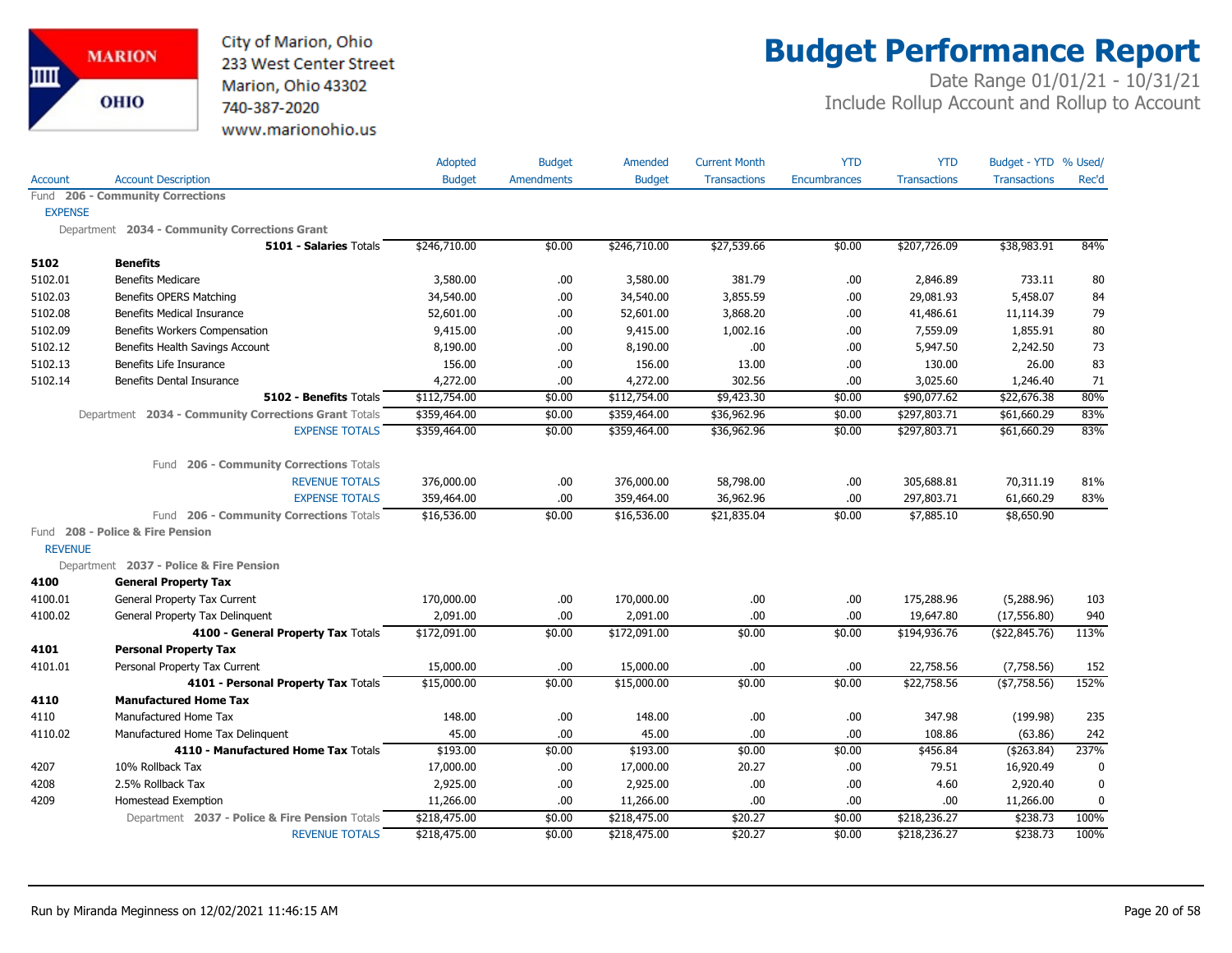City of Marion, Ohio
233 West Center Street
Marion, Ohio 43302
740-387-2020
www.marionohio.us

# Budget Performance Report

Date Range 01/01/21 - 10/31/21
Include Rollup Account and Rollup to Account

| Account | Account Description | Adopted Budget | Budget Amendments | Amended Budget | Current Month Transactions | YTD Encumbrances | YTD Transactions | Budget - YTD Transactions | % Used/ Rec'd |
|---|---|---|---|---|---|---|---|---|---|
| Fund **206 - Community Corrections** | | | | | | | | | |
| EXPENSE | | | | | | | | | |
| Department **2034 - Community Corrections Grant** | | | | | | | | | |
| | **5101 - Salaries** Totals | $246,710.00 | $0.00 | $246,710.00 | $27,539.66 | $0.00 | $207,726.09 | $38,983.91 | 84% |
| **5102** | **Benefits** | | | | | | | | |
| 5102.01 | Benefits Medicare | 3,580.00 | .00 | 3,580.00 | 381.79 | .00 | 2,846.89 | 733.11 | 80 |
| 5102.03 | Benefits OPERS Matching | 34,540.00 | .00 | 34,540.00 | 3,855.59 | .00 | 29,081.93 | 5,458.07 | 84 |
| 5102.08 | Benefits Medical Insurance | 52,601.00 | .00 | 52,601.00 | 3,868.20 | .00 | 41,486.61 | 11,114.39 | 79 |
| 5102.09 | Benefits Workers Compensation | 9,415.00 | .00 | 9,415.00 | 1,002.16 | .00 | 7,559.09 | 1,855.91 | 80 |
| 5102.12 | Benefits Health Savings Account | 8,190.00 | .00 | 8,190.00 | .00 | .00 | 5,947.50 | 2,242.50 | 73 |
| 5102.13 | Benefits Life Insurance | 156.00 | .00 | 156.00 | 13.00 | .00 | 130.00 | 26.00 | 83 |
| 5102.14 | Benefits Dental Insurance | 4,272.00 | .00 | 4,272.00 | 302.56 | .00 | 3,025.60 | 1,246.40 | 71 |
| | **5102 - Benefits** Totals | $112,754.00 | $0.00 | $112,754.00 | $9,423.30 | $0.00 | $90,077.62 | $22,676.38 | 80% |
| | Department **2034 - Community Corrections Grant** Totals | $359,464.00 | $0.00 | $359,464.00 | $36,962.96 | $0.00 | $297,803.71 | $61,660.29 | 83% |
| | EXPENSE TOTALS | $359,464.00 | $0.00 | $359,464.00 | $36,962.96 | $0.00 | $297,803.71 | $61,660.29 | 83% |
| | Fund **206 - Community Corrections** Totals | | | | | | | | |
| | REVENUE TOTALS | 376,000.00 | .00 | 376,000.00 | 58,798.00 | .00 | 305,688.81 | 70,311.19 | 81% |
| | EXPENSE TOTALS | 359,464.00 | .00 | 359,464.00 | 36,962.96 | .00 | 297,803.71 | 61,660.29 | 83% |
| | Fund **206 - Community Corrections** Totals | $16,536.00 | $0.00 | $16,536.00 | $21,835.04 | $0.00 | $7,885.10 | $8,650.90 | |
| Fund **208 - Police & Fire Pension** | | | | | | | | | |
| REVENUE | | | | | | | | | |
| Department **2037 - Police & Fire Pension** | | | | | | | | | |
| **4100** | **General Property Tax** | | | | | | | | |
| 4100.01 | General Property Tax Current | 170,000.00 | .00 | 170,000.00 | .00 | .00 | 175,288.96 | (5,288.96) | 103 |
| 4100.02 | General Property Tax Delinquent | 2,091.00 | .00 | 2,091.00 | .00 | .00 | 19,647.80 | (17,556.80) | 940 |
| | **4100 - General Property Tax** Totals | $172,091.00 | $0.00 | $172,091.00 | $0.00 | $0.00 | $194,936.76 | ($22,845.76) | 113% |
| **4101** | **Personal Property Tax** | | | | | | | | |
| 4101.01 | Personal Property Tax Current | 15,000.00 | .00 | 15,000.00 | .00 | .00 | 22,758.56 | (7,758.56) | 152 |
| | **4101 - Personal Property Tax** Totals | $15,000.00 | $0.00 | $15,000.00 | $0.00 | $0.00 | $22,758.56 | ($7,758.56) | 152% |
| **4110** | **Manufactured Home Tax** | | | | | | | | |
| 4110 | Manufactured Home Tax | 148.00 | .00 | 148.00 | .00 | .00 | 347.98 | (199.98) | 235 |
| 4110.02 | Manufactured Home Tax Delinquent | 45.00 | .00 | 45.00 | .00 | .00 | 108.86 | (63.86) | 242 |
| | **4110 - Manufactured Home Tax** Totals | $193.00 | $0.00 | $193.00 | $0.00 | $0.00 | $456.84 | ($263.84) | 237% |
| 4207 | 10% Rollback Tax | 17,000.00 | .00 | 17,000.00 | 20.27 | .00 | 79.51 | 16,920.49 | 0 |
| 4208 | 2.5% Rollback Tax | 2,925.00 | .00 | 2,925.00 | .00 | .00 | 4.60 | 2,920.40 | 0 |
| 4209 | Homestead Exemption | 11,266.00 | .00 | 11,266.00 | .00 | .00 | .00 | 11,266.00 | 0 |
| | Department **2037 - Police & Fire Pension** Totals | $218,475.00 | $0.00 | $218,475.00 | $20.27 | $0.00 | $218,236.27 | $238.73 | 100% |
| | REVENUE TOTALS | $218,475.00 | $0.00 | $218,475.00 | $20.27 | $0.00 | $218,236.27 | $238.73 | 100% |

Run by Miranda Meginness on 12/02/2021 11:46:15 AM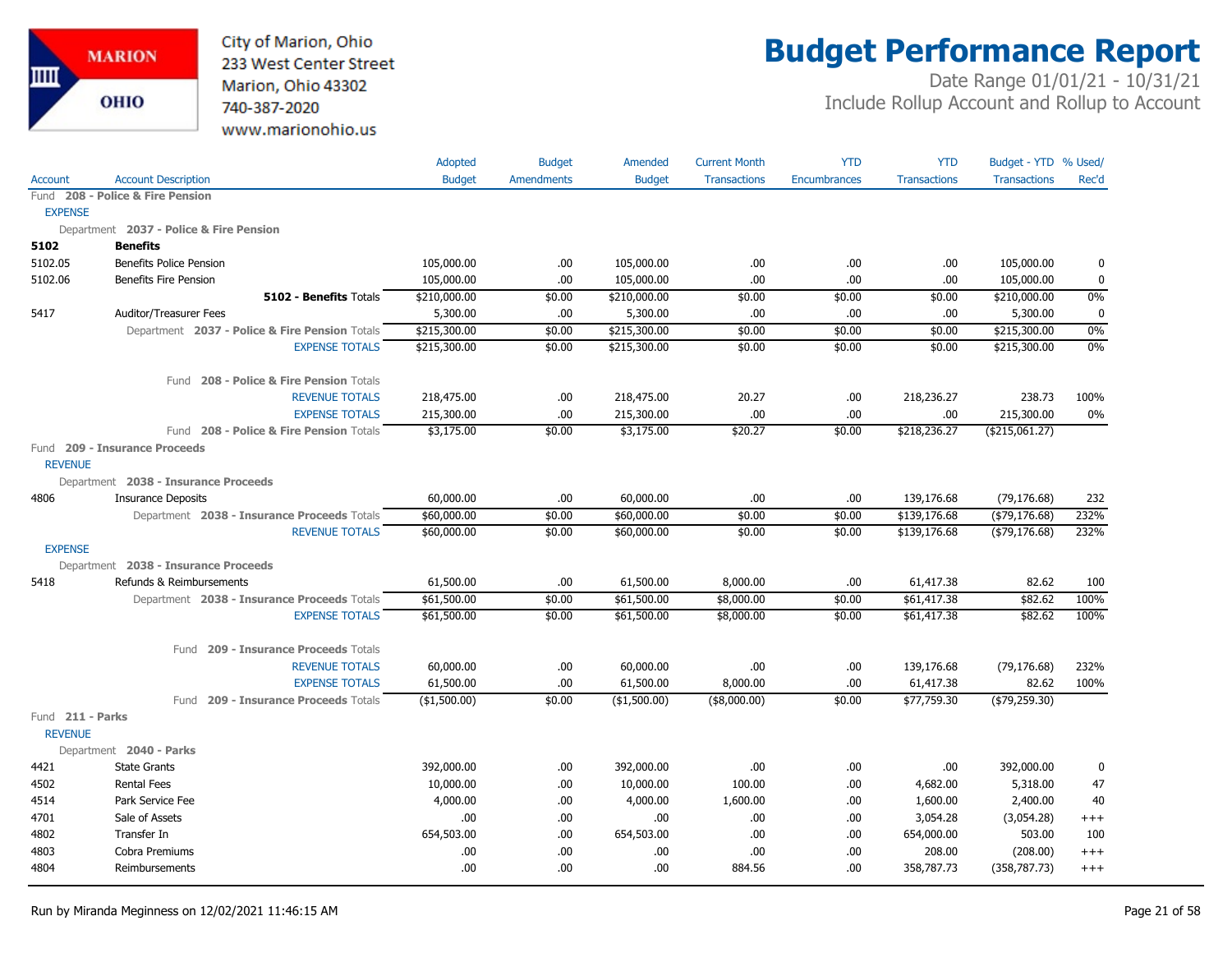# Budget Performance Report

City of Marion, Ohio
233 West Center Street
Marion, Ohio 43302
740-387-2020
www.marionohio.us

Date Range 01/01/21 - 10/31/21
Include Rollup Account and Rollup to Account

| Account | Account Description | Adopted Budget | Budget Amendments | Amended Budget | Current Month Transactions | YTD Encumbrances | YTD Transactions | Budget - YTD Transactions | % Used/ Rec'd |
|---|---|---|---|---|---|---|---|---|---|
| Fund **208 - Police & Fire Pension** | | | | | | | | | |
| EXPENSE | | | | | | | | | |
| Department **2037 - Police & Fire Pension** | | | | | | | | | |
| **5102** | **Benefits** | | | | | | | | |
| 5102.05 | Benefits Police Pension | 105,000.00 | .00 | 105,000.00 | .00 | .00 | .00 | 105,000.00 | 0 |
| 5102.06 | Benefits Fire Pension | 105,000.00 | .00 | 105,000.00 | .00 | .00 | .00 | 105,000.00 | 0 |
| | **5102 - Benefits** Totals | $210,000.00 | $0.00 | $210,000.00 | $0.00 | $0.00 | $0.00 | $210,000.00 | 0% |
| 5417 | Auditor/Treasurer Fees | 5,300.00 | .00 | 5,300.00 | .00 | .00 | .00 | 5,300.00 | 0 |
| | Department **2037 - Police & Fire Pension** Totals | $215,300.00 | $0.00 | $215,300.00 | $0.00 | $0.00 | $0.00 | $215,300.00 | 0% |
| | EXPENSE TOTALS | $215,300.00 | $0.00 | $215,300.00 | $0.00 | $0.00 | $0.00 | $215,300.00 | 0% |
| | Fund **208 - Police & Fire Pension** Totals | | | | | | | | |
| | REVENUE TOTALS | 218,475.00 | .00 | 218,475.00 | 20.27 | .00 | 218,236.27 | 238.73 | 100% |
| | EXPENSE TOTALS | 215,300.00 | .00 | 215,300.00 | .00 | .00 | .00 | 215,300.00 | 0% |
| | Fund **208 - Police & Fire Pension** Totals | $3,175.00 | $0.00 | $3,175.00 | $20.27 | $0.00 | $218,236.27 | ($215,061.27) | |
| Fund **209 - Insurance Proceeds** | | | | | | | | | |
| REVENUE | | | | | | | | | |
| Department **2038 - Insurance Proceeds** | | | | | | | | | |
| 4806 | Insurance Deposits | 60,000.00 | .00 | 60,000.00 | .00 | .00 | 139,176.68 | (79,176.68) | 232 |
| | Department **2038 - Insurance Proceeds** Totals | $60,000.00 | $0.00 | $60,000.00 | $0.00 | $0.00 | $139,176.68 | ($79,176.68) | 232% |
| | REVENUE TOTALS | $60,000.00 | $0.00 | $60,000.00 | $0.00 | $0.00 | $139,176.68 | ($79,176.68) | 232% |
| EXPENSE | | | | | | | | | |
| Department **2038 - Insurance Proceeds** | | | | | | | | | |
| 5418 | Refunds & Reimbursements | 61,500.00 | .00 | 61,500.00 | 8,000.00 | .00 | 61,417.38 | 82.62 | 100 |
| | Department **2038 - Insurance Proceeds** Totals | $61,500.00 | $0.00 | $61,500.00 | $8,000.00 | $0.00 | $61,417.38 | $82.62 | 100% |
| | EXPENSE TOTALS | $61,500.00 | $0.00 | $61,500.00 | $8,000.00 | $0.00 | $61,417.38 | $82.62 | 100% |
| | Fund **209 - Insurance Proceeds** Totals | | | | | | | | |
| | REVENUE TOTALS | 60,000.00 | .00 | 60,000.00 | .00 | .00 | 139,176.68 | (79,176.68) | 232% |
| | EXPENSE TOTALS | 61,500.00 | .00 | 61,500.00 | 8,000.00 | .00 | 61,417.38 | 82.62 | 100% |
| | Fund **209 - Insurance Proceeds** Totals | ($1,500.00) | $0.00 | ($1,500.00) | ($8,000.00) | $0.00 | $77,759.30 | ($79,259.30) | |
| Fund **211 - Parks** | | | | | | | | | |
| REVENUE | | | | | | | | | |
| Department **2040 - Parks** | | | | | | | | | |
| 4421 | State Grants | 392,000.00 | .00 | 392,000.00 | .00 | .00 | .00 | 392,000.00 | 0 |
| 4502 | Rental Fees | 10,000.00 | .00 | 10,000.00 | 100.00 | .00 | 4,682.00 | 5,318.00 | 47 |
| 4514 | Park Service Fee | 4,000.00 | .00 | 4,000.00 | 1,600.00 | .00 | 1,600.00 | 2,400.00 | 40 |
| 4701 | Sale of Assets | .00 | .00 | .00 | .00 | .00 | 3,054.28 | (3,054.28) | +++ |
| 4802 | Transfer In | 654,503.00 | .00 | 654,503.00 | .00 | .00 | 654,000.00 | 503.00 | 100 |
| 4803 | Cobra Premiums | .00 | .00 | .00 | .00 | .00 | 208.00 | (208.00) | +++ |
| 4804 | Reimbursements | .00 | .00 | .00 | 884.56 | .00 | 358,787.73 | (358,787.73) | +++ |

Run by Miranda Meginness on 12/02/2021 11:46:15 AM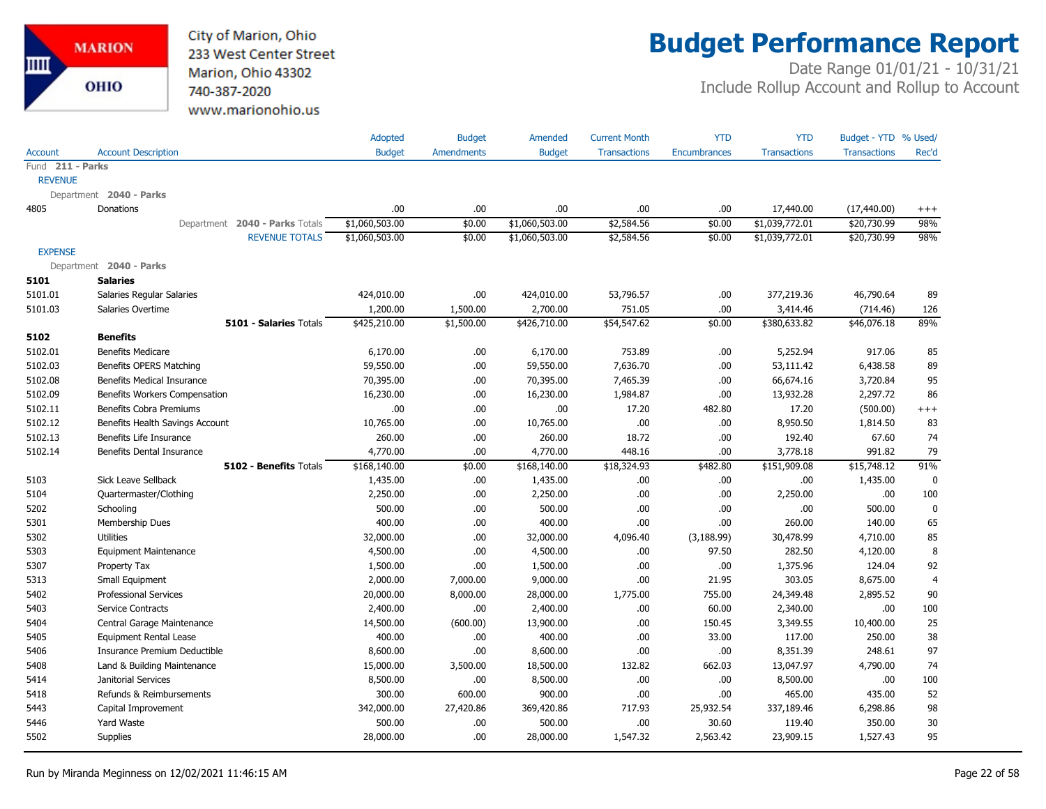# Budget Performance Report

City of Marion, Ohio
233 West Center Street
Marion, Ohio 43302
740-387-2020
www.marionohio.us

Date Range 01/01/21 - 10/31/21
Include Rollup Account and Rollup to Account

| Account | Account Description | Adopted Budget | Budget Amendments | Amended Budget | Current Month Transactions | YTD Encumbrances | YTD Transactions | Budget - YTD Transactions | % Used/ Rec'd |
|---|---|---|---|---|---|---|---|---|---|
| Fund 211 - Parks | | | | | | | | | |
| REVENUE | | | | | | | | | |
| Department 2040 - Parks | | | | | | | | | |
| 4805 | Donations | .00 | .00 | .00 | .00 | .00 | 17,440.00 | (17,440.00) | +++ |
| | Department 2040 - Parks Totals | $1,060,503.00 | $0.00 | $1,060,503.00 | $2,584.56 | $0.00 | $1,039,772.01 | $20,730.99 | 98% |
| | REVENUE TOTALS | $1,060,503.00 | $0.00 | $1,060,503.00 | $2,584.56 | $0.00 | $1,039,772.01 | $20,730.99 | 98% |
| EXPENSE | | | | | | | | | |
| Department 2040 - Parks | | | | | | | | | |
| **5101** | **Salaries** | | | | | | | | |
| 5101.01 | Salaries Regular Salaries | 424,010.00 | .00 | 424,010.00 | 53,796.57 | .00 | 377,219.36 | 46,790.64 | 89 |
| 5101.03 | Salaries Overtime | 1,200.00 | 1,500.00 | 2,700.00 | 751.05 | .00 | 3,414.46 | (714.46) | 126 |
| | **5101 - Salaries** Totals | $425,210.00 | $1,500.00 | $426,710.00 | $54,547.62 | $0.00 | $380,633.82 | $46,076.18 | 89% |
| **5102** | **Benefits** | | | | | | | | |
| 5102.01 | Benefits Medicare | 6,170.00 | .00 | 6,170.00 | 753.89 | .00 | 5,252.94 | 917.06 | 85 |
| 5102.03 | Benefits OPERS Matching | 59,550.00 | .00 | 59,550.00 | 7,636.70 | .00 | 53,111.42 | 6,438.58 | 89 |
| 5102.08 | Benefits Medical Insurance | 70,395.00 | .00 | 70,395.00 | 7,465.39 | .00 | 66,674.16 | 3,720.84 | 95 |
| 5102.09 | Benefits Workers Compensation | 16,230.00 | .00 | 16,230.00 | 1,984.87 | .00 | 13,932.28 | 2,297.72 | 86 |
| 5102.11 | Benefits Cobra Premiums | .00 | .00 | .00 | 17.20 | 482.80 | 17.20 | (500.00) | +++ |
| 5102.12 | Benefits Health Savings Account | 10,765.00 | .00 | 10,765.00 | .00 | .00 | 8,950.50 | 1,814.50 | 83 |
| 5102.13 | Benefits Life Insurance | 260.00 | .00 | 260.00 | 18.72 | .00 | 192.40 | 67.60 | 74 |
| 5102.14 | Benefits Dental Insurance | 4,770.00 | .00 | 4,770.00 | 448.16 | .00 | 3,778.18 | 991.82 | 79 |
| | **5102 - Benefits** Totals | $168,140.00 | $0.00 | $168,140.00 | $18,324.93 | $482.80 | $151,909.08 | $15,748.12 | 91% |
| 5103 | Sick Leave Sellback | 1,435.00 | .00 | 1,435.00 | .00 | .00 | .00 | 1,435.00 | 0 |
| 5104 | Quartermaster/Clothing | 2,250.00 | .00 | 2,250.00 | .00 | .00 | 2,250.00 | .00 | 100 |
| 5202 | Schooling | 500.00 | .00 | 500.00 | .00 | .00 | .00 | 500.00 | 0 |
| 5301 | Membership Dues | 400.00 | .00 | 400.00 | .00 | .00 | 260.00 | 140.00 | 65 |
| 5302 | Utilities | 32,000.00 | .00 | 32,000.00 | 4,096.40 | (3,188.99) | 30,478.99 | 4,710.00 | 85 |
| 5303 | Equipment Maintenance | 4,500.00 | .00 | 4,500.00 | .00 | 97.50 | 282.50 | 4,120.00 | 8 |
| 5307 | Property Tax | 1,500.00 | .00 | 1,500.00 | .00 | .00 | 1,375.96 | 124.04 | 92 |
| 5313 | Small Equipment | 2,000.00 | 7,000.00 | 9,000.00 | .00 | 21.95 | 303.05 | 8,675.00 | 4 |
| 5402 | Professional Services | 20,000.00 | 8,000.00 | 28,000.00 | 1,775.00 | 755.00 | 24,349.48 | 2,895.52 | 90 |
| 5403 | Service Contracts | 2,400.00 | .00 | 2,400.00 | .00 | 60.00 | 2,340.00 | .00 | 100 |
| 5404 | Central Garage Maintenance | 14,500.00 | (600.00) | 13,900.00 | .00 | 150.45 | 3,349.55 | 10,400.00 | 25 |
| 5405 | Equipment Rental Lease | 400.00 | .00 | 400.00 | .00 | 33.00 | 117.00 | 250.00 | 38 |
| 5406 | Insurance Premium Deductible | 8,600.00 | .00 | 8,600.00 | .00 | .00 | 8,351.39 | 248.61 | 97 |
| 5408 | Land & Building Maintenance | 15,000.00 | 3,500.00 | 18,500.00 | 132.82 | 662.03 | 13,047.97 | 4,790.00 | 74 |
| 5414 | Janitorial Services | 8,500.00 | .00 | 8,500.00 | .00 | .00 | 8,500.00 | .00 | 100 |
| 5418 | Refunds & Reimbursements | 300.00 | 600.00 | 900.00 | .00 | .00 | 465.00 | 435.00 | 52 |
| 5443 | Capital Improvement | 342,000.00 | 27,420.86 | 369,420.86 | 717.93 | 25,932.54 | 337,189.46 | 6,298.86 | 98 |
| 5446 | Yard Waste | 500.00 | .00 | 500.00 | .00 | 30.60 | 119.40 | 350.00 | 30 |
| 5502 | Supplies | 28,000.00 | .00 | 28,000.00 | 1,547.32 | 2,563.42 | 23,909.15 | 1,527.43 | 95 |

Run by Miranda Meginness on 12/02/2021 11:46:15 AM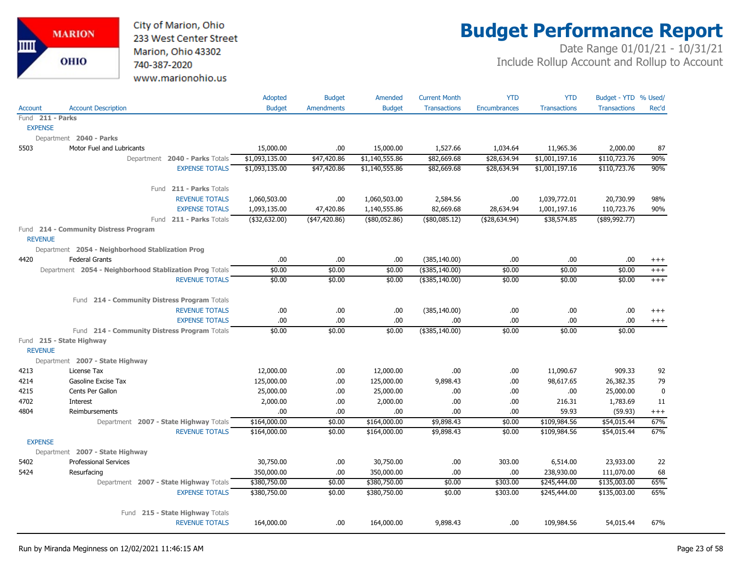# Budget Performance Report

City of Marion, Ohio
233 West Center Street
Marion, Ohio 43302
740-387-2020
www.marionohio.us

Date Range 01/01/21 - 10/31/21
Include Rollup Account and Rollup to Account

| Account | Account Description | Adopted Budget | Budget Amendments | Amended Budget | Current Month Transactions | YTD Encumbrances | YTD Transactions | Budget - YTD Transactions | % Used/ Rec'd |
|---|---|---|---|---|---|---|---|---|---|
| Fund **211 - Parks** | | | | | | | | | |
| EXPENSE | | | | | | | | | |
| Department **2040 - Parks** | | | | | | | | | |
| 5503 | Motor Fuel and Lubricants | 15,000.00 | .00 | 15,000.00 | 1,527.66 | 1,034.64 | 11,965.36 | 2,000.00 | 87 |
| | Department **2040 - Parks** Totals | $1,093,135.00 | $47,420.86 | $1,140,555.86 | $82,669.68 | $28,634.94 | $1,001,197.16 | $110,723.76 | 90% |
| | EXPENSE TOTALS | $1,093,135.00 | $47,420.86 | $1,140,555.86 | $82,669.68 | $28,634.94 | $1,001,197.16 | $110,723.76 | 90% |
| | Fund **211 - Parks** Totals | | | | | | | | |
| | REVENUE TOTALS | 1,060,503.00 | .00 | 1,060,503.00 | 2,584.56 | .00 | 1,039,772.01 | 20,730.99 | 98% |
| | EXPENSE TOTALS | 1,093,135.00 | 47,420.86 | 1,140,555.86 | 82,669.68 | 28,634.94 | 1,001,197.16 | 110,723.76 | 90% |
| | Fund **211 - Parks** Totals | ($32,632.00) | ($47,420.86) | ($80,052.86) | ($80,085.12) | ($28,634.94) | $38,574.85 | ($89,992.77) | |
| Fund **214 - Community Distress Program** | | | | | | | | | |
| REVENUE | | | | | | | | | |
| Department **2054 - Neighborhood Stablization Prog** | | | | | | | | | |
| 4420 | Federal Grants | .00 | .00 | .00 | (385,140.00) | .00 | .00 | .00 | +++ |
| | Department **2054 - Neighborhood Stablization Prog** Totals | $0.00 | $0.00 | $0.00 | ($385,140.00) | $0.00 | $0.00 | $0.00 | +++ |
| | REVENUE TOTALS | $0.00 | $0.00 | $0.00 | ($385,140.00) | $0.00 | $0.00 | $0.00 | +++ |
| | Fund **214 - Community Distress Program** Totals | | | | | | | | |
| | REVENUE TOTALS | .00 | .00 | .00 | (385,140.00) | .00 | .00 | .00 | +++ |
| | EXPENSE TOTALS | .00 | .00 | .00 | .00 | .00 | .00 | .00 | +++ |
| | Fund **214 - Community Distress Program** Totals | $0.00 | $0.00 | $0.00 | ($385,140.00) | $0.00 | $0.00 | $0.00 | |
| Fund **215 - State Highway** | | | | | | | | | |
| REVENUE | | | | | | | | | |
| Department **2007 - State Highway** | | | | | | | | | |
| 4213 | License Tax | 12,000.00 | .00 | 12,000.00 | .00 | .00 | 11,090.67 | 909.33 | 92 |
| 4214 | Gasoline Excise Tax | 125,000.00 | .00 | 125,000.00 | 9,898.43 | .00 | 98,617.65 | 26,382.35 | 79 |
| 4215 | Cents Per Gallon | 25,000.00 | .00 | 25,000.00 | .00 | .00 | .00 | 25,000.00 | 0 |
| 4702 | Interest | 2,000.00 | .00 | 2,000.00 | .00 | .00 | 216.31 | 1,783.69 | 11 |
| 4804 | Reimbursements | .00 | .00 | .00 | .00 | .00 | 59.93 | (59.93) | +++ |
| | Department **2007 - State Highway** Totals | $164,000.00 | $0.00 | $164,000.00 | $9,898.43 | $0.00 | $109,984.56 | $54,015.44 | 67% |
| | REVENUE TOTALS | $164,000.00 | $0.00 | $164,000.00 | $9,898.43 | $0.00 | $109,984.56 | $54,015.44 | 67% |
| EXPENSE | | | | | | | | | |
| Department **2007 - State Highway** | | | | | | | | | |
| 5402 | Professional Services | 30,750.00 | .00 | 30,750.00 | .00 | 303.00 | 6,514.00 | 23,933.00 | 22 |
| 5424 | Resurfacing | 350,000.00 | .00 | 350,000.00 | .00 | .00 | 238,930.00 | 111,070.00 | 68 |
| | Department **2007 - State Highway** Totals | $380,750.00 | $0.00 | $380,750.00 | $0.00 | $303.00 | $245,444.00 | $135,003.00 | 65% |
| | EXPENSE TOTALS | $380,750.00 | $0.00 | $380,750.00 | $0.00 | $303.00 | $245,444.00 | $135,003.00 | 65% |
| | Fund **215 - State Highway** Totals | | | | | | | | |
| | REVENUE TOTALS | 164,000.00 | .00 | 164,000.00 | 9,898.43 | .00 | 109,984.56 | 54,015.44 | 67% |

Run by Miranda Meginness on 12/02/2021 11:46:15 AM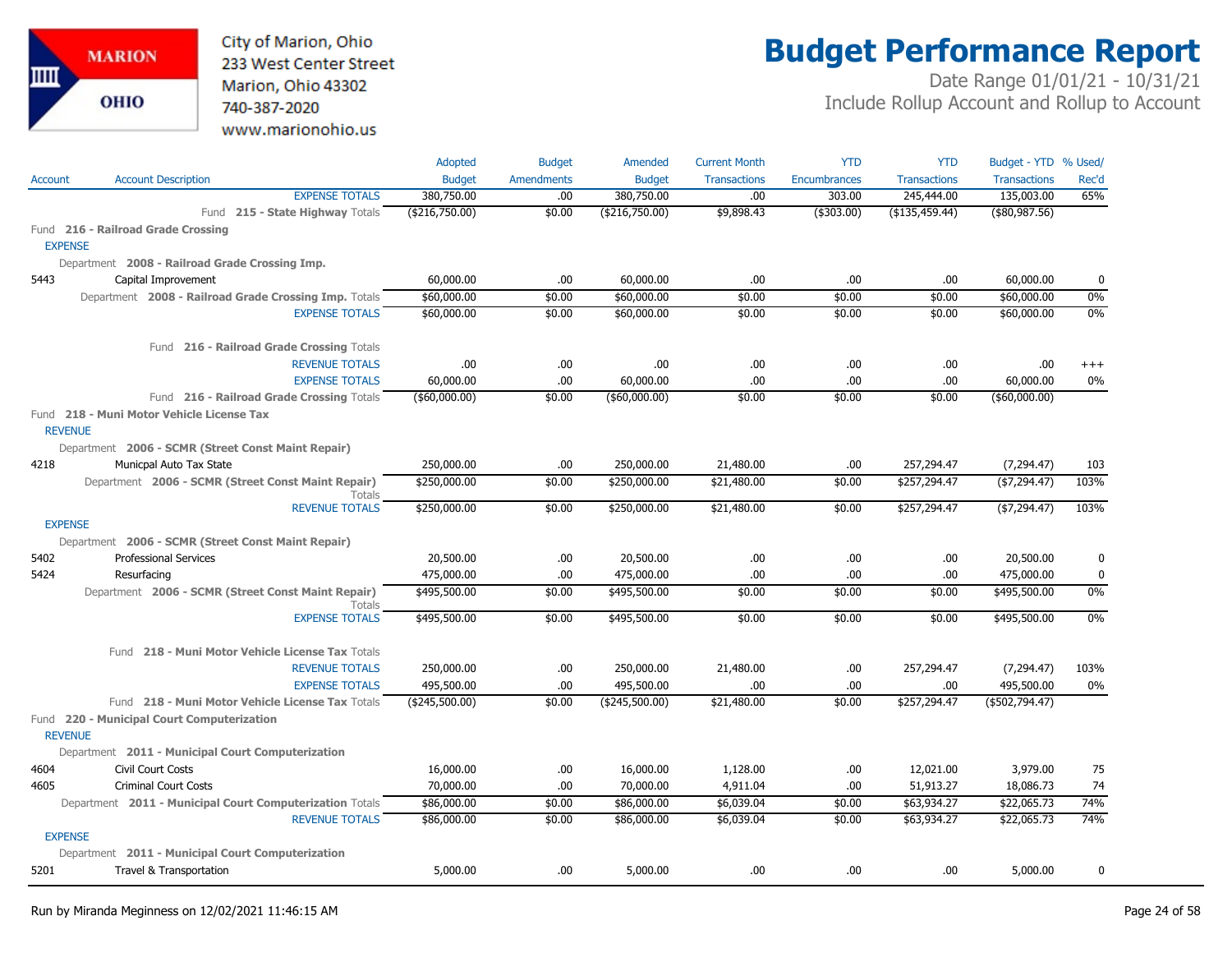City of Marion, Ohio
233 West Center Street
Marion, Ohio 43302
740-387-2020
www.marionohio.us

# Budget Performance Report

Date Range 01/01/21 - 10/31/21
Include Rollup Account and Rollup to Account

| Account | Account Description | Adopted Budget | Budget Amendments | Amended Budget | Current Month Transactions | YTD Encumbrances | YTD Transactions | Budget - YTD Transactions | % Used/ Rec'd |
|---|---|---|---|---|---|---|---|---|---|
| | EXPENSE TOTALS | 380,750.00 | .00 | 380,750.00 | .00 | 303.00 | 245,444.00 | 135,003.00 | 65% |
| | Fund **215 - State Highway** Totals | ($216,750.00) | $0.00 | ($216,750.00) | $9,898.43 | ($303.00) | ($135,459.44) | ($80,987.56) | |
| Fund **216 - Railroad Grade Crossing** | | | | | | | | | |
| EXPENSE | | | | | | | | | |
| Department **2008 - Railroad Grade Crossing Imp.** | | | | | | | | | |
| 5443 | Capital Improvement | 60,000.00 | .00 | 60,000.00 | .00 | .00 | .00 | 60,000.00 | 0 |
| | Department **2008 - Railroad Grade Crossing Imp.** Totals | $60,000.00 | $0.00 | $60,000.00 | $0.00 | $0.00 | $0.00 | $60,000.00 | 0% |
| | EXPENSE TOTALS | $60,000.00 | $0.00 | $60,000.00 | $0.00 | $0.00 | $0.00 | $60,000.00 | 0% |
| | Fund **216 - Railroad Grade Crossing** Totals | | | | | | | | |
| | REVENUE TOTALS | .00 | .00 | .00 | .00 | .00 | .00 | .00 | +++ |
| | EXPENSE TOTALS | 60,000.00 | .00 | 60,000.00 | .00 | .00 | .00 | 60,000.00 | 0% |
| | Fund **216 - Railroad Grade Crossing** Totals | ($60,000.00) | $0.00 | ($60,000.00) | $0.00 | $0.00 | $0.00 | ($60,000.00) | |
| Fund **218 - Muni Motor Vehicle License Tax** | | | | | | | | | |
| REVENUE | | | | | | | | | |
| Department **2006 - SCMR (Street Const Maint Repair)** | | | | | | | | | |
| 4218 | Municpal Auto Tax State | 250,000.00 | .00 | 250,000.00 | 21,480.00 | .00 | 257,294.47 | (7,294.47) | 103 |
| | Department **2006 - SCMR (Street Const Maint Repair)** Totals | $250,000.00 | $0.00 | $250,000.00 | $21,480.00 | $0.00 | $257,294.47 | ($7,294.47) | 103% |
| | REVENUE TOTALS | $250,000.00 | $0.00 | $250,000.00 | $21,480.00 | $0.00 | $257,294.47 | ($7,294.47) | 103% |
| EXPENSE | | | | | | | | | |
| Department **2006 - SCMR (Street Const Maint Repair)** | | | | | | | | | |
| 5402 | Professional Services | 20,500.00 | .00 | 20,500.00 | .00 | .00 | .00 | 20,500.00 | 0 |
| 5424 | Resurfacing | 475,000.00 | .00 | 475,000.00 | .00 | .00 | .00 | 475,000.00 | 0 |
| | Department **2006 - SCMR (Street Const Maint Repair)** Totals | $495,500.00 | $0.00 | $495,500.00 | $0.00 | $0.00 | $0.00 | $495,500.00 | 0% |
| | EXPENSE TOTALS | $495,500.00 | $0.00 | $495,500.00 | $0.00 | $0.00 | $0.00 | $495,500.00 | 0% |
| | Fund **218 - Muni Motor Vehicle License Tax** Totals | | | | | | | | |
| | REVENUE TOTALS | 250,000.00 | .00 | 250,000.00 | 21,480.00 | .00 | 257,294.47 | (7,294.47) | 103% |
| | EXPENSE TOTALS | 495,500.00 | .00 | 495,500.00 | .00 | .00 | .00 | 495,500.00 | 0% |
| | Fund **218 - Muni Motor Vehicle License Tax** Totals | ($245,500.00) | $0.00 | ($245,500.00) | $21,480.00 | $0.00 | $257,294.47 | ($502,794.47) | |
| Fund **220 - Municipal Court Computerization** | | | | | | | | | |
| REVENUE | | | | | | | | | |
| Department **2011 - Municipal Court Computerization** | | | | | | | | | |
| 4604 | Civil Court Costs | 16,000.00 | .00 | 16,000.00 | 1,128.00 | .00 | 12,021.00 | 3,979.00 | 75 |
| 4605 | Criminal Court Costs | 70,000.00 | .00 | 70,000.00 | 4,911.04 | .00 | 51,913.27 | 18,086.73 | 74 |
| | Department **2011 - Municipal Court Computerization** Totals | $86,000.00 | $0.00 | $86,000.00 | $6,039.04 | $0.00 | $63,934.27 | $22,065.73 | 74% |
| | REVENUE TOTALS | $86,000.00 | $0.00 | $86,000.00 | $6,039.04 | $0.00 | $63,934.27 | $22,065.73 | 74% |
| EXPENSE | | | | | | | | | |
| Department **2011 - Municipal Court Computerization** | | | | | | | | | |
| 5201 | Travel & Transportation | 5,000.00 | .00 | 5,000.00 | .00 | .00 | .00 | 5,000.00 | 0 |

Run by Miranda Meginness on 12/02/2021 11:46:15 AM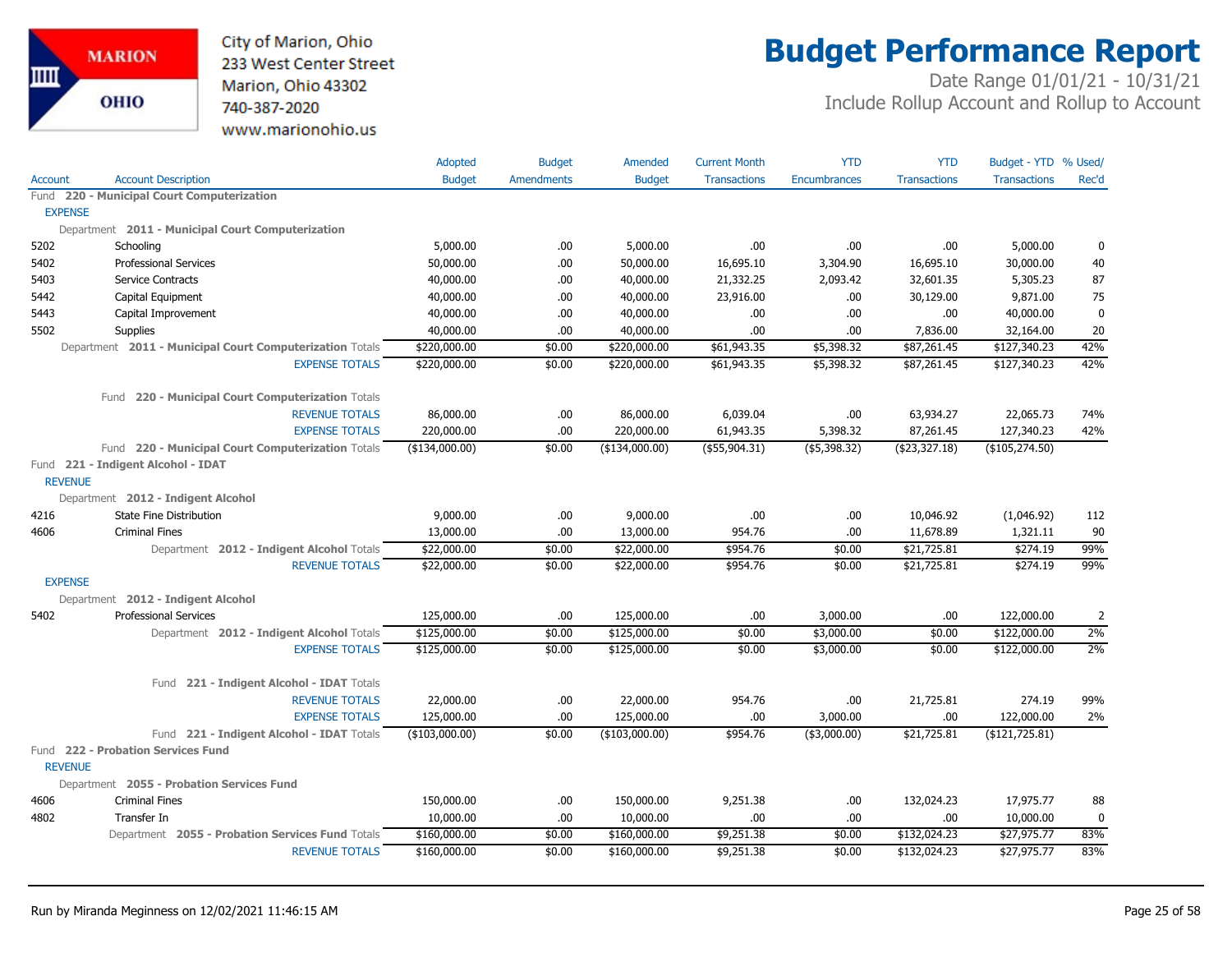City of Marion, Ohio
233 West Center Street
Marion, Ohio 43302
740-387-2020
www.marionohio.us

# Budget Performance Report

Date Range 01/01/21 - 10/31/21
Include Rollup Account and Rollup to Account

| Account | Account Description | Adopted Budget | Budget Amendments | Amended Budget | Current Month Transactions | YTD Encumbrances | YTD Transactions | Budget - YTD Transactions | % Used/ Rec'd |
|---|---|---|---|---|---|---|---|---|---|
| **Fund 220 - Municipal Court Computerization** | | | | | | | | | |
| EXPENSE | | | | | | | | | |
| Department **2011 - Municipal Court Computerization** | | | | | | | | | |
| 5202 | Schooling | 5,000.00 | .00 | 5,000.00 | .00 | .00 | .00 | 5,000.00 | 0 |
| 5402 | Professional Services | 50,000.00 | .00 | 50,000.00 | 16,695.10 | 3,304.90 | 16,695.10 | 30,000.00 | 40 |
| 5403 | Service Contracts | 40,000.00 | .00 | 40,000.00 | 21,332.25 | 2,093.42 | 32,601.35 | 5,305.23 | 87 |
| 5442 | Capital Equipment | 40,000.00 | .00 | 40,000.00 | 23,916.00 | .00 | 30,129.00 | 9,871.00 | 75 |
| 5443 | Capital Improvement | 40,000.00 | .00 | 40,000.00 | .00 | .00 | .00 | 40,000.00 | 0 |
| 5502 | Supplies | 40,000.00 | .00 | 40,000.00 | .00 | .00 | 7,836.00 | 32,164.00 | 20 |
| | Department **2011 - Municipal Court Computerization** Totals | $220,000.00 | $0.00 | $220,000.00 | $61,943.35 | $5,398.32 | $87,261.45 | $127,340.23 | 42% |
| | EXPENSE TOTALS | $220,000.00 | $0.00 | $220,000.00 | $61,943.35 | $5,398.32 | $87,261.45 | $127,340.23 | 42% |
| | Fund **220 - Municipal Court Computerization** Totals | | | | | | | | |
| | REVENUE TOTALS | 86,000.00 | .00 | 86,000.00 | 6,039.04 | .00 | 63,934.27 | 22,065.73 | 74% |
| | EXPENSE TOTALS | 220,000.00 | .00 | 220,000.00 | 61,943.35 | 5,398.32 | 87,261.45 | 127,340.23 | 42% |
| | Fund **220 - Municipal Court Computerization** Totals | ($134,000.00) | $0.00 | ($134,000.00) | ($55,904.31) | ($5,398.32) | ($23,327.18) | ($105,274.50) | |
| **Fund 221 - Indigent Alcohol - IDAT** | | | | | | | | | |
| REVENUE | | | | | | | | | |
| Department **2012 - Indigent Alcohol** | | | | | | | | | |
| 4216 | State Fine Distribution | 9,000.00 | .00 | 9,000.00 | .00 | .00 | 10,046.92 | (1,046.92) | 112 |
| 4606 | Criminal Fines | 13,000.00 | .00 | 13,000.00 | 954.76 | .00 | 11,678.89 | 1,321.11 | 90 |
| | Department **2012 - Indigent Alcohol** Totals | $22,000.00 | $0.00 | $22,000.00 | $954.76 | $0.00 | $21,725.81 | $274.19 | 99% |
| | REVENUE TOTALS | $22,000.00 | $0.00 | $22,000.00 | $954.76 | $0.00 | $21,725.81 | $274.19 | 99% |
| EXPENSE | | | | | | | | | |
| Department **2012 - Indigent Alcohol** | | | | | | | | | |
| 5402 | Professional Services | 125,000.00 | .00 | 125,000.00 | .00 | 3,000.00 | .00 | 122,000.00 | 2 |
| | Department **2012 - Indigent Alcohol** Totals | $125,000.00 | $0.00 | $125,000.00 | $0.00 | $3,000.00 | $0.00 | $122,000.00 | 2% |
| | EXPENSE TOTALS | $125,000.00 | $0.00 | $125,000.00 | $0.00 | $3,000.00 | $0.00 | $122,000.00 | 2% |
| | Fund **221 - Indigent Alcohol - IDAT** Totals | | | | | | | | |
| | REVENUE TOTALS | 22,000.00 | .00 | 22,000.00 | 954.76 | .00 | 21,725.81 | 274.19 | 99% |
| | EXPENSE TOTALS | 125,000.00 | .00 | 125,000.00 | .00 | 3,000.00 | .00 | 122,000.00 | 2% |
| | Fund **221 - Indigent Alcohol - IDAT** Totals | ($103,000.00) | $0.00 | ($103,000.00) | $954.76 | ($3,000.00) | $21,725.81 | ($121,725.81) | |
| **Fund 222 - Probation Services Fund** | | | | | | | | | |
| REVENUE | | | | | | | | | |
| Department **2055 - Probation Services Fund** | | | | | | | | | |
| 4606 | Criminal Fines | 150,000.00 | .00 | 150,000.00 | 9,251.38 | .00 | 132,024.23 | 17,975.77 | 88 |
| 4802 | Transfer In | 10,000.00 | .00 | 10,000.00 | .00 | .00 | .00 | 10,000.00 | 0 |
| | Department **2055 - Probation Services Fund** Totals | $160,000.00 | $0.00 | $160,000.00 | $9,251.38 | $0.00 | $132,024.23 | $27,975.77 | 83% |
| | REVENUE TOTALS | $160,000.00 | $0.00 | $160,000.00 | $9,251.38 | $0.00 | $132,024.23 | $27,975.77 | 83% |

Run by Miranda Meginness on 12/02/2021 11:46:15 AM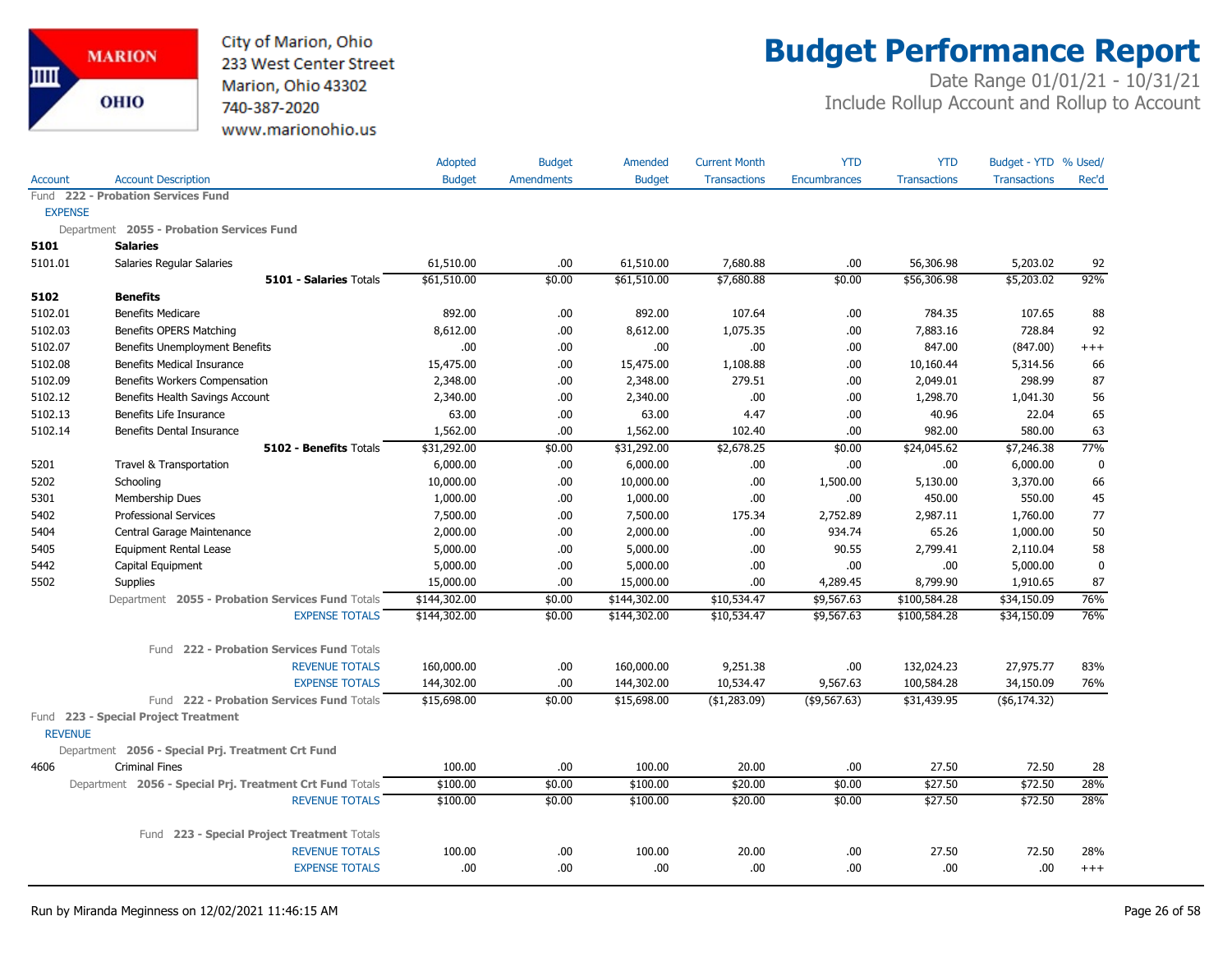City of Marion, Ohio
233 West Center Street
Marion, Ohio 43302
740-387-2020
www.marionohio.us

# Budget Performance Report

Date Range 01/01/21 - 10/31/21
Include Rollup Account and Rollup to Account

| Account | Account Description | Adopted Budget | Budget Amendments | Amended Budget | Current Month Transactions | YTD Encumbrances | YTD Transactions | Budget - YTD Transactions | % Used/ Rec'd |
|---|---|---|---|---|---|---|---|---|---|
| Fund 222 - Probation Services Fund | | | | | | | | | |
| EXPENSE | | | | | | | | | |
| Department 2055 - Probation Services Fund | | | | | | | | | |
| **5101** | **Salaries** | | | | | | | | |
| 5101.01 | Salaries Regular Salaries | 61,510.00 | .00 | 61,510.00 | 7,680.88 | .00 | 56,306.98 | 5,203.02 | 92 |
| | **5101 - Salaries** Totals | $61,510.00 | $0.00 | $61,510.00 | $7,680.88 | $0.00 | $56,306.98 | $5,203.02 | 92% |
| **5102** | **Benefits** | | | | | | | | |
| 5102.01 | Benefits Medicare | 892.00 | .00 | 892.00 | 107.64 | .00 | 784.35 | 107.65 | 88 |
| 5102.03 | Benefits OPERS Matching | 8,612.00 | .00 | 8,612.00 | 1,075.35 | .00 | 7,883.16 | 728.84 | 92 |
| 5102.07 | Benefits Unemployment Benefits | .00 | .00 | .00 | .00 | .00 | 847.00 | (847.00) | +++ |
| 5102.08 | Benefits Medical Insurance | 15,475.00 | .00 | 15,475.00 | 1,108.88 | .00 | 10,160.44 | 5,314.56 | 66 |
| 5102.09 | Benefits Workers Compensation | 2,348.00 | .00 | 2,348.00 | 279.51 | .00 | 2,049.01 | 298.99 | 87 |
| 5102.12 | Benefits Health Savings Account | 2,340.00 | .00 | 2,340.00 | .00 | .00 | 1,298.70 | 1,041.30 | 56 |
| 5102.13 | Benefits Life Insurance | 63.00 | .00 | 63.00 | 4.47 | .00 | 40.96 | 22.04 | 65 |
| 5102.14 | Benefits Dental Insurance | 1,562.00 | .00 | 1,562.00 | 102.40 | .00 | 982.00 | 580.00 | 63 |
| | **5102 - Benefits** Totals | $31,292.00 | $0.00 | $31,292.00 | $2,678.25 | $0.00 | $24,045.62 | $7,246.38 | 77% |
| 5201 | Travel & Transportation | 6,000.00 | .00 | 6,000.00 | .00 | .00 | .00 | 6,000.00 | 0 |
| 5202 | Schooling | 10,000.00 | .00 | 10,000.00 | .00 | 1,500.00 | 5,130.00 | 3,370.00 | 66 |
| 5301 | Membership Dues | 1,000.00 | .00 | 1,000.00 | .00 | .00 | 450.00 | 550.00 | 45 |
| 5402 | Professional Services | 7,500.00 | .00 | 7,500.00 | 175.34 | 2,752.89 | 2,987.11 | 1,760.00 | 77 |
| 5404 | Central Garage Maintenance | 2,000.00 | .00 | 2,000.00 | .00 | 934.74 | 65.26 | 1,000.00 | 50 |
| 5405 | Equipment Rental Lease | 5,000.00 | .00 | 5,000.00 | .00 | 90.55 | 2,799.41 | 2,110.04 | 58 |
| 5442 | Capital Equipment | 5,000.00 | .00 | 5,000.00 | .00 | .00 | .00 | 5,000.00 | 0 |
| 5502 | Supplies | 15,000.00 | .00 | 15,000.00 | .00 | 4,289.45 | 8,799.90 | 1,910.65 | 87 |
| | Department **2055 - Probation Services Fund** Totals | $144,302.00 | $0.00 | $144,302.00 | $10,534.47 | $9,567.63 | $100,584.28 | $34,150.09 | 76% |
| | EXPENSE TOTALS | $144,302.00 | $0.00 | $144,302.00 | $10,534.47 | $9,567.63 | $100,584.28 | $34,150.09 | 76% |
| | Fund **222 - Probation Services Fund** Totals | | | | | | | | |
| | REVENUE TOTALS | 160,000.00 | .00 | 160,000.00 | 9,251.38 | .00 | 132,024.23 | 27,975.77 | 83% |
| | EXPENSE TOTALS | 144,302.00 | .00 | 144,302.00 | 10,534.47 | 9,567.63 | 100,584.28 | 34,150.09 | 76% |
| | Fund **222 - Probation Services Fund** Totals | $15,698.00 | $0.00 | $15,698.00 | ($1,283.09) | ($9,567.63) | $31,439.95 | ($6,174.32) | |
| Fund 223 - Special Project Treatment | | | | | | | | | |
| REVENUE | | | | | | | | | |
| Department 2056 - Special Prj. Treatment Crt Fund | | | | | | | | | |
| 4606 | Criminal Fines | 100.00 | .00 | 100.00 | 20.00 | .00 | 27.50 | 72.50 | 28 |
| | Department **2056 - Special Prj. Treatment Crt Fund** Totals | $100.00 | $0.00 | $100.00 | $20.00 | $0.00 | $27.50 | $72.50 | 28% |
| | REVENUE TOTALS | $100.00 | $0.00 | $100.00 | $20.00 | $0.00 | $27.50 | $72.50 | 28% |
| | Fund **223 - Special Project Treatment** Totals | | | | | | | | |
| | REVENUE TOTALS | 100.00 | .00 | 100.00 | 20.00 | .00 | 27.50 | 72.50 | 28% |
| | EXPENSE TOTALS | .00 | .00 | .00 | .00 | .00 | .00 | .00 | +++ |

Run by Miranda Meginness on 12/02/2021 11:46:15 AM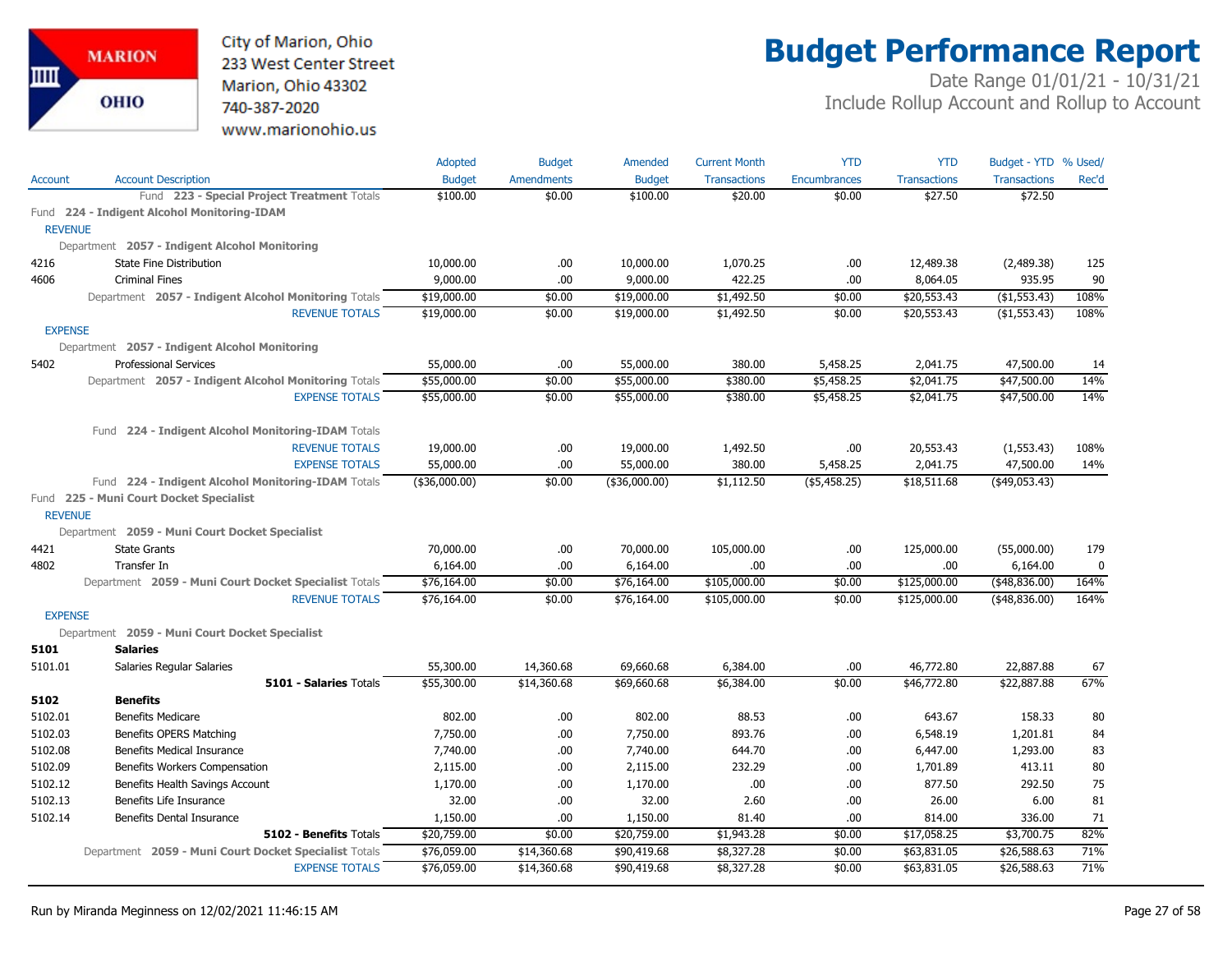# Budget Performance Report

City of Marion, Ohio
233 West Center Street
Marion, Ohio 43302
740-387-2020
www.marionohio.us

Date Range 01/01/21 - 10/31/21
Include Rollup Account and Rollup to Account

| Account | Account Description | Adopted Budget | Budget Amendments | Amended Budget | Current Month Transactions | YTD Encumbrances | YTD Transactions | Budget - YTD Transactions | % Used/ Rec'd |
|---|---|---|---|---|---|---|---|---|---|
| | Fund **223 - Special Project Treatment** Totals | $100.00 | $0.00 | $100.00 | $20.00 | $0.00 | $27.50 | $72.50 | |
| Fund **224 - Indigent Alcohol Monitoring-IDAM** | | | | | | | | | |
| REVENUE | | | | | | | | | |
| Department **2057 - Indigent Alcohol Monitoring** | | | | | | | | | |
| 4216 | State Fine Distribution | 10,000.00 | .00 | 10,000.00 | 1,070.25 | .00 | 12,489.38 | (2,489.38) | 125 |
| 4606 | Criminal Fines | 9,000.00 | .00 | 9,000.00 | 422.25 | .00 | 8,064.05 | 935.95 | 90 |
| | Department **2057 - Indigent Alcohol Monitoring** Totals | $19,000.00 | $0.00 | $19,000.00 | $1,492.50 | $0.00 | $20,553.43 | ($1,553.43) | 108% |
| | REVENUE TOTALS | $19,000.00 | $0.00 | $19,000.00 | $1,492.50 | $0.00 | $20,553.43 | ($1,553.43) | 108% |
| EXPENSE | | | | | | | | | |
| Department **2057 - Indigent Alcohol Monitoring** | | | | | | | | | |
| 5402 | Professional Services | 55,000.00 | .00 | 55,000.00 | 380.00 | 5,458.25 | 2,041.75 | 47,500.00 | 14 |
| | Department **2057 - Indigent Alcohol Monitoring** Totals | $55,000.00 | $0.00 | $55,000.00 | $380.00 | $5,458.25 | $2,041.75 | $47,500.00 | 14% |
| | EXPENSE TOTALS | $55,000.00 | $0.00 | $55,000.00 | $380.00 | $5,458.25 | $2,041.75 | $47,500.00 | 14% |
| | Fund **224 - Indigent Alcohol Monitoring-IDAM** Totals | | | | | | | | |
| | REVENUE TOTALS | 19,000.00 | .00 | 19,000.00 | 1,492.50 | .00 | 20,553.43 | (1,553.43) | 108% |
| | EXPENSE TOTALS | 55,000.00 | .00 | 55,000.00 | 380.00 | 5,458.25 | 2,041.75 | 47,500.00 | 14% |
| | Fund **224 - Indigent Alcohol Monitoring-IDAM** Totals | ($36,000.00) | $0.00 | ($36,000.00) | $1,112.50 | ($5,458.25) | $18,511.68 | ($49,053.43) | |
| Fund **225 - Muni Court Docket Specialist** | | | | | | | | | |
| REVENUE | | | | | | | | | |
| Department **2059 - Muni Court Docket Specialist** | | | | | | | | | |
| 4421 | State Grants | 70,000.00 | .00 | 70,000.00 | 105,000.00 | .00 | 125,000.00 | (55,000.00) | 179 |
| 4802 | Transfer In | 6,164.00 | .00 | 6,164.00 | .00 | .00 | .00 | 6,164.00 | 0 |
| | Department **2059 - Muni Court Docket Specialist** Totals | $76,164.00 | $0.00 | $76,164.00 | $105,000.00 | $0.00 | $125,000.00 | ($48,836.00) | 164% |
| | REVENUE TOTALS | $76,164.00 | $0.00 | $76,164.00 | $105,000.00 | $0.00 | $125,000.00 | ($48,836.00) | 164% |
| EXPENSE | | | | | | | | | |
| Department **2059 - Muni Court Docket Specialist** | | | | | | | | | |
| **5101** | **Salaries** | | | | | | | | |
| 5101.01 | Salaries Regular Salaries | 55,300.00 | 14,360.68 | 69,660.68 | 6,384.00 | .00 | 46,772.80 | 22,887.88 | 67 |
| | **5101 - Salaries** Totals | $55,300.00 | $14,360.68 | $69,660.68 | $6,384.00 | $0.00 | $46,772.80 | $22,887.88 | 67% |
| **5102** | **Benefits** | | | | | | | | |
| 5102.01 | Benefits Medicare | 802.00 | .00 | 802.00 | 88.53 | .00 | 643.67 | 158.33 | 80 |
| 5102.03 | Benefits OPERS Matching | 7,750.00 | .00 | 7,750.00 | 893.76 | .00 | 6,548.19 | 1,201.81 | 84 |
| 5102.08 | Benefits Medical Insurance | 7,740.00 | .00 | 7,740.00 | 644.70 | .00 | 6,447.00 | 1,293.00 | 83 |
| 5102.09 | Benefits Workers Compensation | 2,115.00 | .00 | 2,115.00 | 232.29 | .00 | 1,701.89 | 413.11 | 80 |
| 5102.12 | Benefits Health Savings Account | 1,170.00 | .00 | 1,170.00 | .00 | .00 | 877.50 | 292.50 | 75 |
| 5102.13 | Benefits Life Insurance | 32.00 | .00 | 32.00 | 2.60 | .00 | 26.00 | 6.00 | 81 |
| 5102.14 | Benefits Dental Insurance | 1,150.00 | .00 | 1,150.00 | 81.40 | .00 | 814.00 | 336.00 | 71 |
| | **5102 - Benefits** Totals | $20,759.00 | $0.00 | $20,759.00 | $1,943.28 | $0.00 | $17,058.25 | $3,700.75 | 82% |
| | Department **2059 - Muni Court Docket Specialist** Totals | $76,059.00 | $14,360.68 | $90,419.68 | $8,327.28 | $0.00 | $63,831.05 | $26,588.63 | 71% |
| | EXPENSE TOTALS | $76,059.00 | $14,360.68 | $90,419.68 | $8,327.28 | $0.00 | $63,831.05 | $26,588.63 | 71% |

Run by Miranda Meginness on 12/02/2021 11:46:15 AM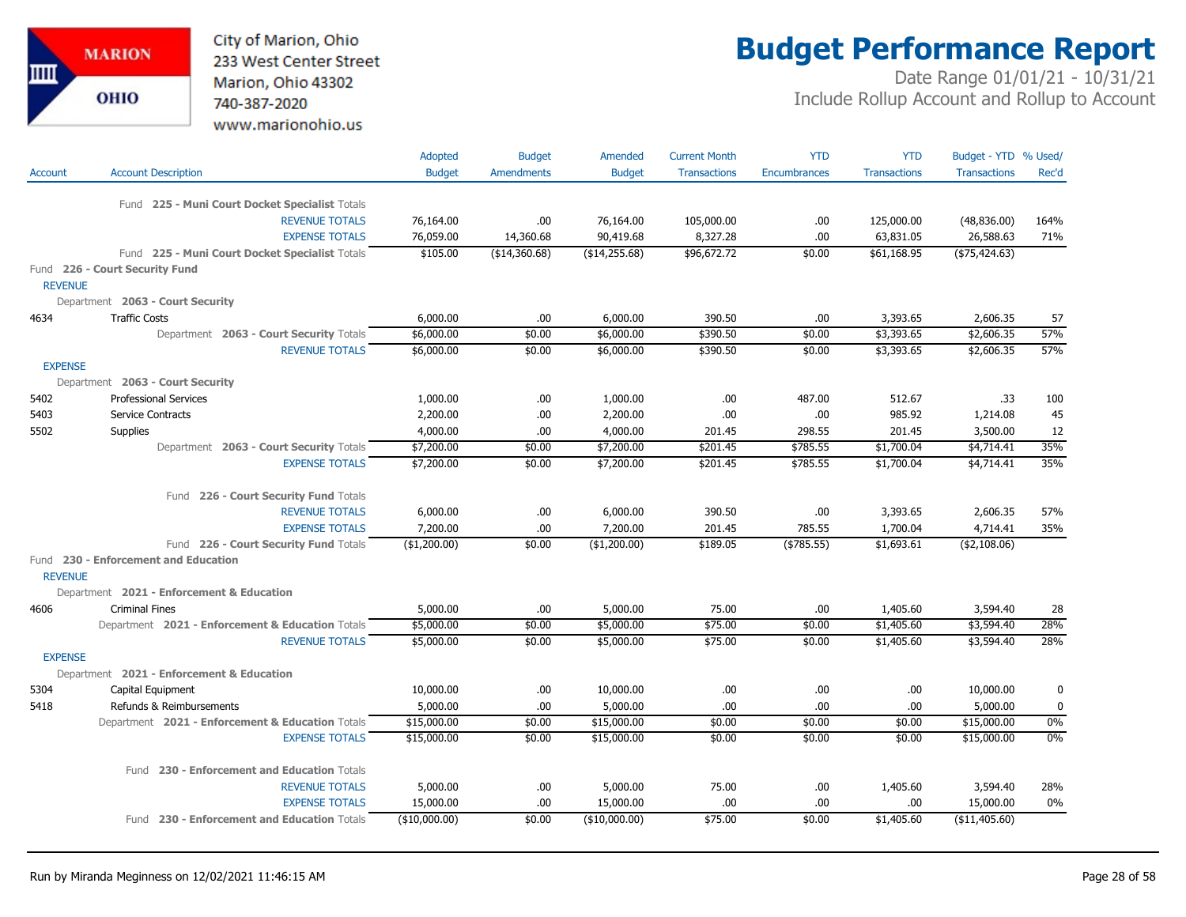City of Marion, Ohio
233 West Center Street
Marion, Ohio 43302
740-387-2020
www.marionohio.us

# Budget Performance Report

Date Range 01/01/21 - 10/31/21
Include Rollup Account and Rollup to Account

| Account | Account Description | Adopted Budget | Budget Amendments | Amended Budget | Current Month Transactions | YTD Encumbrances | YTD Transactions | Budget - YTD Transactions | % Used/ Rec'd |
|---|---|---|---|---|---|---|---|---|---|
| | Fund 225 - Muni Court Docket Specialist Totals | | | | | | | | |
| | REVENUE TOTALS | 76,164.00 | .00 | 76,164.00 | 105,000.00 | .00 | 125,000.00 | (48,836.00) | 164% |
| | EXPENSE TOTALS | 76,059.00 | 14,360.68 | 90,419.68 | 8,327.28 | .00 | 63,831.05 | 26,588.63 | 71% |
| | Fund 225 - Muni Court Docket Specialist Totals | $105.00 | ($14,360.68) | ($14,255.68) | $96,672.72 | $0.00 | $61,168.95 | ($75,424.63) | |
| Fund 226 - Court Security Fund | | | | | | | | | |
| REVENUE | | | | | | | | | |
| | Department 2063 - Court Security | | | | | | | | |
| 4634 | Traffic Costs | 6,000.00 | .00 | 6,000.00 | 390.50 | .00 | 3,393.65 | 2,606.35 | 57 |
| | Department 2063 - Court Security Totals | $6,000.00 | $0.00 | $6,000.00 | $390.50 | $0.00 | $3,393.65 | $2,606.35 | 57% |
| | REVENUE TOTALS | $6,000.00 | $0.00 | $6,000.00 | $390.50 | $0.00 | $3,393.65 | $2,606.35 | 57% |
| EXPENSE | | | | | | | | | |
| | Department 2063 - Court Security | | | | | | | | |
| 5402 | Professional Services | 1,000.00 | .00 | 1,000.00 | .00 | 487.00 | 512.67 | .33 | 100 |
| 5403 | Service Contracts | 2,200.00 | .00 | 2,200.00 | .00 | .00 | 985.92 | 1,214.08 | 45 |
| 5502 | Supplies | 4,000.00 | .00 | 4,000.00 | 201.45 | 298.55 | 201.45 | 3,500.00 | 12 |
| | Department 2063 - Court Security Totals | $7,200.00 | $0.00 | $7,200.00 | $201.45 | $785.55 | $1,700.04 | $4,714.41 | 35% |
| | EXPENSE TOTALS | $7,200.00 | $0.00 | $7,200.00 | $201.45 | $785.55 | $1,700.04 | $4,714.41 | 35% |
| | Fund 226 - Court Security Fund Totals | | | | | | | | |
| | REVENUE TOTALS | 6,000.00 | .00 | 6,000.00 | 390.50 | .00 | 3,393.65 | 2,606.35 | 57% |
| | EXPENSE TOTALS | 7,200.00 | .00 | 7,200.00 | 201.45 | 785.55 | 1,700.04 | 4,714.41 | 35% |
| | Fund 226 - Court Security Fund Totals | ($1,200.00) | $0.00 | ($1,200.00) | $189.05 | ($785.55) | $1,693.61 | ($2,108.06) | |
| Fund 230 - Enforcement and Education | | | | | | | | | |
| REVENUE | | | | | | | | | |
| | Department 2021 - Enforcement & Education | | | | | | | | |
| 4606 | Criminal Fines | 5,000.00 | .00 | 5,000.00 | 75.00 | .00 | 1,405.60 | 3,594.40 | 28 |
| | Department 2021 - Enforcement & Education Totals | $5,000.00 | $0.00 | $5,000.00 | $75.00 | $0.00 | $1,405.60 | $3,594.40 | 28% |
| | REVENUE TOTALS | $5,000.00 | $0.00 | $5,000.00 | $75.00 | $0.00 | $1,405.60 | $3,594.40 | 28% |
| EXPENSE | | | | | | | | | |
| | Department 2021 - Enforcement & Education | | | | | | | | |
| 5304 | Capital Equipment | 10,000.00 | .00 | 10,000.00 | .00 | .00 | .00 | 10,000.00 | 0 |
| 5418 | Refunds & Reimbursements | 5,000.00 | .00 | 5,000.00 | .00 | .00 | .00 | 5,000.00 | 0 |
| | Department 2021 - Enforcement & Education Totals | $15,000.00 | $0.00 | $15,000.00 | $0.00 | $0.00 | $0.00 | $15,000.00 | 0% |
| | EXPENSE TOTALS | $15,000.00 | $0.00 | $15,000.00 | $0.00 | $0.00 | $0.00 | $15,000.00 | 0% |
| | Fund 230 - Enforcement and Education Totals | | | | | | | | |
| | REVENUE TOTALS | 5,000.00 | .00 | 5,000.00 | 75.00 | .00 | 1,405.60 | 3,594.40 | 28% |
| | EXPENSE TOTALS | 15,000.00 | .00 | 15,000.00 | .00 | .00 | .00 | 15,000.00 | 0% |
| | Fund 230 - Enforcement and Education Totals | ($10,000.00) | $0.00 | ($10,000.00) | $75.00 | $0.00 | $1,405.60 | ($11,405.60) | |

Run by Miranda Meginness on 12/02/2021 11:46:15 AM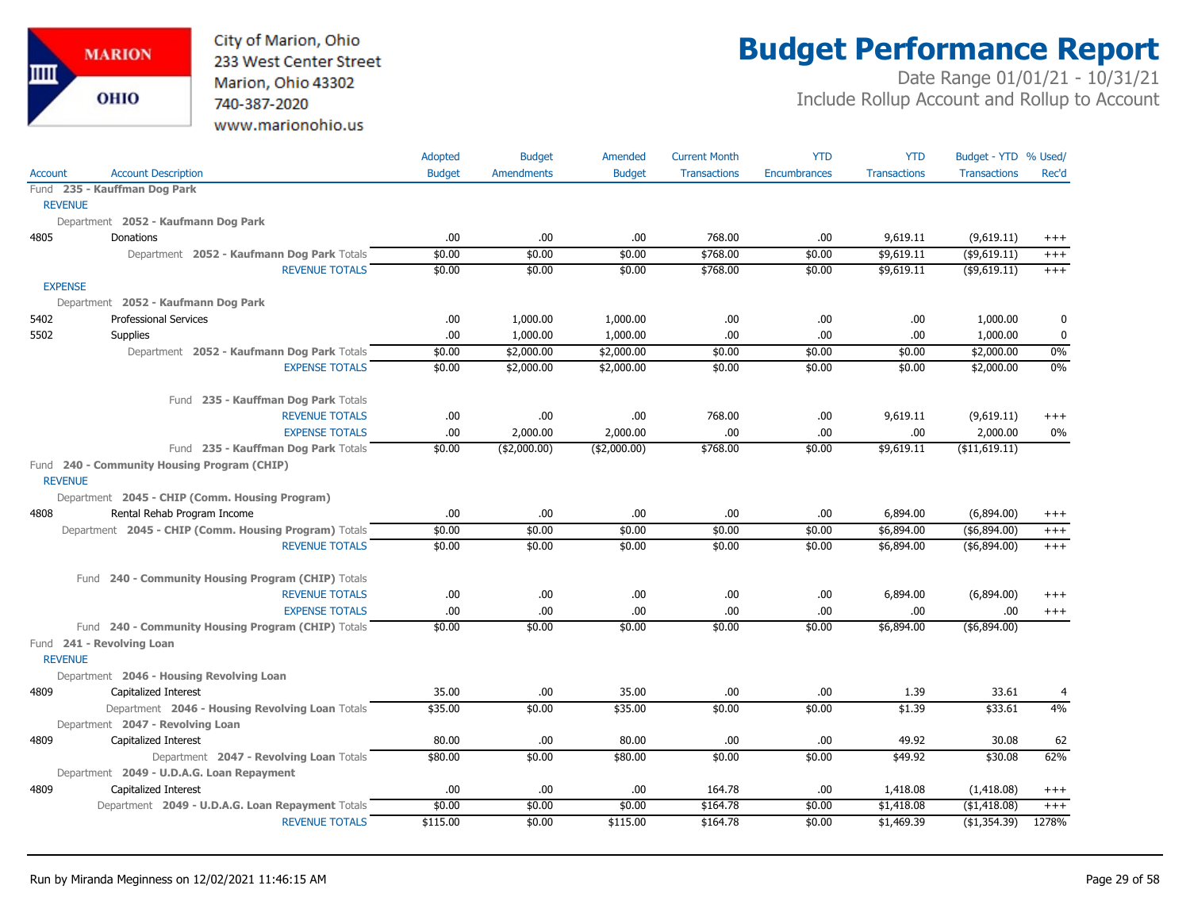City of Marion, Ohio
233 West Center Street
Marion, Ohio 43302
740-387-2020
www.marionohio.us

# Budget Performance Report

Date Range 01/01/21 - 10/31/21
Include Rollup Account and Rollup to Account

| Account | Account Description | Adopted Budget | Budget Amendments | Amended Budget | Current Month Transactions | YTD Encumbrances | YTD Transactions | Budget - YTD Transactions | % Used/ Rec'd |
|---|---|---|---|---|---|---|---|---|---|
| **Fund 235 - Kauffman Dog Park** | | | | | | | | | |
| REVENUE | | | | | | | | | |
| Department 2052 - Kaufmann Dog Park | | | | | | | | | |
| 4805 | Donations | .00 | .00 | .00 | 768.00 | .00 | 9,619.11 | (9,619.11) | +++ |
| | Department 2052 - Kaufmann Dog Park Totals | $0.00 | $0.00 | $0.00 | $768.00 | $0.00 | $9,619.11 | ($9,619.11) | +++ |
| | REVENUE TOTALS | $0.00 | $0.00 | $0.00 | $768.00 | $0.00 | $9,619.11 | ($9,619.11) | +++ |
| EXPENSE | | | | | | | | | |
| Department 2052 - Kaufmann Dog Park | | | | | | | | | |
| 5402 | Professional Services | .00 | 1,000.00 | 1,000.00 | .00 | .00 | .00 | 1,000.00 | 0 |
| 5502 | Supplies | .00 | 1,000.00 | 1,000.00 | .00 | .00 | .00 | 1,000.00 | 0 |
| | Department 2052 - Kaufmann Dog Park Totals | $0.00 | $2,000.00 | $2,000.00 | $0.00 | $0.00 | $0.00 | $2,000.00 | 0% |
| | EXPENSE TOTALS | $0.00 | $2,000.00 | $2,000.00 | $0.00 | $0.00 | $0.00 | $2,000.00 | 0% |
| | Fund 235 - Kauffman Dog Park Totals | | | | | | | | |
| | REVENUE TOTALS | .00 | .00 | .00 | 768.00 | .00 | 9,619.11 | (9,619.11) | +++ |
| | EXPENSE TOTALS | .00 | 2,000.00 | 2,000.00 | .00 | .00 | .00 | 2,000.00 | 0% |
| | Fund 235 - Kauffman Dog Park Totals | $0.00 | ($2,000.00) | ($2,000.00) | $768.00 | $0.00 | $9,619.11 | ($11,619.11) | |
| **Fund 240 - Community Housing Program (CHIP)** | | | | | | | | | |
| REVENUE | | | | | | | | | |
| Department 2045 - CHIP (Comm. Housing Program) | | | | | | | | | |
| 4808 | Rental Rehab Program Income | .00 | .00 | .00 | .00 | .00 | 6,894.00 | (6,894.00) | +++ |
| | Department 2045 - CHIP (Comm. Housing Program) Totals | $0.00 | $0.00 | $0.00 | $0.00 | $0.00 | $6,894.00 | ($6,894.00) | +++ |
| | REVENUE TOTALS | $0.00 | $0.00 | $0.00 | $0.00 | $0.00 | $6,894.00 | ($6,894.00) | +++ |
| | Fund 240 - Community Housing Program (CHIP) Totals | | | | | | | | |
| | REVENUE TOTALS | .00 | .00 | .00 | .00 | .00 | 6,894.00 | (6,894.00) | +++ |
| | EXPENSE TOTALS | .00 | .00 | .00 | .00 | .00 | .00 | .00 | +++ |
| | Fund 240 - Community Housing Program (CHIP) Totals | $0.00 | $0.00 | $0.00 | $0.00 | $0.00 | $6,894.00 | ($6,894.00) | |
| **Fund 241 - Revolving Loan** | | | | | | | | | |
| REVENUE | | | | | | | | | |
| Department 2046 - Housing Revolving Loan | | | | | | | | | |
| 4809 | Capitalized Interest | 35.00 | .00 | 35.00 | .00 | .00 | 1.39 | 33.61 | 4 |
| | Department 2046 - Housing Revolving Loan Totals | $35.00 | $0.00 | $35.00 | $0.00 | $0.00 | $1.39 | $33.61 | 4% |
| Department 2047 - Revolving Loan | | | | | | | | | |
| 4809 | Capitalized Interest | 80.00 | .00 | 80.00 | .00 | .00 | 49.92 | 30.08 | 62 |
| | Department 2047 - Revolving Loan Totals | $80.00 | $0.00 | $80.00 | $0.00 | $0.00 | $49.92 | $30.08 | 62% |
| Department 2049 - U.D.A.G. Loan Repayment | | | | | | | | | |
| 4809 | Capitalized Interest | .00 | .00 | .00 | 164.78 | .00 | 1,418.08 | (1,418.08) | +++ |
| | Department 2049 - U.D.A.G. Loan Repayment Totals | $0.00 | $0.00 | $0.00 | $164.78 | $0.00 | $1,418.08 | ($1,418.08) | +++ |
| | REVENUE TOTALS | $115.00 | $0.00 | $115.00 | $164.78 | $0.00 | $1,469.39 | ($1,354.39) | 1278% |

Run by Miranda Meginness on 12/02/2021 11:46:15 AM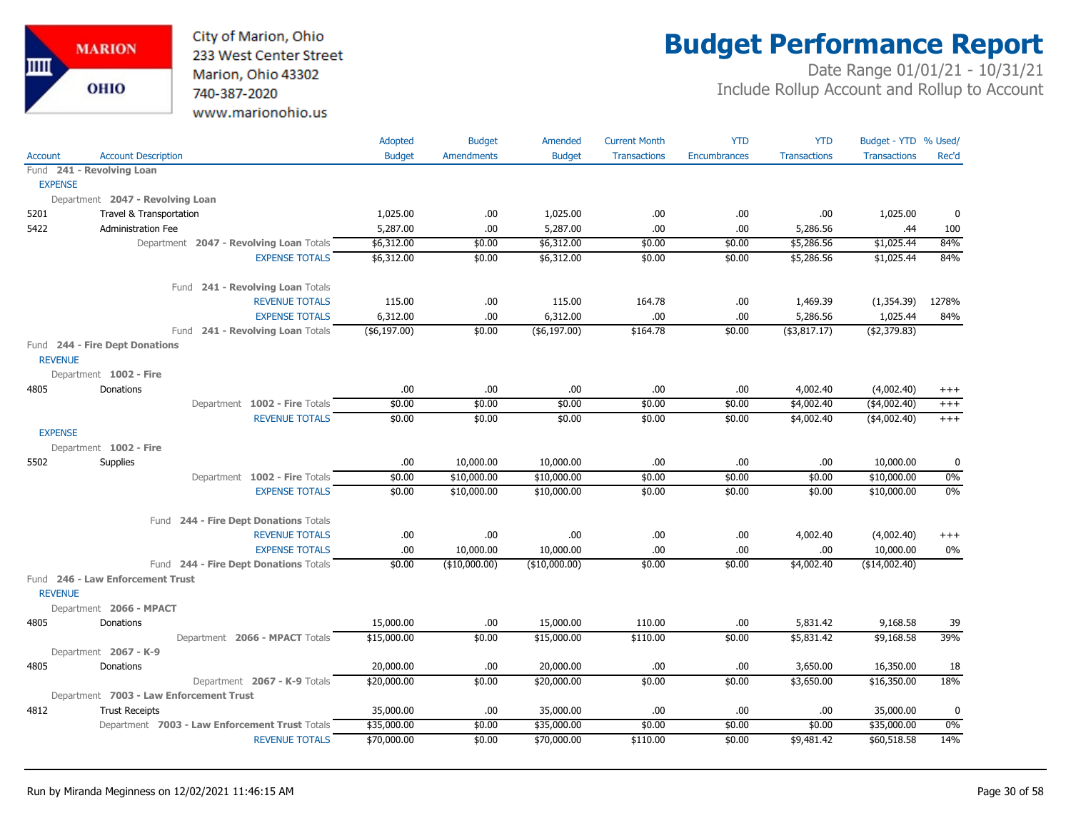# Budget Performance Report

City of Marion, Ohio
233 West Center Street
Marion, Ohio 43302
740-387-2020
www.marionohio.us

Date Range 01/01/21 - 10/31/21
Include Rollup Account and Rollup to Account

| Account | Account Description | Adopted Budget | Budget Amendments | Amended Budget | Current Month Transactions | YTD Encumbrances | YTD Transactions | Budget - YTD Transactions | % Used/ Rec'd |
|---|---|---|---|---|---|---|---|---|---|
| **Fund 241 - Revolving Loan** | | | | | | | | | |
| EXPENSE | | | | | | | | | |
| Department **2047 - Revolving Loan** | | | | | | | | | |
| 5201 | Travel & Transportation | 1,025.00 | .00 | 1,025.00 | .00 | .00 | .00 | 1,025.00 | 0 |
| 5422 | Administration Fee | 5,287.00 | .00 | 5,287.00 | .00 | .00 | 5,286.56 | .44 | 100 |
| | Department **2047 - Revolving Loan** Totals | $6,312.00 | $0.00 | $6,312.00 | $0.00 | $0.00 | $5,286.56 | $1,025.44 | 84% |
| | EXPENSE TOTALS | $6,312.00 | $0.00 | $6,312.00 | $0.00 | $0.00 | $5,286.56 | $1,025.44 | 84% |
| | Fund **241 - Revolving Loan** Totals | | | | | | | | |
| | REVENUE TOTALS | 115.00 | .00 | 115.00 | 164.78 | .00 | 1,469.39 | (1,354.39) | 1278% |
| | EXPENSE TOTALS | 6,312.00 | .00 | 6,312.00 | .00 | .00 | 5,286.56 | 1,025.44 | 84% |
| | Fund **241 - Revolving Loan** Totals | ($6,197.00) | $0.00 | ($6,197.00) | $164.78 | $0.00 | ($3,817.17) | ($2,379.83) | |
| **Fund 244 - Fire Dept Donations** | | | | | | | | | |
| REVENUE | | | | | | | | | |
| Department **1002 - Fire** | | | | | | | | | |
| 4805 | Donations | .00 | .00 | .00 | .00 | .00 | 4,002.40 | (4,002.40) | +++ |
| | Department **1002 - Fire** Totals | $0.00 | $0.00 | $0.00 | $0.00 | $0.00 | $4,002.40 | ($4,002.40) | +++ |
| | REVENUE TOTALS | $0.00 | $0.00 | $0.00 | $0.00 | $0.00 | $4,002.40 | ($4,002.40) | +++ |
| EXPENSE | | | | | | | | | |
| Department **1002 - Fire** | | | | | | | | | |
| 5502 | Supplies | .00 | 10,000.00 | 10,000.00 | .00 | .00 | .00 | 10,000.00 | 0 |
| | Department **1002 - Fire** Totals | $0.00 | $10,000.00 | $10,000.00 | $0.00 | $0.00 | $0.00 | $10,000.00 | 0% |
| | EXPENSE TOTALS | $0.00 | $10,000.00 | $10,000.00 | $0.00 | $0.00 | $0.00 | $10,000.00 | 0% |
| | Fund **244 - Fire Dept Donations** Totals | | | | | | | | |
| | REVENUE TOTALS | .00 | .00 | .00 | .00 | .00 | 4,002.40 | (4,002.40) | +++ |
| | EXPENSE TOTALS | .00 | 10,000.00 | 10,000.00 | .00 | .00 | .00 | 10,000.00 | 0% |
| | Fund **244 - Fire Dept Donations** Totals | $0.00 | ($10,000.00) | ($10,000.00) | $0.00 | $0.00 | $4,002.40 | ($14,002.40) | |
| **Fund 246 - Law Enforcement Trust** | | | | | | | | | |
| REVENUE | | | | | | | | | |
| Department **2066 - MPACT** | | | | | | | | | |
| 4805 | Donations | 15,000.00 | .00 | 15,000.00 | 110.00 | .00 | 5,831.42 | 9,168.58 | 39 |
| | Department **2066 - MPACT** Totals | $15,000.00 | $0.00 | $15,000.00 | $110.00 | $0.00 | $5,831.42 | $9,168.58 | 39% |
| Department **2067 - K-9** | | | | | | | | | |
| 4805 | Donations | 20,000.00 | .00 | 20,000.00 | .00 | .00 | 3,650.00 | 16,350.00 | 18 |
| | Department **2067 - K-9** Totals | $20,000.00 | $0.00 | $20,000.00 | $0.00 | $0.00 | $3,650.00 | $16,350.00 | 18% |
| Department **7003 - Law Enforcement Trust** | | | | | | | | | |
| 4812 | Trust Receipts | 35,000.00 | .00 | 35,000.00 | .00 | .00 | .00 | 35,000.00 | 0 |
| | Department **7003 - Law Enforcement Trust** Totals | $35,000.00 | $0.00 | $35,000.00 | $0.00 | $0.00 | $0.00 | $35,000.00 | 0% |
| | REVENUE TOTALS | $70,000.00 | $0.00 | $70,000.00 | $110.00 | $0.00 | $9,481.42 | $60,518.58 | 14% |

Run by Miranda Meginness on 12/02/2021 11:46:15 AM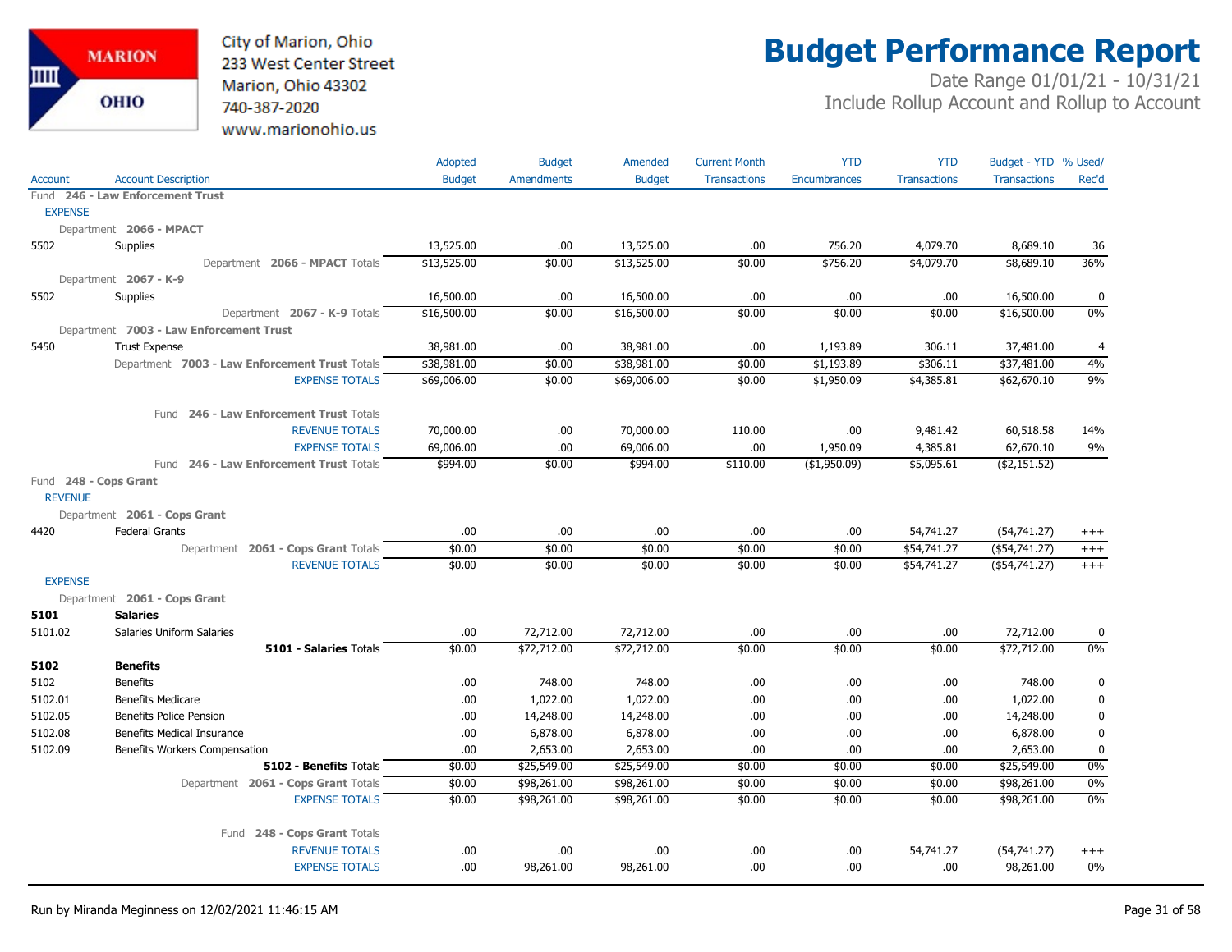MARION OHIO

City of Marion, Ohio
233 West Center Street
Marion, Ohio 43302
740-387-2020
www.marionohio.us

# Budget Performance Report

Date Range 01/01/21 - 10/31/21
Include Rollup Account and Rollup to Account

| Account | Account Description | Adopted Budget | Budget Amendments | Amended Budget | Current Month Transactions | YTD Encumbrances | YTD Transactions | Budget - YTD Transactions | % Used/ Rec'd |
|---|---|---|---|---|---|---|---|---|---|
| Fund 246 - Law Enforcement Trust | | | | | | | | | |
| EXPENSE | | | | | | | | | |
| Department 2066 - MPACT | | | | | | | | | |
| 5502 | Supplies | 13,525.00 | .00 | 13,525.00 | .00 | 756.20 | 4,079.70 | 8,689.10 | 36 |
| | Department 2066 - MPACT Totals | $13,525.00 | $0.00 | $13,525.00 | $0.00 | $756.20 | $4,079.70 | $8,689.10 | 36% |
| Department 2067 - K-9 | | | | | | | | | |
| 5502 | Supplies | 16,500.00 | .00 | 16,500.00 | .00 | .00 | .00 | 16,500.00 | 0 |
| | Department 2067 - K-9 Totals | $16,500.00 | $0.00 | $16,500.00 | $0.00 | $0.00 | $0.00 | $16,500.00 | 0% |
| Department 7003 - Law Enforcement Trust | | | | | | | | | |
| 5450 | Trust Expense | 38,981.00 | .00 | 38,981.00 | .00 | 1,193.89 | 306.11 | 37,481.00 | 4 |
| | Department 7003 - Law Enforcement Trust Totals | $38,981.00 | $0.00 | $38,981.00 | $0.00 | $1,193.89 | $306.11 | $37,481.00 | 4% |
| | EXPENSE TOTALS | $69,006.00 | $0.00 | $69,006.00 | $0.00 | $1,950.09 | $4,385.81 | $62,670.10 | 9% |
| | Fund 246 - Law Enforcement Trust Totals | | | | | | | | |
| | REVENUE TOTALS | 70,000.00 | .00 | 70,000.00 | 110.00 | .00 | 9,481.42 | 60,518.58 | 14% |
| | EXPENSE TOTALS | 69,006.00 | .00 | 69,006.00 | .00 | 1,950.09 | 4,385.81 | 62,670.10 | 9% |
| | Fund 246 - Law Enforcement Trust Totals | $994.00 | $0.00 | $994.00 | $110.00 | ($1,950.09) | $5,095.61 | ($2,151.52) | |
| Fund 248 - Cops Grant | | | | | | | | | |
| REVENUE | | | | | | | | | |
| Department 2061 - Cops Grant | | | | | | | | | |
| 4420 | Federal Grants | .00 | .00 | .00 | .00 | .00 | 54,741.27 | (54,741.27) | +++ |
| | Department 2061 - Cops Grant Totals | $0.00 | $0.00 | $0.00 | $0.00 | $0.00 | $54,741.27 | ($54,741.27) | +++ |
| | REVENUE TOTALS | $0.00 | $0.00 | $0.00 | $0.00 | $0.00 | $54,741.27 | ($54,741.27) | +++ |
| EXPENSE | | | | | | | | | |
| Department 2061 - Cops Grant | | | | | | | | | |
| **5101** | **Salaries** | | | | | | | | |
| 5101.02 | Salaries Uniform Salaries | .00 | 72,712.00 | 72,712.00 | .00 | .00 | .00 | 72,712.00 | 0 |
| | 5101 - Salaries Totals | $0.00 | $72,712.00 | $72,712.00 | $0.00 | $0.00 | $0.00 | $72,712.00 | 0% |
| **5102** | **Benefits** | | | | | | | | |
| 5102 | Benefits | .00 | 748.00 | 748.00 | .00 | .00 | .00 | 748.00 | 0 |
| 5102.01 | Benefits Medicare | .00 | 1,022.00 | 1,022.00 | .00 | .00 | .00 | 1,022.00 | 0 |
| 5102.05 | Benefits Police Pension | .00 | 14,248.00 | 14,248.00 | .00 | .00 | .00 | 14,248.00 | 0 |
| 5102.08 | Benefits Medical Insurance | .00 | 6,878.00 | 6,878.00 | .00 | .00 | .00 | 6,878.00 | 0 |
| 5102.09 | Benefits Workers Compensation | .00 | 2,653.00 | 2,653.00 | .00 | .00 | .00 | 2,653.00 | 0 |
| | 5102 - Benefits Totals | $0.00 | $25,549.00 | $25,549.00 | $0.00 | $0.00 | $0.00 | $25,549.00 | 0% |
| | Department 2061 - Cops Grant Totals | $0.00 | $98,261.00 | $98,261.00 | $0.00 | $0.00 | $0.00 | $98,261.00 | 0% |
| | EXPENSE TOTALS | $0.00 | $98,261.00 | $98,261.00 | $0.00 | $0.00 | $0.00 | $98,261.00 | 0% |
| | Fund 248 - Cops Grant Totals | | | | | | | | |
| | REVENUE TOTALS | .00 | .00 | .00 | .00 | .00 | 54,741.27 | (54,741.27) | +++ |
| | EXPENSE TOTALS | .00 | 98,261.00 | 98,261.00 | .00 | .00 | .00 | 98,261.00 | 0% |

Run by Miranda Meginness on 12/02/2021 11:46:15 AM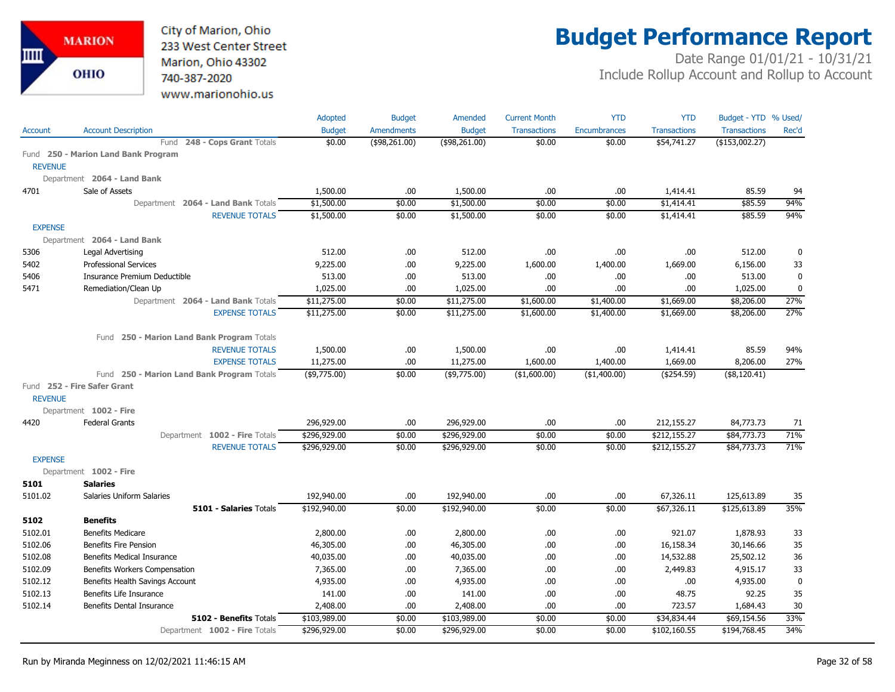# Budget Performance Report

City of Marion, Ohio
233 West Center Street
Marion, Ohio 43302
740-387-2020
www.marionohio.us

Date Range 01/01/21 - 10/31/21
Include Rollup Account and Rollup to Account

| Account | Account Description | Adopted Budget | Budget Amendments | Amended Budget | Current Month Transactions | YTD Encumbrances | YTD Transactions | Budget - YTD Transactions | % Used/ Rec'd |
|---|---|---|---|---|---|---|---|---|---|
| | Fund 248 - Cops Grant Totals | $0.00 | ($98,261.00) | ($98,261.00) | $0.00 | $0.00 | $54,741.27 | ($153,002.27) | |
| **Fund 250 - Marion Land Bank Program** | | | | | | | | | |
| REVENUE | | | | | | | | | |
| Department 2064 - Land Bank | | | | | | | | | |
| 4701 | Sale of Assets | 1,500.00 | .00 | 1,500.00 | .00 | .00 | 1,414.41 | 85.59 | 94 |
| | Department 2064 - Land Bank Totals | $1,500.00 | $0.00 | $1,500.00 | $0.00 | $0.00 | $1,414.41 | $85.59 | 94% |
| | REVENUE TOTALS | $1,500.00 | $0.00 | $1,500.00 | $0.00 | $0.00 | $1,414.41 | $85.59 | 94% |
| EXPENSE | | | | | | | | | |
| Department 2064 - Land Bank | | | | | | | | | |
| 5306 | Legal Advertising | 512.00 | .00 | 512.00 | .00 | .00 | .00 | 512.00 | 0 |
| 5402 | Professional Services | 9,225.00 | .00 | 9,225.00 | 1,600.00 | 1,400.00 | 1,669.00 | 6,156.00 | 33 |
| 5406 | Insurance Premium Deductible | 513.00 | .00 | 513.00 | .00 | .00 | .00 | 513.00 | 0 |
| 5471 | Remediation/Clean Up | 1,025.00 | .00 | 1,025.00 | .00 | .00 | .00 | 1,025.00 | 0 |
| | Department 2064 - Land Bank Totals | $11,275.00 | $0.00 | $11,275.00 | $1,600.00 | $1,400.00 | $1,669.00 | $8,206.00 | 27% |
| | EXPENSE TOTALS | $11,275.00 | $0.00 | $11,275.00 | $1,600.00 | $1,400.00 | $1,669.00 | $8,206.00 | 27% |
| | Fund 250 - Marion Land Bank Program Totals | | | | | | | | |
| | REVENUE TOTALS | 1,500.00 | .00 | 1,500.00 | .00 | .00 | 1,414.41 | 85.59 | 94% |
| | EXPENSE TOTALS | 11,275.00 | .00 | 11,275.00 | 1,600.00 | 1,400.00 | 1,669.00 | 8,206.00 | 27% |
| | Fund 250 - Marion Land Bank Program Totals | ($9,775.00) | $0.00 | ($9,775.00) | ($1,600.00) | ($1,400.00) | ($254.59) | ($8,120.41) | |
| **Fund 252 - Fire Safer Grant** | | | | | | | | | |
| REVENUE | | | | | | | | | |
| Department 1002 - Fire | | | | | | | | | |
| 4420 | Federal Grants | 296,929.00 | .00 | 296,929.00 | .00 | .00 | 212,155.27 | 84,773.73 | 71 |
| | Department 1002 - Fire Totals | $296,929.00 | $0.00 | $296,929.00 | $0.00 | $0.00 | $212,155.27 | $84,773.73 | 71% |
| | REVENUE TOTALS | $296,929.00 | $0.00 | $296,929.00 | $0.00 | $0.00 | $212,155.27 | $84,773.73 | 71% |
| EXPENSE | | | | | | | | | |
| Department 1002 - Fire | | | | | | | | | |
| **5101** | **Salaries** | | | | | | | | |
| 5101.02 | Salaries Uniform Salaries | 192,940.00 | .00 | 192,940.00 | .00 | .00 | 67,326.11 | 125,613.89 | 35 |
| | **5101 - Salaries** Totals | $192,940.00 | $0.00 | $192,940.00 | $0.00 | $0.00 | $67,326.11 | $125,613.89 | 35% |
| **5102** | **Benefits** | | | | | | | | |
| 5102.01 | Benefits Medicare | 2,800.00 | .00 | 2,800.00 | .00 | .00 | 921.07 | 1,878.93 | 33 |
| 5102.06 | Benefits Fire Pension | 46,305.00 | .00 | 46,305.00 | .00 | .00 | 16,158.34 | 30,146.66 | 35 |
| 5102.08 | Benefits Medical Insurance | 40,035.00 | .00 | 40,035.00 | .00 | .00 | 14,532.88 | 25,502.12 | 36 |
| 5102.09 | Benefits Workers Compensation | 7,365.00 | .00 | 7,365.00 | .00 | .00 | 2,449.83 | 4,915.17 | 33 |
| 5102.12 | Benefits Health Savings Account | 4,935.00 | .00 | 4,935.00 | .00 | .00 | .00 | 4,935.00 | 0 |
| 5102.13 | Benefits Life Insurance | 141.00 | .00 | 141.00 | .00 | .00 | 48.75 | 92.25 | 35 |
| 5102.14 | Benefits Dental Insurance | 2,408.00 | .00 | 2,408.00 | .00 | .00 | 723.57 | 1,684.43 | 30 |
| | **5102 - Benefits** Totals | $103,989.00 | $0.00 | $103,989.00 | $0.00 | $0.00 | $34,834.44 | $69,154.56 | 33% |
| | Department 1002 - Fire Totals | $296,929.00 | $0.00 | $296,929.00 | $0.00 | $0.00 | $102,160.55 | $194,768.45 | 34% |

Run by Miranda Meginness on 12/02/2021 11:46:15 AM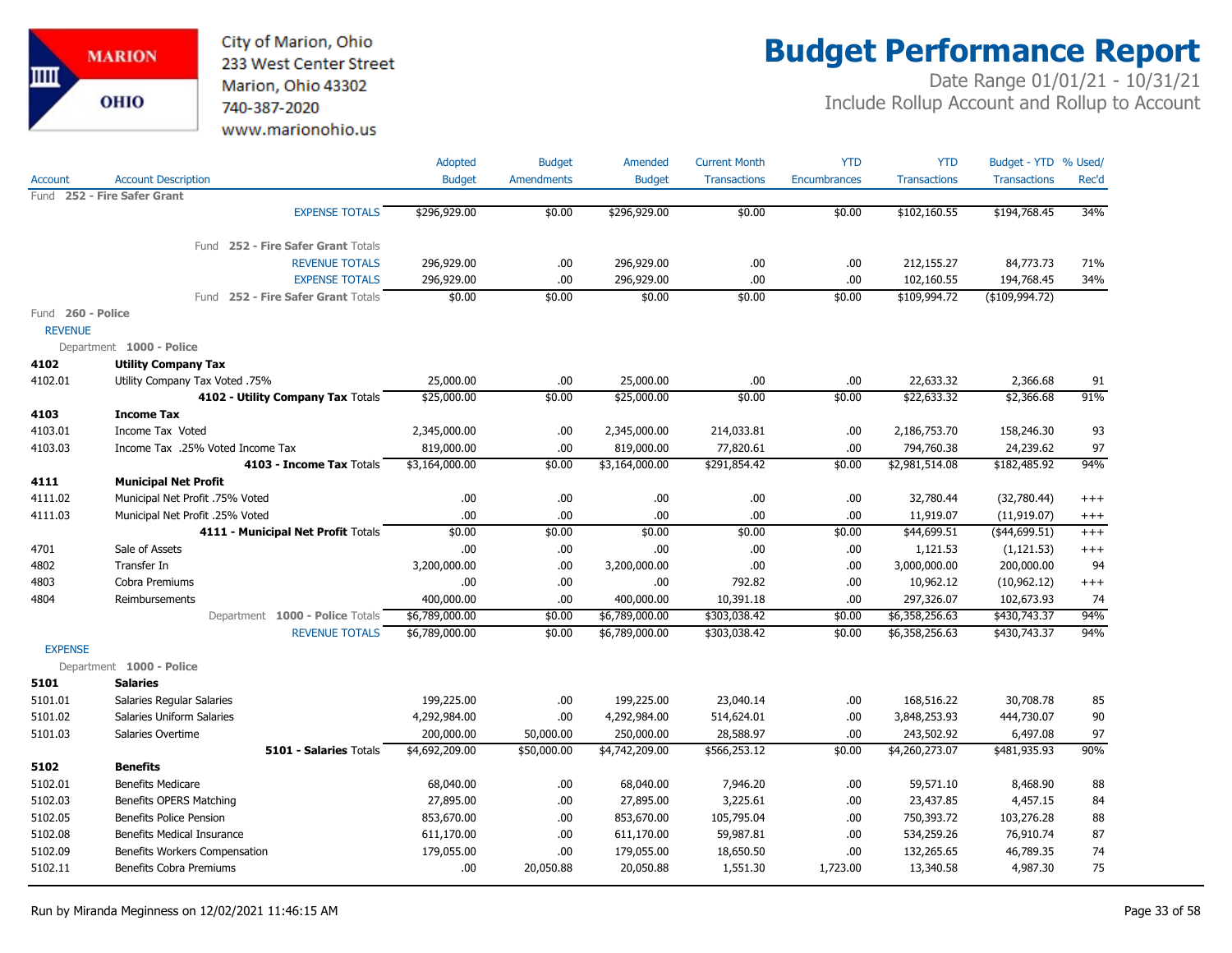City of Marion, Ohio
233 West Center Street
Marion, Ohio 43302
740-387-2020
www.marionohio.us

# Budget Performance Report

Date Range 01/01/21 - 10/31/21
Include Rollup Account and Rollup to Account

| Account | Account Description | Adopted Budget | Budget Amendments | Amended Budget | Current Month Transactions | YTD Encumbrances | YTD Transactions | Budget - YTD Transactions | % Used/ Rec'd |
|---|---|---|---|---|---|---|---|---|---|
| Fund 252 - Fire Safer Grant | | | | | | | | | |
| | EXPENSE TOTALS | $296,929.00 | $0.00 | $296,929.00 | $0.00 | $0.00 | $102,160.55 | $194,768.45 | 34% |
| | Fund 252 - Fire Safer Grant Totals | | | | | | | | |
| | REVENUE TOTALS | 296,929.00 | .00 | 296,929.00 | .00 | .00 | 212,155.27 | 84,773.73 | 71% |
| | EXPENSE TOTALS | 296,929.00 | .00 | 296,929.00 | .00 | .00 | 102,160.55 | 194,768.45 | 34% |
| | Fund 252 - Fire Safer Grant Totals | $0.00 | $0.00 | $0.00 | $0.00 | $0.00 | $109,994.72 | ($109,994.72) | |
| Fund 260 - Police | | | | | | | | | |
| REVENUE | | | | | | | | | |
| Department 1000 - Police | | | | | | | | | |
| **4102** | **Utility Company Tax** | | | | | | | | |
| 4102.01 | Utility Company Tax Voted .75% | 25,000.00 | .00 | 25,000.00 | .00 | .00 | 22,633.32 | 2,366.68 | 91 |
| | **4102 - Utility Company Tax** Totals | $25,000.00 | $0.00 | $25,000.00 | $0.00 | $0.00 | $22,633.32 | $2,366.68 | 91% |
| **4103** | **Income Tax** | | | | | | | | |
| 4103.01 | Income Tax Voted | 2,345,000.00 | .00 | 2,345,000.00 | 214,033.81 | .00 | 2,186,753.70 | 158,246.30 | 93 |
| 4103.03 | Income Tax .25% Voted Income Tax | 819,000.00 | .00 | 819,000.00 | 77,820.61 | .00 | 794,760.38 | 24,239.62 | 97 |
| | **4103 - Income Tax** Totals | $3,164,000.00 | $0.00 | $3,164,000.00 | $291,854.42 | $0.00 | $2,981,514.08 | $182,485.92 | 94% |
| **4111** | **Municipal Net Profit** | | | | | | | | |
| 4111.02 | Municipal Net Profit .75% Voted | .00 | .00 | .00 | .00 | .00 | 32,780.44 | (32,780.44) | +++ |
| 4111.03 | Municipal Net Profit .25% Voted | .00 | .00 | .00 | .00 | .00 | 11,919.07 | (11,919.07) | +++ |
| | **4111 - Municipal Net Profit** Totals | $0.00 | $0.00 | $0.00 | $0.00 | $0.00 | $44,699.51 | ($44,699.51) | +++ |
| 4701 | Sale of Assets | .00 | .00 | .00 | .00 | .00 | 1,121.53 | (1,121.53) | +++ |
| 4802 | Transfer In | 3,200,000.00 | .00 | 3,200,000.00 | .00 | .00 | 3,000,000.00 | 200,000.00 | 94 |
| 4803 | Cobra Premiums | .00 | .00 | .00 | 792.82 | .00 | 10,962.12 | (10,962.12) | +++ |
| 4804 | Reimbursements | 400,000.00 | .00 | 400,000.00 | 10,391.18 | .00 | 297,326.07 | 102,673.93 | 74 |
| | Department 1000 - Police Totals | $6,789,000.00 | $0.00 | $6,789,000.00 | $303,038.42 | $0.00 | $6,358,256.63 | $430,743.37 | 94% |
| | REVENUE TOTALS | $6,789,000.00 | $0.00 | $6,789,000.00 | $303,038.42 | $0.00 | $6,358,256.63 | $430,743.37 | 94% |
| EXPENSE | | | | | | | | | |
| Department 1000 - Police | | | | | | | | | |
| **5101** | **Salaries** | | | | | | | | |
| 5101.01 | Salaries Regular Salaries | 199,225.00 | .00 | 199,225.00 | 23,040.14 | .00 | 168,516.22 | 30,708.78 | 85 |
| 5101.02 | Salaries Uniform Salaries | 4,292,984.00 | .00 | 4,292,984.00 | 514,624.01 | .00 | 3,848,253.93 | 444,730.07 | 90 |
| 5101.03 | Salaries Overtime | 200,000.00 | 50,000.00 | 250,000.00 | 28,588.97 | .00 | 243,502.92 | 6,497.08 | 97 |
| | **5101 - Salaries** Totals | $4,692,209.00 | $50,000.00 | $4,742,209.00 | $566,253.12 | $0.00 | $4,260,273.07 | $481,935.93 | 90% |
| **5102** | **Benefits** | | | | | | | | |
| 5102.01 | Benefits Medicare | 68,040.00 | .00 | 68,040.00 | 7,946.20 | .00 | 59,571.10 | 8,468.90 | 88 |
| 5102.03 | Benefits OPERS Matching | 27,895.00 | .00 | 27,895.00 | 3,225.61 | .00 | 23,437.85 | 4,457.15 | 84 |
| 5102.05 | Benefits Police Pension | 853,670.00 | .00 | 853,670.00 | 105,795.04 | .00 | 750,393.72 | 103,276.28 | 88 |
| 5102.08 | Benefits Medical Insurance | 611,170.00 | .00 | 611,170.00 | 59,987.81 | .00 | 534,259.26 | 76,910.74 | 87 |
| 5102.09 | Benefits Workers Compensation | 179,055.00 | .00 | 179,055.00 | 18,650.50 | .00 | 132,265.65 | 46,789.35 | 74 |
| 5102.11 | Benefits Cobra Premiums | .00 | 20,050.88 | 20,050.88 | 1,551.30 | 1,723.00 | 13,340.58 | 4,987.30 | 75 |

Run by Miranda Meginness on 12/02/2021 11:46:15 AM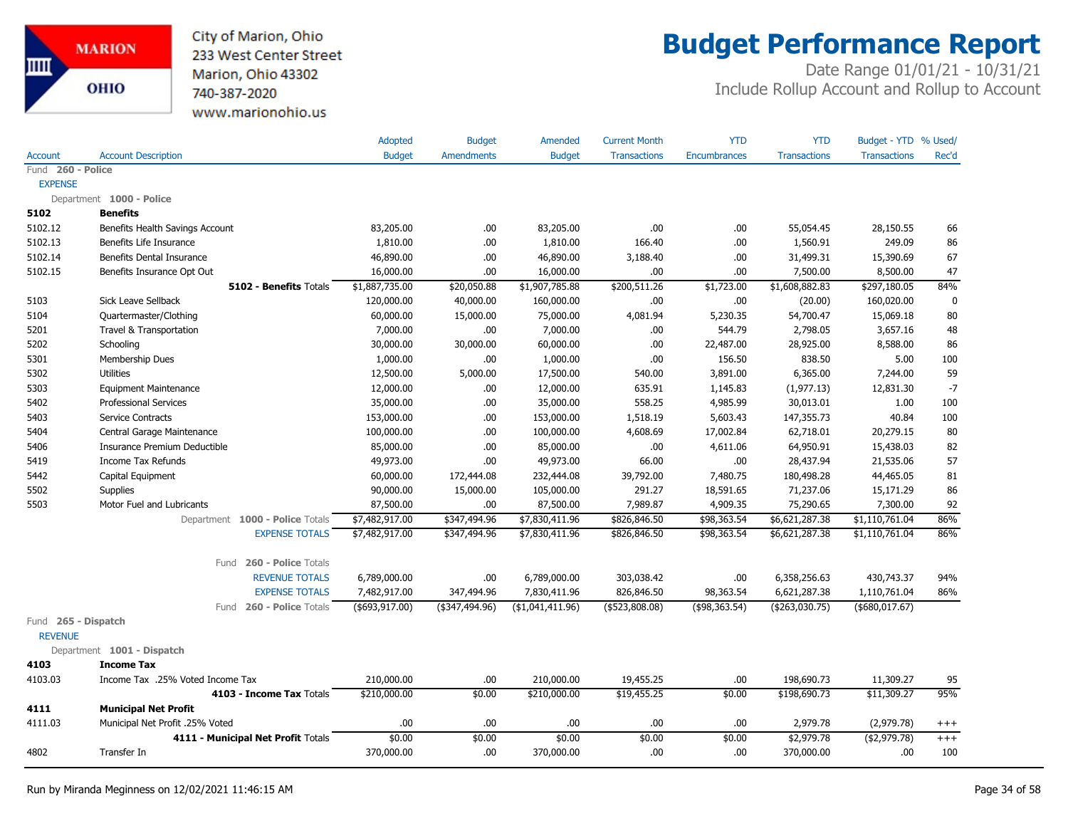City of Marion, Ohio
233 West Center Street
Marion, Ohio 43302
740-387-2020
www.marionohio.us

# Budget Performance Report

Date Range 01/01/21 - 10/31/21
Include Rollup Account and Rollup to Account

| Account | Account Description | Adopted Budget | Budget Amendments | Amended Budget | Current Month Transactions | YTD Encumbrances | YTD Transactions | Budget - YTD Transactions | % Used/ Rec'd |
|---|---|---|---|---|---|---|---|---|---|
| Fund 260 - Police | | | | | | | | | |
| EXPENSE | | | | | | | | | |
| Department 1000 - Police | | | | | | | | | |
| **5102** | **Benefits** | | | | | | | | |
| 5102.12 | Benefits Health Savings Account | 83,205.00 | .00 | 83,205.00 | .00 | .00 | 55,054.45 | 28,150.55 | 66 |
| 5102.13 | Benefits Life Insurance | 1,810.00 | .00 | 1,810.00 | 166.40 | .00 | 1,560.91 | 249.09 | 86 |
| 5102.14 | Benefits Dental Insurance | 46,890.00 | .00 | 46,890.00 | 3,188.40 | .00 | 31,499.31 | 15,390.69 | 67 |
| 5102.15 | Benefits Insurance Opt Out | 16,000.00 | .00 | 16,000.00 | .00 | .00 | 7,500.00 | 8,500.00 | 47 |
| | **5102 - Benefits** Totals | $1,887,735.00 | $20,050.88 | $1,907,785.88 | $200,511.26 | $1,723.00 | $1,608,882.83 | $297,180.05 | 84% |
| 5103 | Sick Leave Sellback | 120,000.00 | 40,000.00 | 160,000.00 | .00 | .00 | (20.00) | 160,020.00 | 0 |
| 5104 | Quartermaster/Clothing | 60,000.00 | 15,000.00 | 75,000.00 | 4,081.94 | 5,230.35 | 54,700.47 | 15,069.18 | 80 |
| 5201 | Travel & Transportation | 7,000.00 | .00 | 7,000.00 | .00 | 544.79 | 2,798.05 | 3,657.16 | 48 |
| 5202 | Schooling | 30,000.00 | 30,000.00 | 60,000.00 | .00 | 22,487.00 | 28,925.00 | 8,588.00 | 86 |
| 5301 | Membership Dues | 1,000.00 | .00 | 1,000.00 | .00 | 156.50 | 838.50 | 5.00 | 100 |
| 5302 | Utilities | 12,500.00 | 5,000.00 | 17,500.00 | 540.00 | 3,891.00 | 6,365.00 | 7,244.00 | 59 |
| 5303 | Equipment Maintenance | 12,000.00 | .00 | 12,000.00 | 635.91 | 1,145.83 | (1,977.13) | 12,831.30 | -7 |
| 5402 | Professional Services | 35,000.00 | .00 | 35,000.00 | 558.25 | 4,985.99 | 30,013.01 | 1.00 | 100 |
| 5403 | Service Contracts | 153,000.00 | .00 | 153,000.00 | 1,518.19 | 5,603.43 | 147,355.73 | 40.84 | 100 |
| 5404 | Central Garage Maintenance | 100,000.00 | .00 | 100,000.00 | 4,608.69 | 17,002.84 | 62,718.01 | 20,279.15 | 80 |
| 5406 | Insurance Premium Deductible | 85,000.00 | .00 | 85,000.00 | .00 | 4,611.06 | 64,950.91 | 15,438.03 | 82 |
| 5419 | Income Tax Refunds | 49,973.00 | .00 | 49,973.00 | 66.00 | .00 | 28,437.94 | 21,535.06 | 57 |
| 5442 | Capital Equipment | 60,000.00 | 172,444.08 | 232,444.08 | 39,792.00 | 7,480.75 | 180,498.28 | 44,465.05 | 81 |
| 5502 | Supplies | 90,000.00 | 15,000.00 | 105,000.00 | 291.27 | 18,591.65 | 71,237.06 | 15,171.29 | 86 |
| 5503 | Motor Fuel and Lubricants | 87,500.00 | .00 | 87,500.00 | 7,989.87 | 4,909.35 | 75,290.65 | 7,300.00 | 92 |
| | Department 1000 - Police Totals | $7,482,917.00 | $347,494.96 | $7,830,411.96 | $826,846.50 | $98,363.54 | $6,621,287.38 | $1,110,761.04 | 86% |
| | EXPENSE TOTALS | $7,482,917.00 | $347,494.96 | $7,830,411.96 | $826,846.50 | $98,363.54 | $6,621,287.38 | $1,110,761.04 | 86% |
| | Fund 260 - Police Totals | | | | | | | | |
| | REVENUE TOTALS | 6,789,000.00 | .00 | 6,789,000.00 | 303,038.42 | .00 | 6,358,256.63 | 430,743.37 | 94% |
| | EXPENSE TOTALS | 7,482,917.00 | 347,494.96 | 7,830,411.96 | 826,846.50 | 98,363.54 | 6,621,287.38 | 1,110,761.04 | 86% |
| | Fund 260 - Police Totals | ($693,917.00) | ($347,494.96) | ($1,041,411.96) | ($523,808.08) | ($98,363.54) | ($263,030.75) | ($680,017.67) | |
| Fund 265 - Dispatch | | | | | | | | | |
| REVENUE | | | | | | | | | |
| Department 1001 - Dispatch | | | | | | | | | |
| **4103** | **Income Tax** | | | | | | | | |
| 4103.03 | Income Tax .25% Voted Income Tax | 210,000.00 | .00 | 210,000.00 | 19,455.25 | .00 | 198,690.73 | 11,309.27 | 95 |
| | **4103 - Income Tax** Totals | $210,000.00 | $0.00 | $210,000.00 | $19,455.25 | $0.00 | $198,690.73 | $11,309.27 | 95% |
| **4111** | **Municipal Net Profit** | | | | | | | | |
| 4111.03 | Municipal Net Profit .25% Voted | .00 | .00 | .00 | .00 | .00 | 2,979.78 | (2,979.78) | +++ |
| | **4111 - Municipal Net Profit** Totals | $0.00 | $0.00 | $0.00 | $0.00 | $0.00 | $2,979.78 | ($2,979.78) | +++ |
| 4802 | Transfer In | 370,000.00 | .00 | 370,000.00 | .00 | .00 | 370,000.00 | .00 | 100 |

Run by Miranda Meginness on 12/02/2021 11:46:15 AM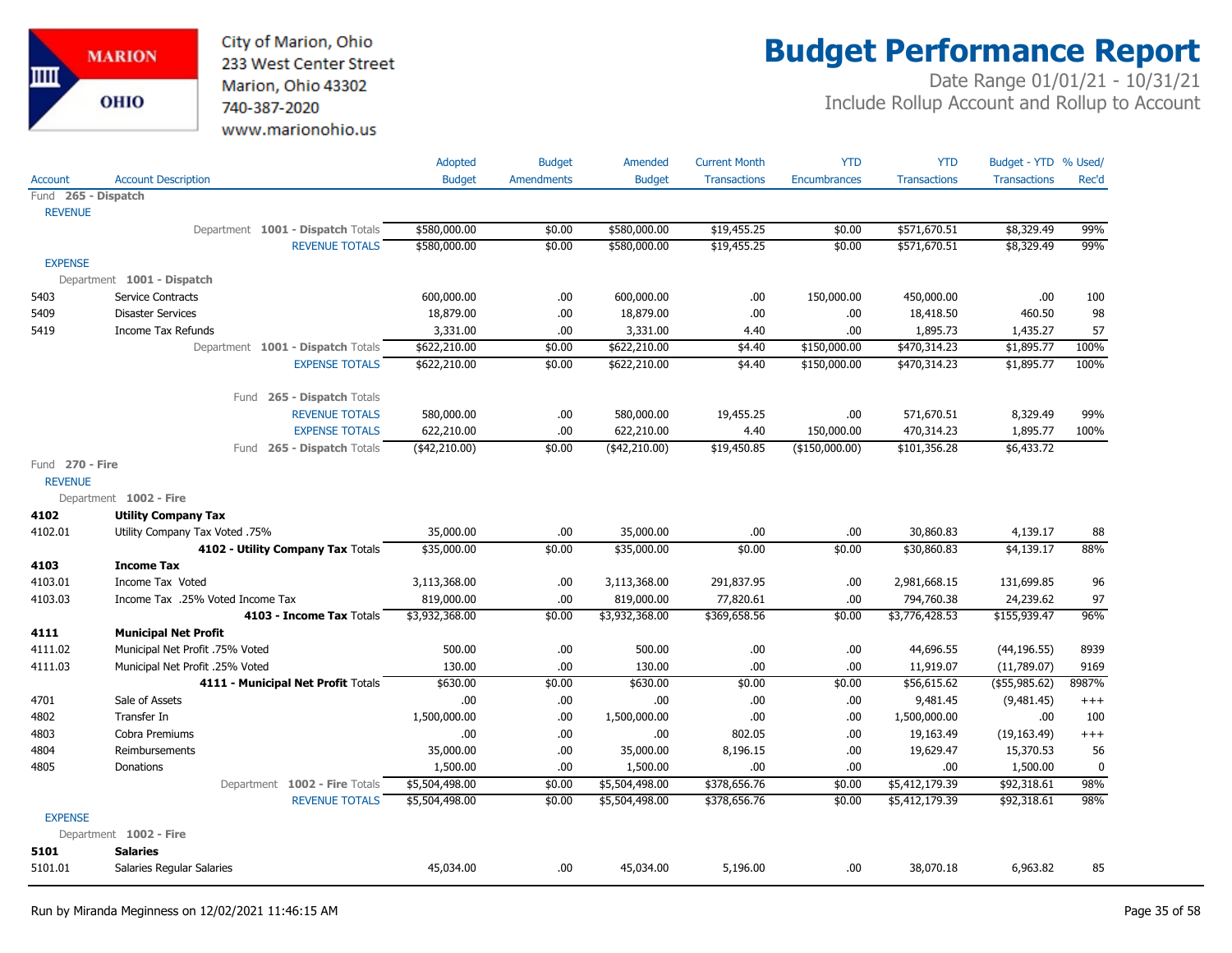City of Marion, Ohio
233 West Center Street
Marion, Ohio 43302
740-387-2020
www.marionohio.us

# Budget Performance Report

Date Range 01/01/21 - 10/31/21
Include Rollup Account and Rollup to Account

| Account | Account Description | Adopted Budget | Budget Amendments | Amended Budget | Current Month Transactions | YTD Encumbrances | YTD Transactions | Budget - YTD Transactions | % Used/ Rec'd |
|---|---|---|---|---|---|---|---|---|---|
| Fund **265 - Dispatch** | | | | | | | | | |
| REVENUE | | | | | | | | | |
| | Department **1001 - Dispatch** Totals | $580,000.00 | $0.00 | $580,000.00 | $19,455.25 | $0.00 | $571,670.51 | $8,329.49 | 99% |
| | REVENUE TOTALS | $580,000.00 | $0.00 | $580,000.00 | $19,455.25 | $0.00 | $571,670.51 | $8,329.49 | 99% |
| EXPENSE | | | | | | | | | |
| Department **1001 - Dispatch** | | | | | | | | | |
| 5403 | Service Contracts | 600,000.00 | .00 | 600,000.00 | .00 | 150,000.00 | 450,000.00 | .00 | 100 |
| 5409 | Disaster Services | 18,879.00 | .00 | 18,879.00 | .00 | .00 | 18,418.50 | 460.50 | 98 |
| 5419 | Income Tax Refunds | 3,331.00 | .00 | 3,331.00 | 4.40 | .00 | 1,895.73 | 1,435.27 | 57 |
| | Department **1001 - Dispatch** Totals | $622,210.00 | $0.00 | $622,210.00 | $4.40 | $150,000.00 | $470,314.23 | $1,895.77 | 100% |
| | EXPENSE TOTALS | $622,210.00 | $0.00 | $622,210.00 | $4.40 | $150,000.00 | $470,314.23 | $1,895.77 | 100% |
| | Fund **265 - Dispatch** Totals | | | | | | | | |
| | REVENUE TOTALS | 580,000.00 | .00 | 580,000.00 | 19,455.25 | .00 | 571,670.51 | 8,329.49 | 99% |
| | EXPENSE TOTALS | 622,210.00 | .00 | 622,210.00 | 4.40 | 150,000.00 | 470,314.23 | 1,895.77 | 100% |
| | Fund **265 - Dispatch** Totals | ($42,210.00) | $0.00 | ($42,210.00) | $19,450.85 | ($150,000.00) | $101,356.28 | $6,433.72 | |
| Fund **270 - Fire** | | | | | | | | | |
| REVENUE | | | | | | | | | |
| Department **1002 - Fire** | | | | | | | | | |
| **4102** | **Utility Company Tax** | | | | | | | | |
| 4102.01 | Utility Company Tax Voted .75% | 35,000.00 | .00 | 35,000.00 | .00 | .00 | 30,860.83 | 4,139.17 | 88 |
| | **4102 - Utility Company Tax** Totals | $35,000.00 | $0.00 | $35,000.00 | $0.00 | $0.00 | $30,860.83 | $4,139.17 | 88% |
| **4103** | **Income Tax** | | | | | | | | |
| 4103.01 | Income Tax Voted | 3,113,368.00 | .00 | 3,113,368.00 | 291,837.95 | .00 | 2,981,668.15 | 131,699.85 | 96 |
| 4103.03 | Income Tax .25% Voted Income Tax | 819,000.00 | .00 | 819,000.00 | 77,820.61 | .00 | 794,760.38 | 24,239.62 | 97 |
| | **4103 - Income Tax** Totals | $3,932,368.00 | $0.00 | $3,932,368.00 | $369,658.56 | $0.00 | $3,776,428.53 | $155,939.47 | 96% |
| **4111** | **Municipal Net Profit** | | | | | | | | |
| 4111.02 | Municipal Net Profit .75% Voted | 500.00 | .00 | 500.00 | .00 | .00 | 44,696.55 | (44,196.55) | 8939 |
| 4111.03 | Municipal Net Profit .25% Voted | 130.00 | .00 | 130.00 | .00 | .00 | 11,919.07 | (11,789.07) | 9169 |
| | **4111 - Municipal Net Profit** Totals | $630.00 | $0.00 | $630.00 | $0.00 | $0.00 | $56,615.62 | ($55,985.62) | 8987% |
| 4701 | Sale of Assets | .00 | .00 | .00 | .00 | .00 | 9,481.45 | (9,481.45) | +++ |
| 4802 | Transfer In | 1,500,000.00 | .00 | 1,500,000.00 | .00 | .00 | 1,500,000.00 | .00 | 100 |
| 4803 | Cobra Premiums | .00 | .00 | .00 | 802.05 | .00 | 19,163.49 | (19,163.49) | +++ |
| 4804 | Reimbursements | 35,000.00 | .00 | 35,000.00 | 8,196.15 | .00 | 19,629.47 | 15,370.53 | 56 |
| 4805 | Donations | 1,500.00 | .00 | 1,500.00 | .00 | .00 | .00 | 1,500.00 | 0 |
| | Department **1002 - Fire** Totals | $5,504,498.00 | $0.00 | $5,504,498.00 | $378,656.76 | $0.00 | $5,412,179.39 | $92,318.61 | 98% |
| | REVENUE TOTALS | $5,504,498.00 | $0.00 | $5,504,498.00 | $378,656.76 | $0.00 | $5,412,179.39 | $92,318.61 | 98% |
| EXPENSE | | | | | | | | | |
| Department **1002 - Fire** | | | | | | | | | |
| **5101** | **Salaries** | | | | | | | | |
| 5101.01 | Salaries Regular Salaries | 45,034.00 | .00 | 45,034.00 | 5,196.00 | .00 | 38,070.18 | 6,963.82 | 85 |

Run by Miranda Meginness on 12/02/2021 11:46:15 AM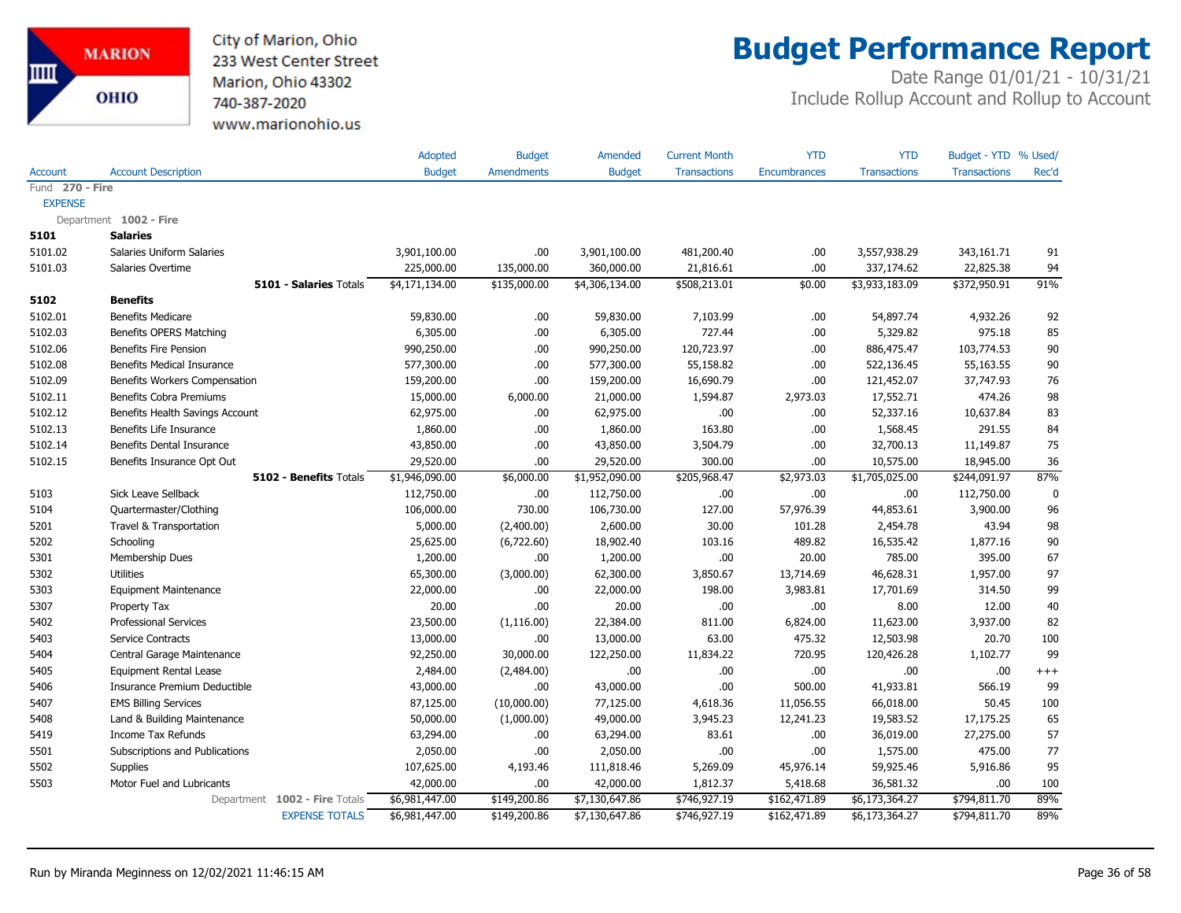City of Marion, Ohio
233 West Center Street
Marion, Ohio 43302
740-387-2020
www.marionohio.us

# Budget Performance Report

Date Range 01/01/21 - 10/31/21
Include Rollup Account and Rollup to Account

| Account | Account Description | Adopted Budget | Budget Amendments | Amended Budget | Current Month Transactions | YTD Encumbrances | YTD Transactions | Budget - YTD Transactions | % Used/ Rec'd |
|---|---|---|---|---|---|---|---|---|---|
| Fund **270 - Fire** | | | | | | | | | |
| EXPENSE | | | | | | | | | |
| Department **1002 - Fire** | | | | | | | | | |
| **5101** | **Salaries** | | | | | | | | |
| 5101.02 | Salaries Uniform Salaries | 3,901,100.00 | .00 | 3,901,100.00 | 481,200.40 | .00 | 3,557,938.29 | 343,161.71 | 91 |
| 5101.03 | Salaries Overtime | 225,000.00 | 135,000.00 | 360,000.00 | 21,816.61 | .00 | 337,174.62 | 22,825.38 | 94 |
| | **5101 - Salaries** Totals | $4,171,134.00 | $135,000.00 | $4,306,134.00 | $508,213.01 | $0.00 | $3,933,183.09 | $372,950.91 | 91% |
| **5102** | **Benefits** | | | | | | | | |
| 5102.01 | Benefits Medicare | 59,830.00 | .00 | 59,830.00 | 7,103.99 | .00 | 54,897.74 | 4,932.26 | 92 |
| 5102.03 | Benefits OPERS Matching | 6,305.00 | .00 | 6,305.00 | 727.44 | .00 | 5,329.82 | 975.18 | 85 |
| 5102.06 | Benefits Fire Pension | 990,250.00 | .00 | 990,250.00 | 120,723.97 | .00 | 886,475.47 | 103,774.53 | 90 |
| 5102.08 | Benefits Medical Insurance | 577,300.00 | .00 | 577,300.00 | 55,158.82 | .00 | 522,136.45 | 55,163.55 | 90 |
| 5102.09 | Benefits Workers Compensation | 159,200.00 | .00 | 159,200.00 | 16,690.79 | .00 | 121,452.07 | 37,747.93 | 76 |
| 5102.11 | Benefits Cobra Premiums | 15,000.00 | 6,000.00 | 21,000.00 | 1,594.87 | 2,973.03 | 17,552.71 | 474.26 | 98 |
| 5102.12 | Benefits Health Savings Account | 62,975.00 | .00 | 62,975.00 | .00 | .00 | 52,337.16 | 10,637.84 | 83 |
| 5102.13 | Benefits Life Insurance | 1,860.00 | .00 | 1,860.00 | 163.80 | .00 | 1,568.45 | 291.55 | 84 |
| 5102.14 | Benefits Dental Insurance | 43,850.00 | .00 | 43,850.00 | 3,504.79 | .00 | 32,700.13 | 11,149.87 | 75 |
| 5102.15 | Benefits Insurance Opt Out | 29,520.00 | .00 | 29,520.00 | 300.00 | .00 | 10,575.00 | 18,945.00 | 36 |
| | **5102 - Benefits** Totals | $1,946,090.00 | $6,000.00 | $1,952,090.00 | $205,968.47 | $2,973.03 | $1,705,025.00 | $244,091.97 | 87% |
| 5103 | Sick Leave Sellback | 112,750.00 | .00 | 112,750.00 | .00 | .00 | .00 | 112,750.00 | 0 |
| 5104 | Quartermaster/Clothing | 106,000.00 | 730.00 | 106,730.00 | 127.00 | 57,976.39 | 44,853.61 | 3,900.00 | 96 |
| 5201 | Travel & Transportation | 5,000.00 | (2,400.00) | 2,600.00 | 30.00 | 101.28 | 2,454.78 | 43.94 | 98 |
| 5202 | Schooling | 25,625.00 | (6,722.60) | 18,902.40 | 103.16 | 489.82 | 16,535.42 | 1,877.16 | 90 |
| 5301 | Membership Dues | 1,200.00 | .00 | 1,200.00 | .00 | 20.00 | 785.00 | 395.00 | 67 |
| 5302 | Utilities | 65,300.00 | (3,000.00) | 62,300.00 | 3,850.67 | 13,714.69 | 46,628.31 | 1,957.00 | 97 |
| 5303 | Equipment Maintenance | 22,000.00 | .00 | 22,000.00 | 198.00 | 3,983.81 | 17,701.69 | 314.50 | 99 |
| 5307 | Property Tax | 20.00 | .00 | 20.00 | .00 | .00 | 8.00 | 12.00 | 40 |
| 5402 | Professional Services | 23,500.00 | (1,116.00) | 22,384.00 | 811.00 | 6,824.00 | 11,623.00 | 3,937.00 | 82 |
| 5403 | Service Contracts | 13,000.00 | .00 | 13,000.00 | 63.00 | 475.32 | 12,503.98 | 20.70 | 100 |
| 5404 | Central Garage Maintenance | 92,250.00 | 30,000.00 | 122,250.00 | 11,834.22 | 720.95 | 120,426.28 | 1,102.77 | 99 |
| 5405 | Equipment Rental Lease | 2,484.00 | (2,484.00) | .00 | .00 | .00 | .00 | .00 | +++ |
| 5406 | Insurance Premium Deductible | 43,000.00 | .00 | 43,000.00 | .00 | 500.00 | 41,933.81 | 566.19 | 99 |
| 5407 | EMS Billing Services | 87,125.00 | (10,000.00) | 77,125.00 | 4,618.36 | 11,056.55 | 66,018.00 | 50.45 | 100 |
| 5408 | Land & Building Maintenance | 50,000.00 | (1,000.00) | 49,000.00 | 3,945.23 | 12,241.23 | 19,583.52 | 17,175.25 | 65 |
| 5419 | Income Tax Refunds | 63,294.00 | .00 | 63,294.00 | 83.61 | .00 | 36,019.00 | 27,275.00 | 57 |
| 5501 | Subscriptions and Publications | 2,050.00 | .00 | 2,050.00 | .00 | .00 | 1,575.00 | 475.00 | 77 |
| 5502 | Supplies | 107,625.00 | 4,193.46 | 111,818.46 | 5,269.09 | 45,976.14 | 59,925.46 | 5,916.86 | 95 |
| 5503 | Motor Fuel and Lubricants | 42,000.00 | .00 | 42,000.00 | 1,812.37 | 5,418.68 | 36,581.32 | .00 | 100 |
| | Department **1002 - Fire** Totals | $6,981,447.00 | $149,200.86 | $7,130,647.86 | $746,927.19 | $162,471.89 | $6,173,364.27 | $794,811.70 | 89% |
| | EXPENSE TOTALS | $6,981,447.00 | $149,200.86 | $7,130,647.86 | $746,927.19 | $162,471.89 | $6,173,364.27 | $794,811.70 | 89% |

Run by Miranda Meginness on 12/02/2021 11:46:15 AM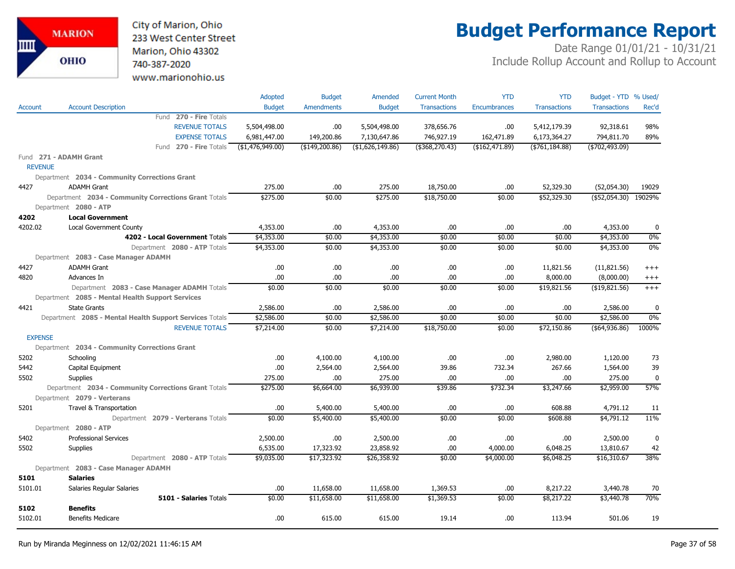# Budget Performance Report

City of Marion, Ohio
233 West Center Street
Marion, Ohio 43302
740-387-2020
www.marionohio.us

Date Range 01/01/21 - 10/31/21
Include Rollup Account and Rollup to Account

| Account | Account Description | Adopted Budget | Budget Amendments | Amended Budget | Current Month Transactions | YTD Encumbrances | YTD Transactions | Budget - YTD Transactions | % Used/ Rec'd |
|---|---|---|---|---|---|---|---|---|---|
| | Fund 270 - Fire Totals | | | | | | | | |
| | REVENUE TOTALS | 5,504,498.00 | .00 | 5,504,498.00 | 378,656.76 | .00 | 5,412,179.39 | 92,318.61 | 98% |
| | EXPENSE TOTALS | 6,981,447.00 | 149,200.86 | 7,130,647.86 | 746,927.19 | 162,471.89 | 6,173,364.27 | 794,811.70 | 89% |
| | Fund 270 - Fire Totals | ($1,476,949.00) | ($149,200.86) | ($1,626,149.86) | ($368,270.43) | ($162,471.89) | ($761,184.88) | ($702,493.09) | |
| **Fund 271 - ADAMH Grant** | | | | | | | | | |
| REVENUE | | | | | | | | | |
| Department 2034 - Community Corrections Grant | | | | | | | | | |
| 4427 | ADAMH Grant | 275.00 | .00 | 275.00 | 18,750.00 | .00 | 52,329.30 | (52,054.30) | 19029 |
| | Department 2034 - Community Corrections Grant Totals | $275.00 | $0.00 | $275.00 | $18,750.00 | $0.00 | $52,329.30 | ($52,054.30) | 19029% |
| Department 2080 - ATP | | | | | | | | | |
| **4202** | **Local Government** | | | | | | | | |
| 4202.02 | Local Government County | 4,353.00 | .00 | 4,353.00 | .00 | .00 | .00 | 4,353.00 | 0 |
| | **4202 - Local Government** Totals | $4,353.00 | $0.00 | $4,353.00 | $0.00 | $0.00 | $0.00 | $4,353.00 | 0% |
| | Department 2080 - ATP Totals | $4,353.00 | $0.00 | $4,353.00 | $0.00 | $0.00 | $0.00 | $4,353.00 | 0% |
| Department 2083 - Case Manager ADAMH | | | | | | | | | |
| 4427 | ADAMH Grant | .00 | .00 | .00 | .00 | .00 | 11,821.56 | (11,821.56) | +++ |
| 4820 | Advances In | .00 | .00 | .00 | .00 | .00 | 8,000.00 | (8,000.00) | +++ |
| | Department 2083 - Case Manager ADAMH Totals | $0.00 | $0.00 | $0.00 | $0.00 | $0.00 | $19,821.56 | ($19,821.56) | +++ |
| Department 2085 - Mental Health Support Services | | | | | | | | | |
| 4421 | State Grants | 2,586.00 | .00 | 2,586.00 | .00 | .00 | .00 | 2,586.00 | 0 |
| | Department 2085 - Mental Health Support Services Totals | $2,586.00 | $0.00 | $2,586.00 | $0.00 | $0.00 | $0.00 | $2,586.00 | 0% |
| | REVENUE TOTALS | $7,214.00 | $0.00 | $7,214.00 | $18,750.00 | $0.00 | $72,150.86 | ($64,936.86) | 1000% |
| EXPENSE | | | | | | | | | |
| Department 2034 - Community Corrections Grant | | | | | | | | | |
| 5202 | Schooling | .00 | 4,100.00 | 4,100.00 | .00 | .00 | 2,980.00 | 1,120.00 | 73 |
| 5442 | Capital Equipment | .00 | 2,564.00 | 2,564.00 | 39.86 | 732.34 | 267.66 | 1,564.00 | 39 |
| 5502 | Supplies | 275.00 | .00 | 275.00 | .00 | .00 | .00 | 275.00 | 0 |
| | Department 2034 - Community Corrections Grant Totals | $275.00 | $6,664.00 | $6,939.00 | $39.86 | $732.34 | $3,247.66 | $2,959.00 | 57% |
| Department 2079 - Verterans | | | | | | | | | |
| 5201 | Travel & Transportation | .00 | 5,400.00 | 5,400.00 | .00 | .00 | 608.88 | 4,791.12 | 11 |
| | Department 2079 - Verterans Totals | $0.00 | $5,400.00 | $5,400.00 | $0.00 | $0.00 | $608.88 | $4,791.12 | 11% |
| Department 2080 - ATP | | | | | | | | | |
| 5402 | Professional Services | 2,500.00 | .00 | 2,500.00 | .00 | .00 | .00 | 2,500.00 | 0 |
| 5502 | Supplies | 6,535.00 | 17,323.92 | 23,858.92 | .00 | 4,000.00 | 6,048.25 | 13,810.67 | 42 |
| | Department 2080 - ATP Totals | $9,035.00 | $17,323.92 | $26,358.92 | $0.00 | $4,000.00 | $6,048.25 | $16,310.67 | 38% |
| Department 2083 - Case Manager ADAMH | | | | | | | | | |
| **5101** | **Salaries** | | | | | | | | |
| 5101.01 | Salaries Regular Salaries | .00 | 11,658.00 | 11,658.00 | 1,369.53 | .00 | 8,217.22 | 3,440.78 | 70 |
| | **5101 - Salaries** Totals | $0.00 | $11,658.00 | $11,658.00 | $1,369.53 | $0.00 | $8,217.22 | $3,440.78 | 70% |
| **5102** | **Benefits** | | | | | | | | |
| 5102.01 | Benefits Medicare | .00 | 615.00 | 615.00 | 19.14 | .00 | 113.94 | 501.06 | 19 |

Run by Miranda Meginness on 12/02/2021 11:46:15 AM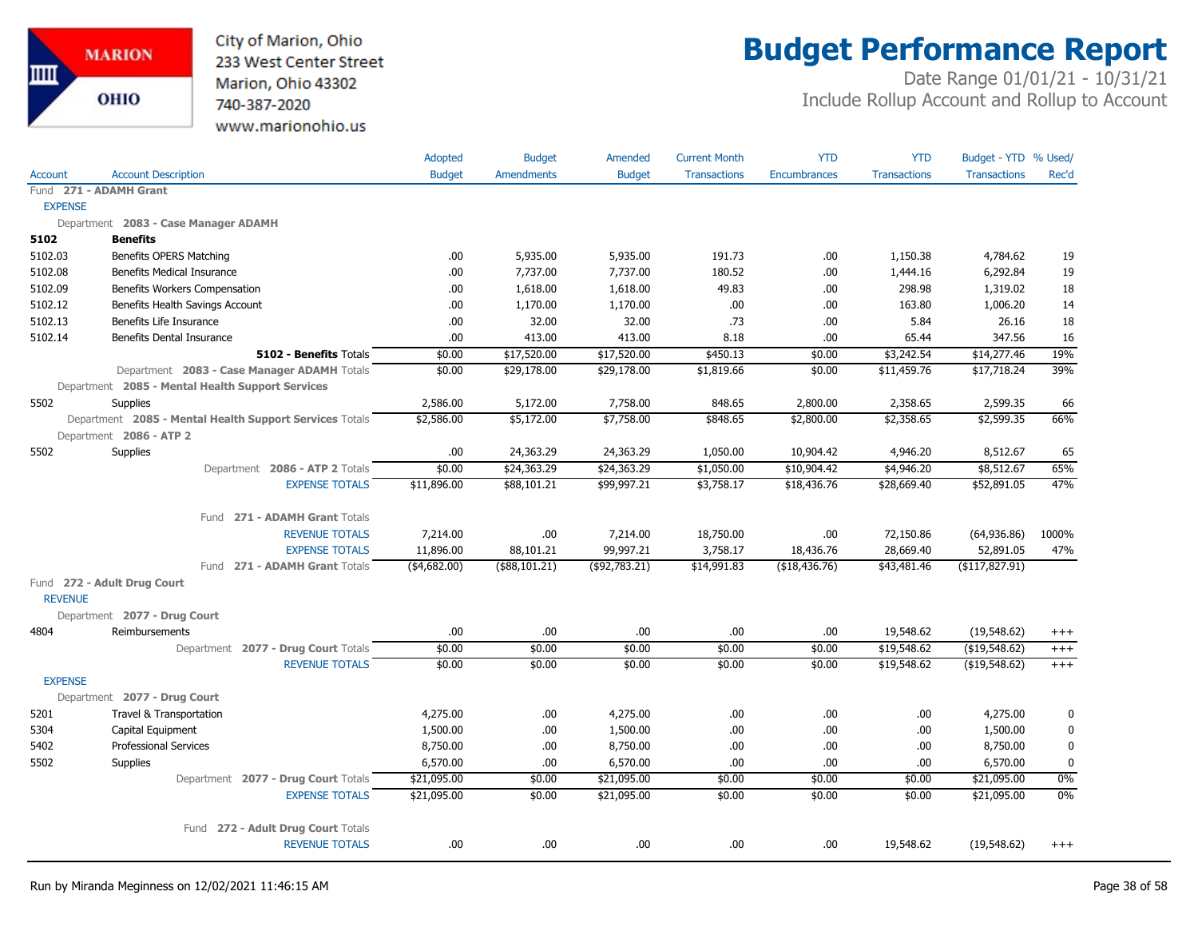# Budget Performance Report

City of Marion, Ohio
233 West Center Street
Marion, Ohio 43302
740-387-2020
www.marionohio.us

Date Range 01/01/21 - 10/31/21
Include Rollup Account and Rollup to Account

| Account | Account Description | Adopted Budget | Budget Amendments | Amended Budget | Current Month Transactions | YTD Encumbrances | YTD Transactions | Budget - YTD Transactions | % Used/ Rec'd |
|---|---|---|---|---|---|---|---|---|---|
| Fund 271 - ADAMH Grant | | | | | | | | | |
| EXPENSE | | | | | | | | | |
| Department 2083 - Case Manager ADAMH | | | | | | | | | |
| **5102** | **Benefits** | | | | | | | | |
| 5102.03 | Benefits OPERS Matching | .00 | 5,935.00 | 5,935.00 | 191.73 | .00 | 1,150.38 | 4,784.62 | 19 |
| 5102.08 | Benefits Medical Insurance | .00 | 7,737.00 | 7,737.00 | 180.52 | .00 | 1,444.16 | 6,292.84 | 19 |
| 5102.09 | Benefits Workers Compensation | .00 | 1,618.00 | 1,618.00 | 49.83 | .00 | 298.98 | 1,319.02 | 18 |
| 5102.12 | Benefits Health Savings Account | .00 | 1,170.00 | 1,170.00 | .00 | .00 | 163.80 | 1,006.20 | 14 |
| 5102.13 | Benefits Life Insurance | .00 | 32.00 | 32.00 | .73 | .00 | 5.84 | 26.16 | 18 |
| 5102.14 | Benefits Dental Insurance | .00 | 413.00 | 413.00 | 8.18 | .00 | 65.44 | 347.56 | 16 |
| | **5102 - Benefits** Totals | $0.00 | $17,520.00 | $17,520.00 | $450.13 | $0.00 | $3,242.54 | $14,277.46 | 19% |
| | Department 2083 - Case Manager ADAMH Totals | $0.00 | $29,178.00 | $29,178.00 | $1,819.66 | $0.00 | $11,459.76 | $17,718.24 | 39% |
| Department 2085 - Mental Health Support Services | | | | | | | | | |
| 5502 | Supplies | 2,586.00 | 5,172.00 | 7,758.00 | 848.65 | 2,800.00 | 2,358.65 | 2,599.35 | 66 |
| | Department 2085 - Mental Health Support Services Totals | $2,586.00 | $5,172.00 | $7,758.00 | $848.65 | $2,800.00 | $2,358.65 | $2,599.35 | 66% |
| Department 2086 - ATP 2 | | | | | | | | | |
| 5502 | Supplies | .00 | 24,363.29 | 24,363.29 | 1,050.00 | 10,904.42 | 4,946.20 | 8,512.67 | 65 |
| | Department 2086 - ATP 2 Totals | $0.00 | $24,363.29 | $24,363.29 | $1,050.00 | $10,904.42 | $4,946.20 | $8,512.67 | 65% |
| | EXPENSE TOTALS | $11,896.00 | $88,101.21 | $99,997.21 | $3,758.17 | $18,436.76 | $28,669.40 | $52,891.05 | 47% |
| | Fund 271 - ADAMH Grant Totals | | | | | | | | |
| | REVENUE TOTALS | 7,214.00 | .00 | 7,214.00 | 18,750.00 | .00 | 72,150.86 | (64,936.86) | 1000% |
| | EXPENSE TOTALS | 11,896.00 | 88,101.21 | 99,997.21 | 3,758.17 | 18,436.76 | 28,669.40 | 52,891.05 | 47% |
| | Fund 271 - ADAMH Grant Totals | ($4,682.00) | ($88,101.21) | ($92,783.21) | $14,991.83 | ($18,436.76) | $43,481.46 | ($117,827.91) | |
| Fund 272 - Adult Drug Court | | | | | | | | | |
| REVENUE | | | | | | | | | |
| Department 2077 - Drug Court | | | | | | | | | |
| 4804 | Reimbursements | .00 | .00 | .00 | .00 | .00 | 19,548.62 | (19,548.62) | +++ |
| | Department 2077 - Drug Court Totals | $0.00 | $0.00 | $0.00 | $0.00 | $0.00 | $19,548.62 | ($19,548.62) | +++ |
| | REVENUE TOTALS | $0.00 | $0.00 | $0.00 | $0.00 | $0.00 | $19,548.62 | ($19,548.62) | +++ |
| EXPENSE | | | | | | | | | |
| Department 2077 - Drug Court | | | | | | | | | |
| 5201 | Travel & Transportation | 4,275.00 | .00 | 4,275.00 | .00 | .00 | .00 | 4,275.00 | 0 |
| 5304 | Capital Equipment | 1,500.00 | .00 | 1,500.00 | .00 | .00 | .00 | 1,500.00 | 0 |
| 5402 | Professional Services | 8,750.00 | .00 | 8,750.00 | .00 | .00 | .00 | 8,750.00 | 0 |
| 5502 | Supplies | 6,570.00 | .00 | 6,570.00 | .00 | .00 | .00 | 6,570.00 | 0 |
| | Department 2077 - Drug Court Totals | $21,095.00 | $0.00 | $21,095.00 | $0.00 | $0.00 | $0.00 | $21,095.00 | 0% |
| | EXPENSE TOTALS | $21,095.00 | $0.00 | $21,095.00 | $0.00 | $0.00 | $0.00 | $21,095.00 | 0% |
| | Fund 272 - Adult Drug Court Totals | | | | | | | | |
| | REVENUE TOTALS | .00 | .00 | .00 | .00 | .00 | 19,548.62 | (19,548.62) | +++ |

Run by Miranda Meginness on 12/02/2021 11:46:15 AM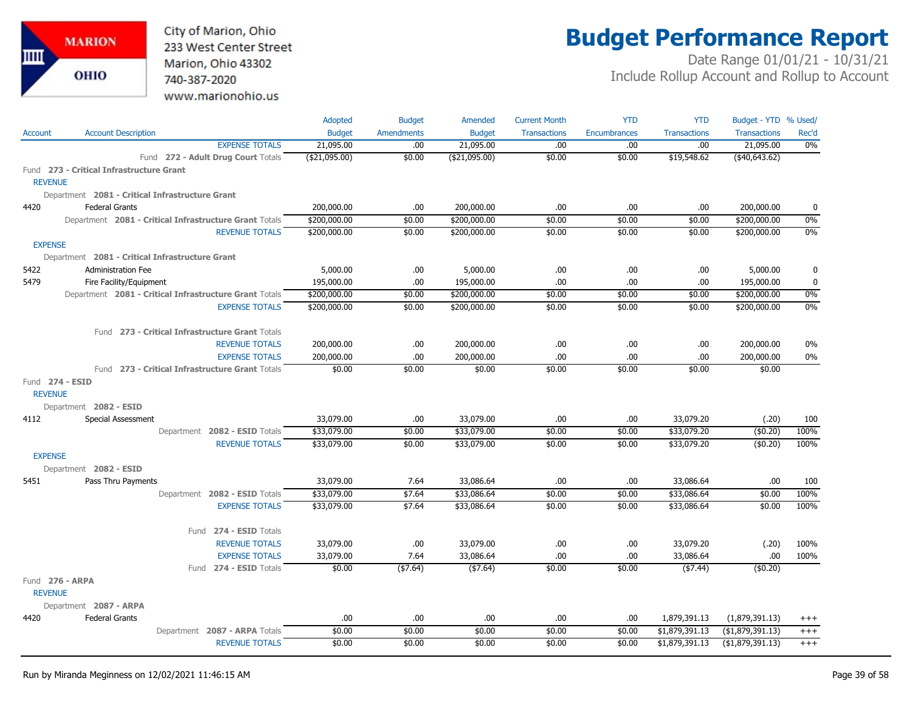# Budget Performance Report

City of Marion, Ohio
233 West Center Street
Marion, Ohio 43302
740-387-2020
www.marionohio.us

Date Range 01/01/21 - 10/31/21
Include Rollup Account and Rollup to Account

| Account | Account Description | Adopted Budget | Budget Amendments | Amended Budget | Current Month Transactions | YTD Encumbrances | YTD Transactions | Budget - YTD Transactions | % Used/ Rec'd |
|---|---|---|---|---|---|---|---|---|---|
| | EXPENSE TOTALS | 21,095.00 | .00 | 21,095.00 | .00 | .00 | .00 | 21,095.00 | 0% |
| | Fund 272 - Adult Drug Court Totals | ($21,095.00) | $0.00 | ($21,095.00) | $0.00 | $0.00 | $19,548.62 | ($40,643.62) | |
| **Fund 273 - Critical Infrastructure Grant** | | | | | | | | | |
| REVENUE | | | | | | | | | |
| Department 2081 - Critical Infrastructure Grant | | | | | | | | | |
| 4420 | Federal Grants | 200,000.00 | .00 | 200,000.00 | .00 | .00 | .00 | 200,000.00 | 0 |
| | Department 2081 - Critical Infrastructure Grant Totals | $200,000.00 | $0.00 | $200,000.00 | $0.00 | $0.00 | $0.00 | $200,000.00 | 0% |
| | REVENUE TOTALS | $200,000.00 | $0.00 | $200,000.00 | $0.00 | $0.00 | $0.00 | $200,000.00 | 0% |
| EXPENSE | | | | | | | | | |
| Department 2081 - Critical Infrastructure Grant | | | | | | | | | |
| 5422 | Administration Fee | 5,000.00 | .00 | 5,000.00 | .00 | .00 | .00 | 5,000.00 | 0 |
| 5479 | Fire Facility/Equipment | 195,000.00 | .00 | 195,000.00 | .00 | .00 | .00 | 195,000.00 | 0 |
| | Department 2081 - Critical Infrastructure Grant Totals | $200,000.00 | $0.00 | $200,000.00 | $0.00 | $0.00 | $0.00 | $200,000.00 | 0% |
| | EXPENSE TOTALS | $200,000.00 | $0.00 | $200,000.00 | $0.00 | $0.00 | $0.00 | $200,000.00 | 0% |
| | Fund 273 - Critical Infrastructure Grant Totals | | | | | | | | |
| | REVENUE TOTALS | 200,000.00 | .00 | 200,000.00 | .00 | .00 | .00 | 200,000.00 | 0% |
| | EXPENSE TOTALS | 200,000.00 | .00 | 200,000.00 | .00 | .00 | .00 | 200,000.00 | 0% |
| | Fund 273 - Critical Infrastructure Grant Totals | $0.00 | $0.00 | $0.00 | $0.00 | $0.00 | $0.00 | $0.00 | |
| **Fund 274 - ESID** | | | | | | | | | |
| REVENUE | | | | | | | | | |
| Department 2082 - ESID | | | | | | | | | |
| 4112 | Special Assessment | 33,079.00 | .00 | 33,079.00 | .00 | .00 | 33,079.20 | (.20) | 100 |
| | Department 2082 - ESID Totals | $33,079.00 | $0.00 | $33,079.00 | $0.00 | $0.00 | $33,079.20 | ($0.20) | 100% |
| | REVENUE TOTALS | $33,079.00 | $0.00 | $33,079.00 | $0.00 | $0.00 | $33,079.20 | ($0.20) | 100% |
| EXPENSE | | | | | | | | | |
| Department 2082 - ESID | | | | | | | | | |
| 5451 | Pass Thru Payments | 33,079.00 | 7.64 | 33,086.64 | .00 | .00 | 33,086.64 | .00 | 100 |
| | Department 2082 - ESID Totals | $33,079.00 | $7.64 | $33,086.64 | $0.00 | $0.00 | $33,086.64 | $0.00 | 100% |
| | EXPENSE TOTALS | $33,079.00 | $7.64 | $33,086.64 | $0.00 | $0.00 | $33,086.64 | $0.00 | 100% |
| | Fund 274 - ESID Totals | | | | | | | | |
| | REVENUE TOTALS | 33,079.00 | .00 | 33,079.00 | .00 | .00 | 33,079.20 | (.20) | 100% |
| | EXPENSE TOTALS | 33,079.00 | 7.64 | 33,086.64 | .00 | .00 | 33,086.64 | .00 | 100% |
| | Fund 274 - ESID Totals | $0.00 | ($7.64) | ($7.64) | $0.00 | $0.00 | ($7.44) | ($0.20) | |
| **Fund 276 - ARPA** | | | | | | | | | |
| REVENUE | | | | | | | | | |
| Department 2087 - ARPA | | | | | | | | | |
| 4420 | Federal Grants | .00 | .00 | .00 | .00 | .00 | 1,879,391.13 | (1,879,391.13) | +++ |
| | Department 2087 - ARPA Totals | $0.00 | $0.00 | $0.00 | $0.00 | $0.00 | $1,879,391.13 | ($1,879,391.13) | +++ |
| | REVENUE TOTALS | $0.00 | $0.00 | $0.00 | $0.00 | $0.00 | $1,879,391.13 | ($1,879,391.13) | +++ |

Run by Miranda Meginness on 12/02/2021 11:46:15 AM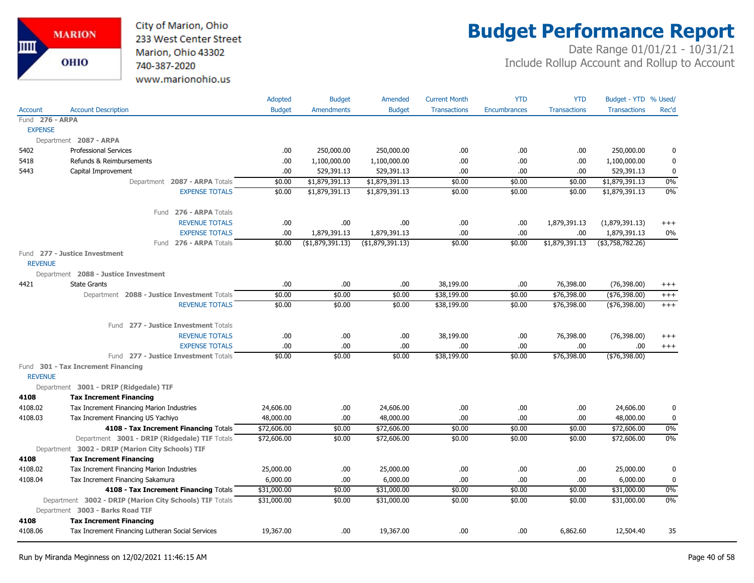# Budget Performance Report

City of Marion, Ohio
233 West Center Street
Marion, Ohio 43302
740-387-2020
www.marionohio.us

Date Range 01/01/21 - 10/31/21
Include Rollup Account and Rollup to Account

| Account | Account Description | Adopted Budget | Budget Amendments | Amended Budget | Current Month Transactions | YTD Encumbrances | YTD Transactions | Budget - YTD Transactions | % Used/ Rec'd |
|---|---|---|---|---|---|---|---|---|---|
| Fund **276 - ARPA** | | | | | | | | | |
| EXPENSE | | | | | | | | | |
| Department **2087 - ARPA** | | | | | | | | | |
| 5402 | Professional Services | .00 | 250,000.00 | 250,000.00 | .00 | .00 | .00 | 250,000.00 | 0 |
| 5418 | Refunds & Reimbursements | .00 | 1,100,000.00 | 1,100,000.00 | .00 | .00 | .00 | 1,100,000.00 | 0 |
| 5443 | Capital Improvement | .00 | 529,391.13 | 529,391.13 | .00 | .00 | .00 | 529,391.13 | 0 |
| | Department **2087 - ARPA** Totals | $0.00 | $1,879,391.13 | $1,879,391.13 | $0.00 | $0.00 | $0.00 | $1,879,391.13 | 0% |
| | EXPENSE TOTALS | $0.00 | $1,879,391.13 | $1,879,391.13 | $0.00 | $0.00 | $0.00 | $1,879,391.13 | 0% |
| | Fund **276 - ARPA** Totals | | | | | | | | |
| | REVENUE TOTALS | .00 | .00 | .00 | .00 | .00 | 1,879,391.13 | (1,879,391.13) | +++ |
| | EXPENSE TOTALS | .00 | 1,879,391.13 | 1,879,391.13 | .00 | .00 | .00 | 1,879,391.13 | 0% |
| | Fund **276 - ARPA** Totals | $0.00 | ($1,879,391.13) | ($1,879,391.13) | $0.00 | $0.00 | $1,879,391.13 | ($3,758,782.26) | |
| Fund **277 - Justice Investment** | | | | | | | | | |
| REVENUE | | | | | | | | | |
| Department **2088 - Justice Investment** | | | | | | | | | |
| 4421 | State Grants | .00 | .00 | .00 | 38,199.00 | .00 | 76,398.00 | (76,398.00) | +++ |
| | Department **2088 - Justice Investment** Totals | $0.00 | $0.00 | $0.00 | $38,199.00 | $0.00 | $76,398.00 | ($76,398.00) | +++ |
| | REVENUE TOTALS | $0.00 | $0.00 | $0.00 | $38,199.00 | $0.00 | $76,398.00 | ($76,398.00) | +++ |
| | Fund **277 - Justice Investment** Totals | | | | | | | | |
| | REVENUE TOTALS | .00 | .00 | .00 | 38,199.00 | .00 | 76,398.00 | (76,398.00) | +++ |
| | EXPENSE TOTALS | .00 | .00 | .00 | .00 | .00 | .00 | .00 | +++ |
| | Fund **277 - Justice Investment** Totals | $0.00 | $0.00 | $0.00 | $38,199.00 | $0.00 | $76,398.00 | ($76,398.00) | |
| Fund **301 - Tax Increment Financing** | | | | | | | | | |
| REVENUE | | | | | | | | | |
| Department **3001 - DRIP (Ridgedale) TIF** | | | | | | | | | |
| **4108** | **Tax Increment Financing** | | | | | | | | |
| 4108.02 | Tax Increment Financing Marion Industries | 24,606.00 | .00 | 24,606.00 | .00 | .00 | .00 | 24,606.00 | 0 |
| 4108.03 | Tax Increment Financing US Yachiyo | 48,000.00 | .00 | 48,000.00 | .00 | .00 | .00 | 48,000.00 | 0 |
| | **4108 - Tax Increment Financing** Totals | $72,606.00 | $0.00 | $72,606.00 | $0.00 | $0.00 | $0.00 | $72,606.00 | 0% |
| | Department **3001 - DRIP (Ridgedale) TIF** Totals | $72,606.00 | $0.00 | $72,606.00 | $0.00 | $0.00 | $0.00 | $72,606.00 | 0% |
| Department **3002 - DRIP (Marion City Schools) TIF** | | | | | | | | | |
| **4108** | **Tax Increment Financing** | | | | | | | | |
| 4108.02 | Tax Increment Financing Marion Industries | 25,000.00 | .00 | 25,000.00 | .00 | .00 | .00 | 25,000.00 | 0 |
| 4108.04 | Tax Increment Financing Sakamura | 6,000.00 | .00 | 6,000.00 | .00 | .00 | .00 | 6,000.00 | 0 |
| | **4108 - Tax Increment Financing** Totals | $31,000.00 | $0.00 | $31,000.00 | $0.00 | $0.00 | $0.00 | $31,000.00 | 0% |
| | Department **3002 - DRIP (Marion City Schools) TIF** Totals | $31,000.00 | $0.00 | $31,000.00 | $0.00 | $0.00 | $0.00 | $31,000.00 | 0% |
| Department **3003 - Barks Road TIF** | | | | | | | | | |
| **4108** | **Tax Increment Financing** | | | | | | | | |
| 4108.06 | Tax Increment Financing Lutheran Social Services | 19,367.00 | .00 | 19,367.00 | .00 | .00 | 6,862.60 | 12,504.40 | 35 |

Run by Miranda Meginness on 12/02/2021 11:46:15 AM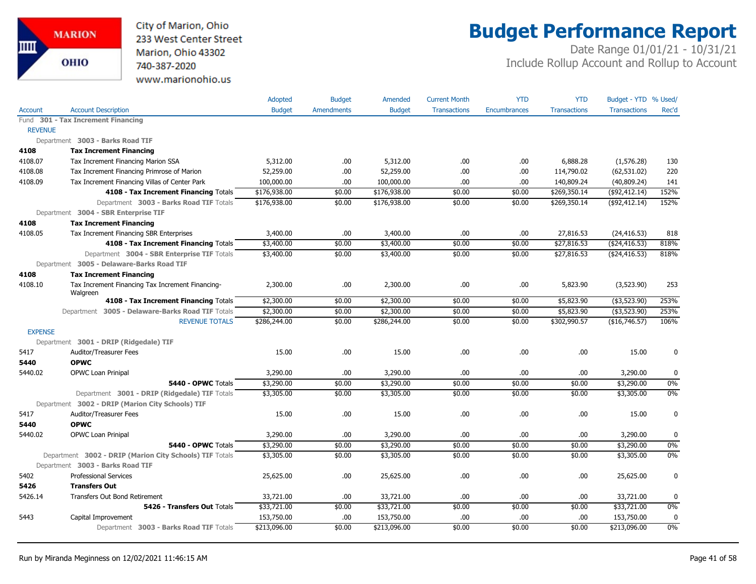City of Marion, Ohio
233 West Center Street
Marion, Ohio 43302
740-387-2020
www.marionohio.us

# Budget Performance Report

Date Range 01/01/21 - 10/31/21
Include Rollup Account and Rollup to Account

| Account | Account Description | Adopted Budget | Budget Amendments | Amended Budget | Current Month Transactions | YTD Encumbrances | YTD Transactions | Budget - YTD Transactions | % Used/ Rec'd |
|---|---|---|---|---|---|---|---|---|---|
| Fund **301 - Tax Increment Financing** | | | | | | | | | |
| REVENUE | | | | | | | | | |
| Department **3003 - Barks Road TIF** | | | | | | | | | |
| **4108** | **Tax Increment Financing** | | | | | | | | |
| 4108.07 | Tax Increment Financing Marion SSA | 5,312.00 | .00 | 5,312.00 | .00 | .00 | 6,888.28 | (1,576.28) | 130 |
| 4108.08 | Tax Increment Financing Primrose of Marion | 52,259.00 | .00 | 52,259.00 | .00 | .00 | 114,790.02 | (62,531.02) | 220 |
| 4108.09 | Tax Increment Financing Villas of Center Park | 100,000.00 | .00 | 100,000.00 | .00 | .00 | 140,809.24 | (40,809.24) | 141 |
| | **4108 - Tax Increment Financing** Totals | $176,938.00 | $0.00 | $176,938.00 | $0.00 | $0.00 | $269,350.14 | ($92,412.14) | 152% |
| | Department **3003 - Barks Road TIF** Totals | $176,938.00 | $0.00 | $176,938.00 | $0.00 | $0.00 | $269,350.14 | ($92,412.14) | 152% |
| Department **3004 - SBR Enterprise TIF** | | | | | | | | | |
| **4108** | **Tax Increment Financing** | | | | | | | | |
| 4108.05 | Tax Increment Financing SBR Enterprises | 3,400.00 | .00 | 3,400.00 | .00 | .00 | 27,816.53 | (24,416.53) | 818 |
| | **4108 - Tax Increment Financing** Totals | $3,400.00 | $0.00 | $3,400.00 | $0.00 | $0.00 | $27,816.53 | ($24,416.53) | 818% |
| | Department **3004 - SBR Enterprise TIF** Totals | $3,400.00 | $0.00 | $3,400.00 | $0.00 | $0.00 | $27,816.53 | ($24,416.53) | 818% |
| Department **3005 - Delaware-Barks Road TIF** | | | | | | | | | |
| **4108** | **Tax Increment Financing** | | | | | | | | |
| 4108.10 | Tax Increment Financing Tax Increment Financing-Walgreen | 2,300.00 | .00 | 2,300.00 | .00 | .00 | 5,823.90 | (3,523.90) | 253 |
| | **4108 - Tax Increment Financing** Totals | $2,300.00 | $0.00 | $2,300.00 | $0.00 | $0.00 | $5,823.90 | ($3,523.90) | 253% |
| | Department **3005 - Delaware-Barks Road TIF** Totals | $2,300.00 | $0.00 | $2,300.00 | $0.00 | $0.00 | $5,823.90 | ($3,523.90) | 253% |
| | REVENUE TOTALS | $286,244.00 | $0.00 | $286,244.00 | $0.00 | $0.00 | $302,990.57 | ($16,746.57) | 106% |
| EXPENSE | | | | | | | | | |
| Department **3001 - DRIP (Ridgedale) TIF** | | | | | | | | | |
| 5417 | Auditor/Treasurer Fees | 15.00 | .00 | 15.00 | .00 | .00 | .00 | 15.00 | 0 |
| **5440** | **OPWC** | | | | | | | | |
| 5440.02 | OPWC Loan Pinipal | 3,290.00 | .00 | 3,290.00 | .00 | .00 | .00 | 3,290.00 | 0 |
| | **5440 - OPWC** Totals | $3,290.00 | $0.00 | $3,290.00 | $0.00 | $0.00 | $0.00 | $3,290.00 | 0% |
| | Department **3001 - DRIP (Ridgedale) TIF** Totals | $3,305.00 | $0.00 | $3,305.00 | $0.00 | $0.00 | $0.00 | $3,305.00 | 0% |
| Department **3002 - DRIP (Marion City Schools) TIF** | | | | | | | | | |
| 5417 | Auditor/Treasurer Fees | 15.00 | .00 | 15.00 | .00 | .00 | .00 | 15.00 | 0 |
| **5440** | **OPWC** | | | | | | | | |
| 5440.02 | OPWC Loan Pinipal | 3,290.00 | .00 | 3,290.00 | .00 | .00 | .00 | 3,290.00 | 0 |
| | **5440 - OPWC** Totals | $3,290.00 | $0.00 | $3,290.00 | $0.00 | $0.00 | $0.00 | $3,290.00 | 0% |
| | Department **3002 - DRIP (Marion City Schools) TIF** Totals | $3,305.00 | $0.00 | $3,305.00 | $0.00 | $0.00 | $0.00 | $3,305.00 | 0% |
| Department **3003 - Barks Road TIF** | | | | | | | | | |
| 5402 | Professional Services | 25,625.00 | .00 | 25,625.00 | .00 | .00 | .00 | 25,625.00 | 0 |
| **5426** | **Transfers Out** | | | | | | | | |
| 5426.14 | Transfers Out Bond Retirement | 33,721.00 | .00 | 33,721.00 | .00 | .00 | .00 | 33,721.00 | 0 |
| | **5426 - Transfers Out** Totals | $33,721.00 | $0.00 | $33,721.00 | $0.00 | $0.00 | $0.00 | $33,721.00 | 0% |
| 5443 | Capital Improvement | 153,750.00 | .00 | 153,750.00 | .00 | .00 | .00 | 153,750.00 | 0 |
| | Department **3003 - Barks Road TIF** Totals | $213,096.00 | $0.00 | $213,096.00 | $0.00 | $0.00 | $0.00 | $213,096.00 | 0% |

Run by Miranda Meginness on 12/02/2021 11:46:15 AM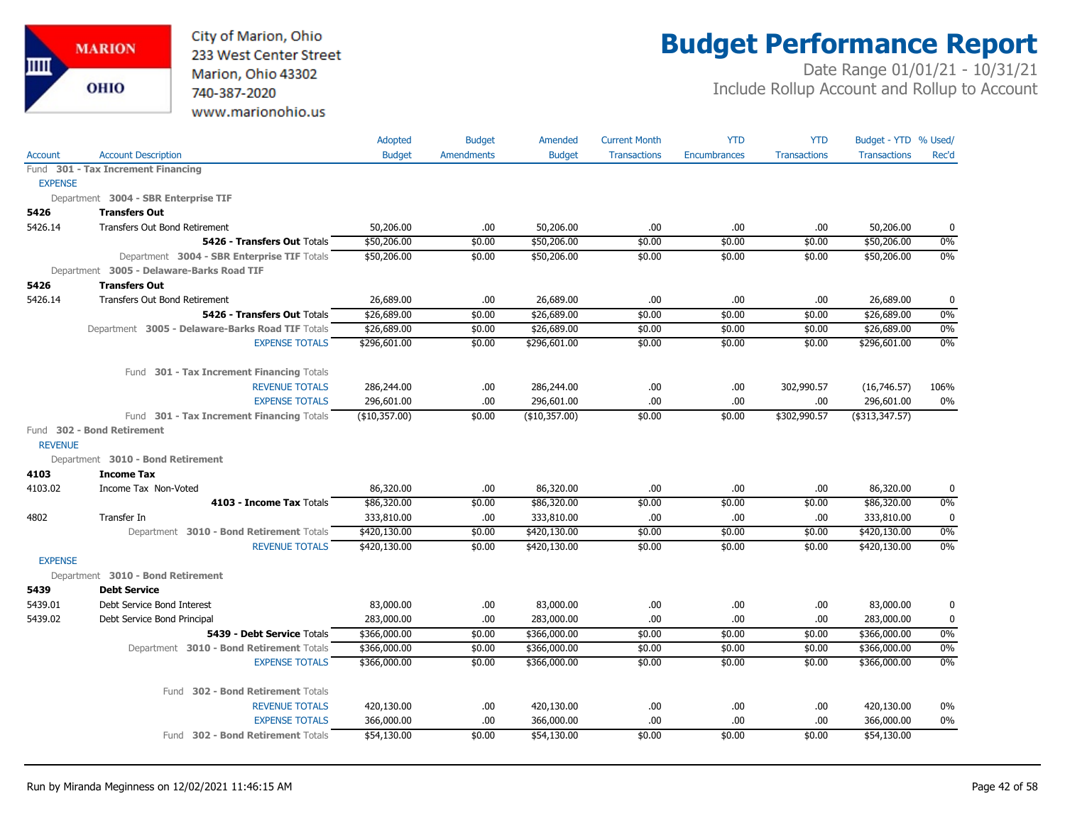City of Marion, Ohio
233 West Center Street
Marion, Ohio 43302
740-387-2020
www.marionohio.us

# Budget Performance Report

Date Range 01/01/21 - 10/31/21
Include Rollup Account and Rollup to Account

| Account | Account Description | Adopted Budget | Budget Amendments | Amended Budget | Current Month Transactions | YTD Encumbrances | YTD Transactions | Budget - YTD Transactions | % Used/ Rec'd |
|---|---|---|---|---|---|---|---|---|---|
| Fund 301 - Tax Increment Financing | | | | | | | | | |
| EXPENSE | | | | | | | | | |
| Department 3004 - SBR Enterprise TIF | | | | | | | | | |
| 5426 | Transfers Out | | | | | | | | |
| 5426.14 | Transfers Out Bond Retirement | 50,206.00 | .00 | 50,206.00 | .00 | .00 | .00 | 50,206.00 | 0 |
| | 5426 - Transfers Out Totals | $50,206.00 | $0.00 | $50,206.00 | $0.00 | $0.00 | $0.00 | $50,206.00 | 0% |
| | Department 3004 - SBR Enterprise TIF Totals | $50,206.00 | $0.00 | $50,206.00 | $0.00 | $0.00 | $0.00 | $50,206.00 | 0% |
| Department 3005 - Delaware-Barks Road TIF | | | | | | | | | |
| 5426 | Transfers Out | | | | | | | | |
| 5426.14 | Transfers Out Bond Retirement | 26,689.00 | .00 | 26,689.00 | .00 | .00 | .00 | 26,689.00 | 0 |
| | 5426 - Transfers Out Totals | $26,689.00 | $0.00 | $26,689.00 | $0.00 | $0.00 | $0.00 | $26,689.00 | 0% |
| | Department 3005 - Delaware-Barks Road TIF Totals | $26,689.00 | $0.00 | $26,689.00 | $0.00 | $0.00 | $0.00 | $26,689.00 | 0% |
| | EXPENSE TOTALS | $296,601.00 | $0.00 | $296,601.00 | $0.00 | $0.00 | $0.00 | $296,601.00 | 0% |
| | Fund 301 - Tax Increment Financing Totals | | | | | | | | |
| | REVENUE TOTALS | 286,244.00 | .00 | 286,244.00 | .00 | .00 | 302,990.57 | (16,746.57) | 106% |
| | EXPENSE TOTALS | 296,601.00 | .00 | 296,601.00 | .00 | .00 | .00 | 296,601.00 | 0% |
| | Fund 301 - Tax Increment Financing Totals | ($10,357.00) | $0.00 | ($10,357.00) | $0.00 | $0.00 | $302,990.57 | ($313,347.57) | |
| Fund 302 - Bond Retirement | | | | | | | | | |
| REVENUE | | | | | | | | | |
| Department 3010 - Bond Retirement | | | | | | | | | |
| 4103 | Income Tax | | | | | | | | |
| 4103.02 | Income Tax Non-Voted | 86,320.00 | .00 | 86,320.00 | .00 | .00 | .00 | 86,320.00 | 0 |
| | 4103 - Income Tax Totals | $86,320.00 | $0.00 | $86,320.00 | $0.00 | $0.00 | $0.00 | $86,320.00 | 0% |
| 4802 | Transfer In | 333,810.00 | .00 | 333,810.00 | .00 | .00 | .00 | 333,810.00 | 0 |
| | Department 3010 - Bond Retirement Totals | $420,130.00 | $0.00 | $420,130.00 | $0.00 | $0.00 | $0.00 | $420,130.00 | 0% |
| | REVENUE TOTALS | $420,130.00 | $0.00 | $420,130.00 | $0.00 | $0.00 | $0.00 | $420,130.00 | 0% |
| EXPENSE | | | | | | | | | |
| Department 3010 - Bond Retirement | | | | | | | | | |
| 5439 | Debt Service | | | | | | | | |
| 5439.01 | Debt Service Bond Interest | 83,000.00 | .00 | 83,000.00 | .00 | .00 | .00 | 83,000.00 | 0 |
| 5439.02 | Debt Service Bond Principal | 283,000.00 | .00 | 283,000.00 | .00 | .00 | .00 | 283,000.00 | 0 |
| | 5439 - Debt Service Totals | $366,000.00 | $0.00 | $366,000.00 | $0.00 | $0.00 | $0.00 | $366,000.00 | 0% |
| | Department 3010 - Bond Retirement Totals | $366,000.00 | $0.00 | $366,000.00 | $0.00 | $0.00 | $0.00 | $366,000.00 | 0% |
| | EXPENSE TOTALS | $366,000.00 | $0.00 | $366,000.00 | $0.00 | $0.00 | $0.00 | $366,000.00 | 0% |
| | Fund 302 - Bond Retirement Totals | | | | | | | | |
| | REVENUE TOTALS | 420,130.00 | .00 | 420,130.00 | .00 | .00 | .00 | 420,130.00 | 0% |
| | EXPENSE TOTALS | 366,000.00 | .00 | 366,000.00 | .00 | .00 | .00 | 366,000.00 | 0% |
| | Fund 302 - Bond Retirement Totals | $54,130.00 | $0.00 | $54,130.00 | $0.00 | $0.00 | $0.00 | $54,130.00 | |

Run by Miranda Meginness on 12/02/2021 11:46:15 AM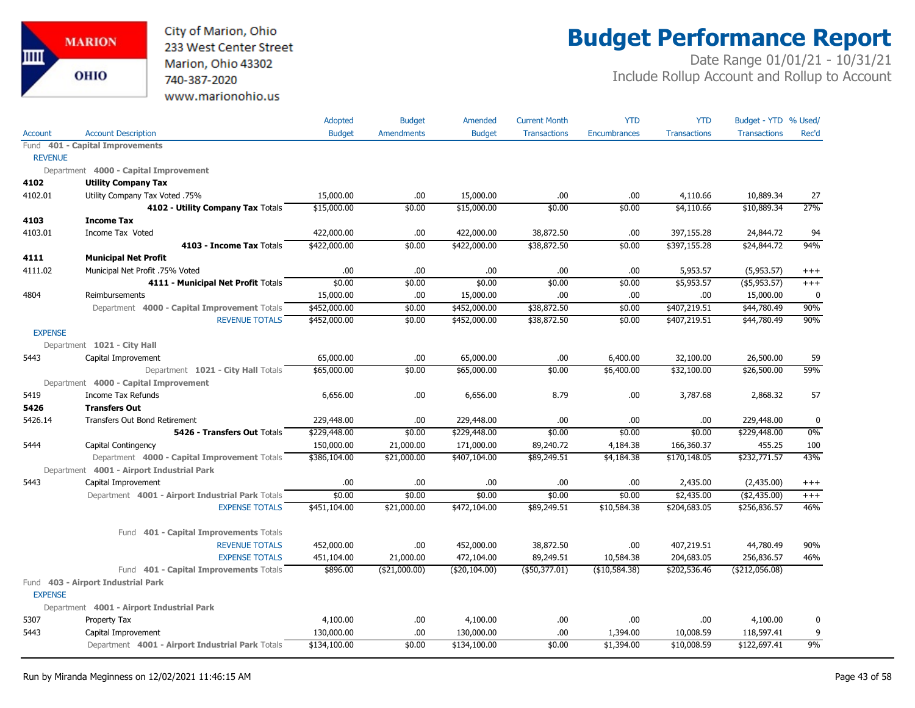# Budget Performance Report

City of Marion, Ohio
233 West Center Street
Marion, Ohio 43302
740-387-2020
www.marionohio.us

Date Range 01/01/21 - 10/31/21
Include Rollup Account and Rollup to Account

| Account | Account Description | Adopted Budget | Budget Amendments | Amended Budget | Current Month Transactions | YTD Encumbrances | YTD Transactions | Budget - YTD Transactions | % Used/ Rec'd |
|---|---|---|---|---|---|---|---|---|---|
| Fund **401 - Capital Improvements** | | | | | | | | | |
| REVENUE | | | | | | | | | |
| Department **4000 - Capital Improvement** | | | | | | | | | |
| **4102** | **Utility Company Tax** | | | | | | | | |
| 4102.01 | Utility Company Tax Voted .75% | 15,000.00 | .00 | 15,000.00 | .00 | .00 | 4,110.66 | 10,889.34 | 27 |
| | **4102 - Utility Company Tax** Totals | $15,000.00 | $0.00 | $15,000.00 | $0.00 | $0.00 | $4,110.66 | $10,889.34 | 27% |
| **4103** | **Income Tax** | | | | | | | | |
| 4103.01 | Income Tax Voted | 422,000.00 | .00 | 422,000.00 | 38,872.50 | .00 | 397,155.28 | 24,844.72 | 94 |
| | **4103 - Income Tax** Totals | $422,000.00 | $0.00 | $422,000.00 | $38,872.50 | $0.00 | $397,155.28 | $24,844.72 | 94% |
| **4111** | **Municipal Net Profit** | | | | | | | | |
| 4111.02 | Municipal Net Profit .75% Voted | .00 | .00 | .00 | .00 | .00 | 5,953.57 | (5,953.57) | +++ |
| | **4111 - Municipal Net Profit** Totals | $0.00 | $0.00 | $0.00 | $0.00 | $0.00 | $5,953.57 | ($5,953.57) | +++ |
| 4804 | Reimbursements | 15,000.00 | .00 | 15,000.00 | .00 | .00 | .00 | 15,000.00 | 0 |
| | Department **4000 - Capital Improvement** Totals | $452,000.00 | $0.00 | $452,000.00 | $38,872.50 | $0.00 | $407,219.51 | $44,780.49 | 90% |
| | REVENUE TOTALS | $452,000.00 | $0.00 | $452,000.00 | $38,872.50 | $0.00 | $407,219.51 | $44,780.49 | 90% |
| EXPENSE | | | | | | | | | |
| Department **1021 - City Hall** | | | | | | | | | |
| 5443 | Capital Improvement | 65,000.00 | .00 | 65,000.00 | .00 | 6,400.00 | 32,100.00 | 26,500.00 | 59 |
| | Department **1021 - City Hall** Totals | $65,000.00 | $0.00 | $65,000.00 | $0.00 | $6,400.00 | $32,100.00 | $26,500.00 | 59% |
| Department **4000 - Capital Improvement** | | | | | | | | | |
| 5419 | Income Tax Refunds | 6,656.00 | .00 | 6,656.00 | 8.79 | .00 | 3,787.68 | 2,868.32 | 57 |
| **5426** | **Transfers Out** | | | | | | | | |
| 5426.14 | Transfers Out Bond Retirement | 229,448.00 | .00 | 229,448.00 | .00 | .00 | .00 | 229,448.00 | 0 |
| | **5426 - Transfers Out** Totals | $229,448.00 | $0.00 | $229,448.00 | $0.00 | $0.00 | $0.00 | $229,448.00 | 0% |
| 5444 | Capital Contingency | 150,000.00 | 21,000.00 | 171,000.00 | 89,240.72 | 4,184.38 | 166,360.37 | 455.25 | 100 |
| | Department **4000 - Capital Improvement** Totals | $386,104.00 | $21,000.00 | $407,104.00 | $89,249.51 | $4,184.38 | $170,148.05 | $232,771.57 | 43% |
| Department **4001 - Airport Industrial Park** | | | | | | | | | |
| 5443 | Capital Improvement | .00 | .00 | .00 | .00 | .00 | 2,435.00 | (2,435.00) | +++ |
| | Department **4001 - Airport Industrial Park** Totals | $0.00 | $0.00 | $0.00 | $0.00 | $0.00 | $2,435.00 | ($2,435.00) | +++ |
| | EXPENSE TOTALS | $451,104.00 | $21,000.00 | $472,104.00 | $89,249.51 | $10,584.38 | $204,683.05 | $256,836.57 | 46% |
| | Fund **401 - Capital Improvements** Totals | | | | | | | | |
| | REVENUE TOTALS | 452,000.00 | .00 | 452,000.00 | 38,872.50 | .00 | 407,219.51 | 44,780.49 | 90% |
| | EXPENSE TOTALS | 451,104.00 | 21,000.00 | 472,104.00 | 89,249.51 | 10,584.38 | 204,683.05 | 256,836.57 | 46% |
| | Fund **401 - Capital Improvements** Totals | $896.00 | ($21,000.00) | ($20,104.00) | ($50,377.01) | ($10,584.38) | $202,536.46 | ($212,056.08) | |
| Fund **403 - Airport Industrial Park** | | | | | | | | | |
| EXPENSE | | | | | | | | | |
| Department **4001 - Airport Industrial Park** | | | | | | | | | |
| 5307 | Property Tax | 4,100.00 | .00 | 4,100.00 | .00 | .00 | .00 | 4,100.00 | 0 |
| 5443 | Capital Improvement | 130,000.00 | .00 | 130,000.00 | .00 | 1,394.00 | 10,008.59 | 118,597.41 | 9 |
| | Department **4001 - Airport Industrial Park** Totals | $134,100.00 | $0.00 | $134,100.00 | $0.00 | $1,394.00 | $10,008.59 | $122,697.41 | 9% |

Run by Miranda Meginness on 12/02/2021 11:46:15 AM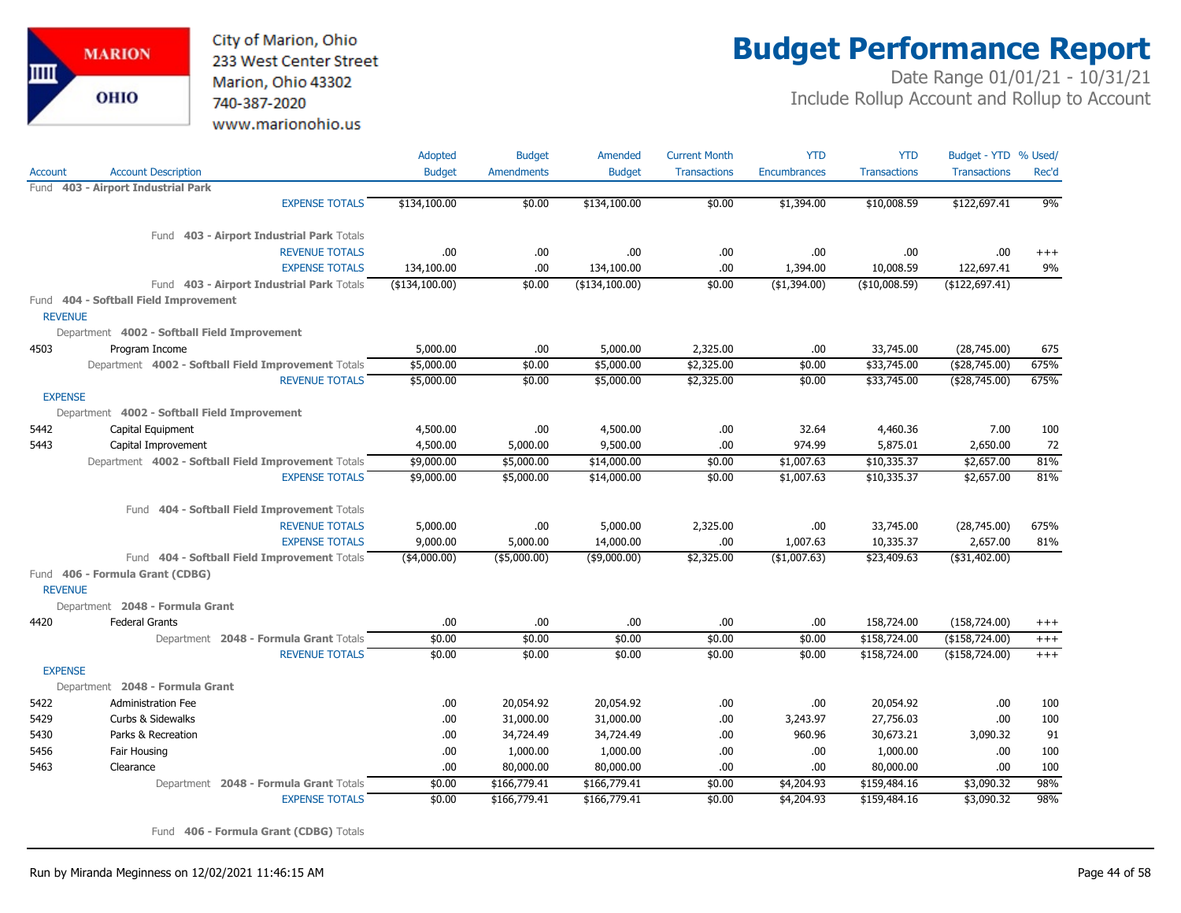City of Marion, Ohio
233 West Center Street
Marion, Ohio 43302
740-387-2020
www.marionohio.us

# Budget Performance Report

Date Range 01/01/21 - 10/31/21
Include Rollup Account and Rollup to Account

| Account | Account Description | Adopted Budget | Budget Amendments | Amended Budget | Current Month Transactions | YTD Encumbrances | YTD Transactions | Budget - YTD Transactions | % Used/ Rec'd |
|---|---|---|---|---|---|---|---|---|---|
| Fund **403 - Airport Industrial Park** | | | | | | | | | |
| | EXPENSE TOTALS | $134,100.00 | $0.00 | $134,100.00 | $0.00 | $1,394.00 | $10,008.59 | $122,697.41 | 9% |
| | Fund **403 - Airport Industrial Park** Totals | | | | | | | | |
| | REVENUE TOTALS | .00 | .00 | .00 | .00 | .00 | .00 | .00 | +++ |
| | EXPENSE TOTALS | 134,100.00 | .00 | 134,100.00 | .00 | 1,394.00 | 10,008.59 | 122,697.41 | 9% |
| | Fund **403 - Airport Industrial Park** Totals | ($134,100.00) | $0.00 | ($134,100.00) | $0.00 | ($1,394.00) | ($10,008.59) | ($122,697.41) | |
| Fund **404 - Softball Field Improvement** | | | | | | | | | |
| REVENUE | | | | | | | | | |
| Department **4002 - Softball Field Improvement** | | | | | | | | | |
| 4503 | Program Income | 5,000.00 | .00 | 5,000.00 | 2,325.00 | .00 | 33,745.00 | (28,745.00) | 675 |
| | Department **4002 - Softball Field Improvement** Totals | $5,000.00 | $0.00 | $5,000.00 | $2,325.00 | $0.00 | $33,745.00 | ($28,745.00) | 675% |
| | REVENUE TOTALS | $5,000.00 | $0.00 | $5,000.00 | $2,325.00 | $0.00 | $33,745.00 | ($28,745.00) | 675% |
| EXPENSE | | | | | | | | | |
| Department **4002 - Softball Field Improvement** | | | | | | | | | |
| 5442 | Capital Equipment | 4,500.00 | .00 | 4,500.00 | .00 | 32.64 | 4,460.36 | 7.00 | 100 |
| 5443 | Capital Improvement | 4,500.00 | 5,000.00 | 9,500.00 | .00 | 974.99 | 5,875.01 | 2,650.00 | 72 |
| | Department **4002 - Softball Field Improvement** Totals | $9,000.00 | $5,000.00 | $14,000.00 | $0.00 | $1,007.63 | $10,335.37 | $2,657.00 | 81% |
| | EXPENSE TOTALS | $9,000.00 | $5,000.00 | $14,000.00 | $0.00 | $1,007.63 | $10,335.37 | $2,657.00 | 81% |
| | Fund **404 - Softball Field Improvement** Totals | | | | | | | | |
| | REVENUE TOTALS | 5,000.00 | .00 | 5,000.00 | 2,325.00 | .00 | 33,745.00 | (28,745.00) | 675% |
| | EXPENSE TOTALS | 9,000.00 | 5,000.00 | 14,000.00 | .00 | 1,007.63 | 10,335.37 | 2,657.00 | 81% |
| | Fund **404 - Softball Field Improvement** Totals | ($4,000.00) | ($5,000.00) | ($9,000.00) | $2,325.00 | ($1,007.63) | $23,409.63 | ($31,402.00) | |
| Fund **406 - Formula Grant (CDBG)** | | | | | | | | | |
| REVENUE | | | | | | | | | |
| Department **2048 - Formula Grant** | | | | | | | | | |
| 4420 | Federal Grants | .00 | .00 | .00 | .00 | .00 | 158,724.00 | (158,724.00) | +++ |
| | Department **2048 - Formula Grant** Totals | $0.00 | $0.00 | $0.00 | $0.00 | $0.00 | $158,724.00 | ($158,724.00) | +++ |
| | REVENUE TOTALS | $0.00 | $0.00 | $0.00 | $0.00 | $0.00 | $158,724.00 | ($158,724.00) | +++ |
| EXPENSE | | | | | | | | | |
| Department **2048 - Formula Grant** | | | | | | | | | |
| 5422 | Administration Fee | .00 | 20,054.92 | 20,054.92 | .00 | .00 | 20,054.92 | .00 | 100 |
| 5429 | Curbs & Sidewalks | .00 | 31,000.00 | 31,000.00 | .00 | 3,243.97 | 27,756.03 | .00 | 100 |
| 5430 | Parks & Recreation | .00 | 34,724.49 | 34,724.49 | .00 | 960.96 | 30,673.21 | 3,090.32 | 91 |
| 5456 | Fair Housing | .00 | 1,000.00 | 1,000.00 | .00 | .00 | 1,000.00 | .00 | 100 |
| 5463 | Clearance | .00 | 80,000.00 | 80,000.00 | .00 | .00 | 80,000.00 | .00 | 100 |
| | Department **2048 - Formula Grant** Totals | $0.00 | $166,779.41 | $166,779.41 | $0.00 | $4,204.93 | $159,484.16 | $3,090.32 | 98% |
| | EXPENSE TOTALS | $0.00 | $166,779.41 | $166,779.41 | $0.00 | $4,204.93 | $159,484.16 | $3,090.32 | 98% |
| | Fund **406 - Formula Grant (CDBG)** Totals | | | | | | | | |

Run by Miranda Meginness on 12/02/2021 11:46:15 AM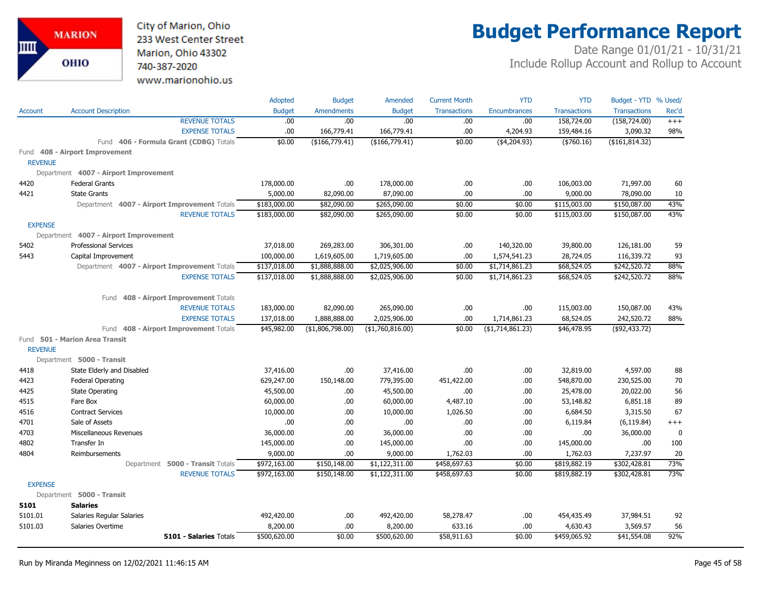# Budget Performance Report

City of Marion, Ohio
233 West Center Street
Marion, Ohio 43302
740-387-2020
www.marionohio.us

Date Range 01/01/21 - 10/31/21
Include Rollup Account and Rollup to Account

| Account | Account Description | Adopted Budget | Budget Amendments | Amended Budget | Current Month Transactions | YTD Encumbrances | YTD Transactions | Budget - YTD Transactions | % Used/ Rec'd |
|---|---|---|---|---|---|---|---|---|---|
| | REVENUE TOTALS | .00 | .00 | .00 | .00 | .00 | 158,724.00 | (158,724.00) | +++ |
| | EXPENSE TOTALS | .00 | 166,779.41 | 166,779.41 | .00 | 4,204.93 | 159,484.16 | 3,090.32 | 98% |
| | Fund **406 - Formula Grant (CDBG)** Totals | $0.00 | ($166,779.41) | ($166,779.41) | $0.00 | ($4,204.93) | ($760.16) | ($161,814.32) | |
| Fund **408 - Airport Improvement** | | | | | | | | | |
| REVENUE | | | | | | | | | |
| Department **4007 - Airport Improvement** | | | | | | | | | |
| 4420 | Federal Grants | 178,000.00 | .00 | 178,000.00 | .00 | .00 | 106,003.00 | 71,997.00 | 60 |
| 4421 | State Grants | 5,000.00 | 82,090.00 | 87,090.00 | .00 | .00 | 9,000.00 | 78,090.00 | 10 |
| | Department **4007 - Airport Improvement** Totals | $183,000.00 | $82,090.00 | $265,090.00 | $0.00 | $0.00 | $115,003.00 | $150,087.00 | 43% |
| | REVENUE TOTALS | $183,000.00 | $82,090.00 | $265,090.00 | $0.00 | $0.00 | $115,003.00 | $150,087.00 | 43% |
| EXPENSE | | | | | | | | | |
| Department **4007 - Airport Improvement** | | | | | | | | | |
| 5402 | Professional Services | 37,018.00 | 269,283.00 | 306,301.00 | .00 | 140,320.00 | 39,800.00 | 126,181.00 | 59 |
| 5443 | Capital Improvement | 100,000.00 | 1,619,605.00 | 1,719,605.00 | .00 | 1,574,541.23 | 28,724.05 | 116,339.72 | 93 |
| | Department **4007 - Airport Improvement** Totals | $137,018.00 | $1,888,888.00 | $2,025,906.00 | $0.00 | $1,714,861.23 | $68,524.05 | $242,520.72 | 88% |
| | EXPENSE TOTALS | $137,018.00 | $1,888,888.00 | $2,025,906.00 | $0.00 | $1,714,861.23 | $68,524.05 | $242,520.72 | 88% |
| | Fund **408 - Airport Improvement** Totals | | | | | | | | |
| | REVENUE TOTALS | 183,000.00 | 82,090.00 | 265,090.00 | .00 | .00 | 115,003.00 | 150,087.00 | 43% |
| | EXPENSE TOTALS | 137,018.00 | 1,888,888.00 | 2,025,906.00 | .00 | 1,714,861.23 | 68,524.05 | 242,520.72 | 88% |
| | Fund **408 - Airport Improvement** Totals | $45,982.00 | ($1,806,798.00) | ($1,760,816.00) | $0.00 | ($1,714,861.23) | $46,478.95 | ($92,433.72) | |
| Fund **501 - Marion Area Transit** | | | | | | | | | |
| REVENUE | | | | | | | | | |
| Department **5000 - Transit** | | | | | | | | | |
| 4418 | State Elderly and Disabled | 37,416.00 | .00 | 37,416.00 | .00 | .00 | 32,819.00 | 4,597.00 | 88 |
| 4423 | Federal Operating | 629,247.00 | 150,148.00 | 779,395.00 | 451,422.00 | .00 | 548,870.00 | 230,525.00 | 70 |
| 4425 | State Operating | 45,500.00 | .00 | 45,500.00 | .00 | .00 | 25,478.00 | 20,022.00 | 56 |
| 4515 | Fare Box | 60,000.00 | .00 | 60,000.00 | 4,487.10 | .00 | 53,148.82 | 6,851.18 | 89 |
| 4516 | Contract Services | 10,000.00 | .00 | 10,000.00 | 1,026.50 | .00 | 6,684.50 | 3,315.50 | 67 |
| 4701 | Sale of Assets | .00 | .00 | .00 | .00 | .00 | 6,119.84 | (6,119.84) | +++ |
| 4703 | Miscellaneous Revenues | 36,000.00 | .00 | 36,000.00 | .00 | .00 | .00 | 36,000.00 | 0 |
| 4802 | Transfer In | 145,000.00 | .00 | 145,000.00 | .00 | .00 | 145,000.00 | .00 | 100 |
| 4804 | Reimbursements | 9,000.00 | .00 | 9,000.00 | 1,762.03 | .00 | 1,762.03 | 7,237.97 | 20 |
| | Department **5000 - Transit** Totals | $972,163.00 | $150,148.00 | $1,122,311.00 | $458,697.63 | $0.00 | $819,882.19 | $302,428.81 | 73% |
| | REVENUE TOTALS | $972,163.00 | $150,148.00 | $1,122,311.00 | $458,697.63 | $0.00 | $819,882.19 | $302,428.81 | 73% |
| EXPENSE | | | | | | | | | |
| Department **5000 - Transit** | | | | | | | | | |
| **5101** | **Salaries** | | | | | | | | |
| 5101.01 | Salaries Regular Salaries | 492,420.00 | .00 | 492,420.00 | 58,278.47 | .00 | 454,435.49 | 37,984.51 | 92 |
| 5101.03 | Salaries Overtime | 8,200.00 | .00 | 8,200.00 | 633.16 | .00 | 4,630.43 | 3,569.57 | 56 |
| | **5101 - Salaries** Totals | $500,620.00 | $0.00 | $500,620.00 | $58,911.63 | $0.00 | $459,065.92 | $41,554.08 | 92% |

Run by Miranda Meginness on 12/02/2021 11:46:15 AM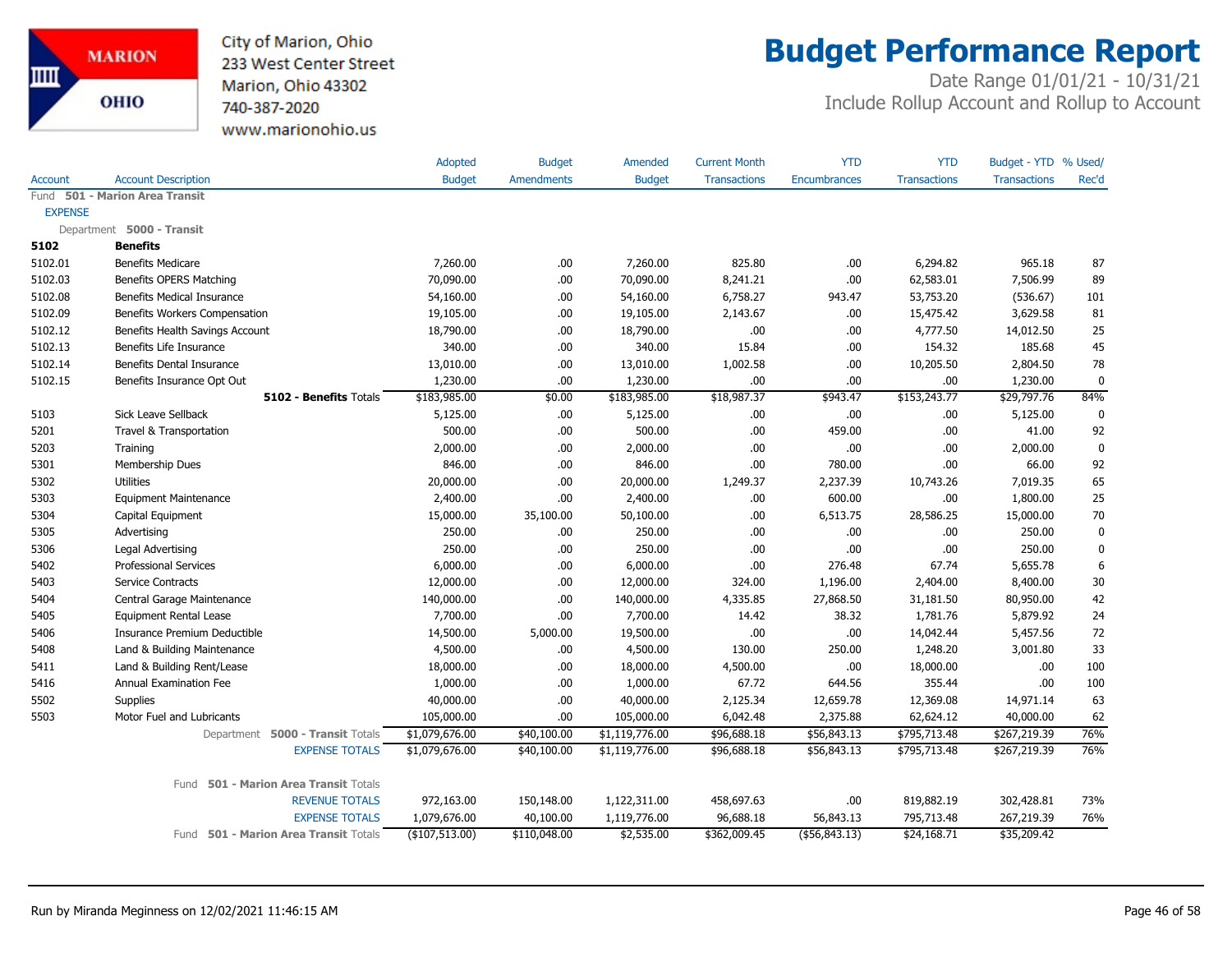City of Marion, Ohio
233 West Center Street
Marion, Ohio 43302
740-387-2020
www.marionohio.us

# Budget Performance Report

Date Range 01/01/21 - 10/31/21
Include Rollup Account and Rollup to Account

| Account | Account Description | Adopted Budget | Budget Amendments | Amended Budget | Current Month Transactions | YTD Encumbrances | YTD Transactions | Budget - YTD Transactions | % Used/ Rec'd |
|---|---|---|---|---|---|---|---|---|---|
| Fund **501 - Marion Area Transit** | | | | | | | | | |
| EXPENSE | | | | | | | | | |
| Department **5000 - Transit** | | | | | | | | | |
| **5102** | **Benefits** | | | | | | | | |
| 5102.01 | Benefits Medicare | 7,260.00 | .00 | 7,260.00 | 825.80 | .00 | 6,294.82 | 965.18 | 87 |
| 5102.03 | Benefits OPERS Matching | 70,090.00 | .00 | 70,090.00 | 8,241.21 | .00 | 62,583.01 | 7,506.99 | 89 |
| 5102.08 | Benefits Medical Insurance | 54,160.00 | .00 | 54,160.00 | 6,758.27 | 943.47 | 53,753.20 | (536.67) | 101 |
| 5102.09 | Benefits Workers Compensation | 19,105.00 | .00 | 19,105.00 | 2,143.67 | .00 | 15,475.42 | 3,629.58 | 81 |
| 5102.12 | Benefits Health Savings Account | 18,790.00 | .00 | 18,790.00 | .00 | .00 | 4,777.50 | 14,012.50 | 25 |
| 5102.13 | Benefits Life Insurance | 340.00 | .00 | 340.00 | 15.84 | .00 | 154.32 | 185.68 | 45 |
| 5102.14 | Benefits Dental Insurance | 13,010.00 | .00 | 13,010.00 | 1,002.58 | .00 | 10,205.50 | 2,804.50 | 78 |
| 5102.15 | Benefits Insurance Opt Out | 1,230.00 | .00 | 1,230.00 | .00 | .00 | .00 | 1,230.00 | 0 |
| | **5102 - Benefits** Totals | $183,985.00 | $0.00 | $183,985.00 | $18,987.37 | $943.47 | $153,243.77 | $29,797.76 | 84% |
| 5103 | Sick Leave Sellback | 5,125.00 | .00 | 5,125.00 | .00 | .00 | .00 | 5,125.00 | 0 |
| 5201 | Travel & Transportation | 500.00 | .00 | 500.00 | .00 | 459.00 | .00 | 41.00 | 92 |
| 5203 | Training | 2,000.00 | .00 | 2,000.00 | .00 | .00 | .00 | 2,000.00 | 0 |
| 5301 | Membership Dues | 846.00 | .00 | 846.00 | .00 | 780.00 | .00 | 66.00 | 92 |
| 5302 | Utilities | 20,000.00 | .00 | 20,000.00 | 1,249.37 | 2,237.39 | 10,743.26 | 7,019.35 | 65 |
| 5303 | Equipment Maintenance | 2,400.00 | .00 | 2,400.00 | .00 | 600.00 | .00 | 1,800.00 | 25 |
| 5304 | Capital Equipment | 15,000.00 | 35,100.00 | 50,100.00 | .00 | 6,513.75 | 28,586.25 | 15,000.00 | 70 |
| 5305 | Advertising | 250.00 | .00 | 250.00 | .00 | .00 | .00 | 250.00 | 0 |
| 5306 | Legal Advertising | 250.00 | .00 | 250.00 | .00 | .00 | .00 | 250.00 | 0 |
| 5402 | Professional Services | 6,000.00 | .00 | 6,000.00 | .00 | 276.48 | 67.74 | 5,655.78 | 6 |
| 5403 | Service Contracts | 12,000.00 | .00 | 12,000.00 | 324.00 | 1,196.00 | 2,404.00 | 8,400.00 | 30 |
| 5404 | Central Garage Maintenance | 140,000.00 | .00 | 140,000.00 | 4,335.85 | 27,868.50 | 31,181.50 | 80,950.00 | 42 |
| 5405 | Equipment Rental Lease | 7,700.00 | .00 | 7,700.00 | 14.42 | 38.32 | 1,781.76 | 5,879.92 | 24 |
| 5406 | Insurance Premium Deductible | 14,500.00 | 5,000.00 | 19,500.00 | .00 | .00 | 14,042.44 | 5,457.56 | 72 |
| 5408 | Land & Building Maintenance | 4,500.00 | .00 | 4,500.00 | 130.00 | 250.00 | 1,248.20 | 3,001.80 | 33 |
| 5411 | Land & Building Rent/Lease | 18,000.00 | .00 | 18,000.00 | 4,500.00 | .00 | 18,000.00 | .00 | 100 |
| 5416 | Annual Examination Fee | 1,000.00 | .00 | 1,000.00 | 67.72 | 644.56 | 355.44 | .00 | 100 |
| 5502 | Supplies | 40,000.00 | .00 | 40,000.00 | 2,125.34 | 12,659.78 | 12,369.08 | 14,971.14 | 63 |
| 5503 | Motor Fuel and Lubricants | 105,000.00 | .00 | 105,000.00 | 6,042.48 | 2,375.88 | 62,624.12 | 40,000.00 | 62 |
| | Department **5000 - Transit** Totals | $1,079,676.00 | $40,100.00 | $1,119,776.00 | $96,688.18 | $56,843.13 | $795,713.48 | $267,219.39 | 76% |
| | EXPENSE TOTALS | $1,079,676.00 | $40,100.00 | $1,119,776.00 | $96,688.18 | $56,843.13 | $795,713.48 | $267,219.39 | 76% |
| | Fund **501 - Marion Area Transit** Totals | | | | | | | | |
| | REVENUE TOTALS | 972,163.00 | 150,148.00 | 1,122,311.00 | 458,697.63 | .00 | 819,882.19 | 302,428.81 | 73% |
| | EXPENSE TOTALS | 1,079,676.00 | 40,100.00 | 1,119,776.00 | 96,688.18 | 56,843.13 | 795,713.48 | 267,219.39 | 76% |
| | Fund **501 - Marion Area Transit** Totals | ($107,513.00) | $110,048.00 | $2,535.00 | $362,009.45 | ($56,843.13) | $24,168.71 | $35,209.42 | |

Run by Miranda Meginness on 12/02/2021 11:46:15 AM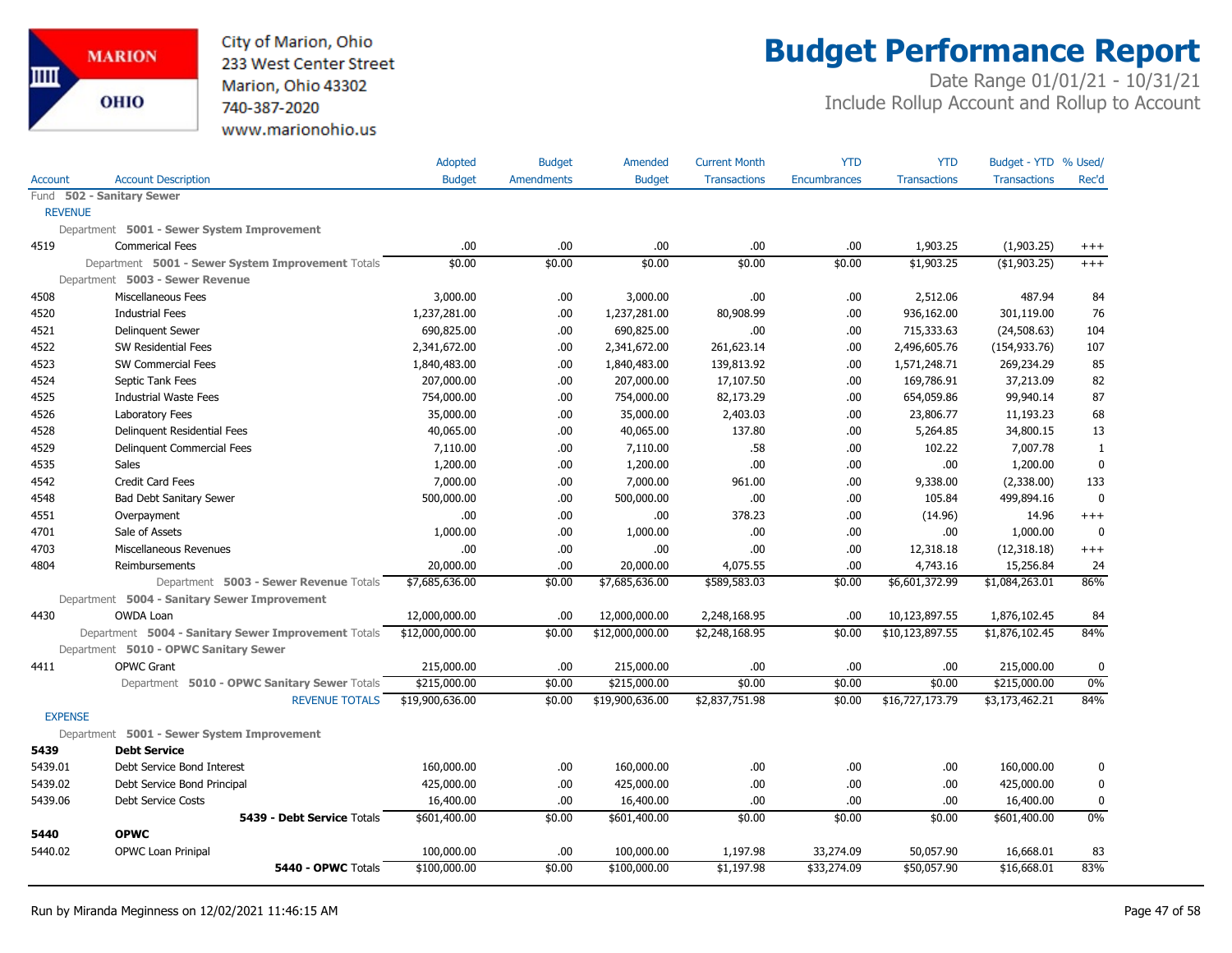City of Marion, Ohio
233 West Center Street
Marion, Ohio 43302
740-387-2020
www.marionohio.us

# Budget Performance Report

Date Range 01/01/21 - 10/31/21
Include Rollup Account and Rollup to Account

| Account | Account Description | Adopted Budget | Budget Amendments | Amended Budget | Current Month Transactions | YTD Encumbrances | YTD Transactions | Budget - YTD Transactions | % Used/ Rec'd |
|---|---|---|---|---|---|---|---|---|---|
| Fund **502 - Sanitary Sewer** | | | | | | | | | |
| REVENUE | | | | | | | | | |
| Department **5001 - Sewer System Improvement** | | | | | | | | | |
| 4519 | Commerical Fees | .00 | .00 | .00 | .00 | .00 | 1,903.25 | (1,903.25) | +++ |
| | Department **5001 - Sewer System Improvement** Totals | $0.00 | $0.00 | $0.00 | $0.00 | $0.00 | $1,903.25 | ($1,903.25) | +++ |
| Department **5003 - Sewer Revenue** | | | | | | | | | |
| 4508 | Miscellaneous Fees | 3,000.00 | .00 | 3,000.00 | .00 | .00 | 2,512.06 | 487.94 | 84 |
| 4520 | Industrial Fees | 1,237,281.00 | .00 | 1,237,281.00 | 80,908.99 | .00 | 936,162.00 | 301,119.00 | 76 |
| 4521 | Delinquent Sewer | 690,825.00 | .00 | 690,825.00 | .00 | .00 | 715,333.63 | (24,508.63) | 104 |
| 4522 | SW Residential Fees | 2,341,672.00 | .00 | 2,341,672.00 | 261,623.14 | .00 | 2,496,605.76 | (154,933.76) | 107 |
| 4523 | SW Commercial Fees | 1,840,483.00 | .00 | 1,840,483.00 | 139,813.92 | .00 | 1,571,248.71 | 269,234.29 | 85 |
| 4524 | Septic Tank Fees | 207,000.00 | .00 | 207,000.00 | 17,107.50 | .00 | 169,786.91 | 37,213.09 | 82 |
| 4525 | Industrial Waste Fees | 754,000.00 | .00 | 754,000.00 | 82,173.29 | .00 | 654,059.86 | 99,940.14 | 87 |
| 4526 | Laboratory Fees | 35,000.00 | .00 | 35,000.00 | 2,403.03 | .00 | 23,806.77 | 11,193.23 | 68 |
| 4528 | Delinquent Residential Fees | 40,065.00 | .00 | 40,065.00 | 137.80 | .00 | 5,264.85 | 34,800.15 | 13 |
| 4529 | Delinquent Commercial Fees | 7,110.00 | .00 | 7,110.00 | .58 | .00 | 102.22 | 7,007.78 | 1 |
| 4535 | Sales | 1,200.00 | .00 | 1,200.00 | .00 | .00 | .00 | 1,200.00 | 0 |
| 4542 | Credit Card Fees | 7,000.00 | .00 | 7,000.00 | 961.00 | .00 | 9,338.00 | (2,338.00) | 133 |
| 4548 | Bad Debt Sanitary Sewer | 500,000.00 | .00 | 500,000.00 | .00 | .00 | 105.84 | 499,894.16 | 0 |
| 4551 | Overpayment | .00 | .00 | .00 | 378.23 | .00 | (14.96) | 14.96 | +++ |
| 4701 | Sale of Assets | 1,000.00 | .00 | 1,000.00 | .00 | .00 | .00 | 1,000.00 | 0 |
| 4703 | Miscellaneous Revenues | .00 | .00 | .00 | .00 | .00 | 12,318.18 | (12,318.18) | +++ |
| 4804 | Reimbursements | 20,000.00 | .00 | 20,000.00 | 4,075.55 | .00 | 4,743.16 | 15,256.84 | 24 |
| | Department **5003 - Sewer Revenue** Totals | $7,685,636.00 | $0.00 | $7,685,636.00 | $589,583.03 | $0.00 | $6,601,372.99 | $1,084,263.01 | 86% |
| Department **5004 - Sanitary Sewer Improvement** | | | | | | | | | |
| 4430 | OWDA Loan | 12,000,000.00 | .00 | 12,000,000.00 | 2,248,168.95 | .00 | 10,123,897.55 | 1,876,102.45 | 84 |
| | Department **5004 - Sanitary Sewer Improvement** Totals | $12,000,000.00 | $0.00 | $12,000,000.00 | $2,248,168.95 | $0.00 | $10,123,897.55 | $1,876,102.45 | 84% |
| Department **5010 - OPWC Sanitary Sewer** | | | | | | | | | |
| 4411 | OPWC Grant | 215,000.00 | .00 | 215,000.00 | .00 | .00 | .00 | 215,000.00 | 0 |
| | Department **5010 - OPWC Sanitary Sewer** Totals | $215,000.00 | $0.00 | $215,000.00 | $0.00 | $0.00 | $0.00 | $215,000.00 | 0% |
| | REVENUE TOTALS | $19,900,636.00 | $0.00 | $19,900,636.00 | $2,837,751.98 | $0.00 | $16,727,173.79 | $3,173,462.21 | 84% |
| EXPENSE | | | | | | | | | |
| Department **5001 - Sewer System Improvement** | | | | | | | | | |
| **5439** | **Debt Service** | | | | | | | | |
| 5439.01 | Debt Service Bond Interest | 160,000.00 | .00 | 160,000.00 | .00 | .00 | .00 | 160,000.00 | 0 |
| 5439.02 | Debt Service Bond Principal | 425,000.00 | .00 | 425,000.00 | .00 | .00 | .00 | 425,000.00 | 0 |
| 5439.06 | Debt Service Costs | 16,400.00 | .00 | 16,400.00 | .00 | .00 | .00 | 16,400.00 | 0 |
| | **5439 - Debt Service** Totals | $601,400.00 | $0.00 | $601,400.00 | $0.00 | $0.00 | $0.00 | $601,400.00 | 0% |
| **5440** | **OPWC** | | | | | | | | |
| 5440.02 | OPWC Loan Prinipal | 100,000.00 | .00 | 100,000.00 | 1,197.98 | 33,274.09 | 50,057.90 | 16,668.01 | 83 |
| | **5440 - OPWC** Totals | $100,000.00 | $0.00 | $100,000.00 | $1,197.98 | $33,274.09 | $50,057.90 | $16,668.01 | 83% |

Run by Miranda Meginness on 12/02/2021 11:46:15 AM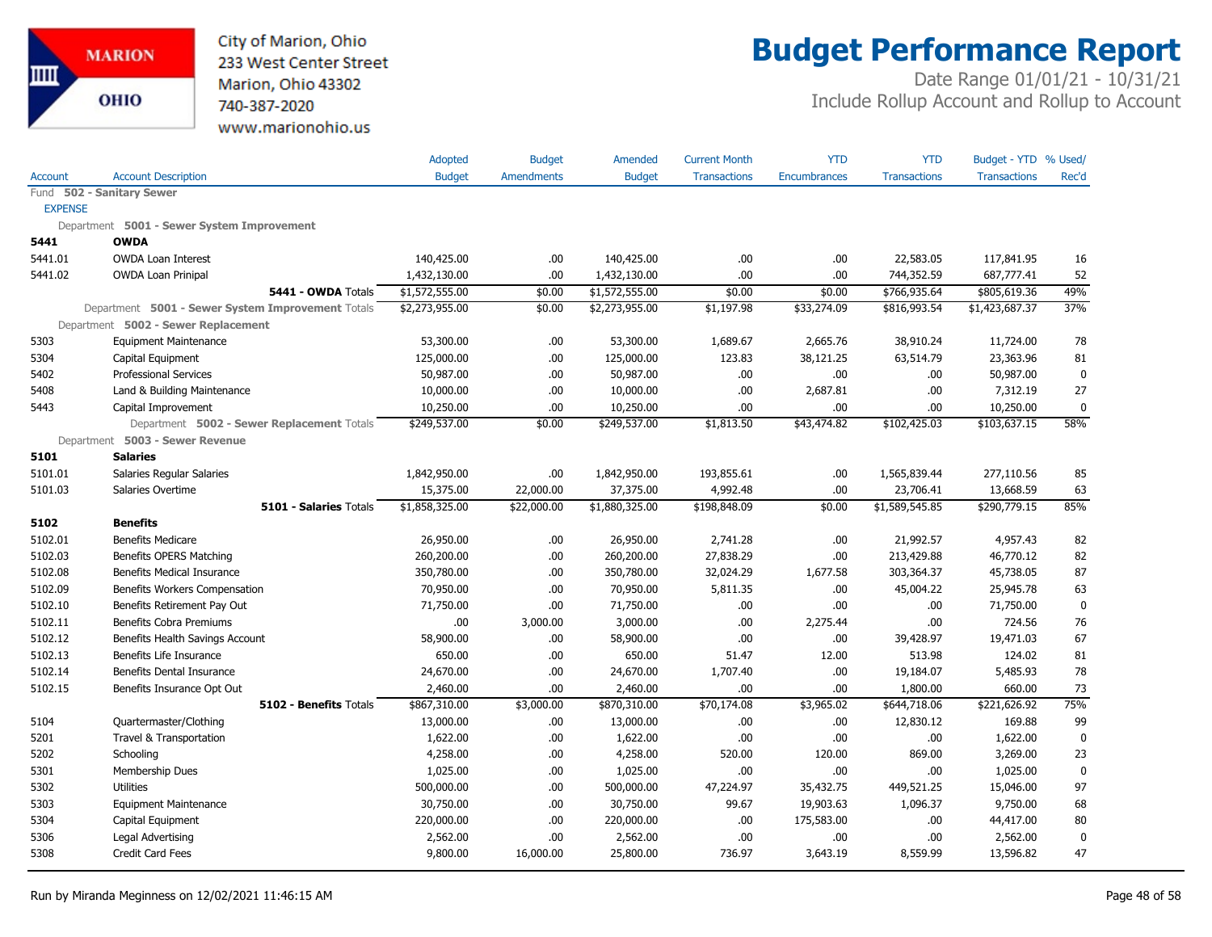City of Marion, Ohio
233 West Center Street
Marion, Ohio 43302
740-387-2020
www.marionohio.us

# Budget Performance Report

Date Range 01/01/21 - 10/31/21
Include Rollup Account and Rollup to Account

| Account | Account Description | Adopted Budget | Budget Amendments | Amended Budget | Current Month Transactions | YTD Encumbrances | YTD Transactions | Budget - YTD Transactions | % Used/ Rec'd |
|---|---|---|---|---|---|---|---|---|---|
| Fund **502 - Sanitary Sewer** | | | | | | | | | |
| EXPENSE | | | | | | | | | |
| Department **5001 - Sewer System Improvement** | | | | | | | | | |
| **5441** | **OWDA** | | | | | | | | |
| 5441.01 | OWDA Loan Interest | 140,425.00 | .00 | 140,425.00 | .00 | .00 | 22,583.05 | 117,841.95 | 16 |
| 5441.02 | OWDA Loan Prinipal | 1,432,130.00 | .00 | 1,432,130.00 | .00 | .00 | 744,352.59 | 687,777.41 | 52 |
| | **5441 - OWDA** Totals | $1,572,555.00 | $0.00 | $1,572,555.00 | $0.00 | $0.00 | $766,935.64 | $805,619.36 | 49% |
| | Department **5001 - Sewer System Improvement** Totals | $2,273,955.00 | $0.00 | $2,273,955.00 | $1,197.98 | $33,274.09 | $816,993.54 | $1,423,687.37 | 37% |
| Department **5002 - Sewer Replacement** | | | | | | | | | |
| 5303 | Equipment Maintenance | 53,300.00 | .00 | 53,300.00 | 1,689.67 | 2,665.76 | 38,910.24 | 11,724.00 | 78 |
| 5304 | Capital Equipment | 125,000.00 | .00 | 125,000.00 | 123.83 | 38,121.25 | 63,514.79 | 23,363.96 | 81 |
| 5402 | Professional Services | 50,987.00 | .00 | 50,987.00 | .00 | .00 | .00 | 50,987.00 | 0 |
| 5408 | Land & Building Maintenance | 10,000.00 | .00 | 10,000.00 | .00 | 2,687.81 | .00 | 7,312.19 | 27 |
| 5443 | Capital Improvement | 10,250.00 | .00 | 10,250.00 | .00 | .00 | .00 | 10,250.00 | 0 |
| | Department **5002 - Sewer Replacement** Totals | $249,537.00 | $0.00 | $249,537.00 | $1,813.50 | $43,474.82 | $102,425.03 | $103,637.15 | 58% |
| Department **5003 - Sewer Revenue** | | | | | | | | | |
| **5101** | **Salaries** | | | | | | | | |
| 5101.01 | Salaries Regular Salaries | 1,842,950.00 | .00 | 1,842,950.00 | 193,855.61 | .00 | 1,565,839.44 | 277,110.56 | 85 |
| 5101.03 | Salaries Overtime | 15,375.00 | 22,000.00 | 37,375.00 | 4,992.48 | .00 | 23,706.41 | 13,668.59 | 63 |
| | **5101 - Salaries** Totals | $1,858,325.00 | $22,000.00 | $1,880,325.00 | $198,848.09 | $0.00 | $1,589,545.85 | $290,779.15 | 85% |
| **5102** | **Benefits** | | | | | | | | |
| 5102.01 | Benefits Medicare | 26,950.00 | .00 | 26,950.00 | 2,741.28 | .00 | 21,992.57 | 4,957.43 | 82 |
| 5102.03 | Benefits OPERS Matching | 260,200.00 | .00 | 260,200.00 | 27,838.29 | .00 | 213,429.88 | 46,770.12 | 82 |
| 5102.08 | Benefits Medical Insurance | 350,780.00 | .00 | 350,780.00 | 32,024.29 | 1,677.58 | 303,364.37 | 45,738.05 | 87 |
| 5102.09 | Benefits Workers Compensation | 70,950.00 | .00 | 70,950.00 | 5,811.35 | .00 | 45,004.22 | 25,945.78 | 63 |
| 5102.10 | Benefits Retirement Pay Out | 71,750.00 | .00 | 71,750.00 | .00 | .00 | .00 | 71,750.00 | 0 |
| 5102.11 | Benefits Cobra Premiums | .00 | 3,000.00 | 3,000.00 | .00 | 2,275.44 | .00 | 724.56 | 76 |
| 5102.12 | Benefits Health Savings Account | 58,900.00 | .00 | 58,900.00 | .00 | .00 | 39,428.97 | 19,471.03 | 67 |
| 5102.13 | Benefits Life Insurance | 650.00 | .00 | 650.00 | 51.47 | 12.00 | 513.98 | 124.02 | 81 |
| 5102.14 | Benefits Dental Insurance | 24,670.00 | .00 | 24,670.00 | 1,707.40 | .00 | 19,184.07 | 5,485.93 | 78 |
| 5102.15 | Benefits Insurance Opt Out | 2,460.00 | .00 | 2,460.00 | .00 | .00 | 1,800.00 | 660.00 | 73 |
| | **5102 - Benefits** Totals | $867,310.00 | $3,000.00 | $870,310.00 | $70,174.08 | $3,965.02 | $644,718.06 | $221,626.92 | 75% |
| 5104 | Quartermaster/Clothing | 13,000.00 | .00 | 13,000.00 | .00 | .00 | 12,830.12 | 169.88 | 99 |
| 5201 | Travel & Transportation | 1,622.00 | .00 | 1,622.00 | .00 | .00 | .00 | 1,622.00 | 0 |
| 5202 | Schooling | 4,258.00 | .00 | 4,258.00 | 520.00 | 120.00 | 869.00 | 3,269.00 | 23 |
| 5301 | Membership Dues | 1,025.00 | .00 | 1,025.00 | .00 | .00 | .00 | 1,025.00 | 0 |
| 5302 | Utilities | 500,000.00 | .00 | 500,000.00 | 47,224.97 | 35,432.75 | 449,521.25 | 15,046.00 | 97 |
| 5303 | Equipment Maintenance | 30,750.00 | .00 | 30,750.00 | 99.67 | 19,903.63 | 1,096.37 | 9,750.00 | 68 |
| 5304 | Capital Equipment | 220,000.00 | .00 | 220,000.00 | .00 | 175,583.00 | .00 | 44,417.00 | 80 |
| 5306 | Legal Advertising | 2,562.00 | .00 | 2,562.00 | .00 | .00 | .00 | 2,562.00 | 0 |
| 5308 | Credit Card Fees | 9,800.00 | 16,000.00 | 25,800.00 | 736.97 | 3,643.19 | 8,559.99 | 13,596.82 | 47 |

Run by Miranda Meginness on 12/02/2021 11:46:15 AM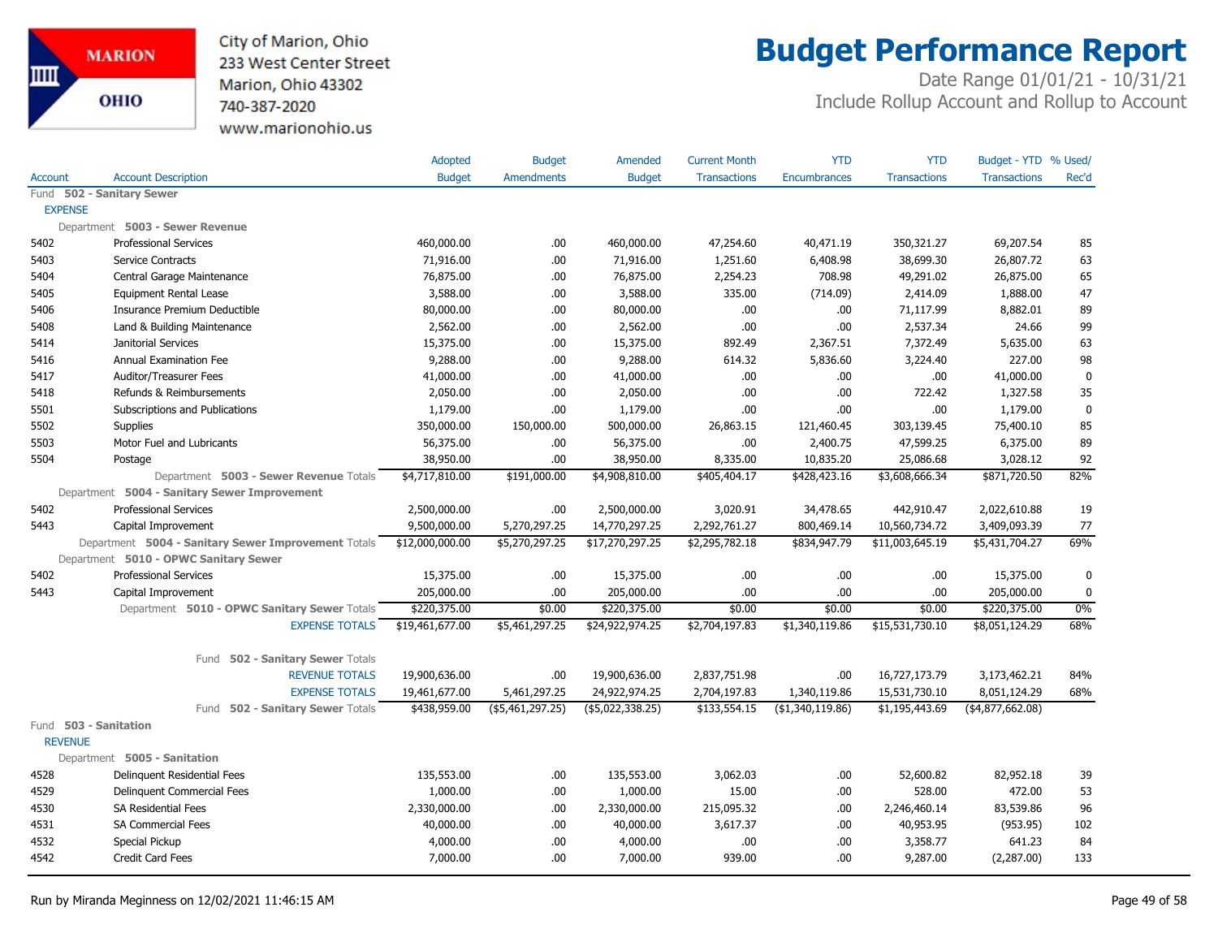City of Marion, Ohio
233 West Center Street
Marion, Ohio 43302
740-387-2020
www.marionohio.us

# Budget Performance Report

Date Range 01/01/21 - 10/31/21
Include Rollup Account and Rollup to Account

| Account | Account Description | Adopted Budget | Budget Amendments | Amended Budget | Current Month Transactions | YTD Encumbrances | YTD Transactions | Budget - YTD Transactions | % Used/ Rec'd |
|---|---|---|---|---|---|---|---|---|---|
| **Fund 502 - Sanitary Sewer** | | | | | | | | | |
| **EXPENSE** | | | | | | | | | |
| **Department 5003 - Sewer Revenue** | | | | | | | | | |
| 5402 | Professional Services | 460,000.00 | .00 | 460,000.00 | 47,254.60 | 40,471.19 | 350,321.27 | 69,207.54 | 85 |
| 5403 | Service Contracts | 71,916.00 | .00 | 71,916.00 | 1,251.60 | 6,408.98 | 38,699.30 | 26,807.72 | 63 |
| 5404 | Central Garage Maintenance | 76,875.00 | .00 | 76,875.00 | 2,254.23 | 708.98 | 49,291.02 | 26,875.00 | 65 |
| 5405 | Equipment Rental Lease | 3,588.00 | .00 | 3,588.00 | 335.00 | (714.09) | 2,414.09 | 1,888.00 | 47 |
| 5406 | Insurance Premium Deductible | 80,000.00 | .00 | 80,000.00 | .00 | .00 | 71,117.99 | 8,882.01 | 89 |
| 5408 | Land & Building Maintenance | 2,562.00 | .00 | 2,562.00 | .00 | .00 | 2,537.34 | 24.66 | 99 |
| 5414 | Janitorial Services | 15,375.00 | .00 | 15,375.00 | 892.49 | 2,367.51 | 7,372.49 | 5,635.00 | 63 |
| 5416 | Annual Examination Fee | 9,288.00 | .00 | 9,288.00 | 614.32 | 5,836.60 | 3,224.40 | 227.00 | 98 |
| 5417 | Auditor/Treasurer Fees | 41,000.00 | .00 | 41,000.00 | .00 | .00 | .00 | 41,000.00 | 0 |
| 5418 | Refunds & Reimbursements | 2,050.00 | .00 | 2,050.00 | .00 | .00 | 722.42 | 1,327.58 | 35 |
| 5501 | Subscriptions and Publications | 1,179.00 | .00 | 1,179.00 | .00 | .00 | .00 | 1,179.00 | 0 |
| 5502 | Supplies | 350,000.00 | 150,000.00 | 500,000.00 | 26,863.15 | 121,460.45 | 303,139.45 | 75,400.10 | 85 |
| 5503 | Motor Fuel and Lubricants | 56,375.00 | .00 | 56,375.00 | .00 | 2,400.75 | 47,599.25 | 6,375.00 | 89 |
| 5504 | Postage | 38,950.00 | .00 | 38,950.00 | 8,335.00 | 10,835.20 | 25,086.68 | 3,028.12 | 92 |
| | Department 5003 - Sewer Revenue Totals | $4,717,810.00 | $191,000.00 | $4,908,810.00 | $405,404.17 | $428,423.16 | $3,608,666.34 | $871,720.50 | 82% |
| **Department 5004 - Sanitary Sewer Improvement** | | | | | | | | | |
| 5402 | Professional Services | 2,500,000.00 | .00 | 2,500,000.00 | 3,020.91 | 34,478.65 | 442,910.47 | 2,022,610.88 | 19 |
| 5443 | Capital Improvement | 9,500,000.00 | 5,270,297.25 | 14,770,297.25 | 2,292,761.27 | 800,469.14 | 10,560,734.72 | 3,409,093.39 | 77 |
| | Department 5004 - Sanitary Sewer Improvement Totals | $12,000,000.00 | $5,270,297.25 | $17,270,297.25 | $2,295,782.18 | $834,947.79 | $11,003,645.19 | $5,431,704.27 | 69% |
| **Department 5010 - OPWC Sanitary Sewer** | | | | | | | | | |
| 5402 | Professional Services | 15,375.00 | .00 | 15,375.00 | .00 | .00 | .00 | 15,375.00 | 0 |
| 5443 | Capital Improvement | 205,000.00 | .00 | 205,000.00 | .00 | .00 | .00 | 205,000.00 | 0 |
| | Department 5010 - OPWC Sanitary Sewer Totals | $220,375.00 | $0.00 | $220,375.00 | $0.00 | $0.00 | $0.00 | $220,375.00 | 0% |
| | EXPENSE TOTALS | $19,461,677.00 | $5,461,297.25 | $24,922,974.25 | $2,704,197.83 | $1,340,119.86 | $15,531,730.10 | $8,051,124.29 | 68% |
| | **Fund 502 - Sanitary Sewer Totals** | | | | | | | | |
| | REVENUE TOTALS | 19,900,636.00 | .00 | 19,900,636.00 | 2,837,751.98 | .00 | 16,727,173.79 | 3,173,462.21 | 84% |
| | EXPENSE TOTALS | 19,461,677.00 | 5,461,297.25 | 24,922,974.25 | 2,704,197.83 | 1,340,119.86 | 15,531,730.10 | 8,051,124.29 | 68% |
| | Fund 502 - Sanitary Sewer Totals | $438,959.00 | ($5,461,297.25) | ($5,022,338.25) | $133,554.15 | ($1,340,119.86) | $1,195,443.69 | ($4,877,662.08) | |
| **Fund 503 - Sanitation** | | | | | | | | | |
| **REVENUE** | | | | | | | | | |
| **Department 5005 - Sanitation** | | | | | | | | | |
| 4528 | Delinquent Residential Fees | 135,553.00 | .00 | 135,553.00 | 3,062.03 | .00 | 52,600.82 | 82,952.18 | 39 |
| 4529 | Delinquent Commercial Fees | 1,000.00 | .00 | 1,000.00 | 15.00 | .00 | 528.00 | 472.00 | 53 |
| 4530 | SA Residential Fees | 2,330,000.00 | .00 | 2,330,000.00 | 215,095.32 | .00 | 2,246,460.14 | 83,539.86 | 96 |
| 4531 | SA Commercial Fees | 40,000.00 | .00 | 40,000.00 | 3,617.37 | .00 | 40,953.95 | (953.95) | 102 |
| 4532 | Special Pickup | 4,000.00 | .00 | 4,000.00 | .00 | .00 | 3,358.77 | 641.23 | 84 |
| 4542 | Credit Card Fees | 7,000.00 | .00 | 7,000.00 | 939.00 | .00 | 9,287.00 | (2,287.00) | 133 |

Run by Miranda Meginness on 12/02/2021 11:46:15 AM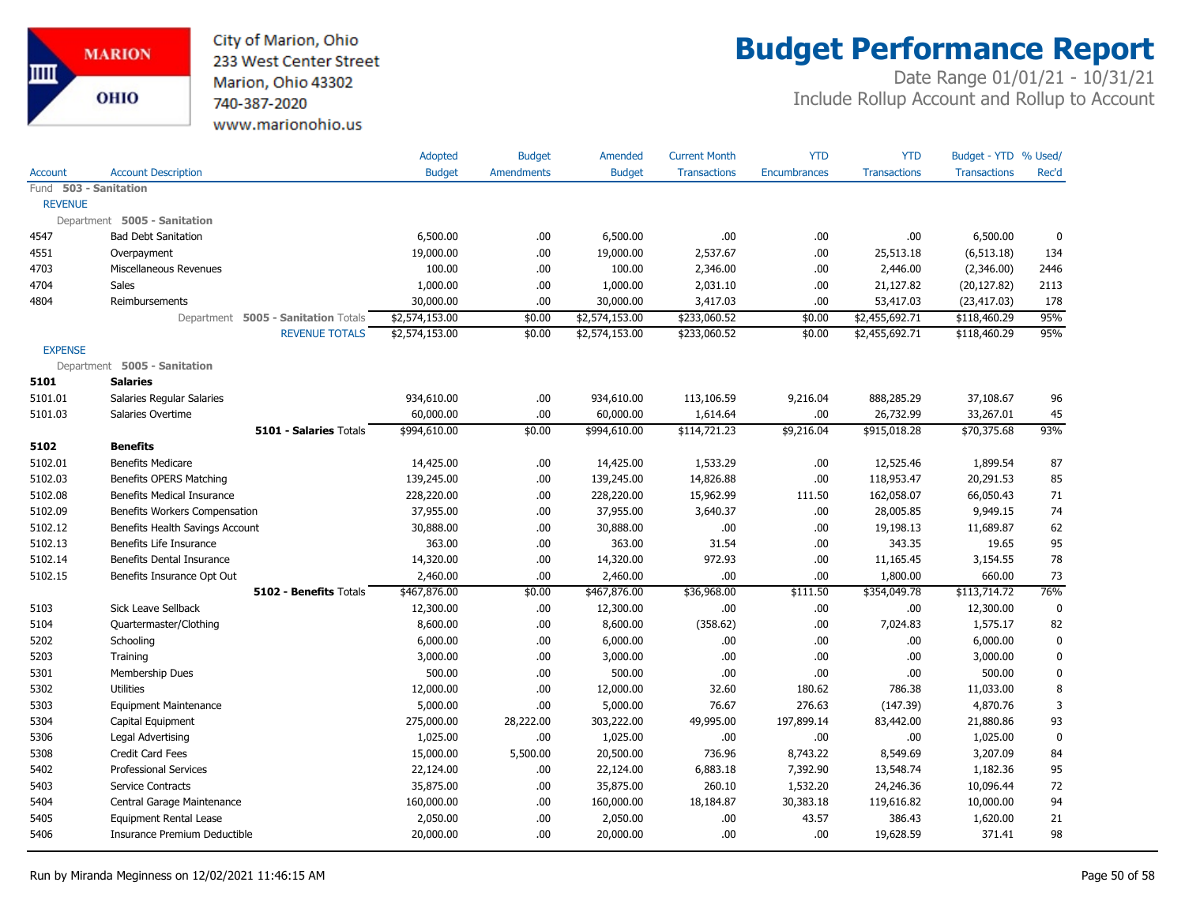City of Marion, Ohio
233 West Center Street
Marion, Ohio 43302
740-387-2020
www.marionohio.us

# Budget Performance Report

Date Range 01/01/21 - 10/31/21
Include Rollup Account and Rollup to Account

| Account | Account Description | Adopted Budget | Budget Amendments | Amended Budget | Current Month Transactions | YTD Encumbrances | YTD Transactions | Budget - YTD Transactions | % Used/ Rec'd |
|---|---|---|---|---|---|---|---|---|---|
| Fund **503 - Sanitation** | | | | | | | | | |
| REVENUE | | | | | | | | | |
| Department **5005 - Sanitation** | | | | | | | | | |
| 4547 | Bad Debt Sanitation | 6,500.00 | .00 | 6,500.00 | .00 | .00 | .00 | 6,500.00 | 0 |
| 4551 | Overpayment | 19,000.00 | .00 | 19,000.00 | 2,537.67 | .00 | 25,513.18 | (6,513.18) | 134 |
| 4703 | Miscellaneous Revenues | 100.00 | .00 | 100.00 | 2,346.00 | .00 | 2,446.00 | (2,346.00) | 2446 |
| 4704 | Sales | 1,000.00 | .00 | 1,000.00 | 2,031.10 | .00 | 21,127.82 | (20,127.82) | 2113 |
| 4804 | Reimbursements | 30,000.00 | .00 | 30,000.00 | 3,417.03 | .00 | 53,417.03 | (23,417.03) | 178 |
| | Department **5005 - Sanitation** Totals | $2,574,153.00 | $0.00 | $2,574,153.00 | $233,060.52 | $0.00 | $2,455,692.71 | $118,460.29 | 95% |
| | REVENUE TOTALS | $2,574,153.00 | $0.00 | $2,574,153.00 | $233,060.52 | $0.00 | $2,455,692.71 | $118,460.29 | 95% |
| EXPENSE | | | | | | | | | |
| Department **5005 - Sanitation** | | | | | | | | | |
| **5101** | **Salaries** | | | | | | | | |
| 5101.01 | Salaries Regular Salaries | 934,610.00 | .00 | 934,610.00 | 113,106.59 | 9,216.04 | 888,285.29 | 37,108.67 | 96 |
| 5101.03 | Salaries Overtime | 60,000.00 | .00 | 60,000.00 | 1,614.64 | .00 | 26,732.99 | 33,267.01 | 45 |
| | **5101 - Salaries** Totals | $994,610.00 | $0.00 | $994,610.00 | $114,721.23 | $9,216.04 | $915,018.28 | $70,375.68 | 93% |
| **5102** | **Benefits** | | | | | | | | |
| 5102.01 | Benefits Medicare | 14,425.00 | .00 | 14,425.00 | 1,533.29 | .00 | 12,525.46 | 1,899.54 | 87 |
| 5102.03 | Benefits OPERS Matching | 139,245.00 | .00 | 139,245.00 | 14,826.88 | .00 | 118,953.47 | 20,291.53 | 85 |
| 5102.08 | Benefits Medical Insurance | 228,220.00 | .00 | 228,220.00 | 15,962.99 | 111.50 | 162,058.07 | 66,050.43 | 71 |
| 5102.09 | Benefits Workers Compensation | 37,955.00 | .00 | 37,955.00 | 3,640.37 | .00 | 28,005.85 | 9,949.15 | 74 |
| 5102.12 | Benefits Health Savings Account | 30,888.00 | .00 | 30,888.00 | .00 | .00 | 19,198.13 | 11,689.87 | 62 |
| 5102.13 | Benefits Life Insurance | 363.00 | .00 | 363.00 | 31.54 | .00 | 343.35 | 19.65 | 95 |
| 5102.14 | Benefits Dental Insurance | 14,320.00 | .00 | 14,320.00 | 972.93 | .00 | 11,165.45 | 3,154.55 | 78 |
| 5102.15 | Benefits Insurance Opt Out | 2,460.00 | .00 | 2,460.00 | .00 | .00 | 1,800.00 | 660.00 | 73 |
| | **5102 - Benefits** Totals | $467,876.00 | $0.00 | $467,876.00 | $36,968.00 | $111.50 | $354,049.78 | $113,714.72 | 76% |
| 5103 | Sick Leave Sellback | 12,300.00 | .00 | 12,300.00 | .00 | .00 | .00 | 12,300.00 | 0 |
| 5104 | Quartermaster/Clothing | 8,600.00 | .00 | 8,600.00 | (358.62) | .00 | 7,024.83 | 1,575.17 | 82 |
| 5202 | Schooling | 6,000.00 | .00 | 6,000.00 | .00 | .00 | .00 | 6,000.00 | 0 |
| 5203 | Training | 3,000.00 | .00 | 3,000.00 | .00 | .00 | .00 | 3,000.00 | 0 |
| 5301 | Membership Dues | 500.00 | .00 | 500.00 | .00 | .00 | .00 | 500.00 | 0 |
| 5302 | Utilities | 12,000.00 | .00 | 12,000.00 | 32.60 | 180.62 | 786.38 | 11,033.00 | 8 |
| 5303 | Equipment Maintenance | 5,000.00 | .00 | 5,000.00 | 76.67 | 276.63 | (147.39) | 4,870.76 | 3 |
| 5304 | Capital Equipment | 275,000.00 | 28,222.00 | 303,222.00 | 49,995.00 | 197,899.14 | 83,442.00 | 21,880.86 | 93 |
| 5306 | Legal Advertising | 1,025.00 | .00 | 1,025.00 | .00 | .00 | .00 | 1,025.00 | 0 |
| 5308 | Credit Card Fees | 15,000.00 | 5,500.00 | 20,500.00 | 736.96 | 8,743.22 | 8,549.69 | 3,207.09 | 84 |
| 5402 | Professional Services | 22,124.00 | .00 | 22,124.00 | 6,883.18 | 7,392.90 | 13,548.74 | 1,182.36 | 95 |
| 5403 | Service Contracts | 35,875.00 | .00 | 35,875.00 | 260.10 | 1,532.20 | 24,246.36 | 10,096.44 | 72 |
| 5404 | Central Garage Maintenance | 160,000.00 | .00 | 160,000.00 | 18,184.87 | 30,383.18 | 119,616.82 | 10,000.00 | 94 |
| 5405 | Equipment Rental Lease | 2,050.00 | .00 | 2,050.00 | .00 | 43.57 | 386.43 | 1,620.00 | 21 |
| 5406 | Insurance Premium Deductible | 20,000.00 | .00 | 20,000.00 | .00 | .00 | 19,628.59 | 371.41 | 98 |

Run by Miranda Meginness on 12/02/2021 11:46:15 AM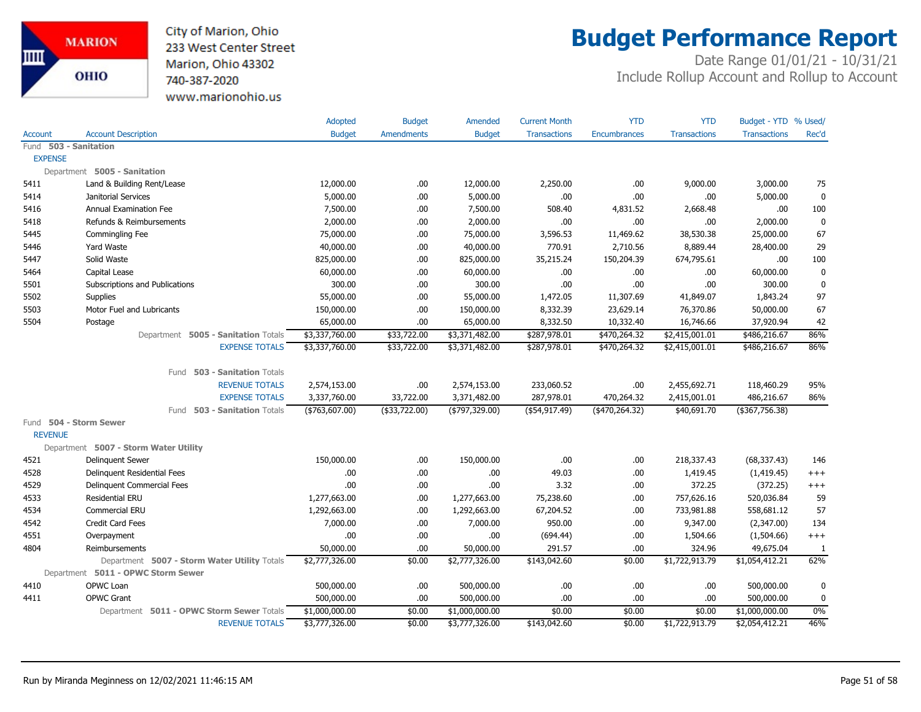City of Marion, Ohio
233 West Center Street
Marion, Ohio 43302
740-387-2020
www.marionohio.us

# Budget Performance Report

Date Range 01/01/21 - 10/31/21
Include Rollup Account and Rollup to Account

| Account | Account Description | Adopted Budget | Budget Amendments | Amended Budget | Current Month Transactions | YTD Encumbrances | YTD Transactions | Budget - YTD Transactions | % Used/ Rec'd |
|---|---|---|---|---|---|---|---|---|---|
| Fund **503 - Sanitation** | | | | | | | | | |
| EXPENSE | | | | | | | | | |
| Department **5005 - Sanitation** | | | | | | | | | |
| 5411 | Land & Building Rent/Lease | 12,000.00 | .00 | 12,000.00 | 2,250.00 | .00 | 9,000.00 | 3,000.00 | 75 |
| 5414 | Janitorial Services | 5,000.00 | .00 | 5,000.00 | .00 | .00 | .00 | 5,000.00 | 0 |
| 5416 | Annual Examination Fee | 7,500.00 | .00 | 7,500.00 | 508.40 | 4,831.52 | 2,668.48 | .00 | 100 |
| 5418 | Refunds & Reimbursements | 2,000.00 | .00 | 2,000.00 | .00 | .00 | .00 | 2,000.00 | 0 |
| 5445 | Commingling Fee | 75,000.00 | .00 | 75,000.00 | 3,596.53 | 11,469.62 | 38,530.38 | 25,000.00 | 67 |
| 5446 | Yard Waste | 40,000.00 | .00 | 40,000.00 | 770.91 | 2,710.56 | 8,889.44 | 28,400.00 | 29 |
| 5447 | Solid Waste | 825,000.00 | .00 | 825,000.00 | 35,215.24 | 150,204.39 | 674,795.61 | .00 | 100 |
| 5464 | Capital Lease | 60,000.00 | .00 | 60,000.00 | .00 | .00 | .00 | 60,000.00 | 0 |
| 5501 | Subscriptions and Publications | 300.00 | .00 | 300.00 | .00 | .00 | .00 | 300.00 | 0 |
| 5502 | Supplies | 55,000.00 | .00 | 55,000.00 | 1,472.05 | 11,307.69 | 41,849.07 | 1,843.24 | 97 |
| 5503 | Motor Fuel and Lubricants | 150,000.00 | .00 | 150,000.00 | 8,332.39 | 23,629.14 | 76,370.86 | 50,000.00 | 67 |
| 5504 | Postage | 65,000.00 | .00 | 65,000.00 | 8,332.50 | 10,332.40 | 16,746.66 | 37,920.94 | 42 |
| | Department **5005 - Sanitation** Totals | $3,337,760.00 | $33,722.00 | $3,371,482.00 | $287,978.01 | $470,264.32 | $2,415,001.01 | $486,216.67 | 86% |
| | EXPENSE TOTALS | $3,337,760.00 | $33,722.00 | $3,371,482.00 | $287,978.01 | $470,264.32 | $2,415,001.01 | $486,216.67 | 86% |
| | Fund **503 - Sanitation** Totals | | | | | | | | |
| | REVENUE TOTALS | 2,574,153.00 | .00 | 2,574,153.00 | 233,060.52 | .00 | 2,455,692.71 | 118,460.29 | 95% |
| | EXPENSE TOTALS | 3,337,760.00 | 33,722.00 | 3,371,482.00 | 287,978.01 | 470,264.32 | 2,415,001.01 | 486,216.67 | 86% |
| | Fund **503 - Sanitation** Totals | ($763,607.00) | ($33,722.00) | ($797,329.00) | ($54,917.49) | ($470,264.32) | $40,691.70 | ($367,756.38) | |
| Fund **504 - Storm Sewer** | | | | | | | | | |
| REVENUE | | | | | | | | | |
| Department **5007 - Storm Water Utility** | | | | | | | | | |
| 4521 | Delinquent Sewer | 150,000.00 | .00 | 150,000.00 | .00 | .00 | 218,337.43 | (68,337.43) | 146 |
| 4528 | Delinquent Residential Fees | .00 | .00 | .00 | 49.03 | .00 | 1,419.45 | (1,419.45) | +++ |
| 4529 | Delinquent Commercial Fees | .00 | .00 | .00 | 3.32 | .00 | 372.25 | (372.25) | +++ |
| 4533 | Residential ERU | 1,277,663.00 | .00 | 1,277,663.00 | 75,238.60 | .00 | 757,626.16 | 520,036.84 | 59 |
| 4534 | Commercial ERU | 1,292,663.00 | .00 | 1,292,663.00 | 67,204.52 | .00 | 733,981.88 | 558,681.12 | 57 |
| 4542 | Credit Card Fees | 7,000.00 | .00 | 7,000.00 | 950.00 | .00 | 9,347.00 | (2,347.00) | 134 |
| 4551 | Overpayment | .00 | .00 | .00 | (694.44) | .00 | 1,504.66 | (1,504.66) | +++ |
| 4804 | Reimbursements | 50,000.00 | .00 | 50,000.00 | 291.57 | .00 | 324.96 | 49,675.04 | 1 |
| | Department **5007 - Storm Water Utility** Totals | $2,777,326.00 | $0.00 | $2,777,326.00 | $143,042.60 | $0.00 | $1,722,913.79 | $1,054,412.21 | 62% |
| Department **5011 - OPWC Storm Sewer** | | | | | | | | | |
| 4410 | OPWC Loan | 500,000.00 | .00 | 500,000.00 | .00 | .00 | .00 | 500,000.00 | 0 |
| 4411 | OPWC Grant | 500,000.00 | .00 | 500,000.00 | .00 | .00 | .00 | 500,000.00 | 0 |
| | Department **5011 - OPWC Storm Sewer** Totals | $1,000,000.00 | $0.00 | $1,000,000.00 | $0.00 | $0.00 | $0.00 | $1,000,000.00 | 0% |
| | REVENUE TOTALS | $3,777,326.00 | $0.00 | $3,777,326.00 | $143,042.60 | $0.00 | $1,722,913.79 | $2,054,412.21 | 46% |

Run by Miranda Meginness on 12/02/2021 11:46:15 AM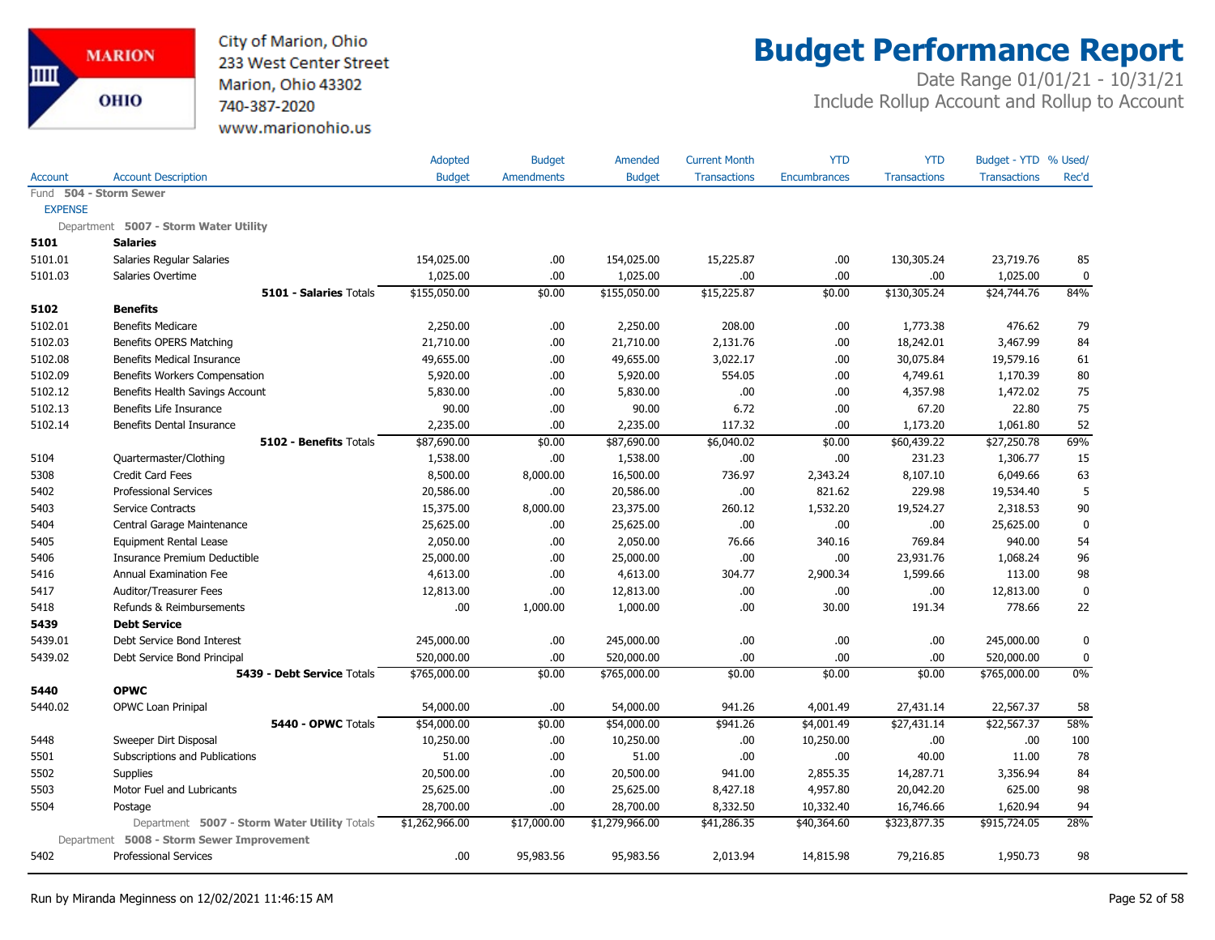City of Marion, Ohio
233 West Center Street
Marion, Ohio 43302
740-387-2020
www.marionohio.us

# Budget Performance Report

Date Range 01/01/21 - 10/31/21
Include Rollup Account and Rollup to Account

| Account | Account Description | Adopted Budget | Budget Amendments | Amended Budget | Current Month Transactions | YTD Encumbrances | YTD Transactions | Budget - YTD Transactions | % Used/ Rec'd |
|---|---|---|---|---|---|---|---|---|---|
| Fund **504 - Storm Sewer** | | | | | | | | | |
| EXPENSE | | | | | | | | | |
| Department **5007 - Storm Water Utility** | | | | | | | | | |
| **5101** | **Salaries** | | | | | | | | |
| 5101.01 | Salaries Regular Salaries | 154,025.00 | .00 | 154,025.00 | 15,225.87 | .00 | 130,305.24 | 23,719.76 | 85 |
| 5101.03 | Salaries Overtime | 1,025.00 | .00 | 1,025.00 | .00 | .00 | .00 | 1,025.00 | 0 |
| | **5101 - Salaries** Totals | $155,050.00 | $0.00 | $155,050.00 | $15,225.87 | $0.00 | $130,305.24 | $24,744.76 | 84% |
| **5102** | **Benefits** | | | | | | | | |
| 5102.01 | Benefits Medicare | 2,250.00 | .00 | 2,250.00 | 208.00 | .00 | 1,773.38 | 476.62 | 79 |
| 5102.03 | Benefits OPERS Matching | 21,710.00 | .00 | 21,710.00 | 2,131.76 | .00 | 18,242.01 | 3,467.99 | 84 |
| 5102.08 | Benefits Medical Insurance | 49,655.00 | .00 | 49,655.00 | 3,022.17 | .00 | 30,075.84 | 19,579.16 | 61 |
| 5102.09 | Benefits Workers Compensation | 5,920.00 | .00 | 5,920.00 | 554.05 | .00 | 4,749.61 | 1,170.39 | 80 |
| 5102.12 | Benefits Health Savings Account | 5,830.00 | .00 | 5,830.00 | .00 | .00 | 4,357.98 | 1,472.02 | 75 |
| 5102.13 | Benefits Life Insurance | 90.00 | .00 | 90.00 | 6.72 | .00 | 67.20 | 22.80 | 75 |
| 5102.14 | Benefits Dental Insurance | 2,235.00 | .00 | 2,235.00 | 117.32 | .00 | 1,173.20 | 1,061.80 | 52 |
| | **5102 - Benefits** Totals | $87,690.00 | $0.00 | $87,690.00 | $6,040.02 | $0.00 | $60,439.22 | $27,250.78 | 69% |
| 5104 | Quartermaster/Clothing | 1,538.00 | .00 | 1,538.00 | .00 | .00 | 231.23 | 1,306.77 | 15 |
| 5308 | Credit Card Fees | 8,500.00 | 8,000.00 | 16,500.00 | 736.97 | 2,343.24 | 8,107.10 | 6,049.66 | 63 |
| 5402 | Professional Services | 20,586.00 | .00 | 20,586.00 | .00 | 821.62 | 229.98 | 19,534.40 | 5 |
| 5403 | Service Contracts | 15,375.00 | 8,000.00 | 23,375.00 | 260.12 | 1,532.20 | 19,524.27 | 2,318.53 | 90 |
| 5404 | Central Garage Maintenance | 25,625.00 | .00 | 25,625.00 | .00 | .00 | .00 | 25,625.00 | 0 |
| 5405 | Equipment Rental Lease | 2,050.00 | .00 | 2,050.00 | 76.66 | 340.16 | 769.84 | 940.00 | 54 |
| 5406 | Insurance Premium Deductible | 25,000.00 | .00 | 25,000.00 | .00 | .00 | 23,931.76 | 1,068.24 | 96 |
| 5416 | Annual Examination Fee | 4,613.00 | .00 | 4,613.00 | 304.77 | 2,900.34 | 1,599.66 | 113.00 | 98 |
| 5417 | Auditor/Treasurer Fees | 12,813.00 | .00 | 12,813.00 | .00 | .00 | .00 | 12,813.00 | 0 |
| 5418 | Refunds & Reimbursements | .00 | 1,000.00 | 1,000.00 | .00 | 30.00 | 191.34 | 778.66 | 22 |
| **5439** | **Debt Service** | | | | | | | | |
| 5439.01 | Debt Service Bond Interest | 245,000.00 | .00 | 245,000.00 | .00 | .00 | .00 | 245,000.00 | 0 |
| 5439.02 | Debt Service Bond Principal | 520,000.00 | .00 | 520,000.00 | .00 | .00 | .00 | 520,000.00 | 0 |
| | **5439 - Debt Service** Totals | $765,000.00 | $0.00 | $765,000.00 | $0.00 | $0.00 | $0.00 | $765,000.00 | 0% |
| **5440** | **OPWC** | | | | | | | | |
| 5440.02 | OPWC Loan Prinipal | 54,000.00 | .00 | 54,000.00 | 941.26 | 4,001.49 | 27,431.14 | 22,567.37 | 58 |
| | **5440 - OPWC** Totals | $54,000.00 | $0.00 | $54,000.00 | $941.26 | $4,001.49 | $27,431.14 | $22,567.37 | 58% |
| 5448 | Sweeper Dirt Disposal | 10,250.00 | .00 | 10,250.00 | .00 | 10,250.00 | .00 | .00 | 100 |
| 5501 | Subscriptions and Publications | 51.00 | .00 | 51.00 | .00 | .00 | 40.00 | 11.00 | 78 |
| 5502 | Supplies | 20,500.00 | .00 | 20,500.00 | 941.00 | 2,855.35 | 14,287.71 | 3,356.94 | 84 |
| 5503 | Motor Fuel and Lubricants | 25,625.00 | .00 | 25,625.00 | 8,427.18 | 4,957.80 | 20,042.20 | 625.00 | 98 |
| 5504 | Postage | 28,700.00 | .00 | 28,700.00 | 8,332.50 | 10,332.40 | 16,746.66 | 1,620.94 | 94 |
| | Department **5007 - Storm Water Utility** Totals | $1,262,966.00 | $17,000.00 | $1,279,966.00 | $41,286.35 | $40,364.60 | $323,877.35 | $915,724.05 | 28% |
| Department **5008 - Storm Sewer Improvement** | | | | | | | | | |
| 5402 | Professional Services | .00 | 95,983.56 | 95,983.56 | 2,013.94 | 14,815.98 | 79,216.85 | 1,950.73 | 98 |

Run by Miranda Meginness on 12/02/2021 11:46:15 AM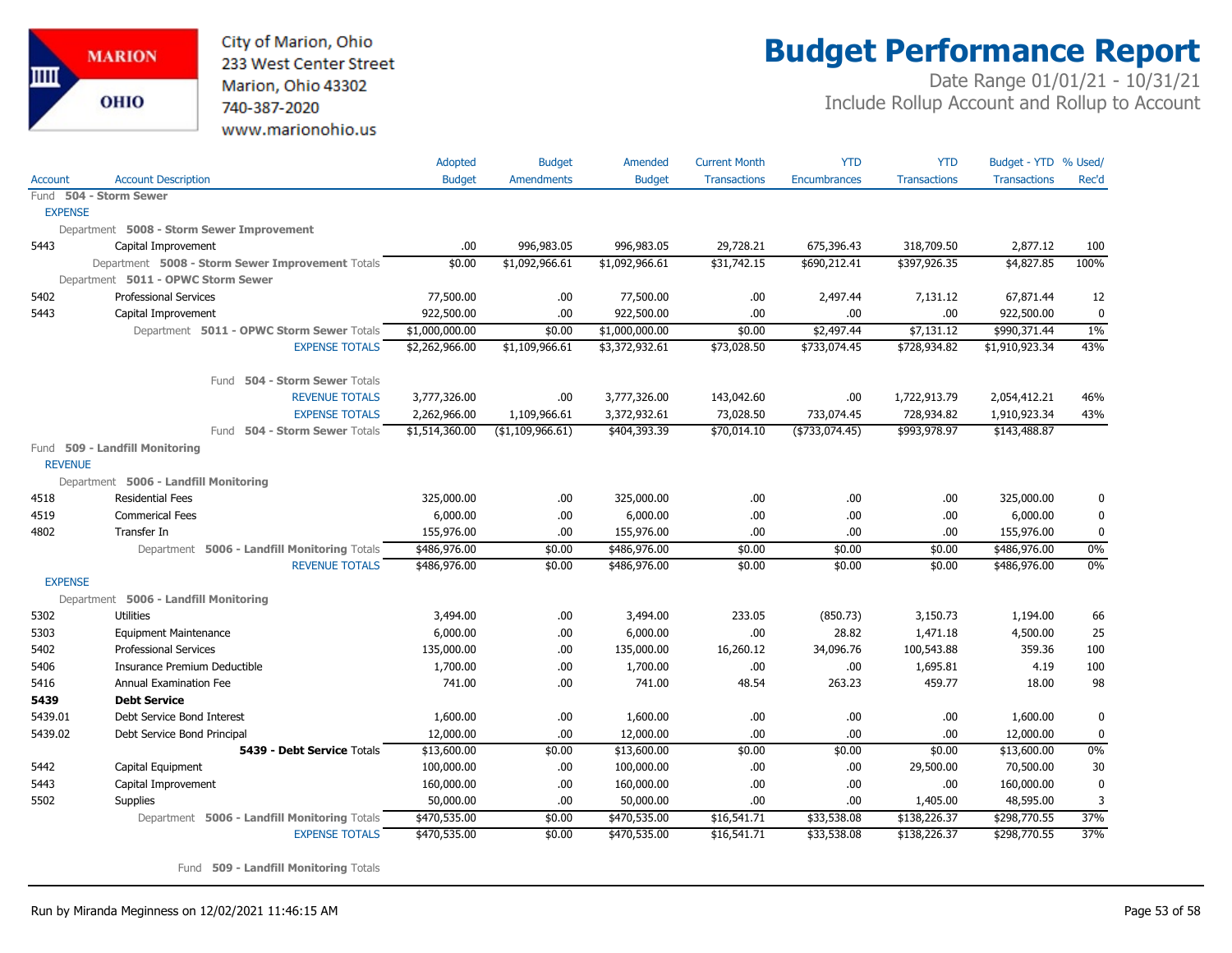# Budget Performance Report

City of Marion, Ohio
233 West Center Street
Marion, Ohio 43302
740-387-2020
www.marionohio.us

Date Range 01/01/21 - 10/31/21
Include Rollup Account and Rollup to Account

| Account | Account Description | Adopted Budget | Budget Amendments | Amended Budget | Current Month Transactions | YTD Encumbrances | YTD Transactions | Budget - YTD Transactions | % Used/ Rec'd |
|---|---|---|---|---|---|---|---|---|---|
| **Fund 504 - Storm Sewer** | | | | | | | | | |
| EXPENSE | | | | | | | | | |
| **Department 5008 - Storm Sewer Improvement** | | | | | | | | | |
| 5443 | Capital Improvement | .00 | 996,983.05 | 996,983.05 | 29,728.21 | 675,396.43 | 318,709.50 | 2,877.12 | 100 |
| | Department **5008 - Storm Sewer Improvement** Totals | $0.00 | $1,092,966.61 | $1,092,966.61 | $31,742.15 | $690,212.41 | $397,926.35 | $4,827.85 | 100% |
| **Department 5011 - OPWC Storm Sewer** | | | | | | | | | |
| 5402 | Professional Services | 77,500.00 | .00 | 77,500.00 | .00 | 2,497.44 | 7,131.12 | 67,871.44 | 12 |
| 5443 | Capital Improvement | 922,500.00 | .00 | 922,500.00 | .00 | .00 | .00 | 922,500.00 | 0 |
| | Department **5011 - OPWC Storm Sewer** Totals | $1,000,000.00 | $0.00 | $1,000,000.00 | $0.00 | $2,497.44 | $7,131.12 | $990,371.44 | 1% |
| | EXPENSE TOTALS | $2,262,966.00 | $1,109,966.61 | $3,372,932.61 | $73,028.50 | $733,074.45 | $728,934.82 | $1,910,923.34 | 43% |
| | Fund **504 - Storm Sewer** Totals | | | | | | | | |
| | REVENUE TOTALS | 3,777,326.00 | .00 | 3,777,326.00 | 143,042.60 | .00 | 1,722,913.79 | 2,054,412.21 | 46% |
| | EXPENSE TOTALS | 2,262,966.00 | 1,109,966.61 | 3,372,932.61 | 73,028.50 | 733,074.45 | 728,934.82 | 1,910,923.34 | 43% |
| | Fund **504 - Storm Sewer** Totals | $1,514,360.00 | ($1,109,966.61) | $404,393.39 | $70,014.10 | ($733,074.45) | $993,978.97 | $143,488.87 | |
| **Fund 509 - Landfill Monitoring** | | | | | | | | | |
| REVENUE | | | | | | | | | |
| **Department 5006 - Landfill Monitoring** | | | | | | | | | |
| 4518 | Residential Fees | 325,000.00 | .00 | 325,000.00 | .00 | .00 | .00 | 325,000.00 | 0 |
| 4519 | Commerical Fees | 6,000.00 | .00 | 6,000.00 | .00 | .00 | .00 | 6,000.00 | 0 |
| 4802 | Transfer In | 155,976.00 | .00 | 155,976.00 | .00 | .00 | .00 | 155,976.00 | 0 |
| | Department **5006 - Landfill Monitoring** Totals | $486,976.00 | $0.00 | $486,976.00 | $0.00 | $0.00 | $0.00 | $486,976.00 | 0% |
| | REVENUE TOTALS | $486,976.00 | $0.00 | $486,976.00 | $0.00 | $0.00 | $0.00 | $486,976.00 | 0% |
| EXPENSE | | | | | | | | | |
| **Department 5006 - Landfill Monitoring** | | | | | | | | | |
| 5302 | Utilities | 3,494.00 | .00 | 3,494.00 | 233.05 | (850.73) | 3,150.73 | 1,194.00 | 66 |
| 5303 | Equipment Maintenance | 6,000.00 | .00 | 6,000.00 | .00 | 28.82 | 1,471.18 | 4,500.00 | 25 |
| 5402 | Professional Services | 135,000.00 | .00 | 135,000.00 | 16,260.12 | 34,096.76 | 100,543.88 | 359.36 | 100 |
| 5406 | Insurance Premium Deductible | 1,700.00 | .00 | 1,700.00 | .00 | .00 | 1,695.81 | 4.19 | 100 |
| 5416 | Annual Examination Fee | 741.00 | .00 | 741.00 | 48.54 | 263.23 | 459.77 | 18.00 | 98 |
| **5439** | **Debt Service** | | | | | | | | |
| 5439.01 | Debt Service Bond Interest | 1,600.00 | .00 | 1,600.00 | .00 | .00 | .00 | 1,600.00 | 0 |
| 5439.02 | Debt Service Bond Principal | 12,000.00 | .00 | 12,000.00 | .00 | .00 | .00 | 12,000.00 | 0 |
| | **5439 - Debt Service** Totals | $13,600.00 | $0.00 | $13,600.00 | $0.00 | $0.00 | $0.00 | $13,600.00 | 0% |
| 5442 | Capital Equipment | 100,000.00 | .00 | 100,000.00 | .00 | .00 | 29,500.00 | 70,500.00 | 30 |
| 5443 | Capital Improvement | 160,000.00 | .00 | 160,000.00 | .00 | .00 | .00 | 160,000.00 | 0 |
| 5502 | Supplies | 50,000.00 | .00 | 50,000.00 | .00 | .00 | 1,405.00 | 48,595.00 | 3 |
| | Department **5006 - Landfill Monitoring** Totals | $470,535.00 | $0.00 | $470,535.00 | $16,541.71 | $33,538.08 | $138,226.37 | $298,770.55 | 37% |
| | EXPENSE TOTALS | $470,535.00 | $0.00 | $470,535.00 | $16,541.71 | $33,538.08 | $138,226.37 | $298,770.55 | 37% |
| | Fund **509 - Landfill Monitoring** Totals | | | | | | | | |

Run by Miranda Meginness on 12/02/2021 11:46:15 AM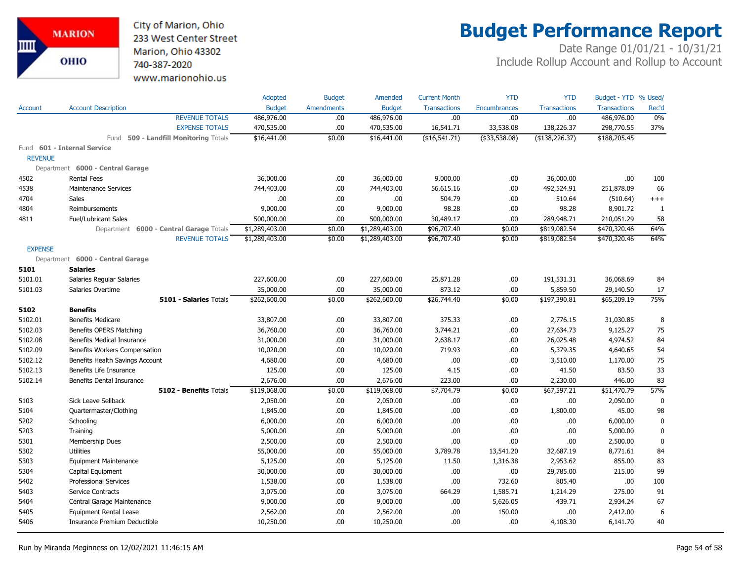City of Marion, Ohio
233 West Center Street
Marion, Ohio 43302
740-387-2020
www.marionohio.us

# Budget Performance Report

Date Range 01/01/21 - 10/31/21
Include Rollup Account and Rollup to Account

| Account | Account Description | Adopted Budget | Budget Amendments | Amended Budget | Current Month Transactions | YTD Encumbrances | YTD Transactions | Budget - YTD Transactions | % Used/ Rec'd |
|---|---|---|---|---|---|---|---|---|---|
| | REVENUE TOTALS | 486,976.00 | .00 | 486,976.00 | .00 | .00 | .00 | 486,976.00 | 0% |
| | EXPENSE TOTALS | 470,535.00 | .00 | 470,535.00 | 16,541.71 | 33,538.08 | 138,226.37 | 298,770.55 | 37% |
| | Fund **509 - Landfill Monitoring** Totals | $16,441.00 | $0.00 | $16,441.00 | ($16,541.71) | ($33,538.08) | ($138,226.37) | $188,205.45 | |
| Fund **601 - Internal Service** | | | | | | | | | |
| REVENUE | | | | | | | | | |
| Department **6000 - Central Garage** | | | | | | | | | |
| 4502 | Rental Fees | 36,000.00 | .00 | 36,000.00 | 9,000.00 | .00 | 36,000.00 | .00 | 100 |
| 4538 | Maintenance Services | 744,403.00 | .00 | 744,403.00 | 56,615.16 | .00 | 492,524.91 | 251,878.09 | 66 |
| 4704 | Sales | .00 | .00 | .00 | 504.79 | .00 | 510.64 | (510.64) | +++ |
| 4804 | Reimbursements | 9,000.00 | .00 | 9,000.00 | 98.28 | .00 | 98.28 | 8,901.72 | 1 |
| 4811 | Fuel/Lubricant Sales | 500,000.00 | .00 | 500,000.00 | 30,489.17 | .00 | 289,948.71 | 210,051.29 | 58 |
| | Department **6000 - Central Garage** Totals | $1,289,403.00 | $0.00 | $1,289,403.00 | $96,707.40 | $0.00 | $819,082.54 | $470,320.46 | 64% |
| | REVENUE TOTALS | $1,289,403.00 | $0.00 | $1,289,403.00 | $96,707.40 | $0.00 | $819,082.54 | $470,320.46 | 64% |
| EXPENSE | | | | | | | | | |
| Department **6000 - Central Garage** | | | | | | | | | |
| **5101** | **Salaries** | | | | | | | | |
| 5101.01 | Salaries Regular Salaries | 227,600.00 | .00 | 227,600.00 | 25,871.28 | .00 | 191,531.31 | 36,068.69 | 84 |
| 5101.03 | Salaries Overtime | 35,000.00 | .00 | 35,000.00 | 873.12 | .00 | 5,859.50 | 29,140.50 | 17 |
| | **5101 - Salaries** Totals | $262,600.00 | $0.00 | $262,600.00 | $26,744.40 | $0.00 | $197,390.81 | $65,209.19 | 75% |
| **5102** | **Benefits** | | | | | | | | |
| 5102.01 | Benefits Medicare | 33,807.00 | .00 | 33,807.00 | 375.33 | .00 | 2,776.15 | 31,030.85 | 8 |
| 5102.03 | Benefits OPERS Matching | 36,760.00 | .00 | 36,760.00 | 3,744.21 | .00 | 27,634.73 | 9,125.27 | 75 |
| 5102.08 | Benefits Medical Insurance | 31,000.00 | .00 | 31,000.00 | 2,638.17 | .00 | 26,025.48 | 4,974.52 | 84 |
| 5102.09 | Benefits Workers Compensation | 10,020.00 | .00 | 10,020.00 | 719.93 | .00 | 5,379.35 | 4,640.65 | 54 |
| 5102.12 | Benefits Health Savings Account | 4,680.00 | .00 | 4,680.00 | .00 | .00 | 3,510.00 | 1,170.00 | 75 |
| 5102.13 | Benefits Life Insurance | 125.00 | .00 | 125.00 | 4.15 | .00 | 41.50 | 83.50 | 33 |
| 5102.14 | Benefits Dental Insurance | 2,676.00 | .00 | 2,676.00 | 223.00 | .00 | 2,230.00 | 446.00 | 83 |
| | **5102 - Benefits** Totals | $119,068.00 | $0.00 | $119,068.00 | $7,704.79 | $0.00 | $67,597.21 | $51,470.79 | 57% |
| 5103 | Sick Leave Sellback | 2,050.00 | .00 | 2,050.00 | .00 | .00 | .00 | 2,050.00 | 0 |
| 5104 | Quartermaster/Clothing | 1,845.00 | .00 | 1,845.00 | .00 | .00 | 1,800.00 | 45.00 | 98 |
| 5202 | Schooling | 6,000.00 | .00 | 6,000.00 | .00 | .00 | .00 | 6,000.00 | 0 |
| 5203 | Training | 5,000.00 | .00 | 5,000.00 | .00 | .00 | .00 | 5,000.00 | 0 |
| 5301 | Membership Dues | 2,500.00 | .00 | 2,500.00 | .00 | .00 | .00 | 2,500.00 | 0 |
| 5302 | Utilities | 55,000.00 | .00 | 55,000.00 | 3,789.78 | 13,541.20 | 32,687.19 | 8,771.61 | 84 |
| 5303 | Equipment Maintenance | 5,125.00 | .00 | 5,125.00 | 11.50 | 1,316.38 | 2,953.62 | 855.00 | 83 |
| 5304 | Capital Equipment | 30,000.00 | .00 | 30,000.00 | .00 | .00 | 29,785.00 | 215.00 | 99 |
| 5402 | Professional Services | 1,538.00 | .00 | 1,538.00 | .00 | 732.60 | 805.40 | .00 | 100 |
| 5403 | Service Contracts | 3,075.00 | .00 | 3,075.00 | 664.29 | 1,585.71 | 1,214.29 | 275.00 | 91 |
| 5404 | Central Garage Maintenance | 9,000.00 | .00 | 9,000.00 | .00 | 5,626.05 | 439.71 | 2,934.24 | 67 |
| 5405 | Equipment Rental Lease | 2,562.00 | .00 | 2,562.00 | .00 | 150.00 | .00 | 2,412.00 | 6 |
| 5406 | Insurance Premium Deductible | 10,250.00 | .00 | 10,250.00 | .00 | .00 | 4,108.30 | 6,141.70 | 40 |

Run by Miranda Meginness on 12/02/2021 11:46:15 AM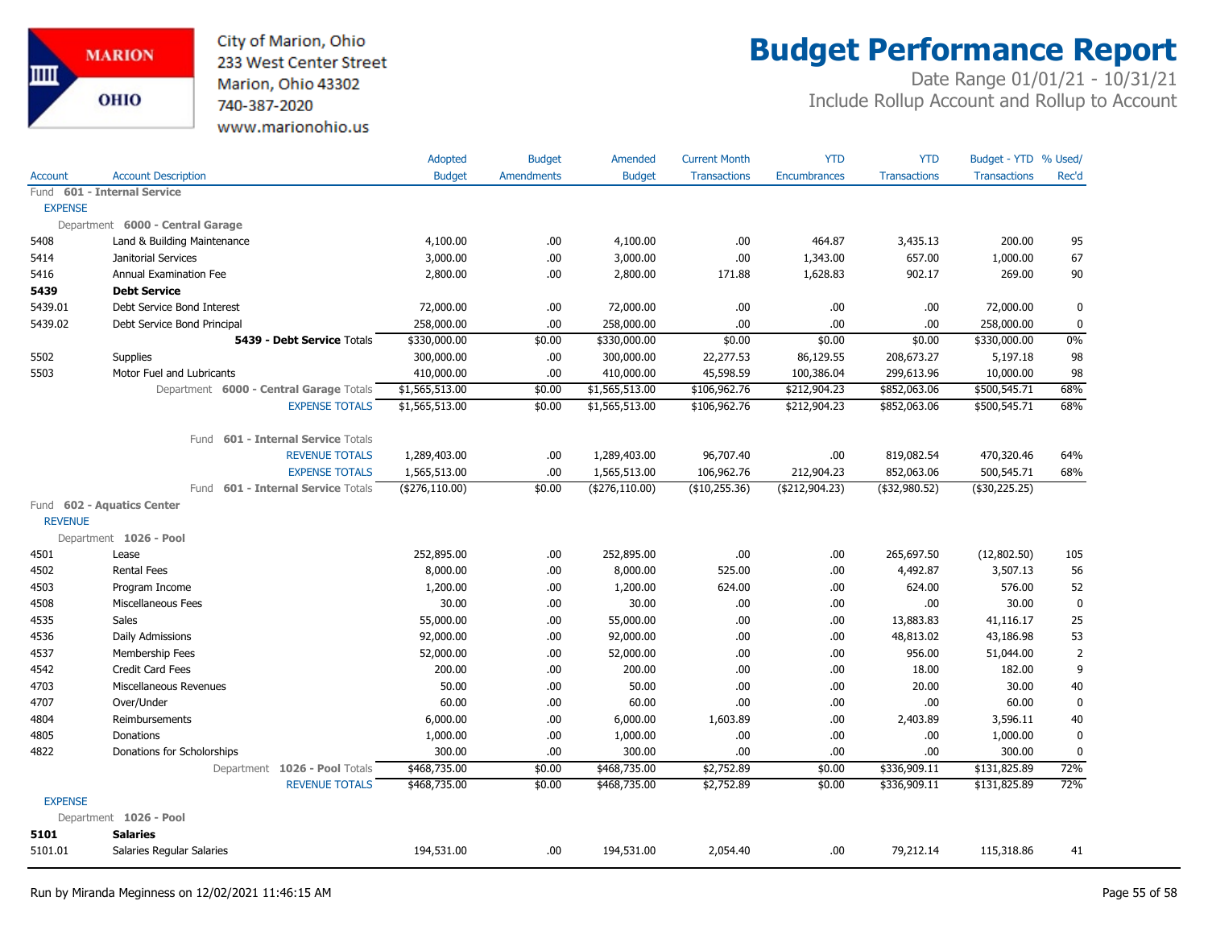# Budget Performance Report

City of Marion, Ohio
233 West Center Street
Marion, Ohio 43302
740-387-2020
www.marionohio.us

Date Range 01/01/21 - 10/31/21
Include Rollup Account and Rollup to Account

| Account | Account Description | Adopted Budget | Budget Amendments | Amended Budget | Current Month Transactions | YTD Encumbrances | YTD Transactions | Budget - YTD Transactions | % Used/ Rec'd |
|---|---|---|---|---|---|---|---|---|---|
| Fund **601 - Internal Service** | | | | | | | | | |
| EXPENSE | | | | | | | | | |
| Department **6000 - Central Garage** | | | | | | | | | |
| 5408 | Land & Building Maintenance | 4,100.00 | .00 | 4,100.00 | .00 | 464.87 | 3,435.13 | 200.00 | 95 |
| 5414 | Janitorial Services | 3,000.00 | .00 | 3,000.00 | .00 | 1,343.00 | 657.00 | 1,000.00 | 67 |
| 5416 | Annual Examination Fee | 2,800.00 | .00 | 2,800.00 | 171.88 | 1,628.83 | 902.17 | 269.00 | 90 |
| **5439** | **Debt Service** | | | | | | | | |
| 5439.01 | Debt Service Bond Interest | 72,000.00 | .00 | 72,000.00 | .00 | .00 | .00 | 72,000.00 | 0 |
| 5439.02 | Debt Service Bond Principal | 258,000.00 | .00 | 258,000.00 | .00 | .00 | .00 | 258,000.00 | 0 |
| | **5439 - Debt Service** Totals | $330,000.00 | $0.00 | $330,000.00 | $0.00 | $0.00 | $0.00 | $330,000.00 | 0% |
| 5502 | Supplies | 300,000.00 | .00 | 300,000.00 | 22,277.53 | 86,129.55 | 208,673.27 | 5,197.18 | 98 |
| 5503 | Motor Fuel and Lubricants | 410,000.00 | .00 | 410,000.00 | 45,598.59 | 100,386.04 | 299,613.96 | 10,000.00 | 98 |
| | Department **6000 - Central Garage** Totals | $1,565,513.00 | $0.00 | $1,565,513.00 | $106,962.76 | $212,904.23 | $852,063.06 | $500,545.71 | 68% |
| | EXPENSE TOTALS | $1,565,513.00 | $0.00 | $1,565,513.00 | $106,962.76 | $212,904.23 | $852,063.06 | $500,545.71 | 68% |
| | Fund **601 - Internal Service** Totals | | | | | | | | |
| | REVENUE TOTALS | 1,289,403.00 | .00 | 1,289,403.00 | 96,707.40 | .00 | 819,082.54 | 470,320.46 | 64% |
| | EXPENSE TOTALS | 1,565,513.00 | .00 | 1,565,513.00 | 106,962.76 | 212,904.23 | 852,063.06 | 500,545.71 | 68% |
| | Fund **601 - Internal Service** Totals | ($276,110.00) | $0.00 | ($276,110.00) | ($10,255.36) | ($212,904.23) | ($32,980.52) | ($30,225.25) | |
| Fund **602 - Aquatics Center** | | | | | | | | | |
| REVENUE | | | | | | | | | |
| Department **1026 - Pool** | | | | | | | | | |
| 4501 | Lease | 252,895.00 | .00 | 252,895.00 | .00 | .00 | 265,697.50 | (12,802.50) | 105 |
| 4502 | Rental Fees | 8,000.00 | .00 | 8,000.00 | 525.00 | .00 | 4,492.87 | 3,507.13 | 56 |
| 4503 | Program Income | 1,200.00 | .00 | 1,200.00 | 624.00 | .00 | 624.00 | 576.00 | 52 |
| 4508 | Miscellaneous Fees | 30.00 | .00 | 30.00 | .00 | .00 | .00 | 30.00 | 0 |
| 4535 | Sales | 55,000.00 | .00 | 55,000.00 | .00 | .00 | 13,883.83 | 41,116.17 | 25 |
| 4536 | Daily Admissions | 92,000.00 | .00 | 92,000.00 | .00 | .00 | 48,813.02 | 43,186.98 | 53 |
| 4537 | Membership Fees | 52,000.00 | .00 | 52,000.00 | .00 | .00 | 956.00 | 51,044.00 | 2 |
| 4542 | Credit Card Fees | 200.00 | .00 | 200.00 | .00 | .00 | 18.00 | 182.00 | 9 |
| 4703 | Miscellaneous Revenues | 50.00 | .00 | 50.00 | .00 | .00 | 20.00 | 30.00 | 40 |
| 4707 | Over/Under | 60.00 | .00 | 60.00 | .00 | .00 | .00 | 60.00 | 0 |
| 4804 | Reimbursements | 6,000.00 | .00 | 6,000.00 | 1,603.89 | .00 | 2,403.89 | 3,596.11 | 40 |
| 4805 | Donations | 1,000.00 | .00 | 1,000.00 | .00 | .00 | .00 | 1,000.00 | 0 |
| 4822 | Donations for Scholorships | 300.00 | .00 | 300.00 | .00 | .00 | .00 | 300.00 | 0 |
| | Department **1026 - Pool** Totals | $468,735.00 | $0.00 | $468,735.00 | $2,752.89 | $0.00 | $336,909.11 | $131,825.89 | 72% |
| | REVENUE TOTALS | $468,735.00 | $0.00 | $468,735.00 | $2,752.89 | $0.00 | $336,909.11 | $131,825.89 | 72% |
| EXPENSE | | | | | | | | | |
| Department **1026 - Pool** | | | | | | | | | |
| **5101** | **Salaries** | | | | | | | | |
| 5101.01 | Salaries Regular Salaries | 194,531.00 | .00 | 194,531.00 | 2,054.40 | .00 | 79,212.14 | 115,318.86 | 41 |

Run by Miranda Meginness on 12/02/2021 11:46:15 AM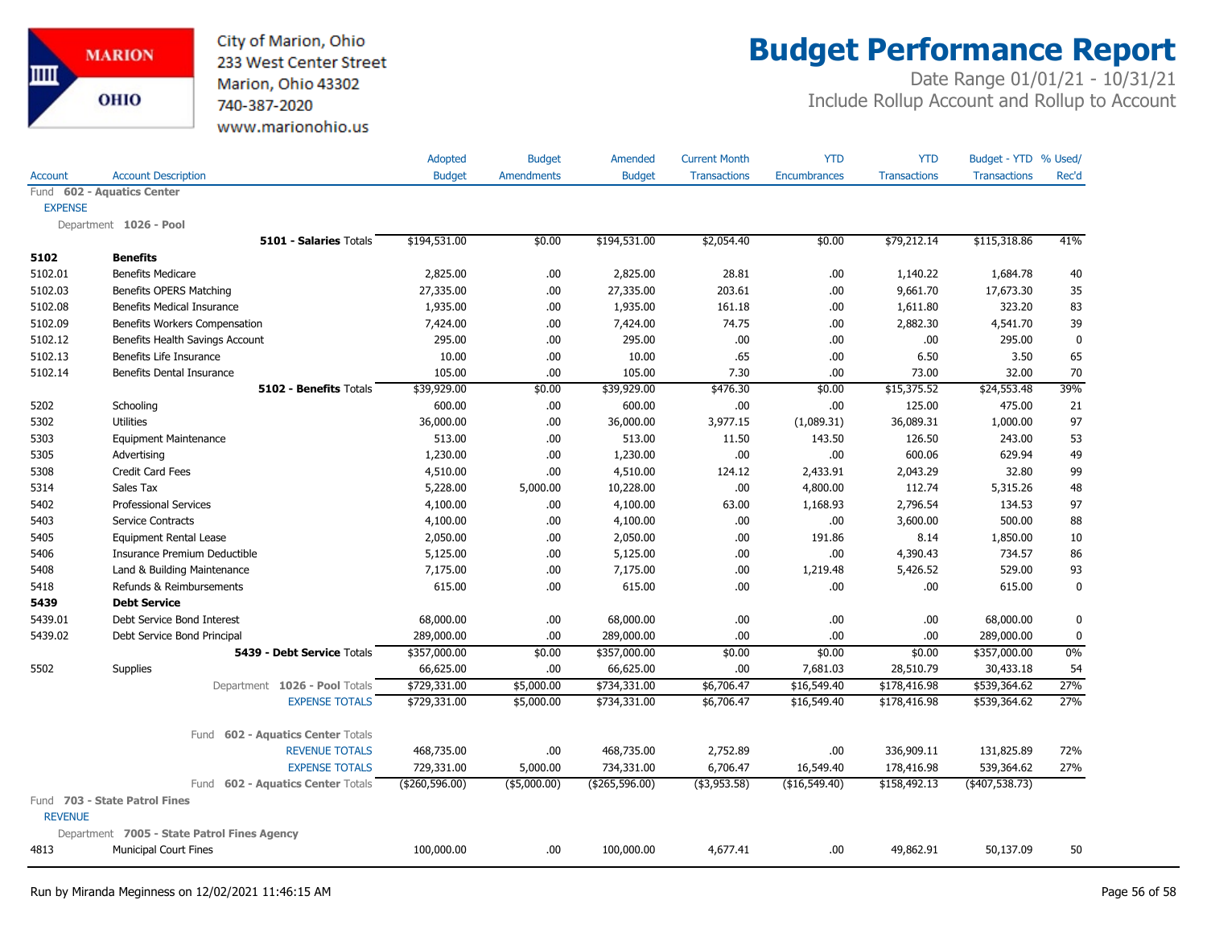City of Marion, Ohio
233 West Center Street
Marion, Ohio 43302
740-387-2020
www.marionohio.us

# Budget Performance Report

Date Range 01/01/21 - 10/31/21
Include Rollup Account and Rollup to Account

| Account | Account Description | Adopted Budget | Budget Amendments | Amended Budget | Current Month Transactions | YTD Encumbrances | YTD Transactions | Budget - YTD Transactions | % Used/ Rec'd |
|---|---|---|---|---|---|---|---|---|---|
| Fund **602 - Aquatics Center** | | | | | | | | | |
| EXPENSE | | | | | | | | | |
| Department **1026 - Pool** | | | | | | | | | |
| | **5101 - Salaries** Totals | $194,531.00 | $0.00 | $194,531.00 | $2,054.40 | $0.00 | $79,212.14 | $115,318.86 | 41% |
| **5102** | **Benefits** | | | | | | | | |
| 5102.01 | Benefits Medicare | 2,825.00 | .00 | 2,825.00 | 28.81 | .00 | 1,140.22 | 1,684.78 | 40 |
| 5102.03 | Benefits OPERS Matching | 27,335.00 | .00 | 27,335.00 | 203.61 | .00 | 9,661.70 | 17,673.30 | 35 |
| 5102.08 | Benefits Medical Insurance | 1,935.00 | .00 | 1,935.00 | 161.18 | .00 | 1,611.80 | 323.20 | 83 |
| 5102.09 | Benefits Workers Compensation | 7,424.00 | .00 | 7,424.00 | 74.75 | .00 | 2,882.30 | 4,541.70 | 39 |
| 5102.12 | Benefits Health Savings Account | 295.00 | .00 | 295.00 | .00 | .00 | .00 | 295.00 | 0 |
| 5102.13 | Benefits Life Insurance | 10.00 | .00 | 10.00 | .65 | .00 | 6.50 | 3.50 | 65 |
| 5102.14 | Benefits Dental Insurance | 105.00 | .00 | 105.00 | 7.30 | .00 | 73.00 | 32.00 | 70 |
| | **5102 - Benefits** Totals | $39,929.00 | $0.00 | $39,929.00 | $476.30 | $0.00 | $15,375.52 | $24,553.48 | 39% |
| 5202 | Schooling | 600.00 | .00 | 600.00 | .00 | .00 | 125.00 | 475.00 | 21 |
| 5302 | Utilities | 36,000.00 | .00 | 36,000.00 | 3,977.15 | (1,089.31) | 36,089.31 | 1,000.00 | 97 |
| 5303 | Equipment Maintenance | 513.00 | .00 | 513.00 | 11.50 | 143.50 | 126.50 | 243.00 | 53 |
| 5305 | Advertising | 1,230.00 | .00 | 1,230.00 | .00 | .00 | 600.06 | 629.94 | 49 |
| 5308 | Credit Card Fees | 4,510.00 | .00 | 4,510.00 | 124.12 | 2,433.91 | 2,043.29 | 32.80 | 99 |
| 5314 | Sales Tax | 5,228.00 | 5,000.00 | 10,228.00 | .00 | 4,800.00 | 112.74 | 5,315.26 | 48 |
| 5402 | Professional Services | 4,100.00 | .00 | 4,100.00 | 63.00 | 1,168.93 | 2,796.54 | 134.53 | 97 |
| 5403 | Service Contracts | 4,100.00 | .00 | 4,100.00 | .00 | .00 | 3,600.00 | 500.00 | 88 |
| 5405 | Equipment Rental Lease | 2,050.00 | .00 | 2,050.00 | .00 | 191.86 | 8.14 | 1,850.00 | 10 |
| 5406 | Insurance Premium Deductible | 5,125.00 | .00 | 5,125.00 | .00 | .00 | 4,390.43 | 734.57 | 86 |
| 5408 | Land & Building Maintenance | 7,175.00 | .00 | 7,175.00 | .00 | 1,219.48 | 5,426.52 | 529.00 | 93 |
| 5418 | Refunds & Reimbursements | 615.00 | .00 | 615.00 | .00 | .00 | .00 | 615.00 | 0 |
| **5439** | **Debt Service** | | | | | | | | |
| 5439.01 | Debt Service Bond Interest | 68,000.00 | .00 | 68,000.00 | .00 | .00 | .00 | 68,000.00 | 0 |
| 5439.02 | Debt Service Bond Principal | 289,000.00 | .00 | 289,000.00 | .00 | .00 | .00 | 289,000.00 | 0 |
| | **5439 - Debt Service** Totals | $357,000.00 | $0.00 | $357,000.00 | $0.00 | $0.00 | $0.00 | $357,000.00 | 0% |
| 5502 | Supplies | 66,625.00 | .00 | 66,625.00 | .00 | 7,681.03 | 28,510.79 | 30,433.18 | 54 |
| | Department **1026 - Pool** Totals | $729,331.00 | $5,000.00 | $734,331.00 | $6,706.47 | $16,549.40 | $178,416.98 | $539,364.62 | 27% |
| | EXPENSE TOTALS | $729,331.00 | $5,000.00 | $734,331.00 | $6,706.47 | $16,549.40 | $178,416.98 | $539,364.62 | 27% |
| | Fund **602 - Aquatics Center** Totals | | | | | | | | |
| | REVENUE TOTALS | 468,735.00 | .00 | 468,735.00 | 2,752.89 | .00 | 336,909.11 | 131,825.89 | 72% |
| | EXPENSE TOTALS | 729,331.00 | 5,000.00 | 734,331.00 | 6,706.47 | 16,549.40 | 178,416.98 | 539,364.62 | 27% |
| | Fund **602 - Aquatics Center** Totals | ($260,596.00) | ($5,000.00) | ($265,596.00) | ($3,953.58) | ($16,549.40) | $158,492.13 | ($407,538.73) | |
| Fund **703 - State Patrol Fines** | | | | | | | | | |
| REVENUE | | | | | | | | | |
| Department **7005 - State Patrol Fines Agency** | | | | | | | | | |
| 4813 | Municipal Court Fines | 100,000.00 | .00 | 100,000.00 | 4,677.41 | .00 | 49,862.91 | 50,137.09 | 50 |

Run by Miranda Meginness on 12/02/2021 11:46:15 AM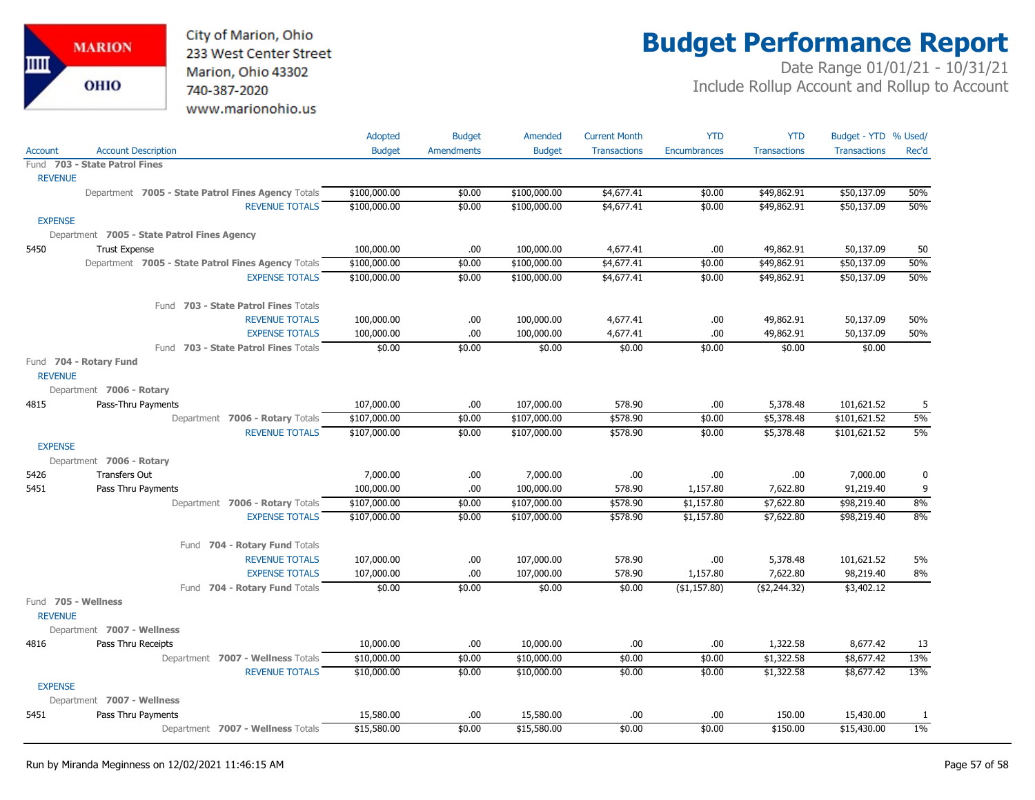MARION OHIO

City of Marion, Ohio
233 West Center Street
Marion, Ohio 43302
740-387-2020
www.marionohio.us

# Budget Performance Report

Date Range 01/01/21 - 10/31/21
Include Rollup Account and Rollup to Account

| Account | Account Description | Adopted Budget | Budget Amendments | Amended Budget | Current Month Transactions | YTD Encumbrances | YTD Transactions | Budget - YTD Transactions | % Used/ Rec'd |
|---|---|---|---|---|---|---|---|---|---|
| **Fund 703 - State Patrol Fines** | | | | | | | | | |
| REVENUE | | | | | | | | | |
| | Department **7005 - State Patrol Fines Agency** Totals | $100,000.00 | $0.00 | $100,000.00 | $4,677.41 | $0.00 | $49,862.91 | $50,137.09 | 50% |
| | REVENUE TOTALS | $100,000.00 | $0.00 | $100,000.00 | $4,677.41 | $0.00 | $49,862.91 | $50,137.09 | 50% |
| EXPENSE | | | | | | | | | |
| Department **7005 - State Patrol Fines Agency** | | | | | | | | | |
| 5450 | Trust Expense | 100,000.00 | .00 | 100,000.00 | 4,677.41 | .00 | 49,862.91 | 50,137.09 | 50 |
| | Department **7005 - State Patrol Fines Agency** Totals | $100,000.00 | $0.00 | $100,000.00 | $4,677.41 | $0.00 | $49,862.91 | $50,137.09 | 50% |
| | EXPENSE TOTALS | $100,000.00 | $0.00 | $100,000.00 | $4,677.41 | $0.00 | $49,862.91 | $50,137.09 | 50% |
| | Fund **703 - State Patrol Fines** Totals | | | | | | | | |
| | REVENUE TOTALS | 100,000.00 | .00 | 100,000.00 | 4,677.41 | .00 | 49,862.91 | 50,137.09 | 50% |
| | EXPENSE TOTALS | 100,000.00 | .00 | 100,000.00 | 4,677.41 | .00 | 49,862.91 | 50,137.09 | 50% |
| | Fund **703 - State Patrol Fines** Totals | $0.00 | $0.00 | $0.00 | $0.00 | $0.00 | $0.00 | $0.00 | |
| **Fund 704 - Rotary Fund** | | | | | | | | | |
| REVENUE | | | | | | | | | |
| Department **7006 - Rotary** | | | | | | | | | |
| 4815 | Pass-Thru Payments | 107,000.00 | .00 | 107,000.00 | 578.90 | .00 | 5,378.48 | 101,621.52 | 5 |
| | Department **7006 - Rotary** Totals | $107,000.00 | $0.00 | $107,000.00 | $578.90 | $0.00 | $5,378.48 | $101,621.52 | 5% |
| | REVENUE TOTALS | $107,000.00 | $0.00 | $107,000.00 | $578.90 | $0.00 | $5,378.48 | $101,621.52 | 5% |
| EXPENSE | | | | | | | | | |
| Department **7006 - Rotary** | | | | | | | | | |
| 5426 | Transfers Out | 7,000.00 | .00 | 7,000.00 | .00 | .00 | .00 | 7,000.00 | 0 |
| 5451 | Pass Thru Payments | 100,000.00 | .00 | 100,000.00 | 578.90 | 1,157.80 | 7,622.80 | 91,219.40 | 9 |
| | Department **7006 - Rotary** Totals | $107,000.00 | $0.00 | $107,000.00 | $578.90 | $1,157.80 | $7,622.80 | $98,219.40 | 8% |
| | EXPENSE TOTALS | $107,000.00 | $0.00 | $107,000.00 | $578.90 | $1,157.80 | $7,622.80 | $98,219.40 | 8% |
| | Fund **704 - Rotary Fund** Totals | | | | | | | | |
| | REVENUE TOTALS | 107,000.00 | .00 | 107,000.00 | 578.90 | .00 | 5,378.48 | 101,621.52 | 5% |
| | EXPENSE TOTALS | 107,000.00 | .00 | 107,000.00 | 578.90 | 1,157.80 | 7,622.80 | 98,219.40 | 8% |
| | Fund **704 - Rotary Fund** Totals | $0.00 | $0.00 | $0.00 | $0.00 | ($1,157.80) | ($2,244.32) | $3,402.12 | |
| **Fund 705 - Wellness** | | | | | | | | | |
| REVENUE | | | | | | | | | |
| Department **7007 - Wellness** | | | | | | | | | |
| 4816 | Pass Thru Receipts | 10,000.00 | .00 | 10,000.00 | .00 | .00 | 1,322.58 | 8,677.42 | 13 |
| | Department **7007 - Wellness** Totals | $10,000.00 | $0.00 | $10,000.00 | $0.00 | $0.00 | $1,322.58 | $8,677.42 | 13% |
| | REVENUE TOTALS | $10,000.00 | $0.00 | $10,000.00 | $0.00 | $0.00 | $1,322.58 | $8,677.42 | 13% |
| EXPENSE | | | | | | | | | |
| Department **7007 - Wellness** | | | | | | | | | |
| 5451 | Pass Thru Payments | 15,580.00 | .00 | 15,580.00 | .00 | .00 | 150.00 | 15,430.00 | 1 |
| | Department **7007 - Wellness** Totals | $15,580.00 | $0.00 | $15,580.00 | $0.00 | $0.00 | $150.00 | $15,430.00 | 1% |

Run by Miranda Meginness on 12/02/2021 11:46:15 AM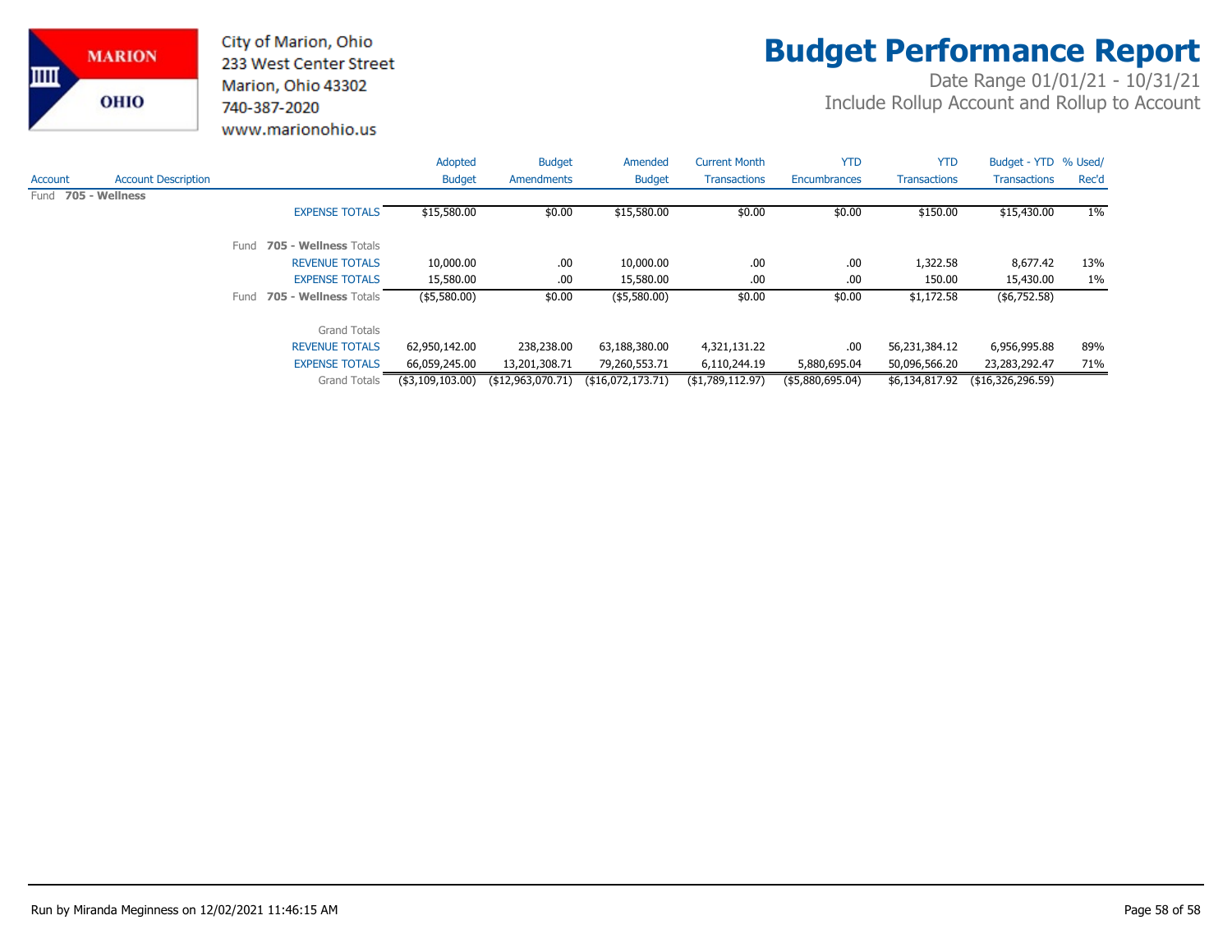City of Marion, Ohio
233 West Center Street
Marion, Ohio 43302
740-387-2020
www.marionohio.us

# Budget Performance Report

Date Range 01/01/21 - 10/31/21
Include Rollup Account and Rollup to Account

| Account | Account Description | | Adopted Budget | Budget Amendments | Amended Budget | Current Month Transactions | YTD Encumbrances | YTD Transactions | Budget - YTD Transactions | % Used/ Rec'd |
|---|---|---|---|---|---|---|---|---|---|---|
| Fund **705 - Wellness** | | | | | | | | | | |
| | | EXPENSE TOTALS | $15,580.00 | $0.00 | $15,580.00 | $0.00 | $0.00 | $150.00 | $15,430.00 | 1% |
| | | Fund **705 - Wellness** Totals | | | | | | | | |
| | | REVENUE TOTALS | 10,000.00 | .00 | 10,000.00 | .00 | .00 | 1,322.58 | 8,677.42 | 13% |
| | | EXPENSE TOTALS | 15,580.00 | .00 | 15,580.00 | .00 | .00 | 150.00 | 15,430.00 | 1% |
| | | Fund **705 - Wellness** Totals | ($5,580.00) | $0.00 | ($5,580.00) | $0.00 | $0.00 | $1,172.58 | ($6,752.58) | |
| | | Grand Totals | | | | | | | | |
| | | REVENUE TOTALS | 62,950,142.00 | 238,238.00 | 63,188,380.00 | 4,321,131.22 | .00 | 56,231,384.12 | 6,956,995.88 | 89% |
| | | EXPENSE TOTALS | 66,059,245.00 | 13,201,308.71 | 79,260,553.71 | 6,110,244.19 | 5,880,695.04 | 50,096,566.20 | 23,283,292.47 | 71% |
| | | Grand Totals | ($3,109,103.00) | ($12,963,070.71) | ($16,072,173.71) | ($1,789,112.97) | ($5,880,695.04) | $6,134,817.92 | ($16,326,296.59) | |

Run by Miranda Meginness on 12/02/2021 11:46:15 AM